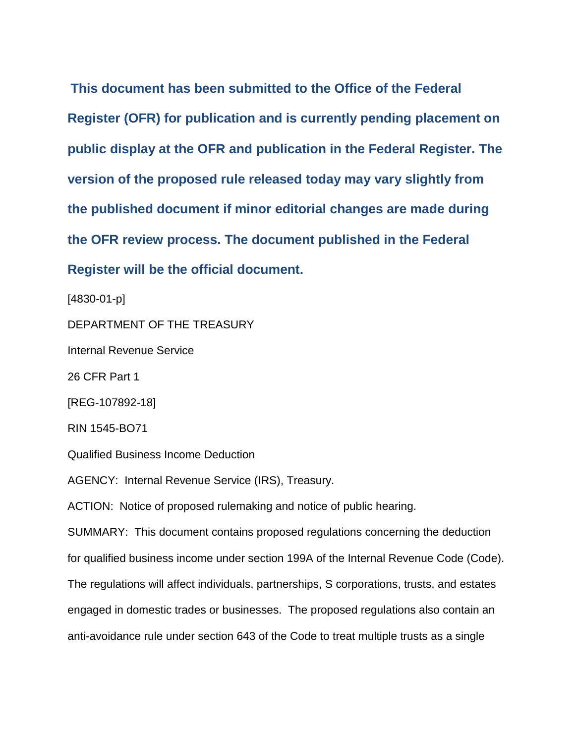**This document has been submitted to the Office of the Federal Register (OFR) for publication and is currently pending placement on public display at the OFR and publication in the Federal Register. The version of the proposed rule released today may vary slightly from the published document if minor editorial changes are made during the OFR review process. The document published in the Federal Register will be the official document.**

[4830-01-p]

DEPARTMENT OF THE TREASURY

Internal Revenue Service

26 CFR Part 1

[REG-107892-18]

RIN 1545-BO71

Qualified Business Income Deduction

AGENCY: Internal Revenue Service (IRS), Treasury.

ACTION: Notice of proposed rulemaking and notice of public hearing.

SUMMARY: This document contains proposed regulations concerning the deduction for qualified business income under section 199A of the Internal Revenue Code (Code). The regulations will affect individuals, partnerships, S corporations, trusts, and estates engaged in domestic trades or businesses. The proposed regulations also contain an anti-avoidance rule under section 643 of the Code to treat multiple trusts as a single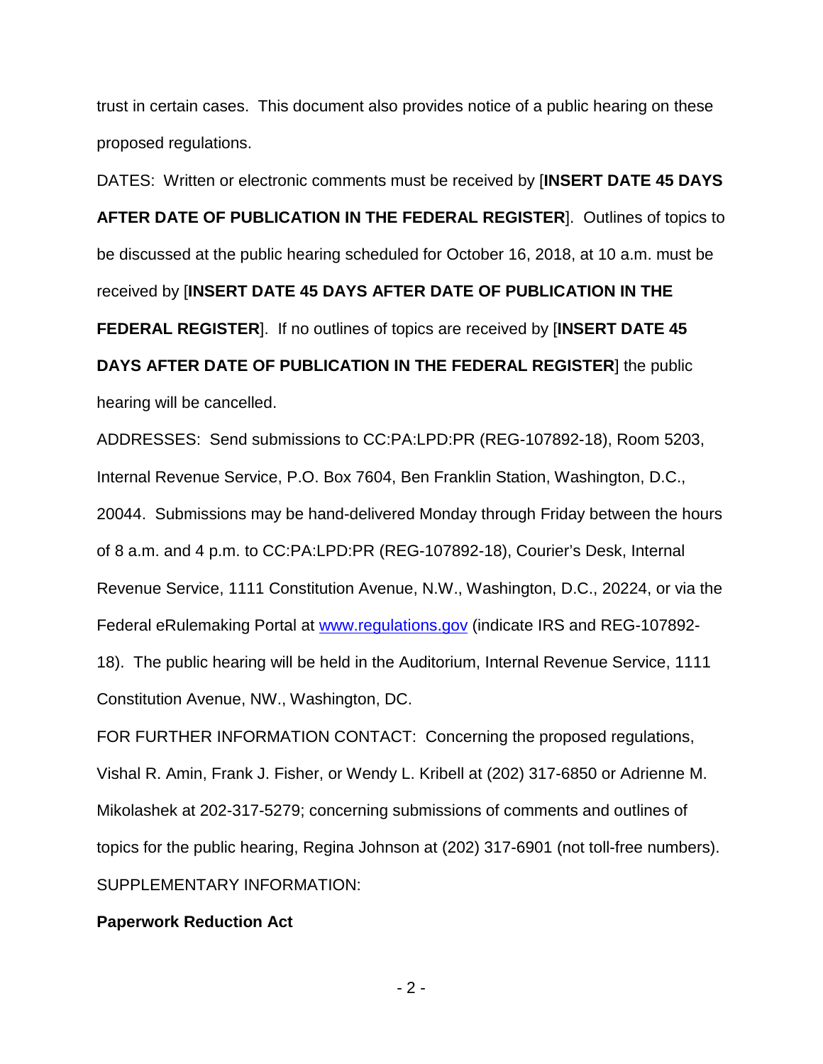trust in certain cases. This document also provides notice of a public hearing on these proposed regulations.

DATES: Written or electronic comments must be received by [**INSERT DATE 45 DAYS AFTER DATE OF PUBLICATION IN THE FEDERAL REGISTER**]. Outlines of topics to be discussed at the public hearing scheduled for October 16, 2018, at 10 a.m. must be received by [**INSERT DATE 45 DAYS AFTER DATE OF PUBLICATION IN THE FEDERAL REGISTER**]. If no outlines of topics are received by [**INSERT DATE 45 DAYS AFTER DATE OF PUBLICATION IN THE FEDERAL REGISTER**] the public hearing will be cancelled.

ADDRESSES: Send submissions to CC:PA:LPD:PR (REG-107892-18), Room 5203, Internal Revenue Service, P.O. Box 7604, Ben Franklin Station, Washington, D.C., 20044. Submissions may be hand-delivered Monday through Friday between the hours of 8 a.m. and 4 p.m. to CC:PA:LPD:PR (REG-107892-18), Courier's Desk, Internal Revenue Service, 1111 Constitution Avenue, N.W., Washington, D.C., 20224, or via the Federal eRulemaking Portal at www.regulations.gov (indicate IRS and REG-107892-18). The public hearing will be held in the Auditorium, Internal Revenue Service, 1111 Constitution Avenue, NW., Washington, DC.

FOR FURTHER INFORMATION CONTACT: Concerning the proposed regulations, Vishal R. Amin, Frank J. Fisher, or Wendy L. Kribell at (202) 317-6850 or Adrienne M. Mikolashek at 202-317-5279; concerning submissions of comments and outlines of topics for the public hearing, Regina Johnson at (202) 317-6901 (not toll-free numbers).

SUPPLEMENTARY INFORMATION:

**Paperwork Reduction Act**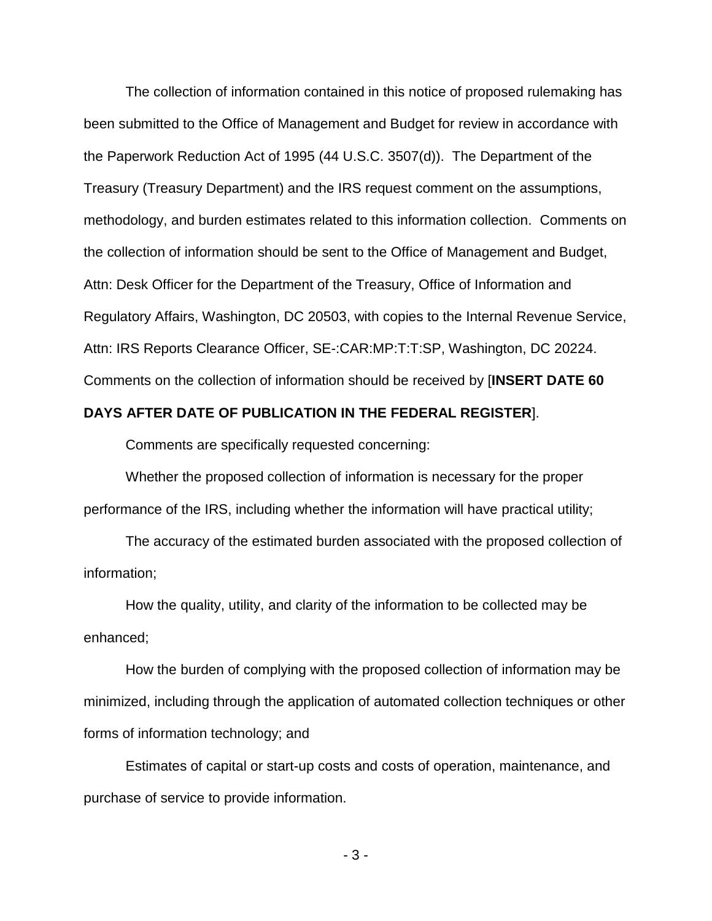The collection of information contained in this notice of proposed rulemaking has been submitted to the Office of Management and Budget for review in accordance with the Paperwork Reduction Act of 1995 (44 U.S.C. 3507(d)). The Department of the Treasury (Treasury Department) and the IRS request comment on the assumptions, methodology, and burden estimates related to this information collection. Comments on the collection of information should be sent to the Office of Management and Budget, Attn: Desk Officer for the Department of the Treasury, Office of Information and Regulatory Affairs, Washington, DC 20503, with copies to the Internal Revenue Service, Attn: IRS Reports Clearance Officer, SE-:CAR:MP:T:T:SP, Washington, DC 20224. Comments on the collection of information should be received by [**INSERT DATE 60 DAYS AFTER DATE OF PUBLICATION IN THE FEDERAL REGISTER**].

Comments are specifically requested concerning:

Whether the proposed collection of information is necessary for the proper performance of the IRS, including whether the information will have practical utility;

The accuracy of the estimated burden associated with the proposed collection of information;

How the quality, utility, and clarity of the information to be collected may be enhanced;

How the burden of complying with the proposed collection of information may be minimized, including through the application of automated collection techniques or other forms of information technology; and

Estimates of capital or start-up costs and costs of operation, maintenance, and purchase of service to provide information.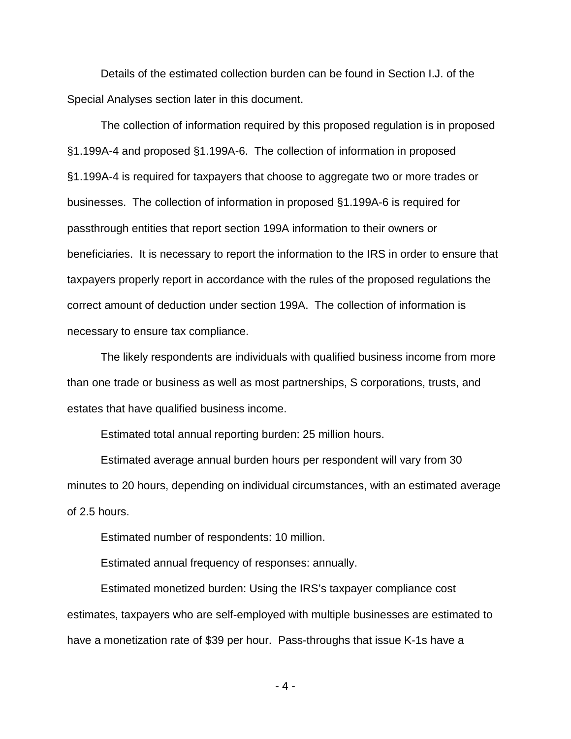Details of the estimated collection burden can be found in Section I.J. of the Special Analyses section later in this document.

The collection of information required by this proposed regulation is in proposed §1.199A-4 and proposed §1.199A-6. The collection of information in proposed §1.199A-4 is required for taxpayers that choose to aggregate two or more trades or businesses. The collection of information in proposed §1.199A-6 is required for passthrough entities that report section 199A information to their owners or beneficiaries. It is necessary to report the information to the IRS in order to ensure that taxpayers properly report in accordance with the rules of the proposed regulations the correct amount of deduction under section 199A. The collection of information is necessary to ensure tax compliance.

The likely respondents are individuals with qualified business income from more than one trade or business as well as most partnerships, S corporations, trusts, and estates that have qualified business income.

Estimated total annual reporting burden: 25 million hours.

Estimated average annual burden hours per respondent will vary from 30 minutes to 20 hours, depending on individual circumstances, with an estimated average of 2.5 hours.

Estimated number of respondents: 10 million.

Estimated annual frequency of responses: annually.

Estimated monetized burden: Using the IRS's taxpayer compliance cost estimates, taxpayers who are self-employed with multiple businesses are estimated to have a monetization rate of $39 per hour. Pass-throughs that issue K-1s have a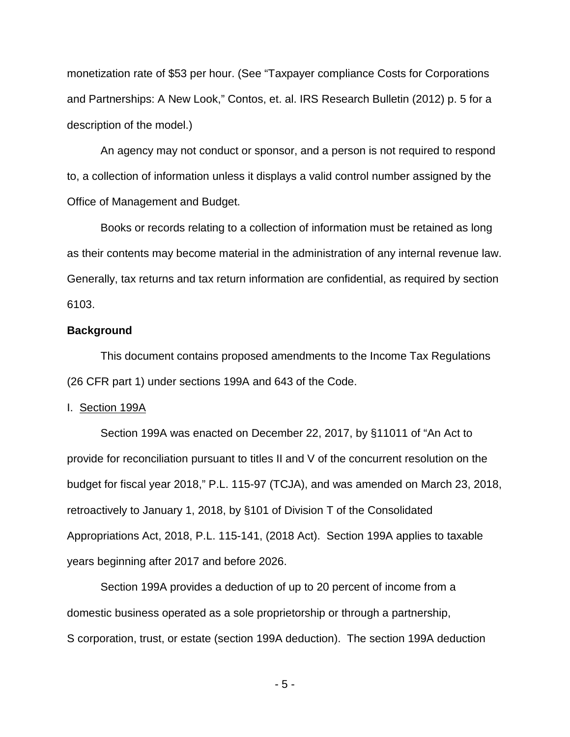monetization rate of $53 per hour. (See "Taxpayer compliance Costs for Corporations and Partnerships: A New Look," Contos, et. al. IRS Research Bulletin (2012) p. 5 for a description of the model.)

An agency may not conduct or sponsor, and a person is not required to respond to, a collection of information unless it displays a valid control number assigned by the Office of Management and Budget.

Books or records relating to a collection of information must be retained as long as their contents may become material in the administration of any internal revenue law. Generally, tax returns and tax return information are confidential, as required by section 6103.

**Background**

This document contains proposed amendments to the Income Tax Regulations (26 CFR part 1) under sections 199A and 643 of the Code.

I. Section 199A

Section 199A was enacted on December 22, 2017, by §11011 of "An Act to provide for reconciliation pursuant to titles II and V of the concurrent resolution on the budget for fiscal year 2018," P.L. 115-97 (TCJA), and was amended on March 23, 2018, retroactively to January 1, 2018, by §101 of Division T of the Consolidated Appropriations Act, 2018, P.L. 115-141, (2018 Act). Section 199A applies to taxable years beginning after 2017 and before 2026.

Section 199A provides a deduction of up to 20 percent of income from a domestic business operated as a sole proprietorship or through a partnership, S corporation, trust, or estate (section 199A deduction). The section 199A deduction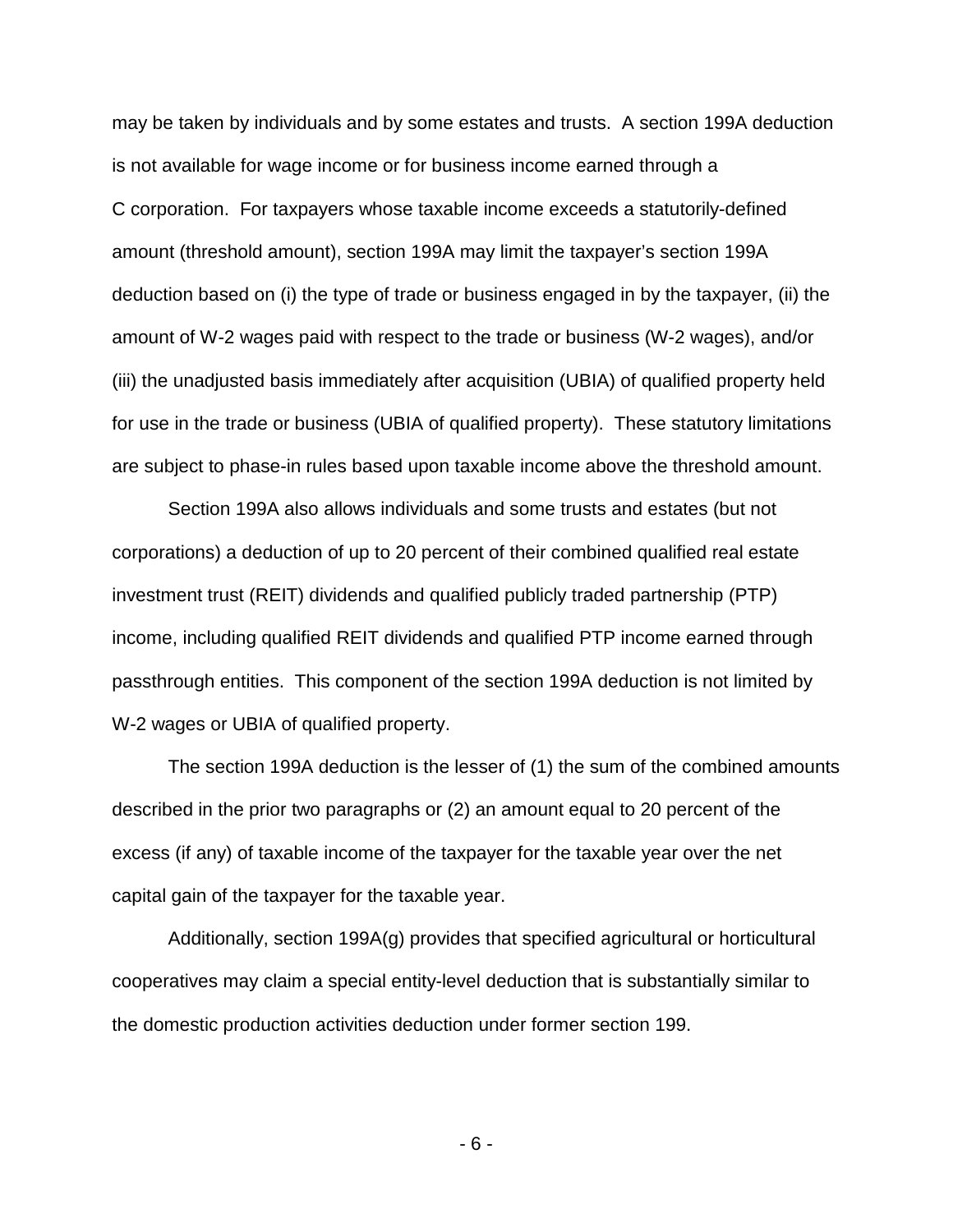may be taken by individuals and by some estates and trusts. A section 199A deduction is not available for wage income or for business income earned through a C corporation. For taxpayers whose taxable income exceeds a statutorily-defined amount (threshold amount), section 199A may limit the taxpayer's section 199A deduction based on (i) the type of trade or business engaged in by the taxpayer, (ii) the amount of W-2 wages paid with respect to the trade or business (W-2 wages), and/or (iii) the unadjusted basis immediately after acquisition (UBIA) of qualified property held for use in the trade or business (UBIA of qualified property). These statutory limitations are subject to phase-in rules based upon taxable income above the threshold amount.

Section 199A also allows individuals and some trusts and estates (but not corporations) a deduction of up to 20 percent of their combined qualified real estate investment trust (REIT) dividends and qualified publicly traded partnership (PTP) income, including qualified REIT dividends and qualified PTP income earned through passthrough entities. This component of the section 199A deduction is not limited by W-2 wages or UBIA of qualified property.

The section 199A deduction is the lesser of (1) the sum of the combined amounts described in the prior two paragraphs or (2) an amount equal to 20 percent of the excess (if any) of taxable income of the taxpayer for the taxable year over the net capital gain of the taxpayer for the taxable year.

Additionally, section 199A(g) provides that specified agricultural or horticultural cooperatives may claim a special entity-level deduction that is substantially similar to the domestic production activities deduction under former section 199.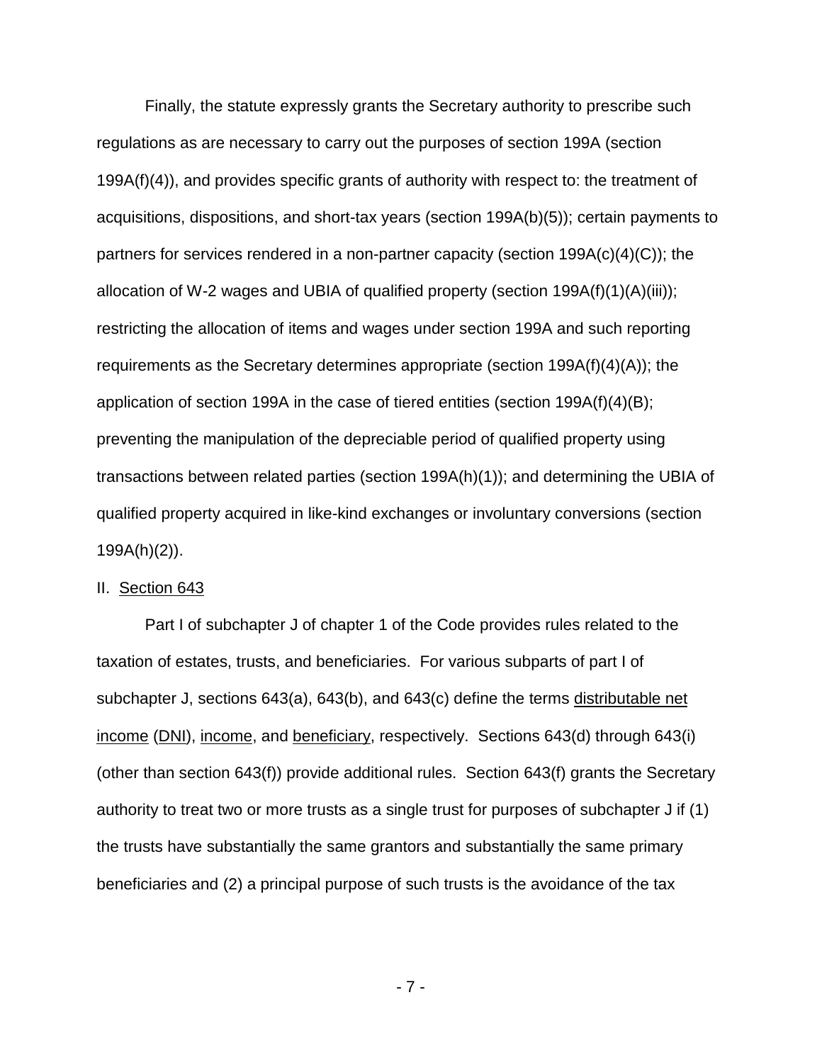Finally, the statute expressly grants the Secretary authority to prescribe such regulations as are necessary to carry out the purposes of section 199A (section 199A(f)(4)), and provides specific grants of authority with respect to: the treatment of acquisitions, dispositions, and short-tax years (section 199A(b)(5)); certain payments to partners for services rendered in a non-partner capacity (section 199A(c)(4)(C)); the allocation of W-2 wages and UBIA of qualified property (section 199A(f)(1)(A)(iii)); restricting the allocation of items and wages under section 199A and such reporting requirements as the Secretary determines appropriate (section 199A(f)(4)(A)); the application of section 199A in the case of tiered entities (section 199A(f)(4)(B); preventing the manipulation of the depreciable period of qualified property using transactions between related parties (section 199A(h)(1)); and determining the UBIA of qualified property acquired in like-kind exchanges or involuntary conversions (section 199A(h)(2)).

II. Section 643

Part I of subchapter J of chapter 1 of the Code provides rules related to the taxation of estates, trusts, and beneficiaries. For various subparts of part I of subchapter J, sections 643(a), 643(b), and 643(c) define the terms distributable net income (DNI), income, and beneficiary, respectively. Sections 643(d) through 643(i) (other than section 643(f)) provide additional rules. Section 643(f) grants the Secretary authority to treat two or more trusts as a single trust for purposes of subchapter J if (1) the trusts have substantially the same grantors and substantially the same primary beneficiaries and (2) a principal purpose of such trusts is the avoidance of the tax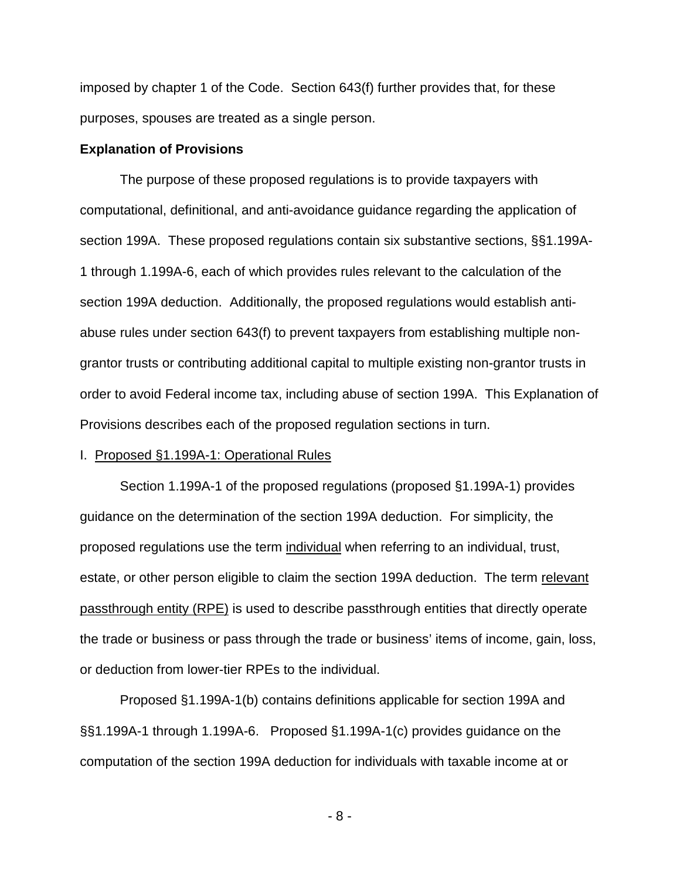imposed by chapter 1 of the Code. Section 643(f) further provides that, for these purposes, spouses are treated as a single person.

**Explanation of Provisions**

The purpose of these proposed regulations is to provide taxpayers with computational, definitional, and anti-avoidance guidance regarding the application of section 199A. These proposed regulations contain six substantive sections, §§1.199A-1 through 1.199A-6, each of which provides rules relevant to the calculation of the section 199A deduction. Additionally, the proposed regulations would establish anti-abuse rules under section 643(f) to prevent taxpayers from establishing multiple non-grantor trusts or contributing additional capital to multiple existing non-grantor trusts in order to avoid Federal income tax, including abuse of section 199A. This Explanation of Provisions describes each of the proposed regulation sections in turn.

I. Proposed §1.199A-1: Operational Rules

Section 1.199A-1 of the proposed regulations (proposed §1.199A-1) provides guidance on the determination of the section 199A deduction. For simplicity, the proposed regulations use the term individual when referring to an individual, trust, estate, or other person eligible to claim the section 199A deduction. The term relevant passthrough entity (RPE) is used to describe passthrough entities that directly operate the trade or business or pass through the trade or business' items of income, gain, loss, or deduction from lower-tier RPEs to the individual.

Proposed §1.199A-1(b) contains definitions applicable for section 199A and §§1.199A-1 through 1.199A-6. Proposed §1.199A-1(c) provides guidance on the computation of the section 199A deduction for individuals with taxable income at or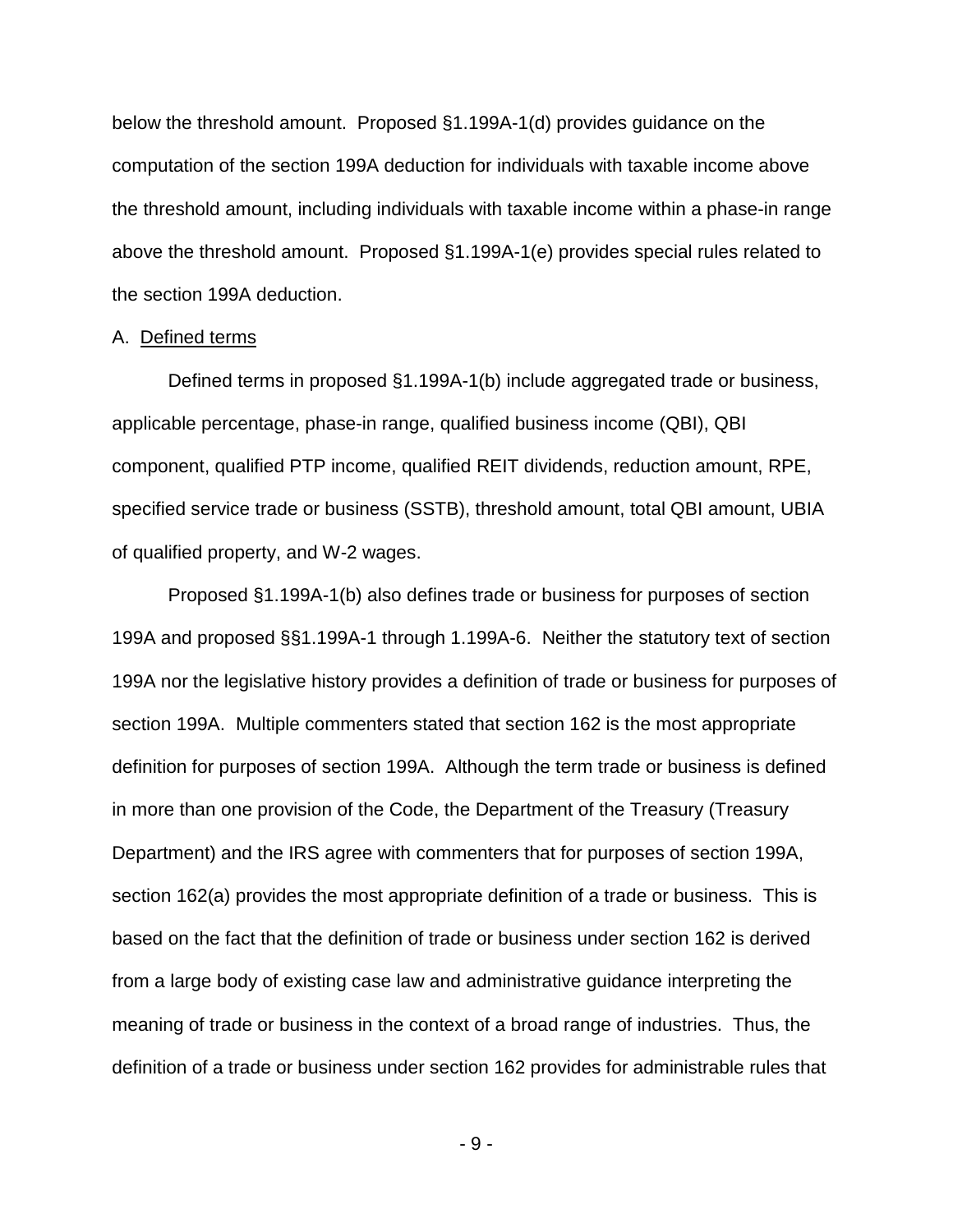below the threshold amount. Proposed §1.199A-1(d) provides guidance on the computation of the section 199A deduction for individuals with taxable income above the threshold amount, including individuals with taxable income within a phase-in range above the threshold amount. Proposed §1.199A-1(e) provides special rules related to the section 199A deduction.

A. Defined terms

Defined terms in proposed §1.199A-1(b) include aggregated trade or business, applicable percentage, phase-in range, qualified business income (QBI), QBI component, qualified PTP income, qualified REIT dividends, reduction amount, RPE, specified service trade or business (SSTB), threshold amount, total QBI amount, UBIA of qualified property, and W-2 wages.

Proposed §1.199A-1(b) also defines trade or business for purposes of section 199A and proposed §§1.199A-1 through 1.199A-6. Neither the statutory text of section 199A nor the legislative history provides a definition of trade or business for purposes of section 199A. Multiple commenters stated that section 162 is the most appropriate definition for purposes of section 199A. Although the term trade or business is defined in more than one provision of the Code, the Department of the Treasury (Treasury Department) and the IRS agree with commenters that for purposes of section 199A, section 162(a) provides the most appropriate definition of a trade or business. This is based on the fact that the definition of trade or business under section 162 is derived from a large body of existing case law and administrative guidance interpreting the meaning of trade or business in the context of a broad range of industries. Thus, the definition of a trade or business under section 162 provides for administrable rules that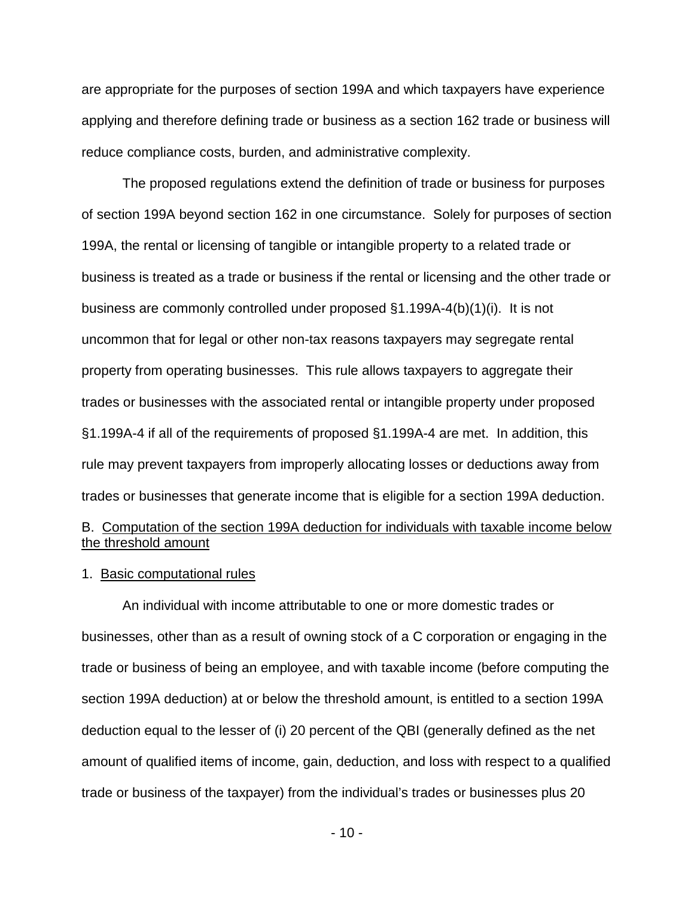are appropriate for the purposes of section 199A and which taxpayers have experience applying and therefore defining trade or business as a section 162 trade or business will reduce compliance costs, burden, and administrative complexity.

The proposed regulations extend the definition of trade or business for purposes of section 199A beyond section 162 in one circumstance. Solely for purposes of section 199A, the rental or licensing of tangible or intangible property to a related trade or business is treated as a trade or business if the rental or licensing and the other trade or business are commonly controlled under proposed §1.199A-4(b)(1)(i). It is not uncommon that for legal or other non-tax reasons taxpayers may segregate rental property from operating businesses. This rule allows taxpayers to aggregate their trades or businesses with the associated rental or intangible property under proposed §1.199A-4 if all of the requirements of proposed §1.199A-4 are met. In addition, this rule may prevent taxpayers from improperly allocating losses or deductions away from trades or businesses that generate income that is eligible for a section 199A deduction.

B. Computation of the section 199A deduction for individuals with taxable income below the threshold amount

1. Basic computational rules

An individual with income attributable to one or more domestic trades or businesses, other than as a result of owning stock of a C corporation or engaging in the trade or business of being an employee, and with taxable income (before computing the section 199A deduction) at or below the threshold amount, is entitled to a section 199A deduction equal to the lesser of (i) 20 percent of the QBI (generally defined as the net amount of qualified items of income, gain, deduction, and loss with respect to a qualified trade or business of the taxpayer) from the individual's trades or businesses plus 20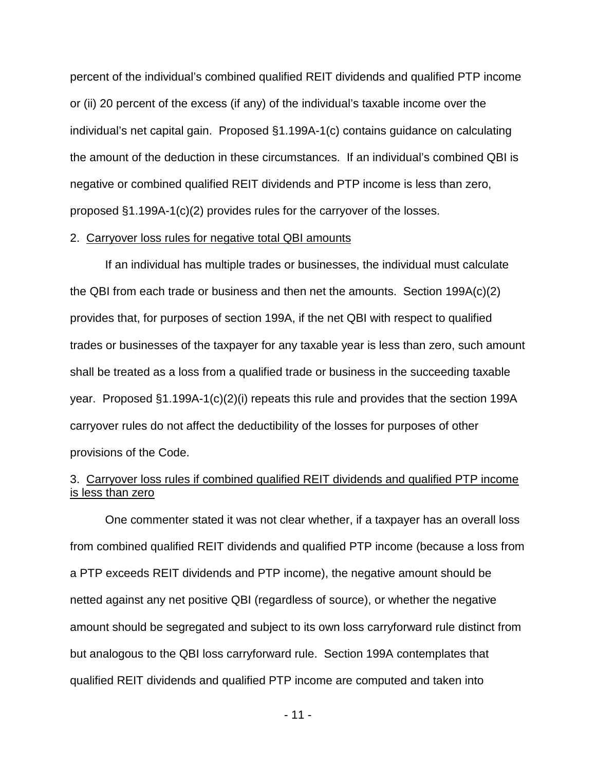percent of the individual's combined qualified REIT dividends and qualified PTP income or (ii) 20 percent of the excess (if any) of the individual's taxable income over the individual's net capital gain. Proposed §1.199A-1(c) contains guidance on calculating the amount of the deduction in these circumstances. If an individual's combined QBI is negative or combined qualified REIT dividends and PTP income is less than zero, proposed §1.199A-1(c)(2) provides rules for the carryover of the losses.

2. Carryover loss rules for negative total QBI amounts

If an individual has multiple trades or businesses, the individual must calculate the QBI from each trade or business and then net the amounts. Section 199A(c)(2) provides that, for purposes of section 199A, if the net QBI with respect to qualified trades or businesses of the taxpayer for any taxable year is less than zero, such amount shall be treated as a loss from a qualified trade or business in the succeeding taxable year. Proposed §1.199A-1(c)(2)(i) repeats this rule and provides that the section 199A carryover rules do not affect the deductibility of the losses for purposes of other provisions of the Code.

3. Carryover loss rules if combined qualified REIT dividends and qualified PTP income is less than zero

One commenter stated it was not clear whether, if a taxpayer has an overall loss from combined qualified REIT dividends and qualified PTP income (because a loss from a PTP exceeds REIT dividends and PTP income), the negative amount should be netted against any net positive QBI (regardless of source), or whether the negative amount should be segregated and subject to its own loss carryforward rule distinct from but analogous to the QBI loss carryforward rule. Section 199A contemplates that qualified REIT dividends and qualified PTP income are computed and taken into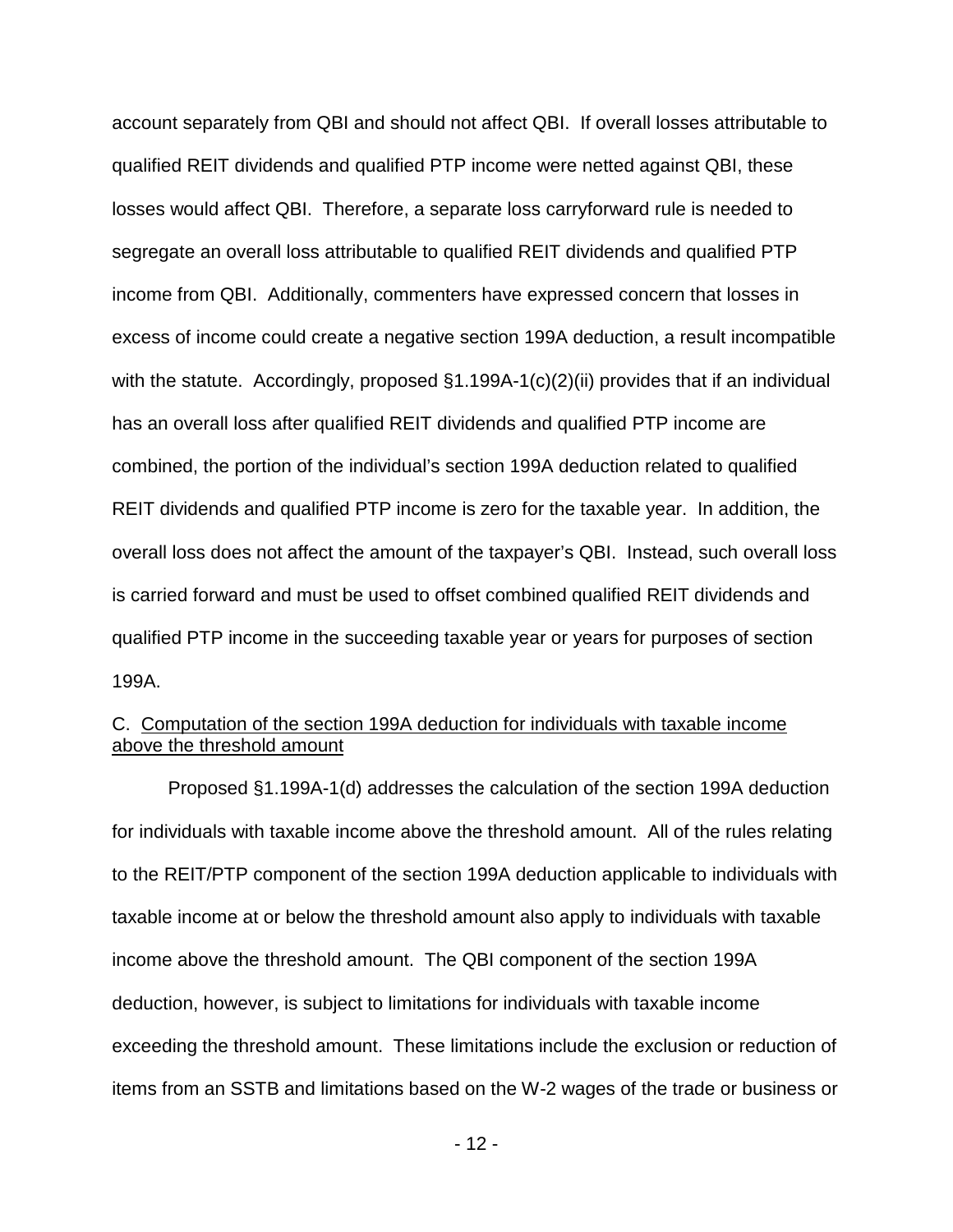account separately from QBI and should not affect QBI. If overall losses attributable to qualified REIT dividends and qualified PTP income were netted against QBI, these losses would affect QBI. Therefore, a separate loss carryforward rule is needed to segregate an overall loss attributable to qualified REIT dividends and qualified PTP income from QBI. Additionally, commenters have expressed concern that losses in excess of income could create a negative section 199A deduction, a result incompatible with the statute. Accordingly, proposed §1.199A-1(c)(2)(ii) provides that if an individual has an overall loss after qualified REIT dividends and qualified PTP income are combined, the portion of the individual's section 199A deduction related to qualified REIT dividends and qualified PTP income is zero for the taxable year. In addition, the overall loss does not affect the amount of the taxpayer's QBI. Instead, such overall loss is carried forward and must be used to offset combined qualified REIT dividends and qualified PTP income in the succeeding taxable year or years for purposes of section 199A.

### C. Computation of the section 199A deduction for individuals with taxable income above the threshold amount

Proposed §1.199A-1(d) addresses the calculation of the section 199A deduction for individuals with taxable income above the threshold amount. All of the rules relating to the REIT/PTP component of the section 199A deduction applicable to individuals with taxable income at or below the threshold amount also apply to individuals with taxable income above the threshold amount. The QBI component of the section 199A deduction, however, is subject to limitations for individuals with taxable income exceeding the threshold amount. These limitations include the exclusion or reduction of items from an SSTB and limitations based on the W-2 wages of the trade or business or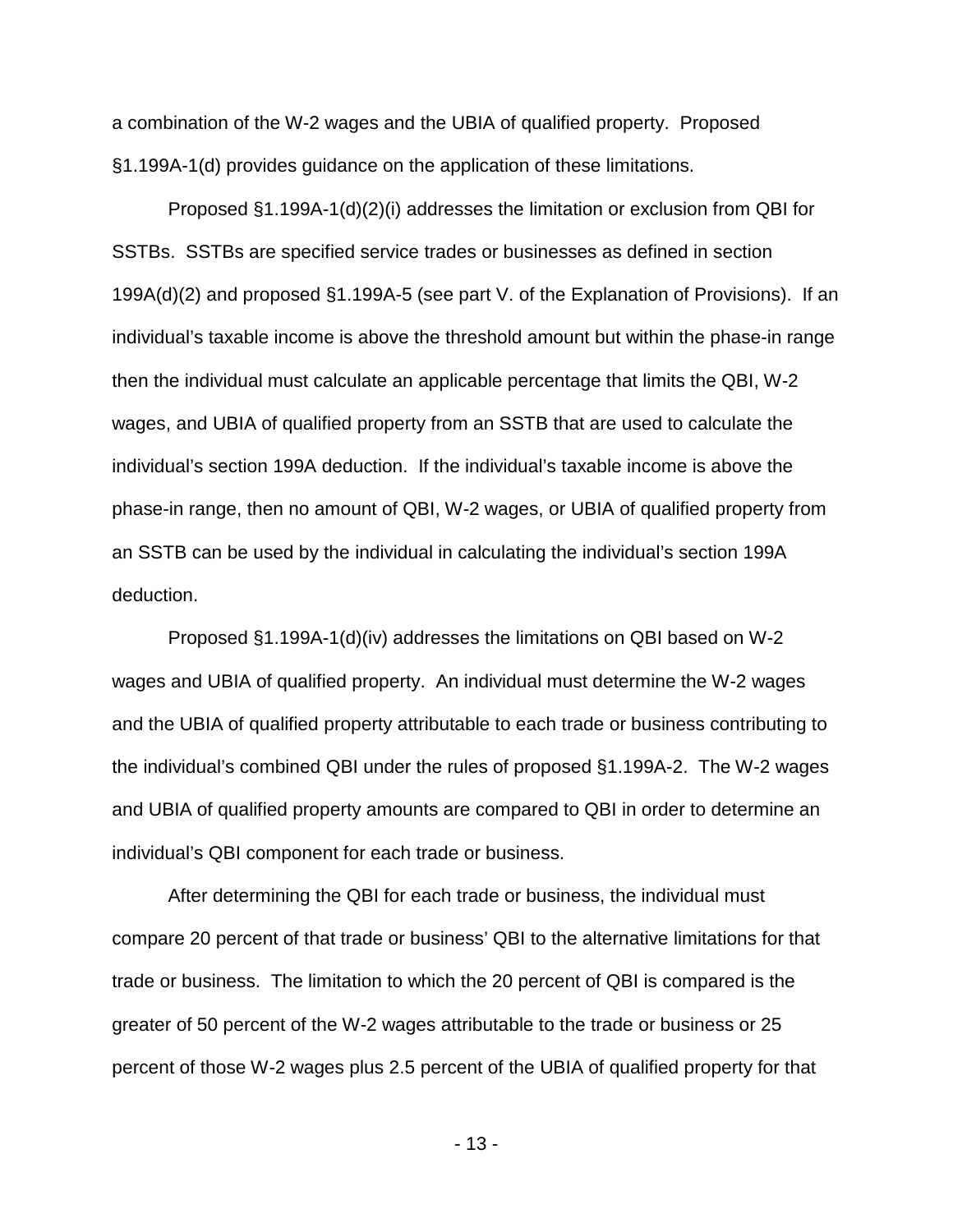a combination of the W-2 wages and the UBIA of qualified property. Proposed §1.199A-1(d) provides guidance on the application of these limitations.

Proposed §1.199A-1(d)(2)(i) addresses the limitation or exclusion from QBI for SSTBs. SSTBs are specified service trades or businesses as defined in section 199A(d)(2) and proposed §1.199A-5 (see part V. of the Explanation of Provisions). If an individual's taxable income is above the threshold amount but within the phase-in range then the individual must calculate an applicable percentage that limits the QBI, W-2 wages, and UBIA of qualified property from an SSTB that are used to calculate the individual's section 199A deduction. If the individual's taxable income is above the phase-in range, then no amount of QBI, W-2 wages, or UBIA of qualified property from an SSTB can be used by the individual in calculating the individual's section 199A deduction.

Proposed §1.199A-1(d)(iv) addresses the limitations on QBI based on W-2 wages and UBIA of qualified property. An individual must determine the W-2 wages and the UBIA of qualified property attributable to each trade or business contributing to the individual's combined QBI under the rules of proposed §1.199A-2. The W-2 wages and UBIA of qualified property amounts are compared to QBI in order to determine an individual's QBI component for each trade or business.

After determining the QBI for each trade or business, the individual must compare 20 percent of that trade or business' QBI to the alternative limitations for that trade or business. The limitation to which the 20 percent of QBI is compared is the greater of 50 percent of the W-2 wages attributable to the trade or business or 25 percent of those W-2 wages plus 2.5 percent of the UBIA of qualified property for that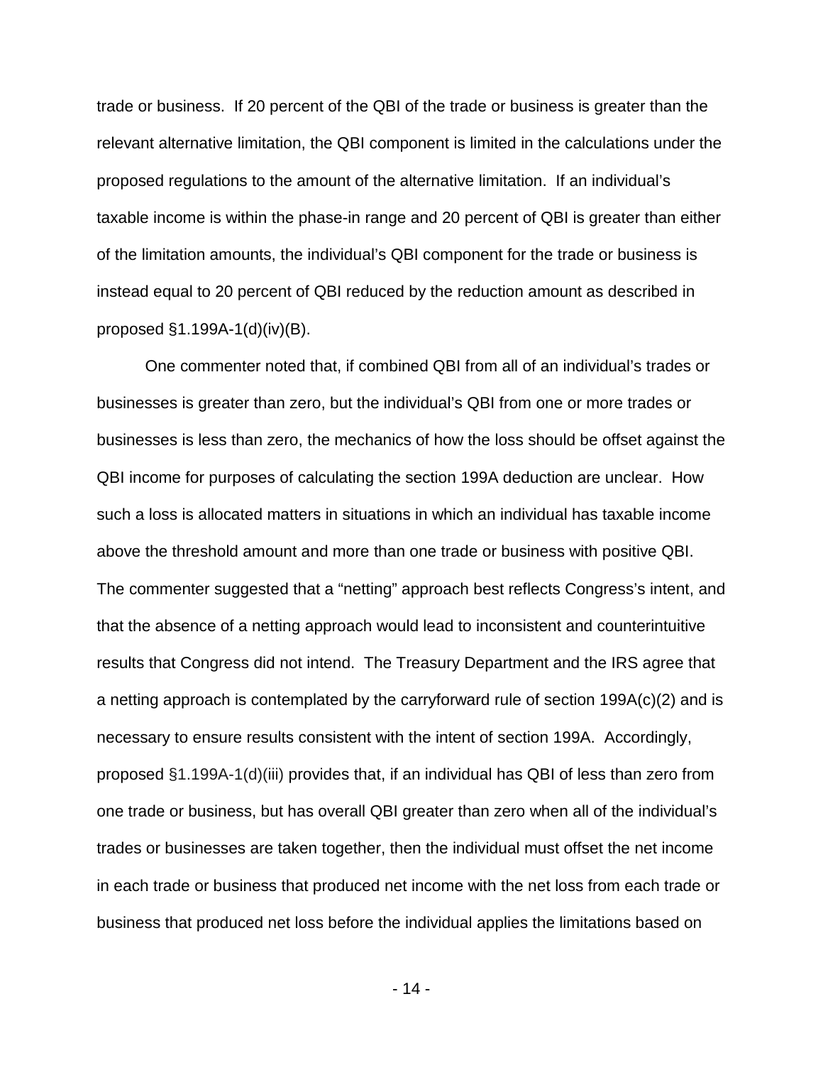trade or business. If 20 percent of the QBI of the trade or business is greater than the relevant alternative limitation, the QBI component is limited in the calculations under the proposed regulations to the amount of the alternative limitation. If an individual's taxable income is within the phase-in range and 20 percent of QBI is greater than either of the limitation amounts, the individual's QBI component for the trade or business is instead equal to 20 percent of QBI reduced by the reduction amount as described in proposed §1.199A-1(d)(iv)(B).

One commenter noted that, if combined QBI from all of an individual's trades or businesses is greater than zero, but the individual's QBI from one or more trades or businesses is less than zero, the mechanics of how the loss should be offset against the QBI income for purposes of calculating the section 199A deduction are unclear. How such a loss is allocated matters in situations in which an individual has taxable income above the threshold amount and more than one trade or business with positive QBI. The commenter suggested that a "netting" approach best reflects Congress's intent, and that the absence of a netting approach would lead to inconsistent and counterintuitive results that Congress did not intend. The Treasury Department and the IRS agree that a netting approach is contemplated by the carryforward rule of section 199A(c)(2) and is necessary to ensure results consistent with the intent of section 199A. Accordingly, proposed §1.199A-1(d)(iii) provides that, if an individual has QBI of less than zero from one trade or business, but has overall QBI greater than zero when all of the individual's trades or businesses are taken together, then the individual must offset the net income in each trade or business that produced net income with the net loss from each trade or business that produced net loss before the individual applies the limitations based on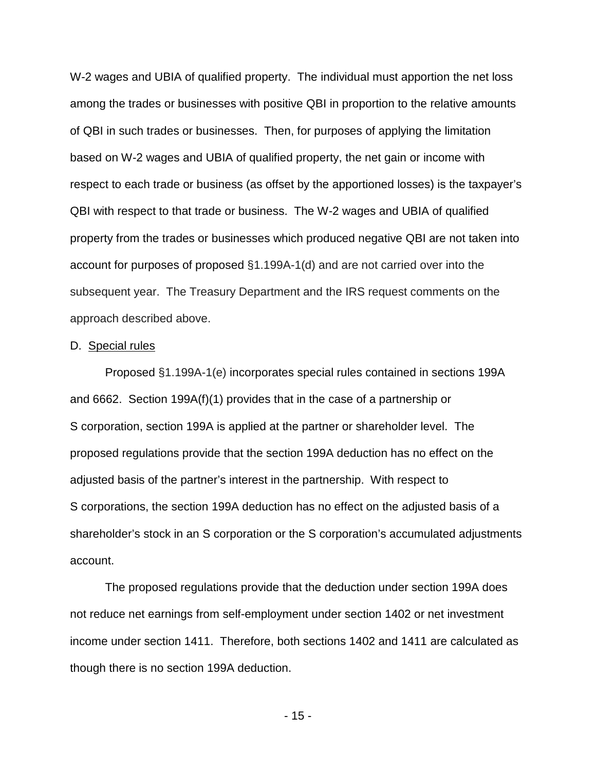W-2 wages and UBIA of qualified property. The individual must apportion the net loss among the trades or businesses with positive QBI in proportion to the relative amounts of QBI in such trades or businesses. Then, for purposes of applying the limitation based on W-2 wages and UBIA of qualified property, the net gain or income with respect to each trade or business (as offset by the apportioned losses) is the taxpayer's QBI with respect to that trade or business. The W-2 wages and UBIA of qualified property from the trades or businesses which produced negative QBI are not taken into account for purposes of proposed §1.199A-1(d) and are not carried over into the subsequent year. The Treasury Department and the IRS request comments on the approach described above.

D. Special rules

Proposed §1.199A-1(e) incorporates special rules contained in sections 199A and 6662. Section 199A(f)(1) provides that in the case of a partnership or S corporation, section 199A is applied at the partner or shareholder level. The proposed regulations provide that the section 199A deduction has no effect on the adjusted basis of the partner's interest in the partnership. With respect to S corporations, the section 199A deduction has no effect on the adjusted basis of a shareholder's stock in an S corporation or the S corporation's accumulated adjustments account.

The proposed regulations provide that the deduction under section 199A does not reduce net earnings from self-employment under section 1402 or net investment income under section 1411. Therefore, both sections 1402 and 1411 are calculated as though there is no section 199A deduction.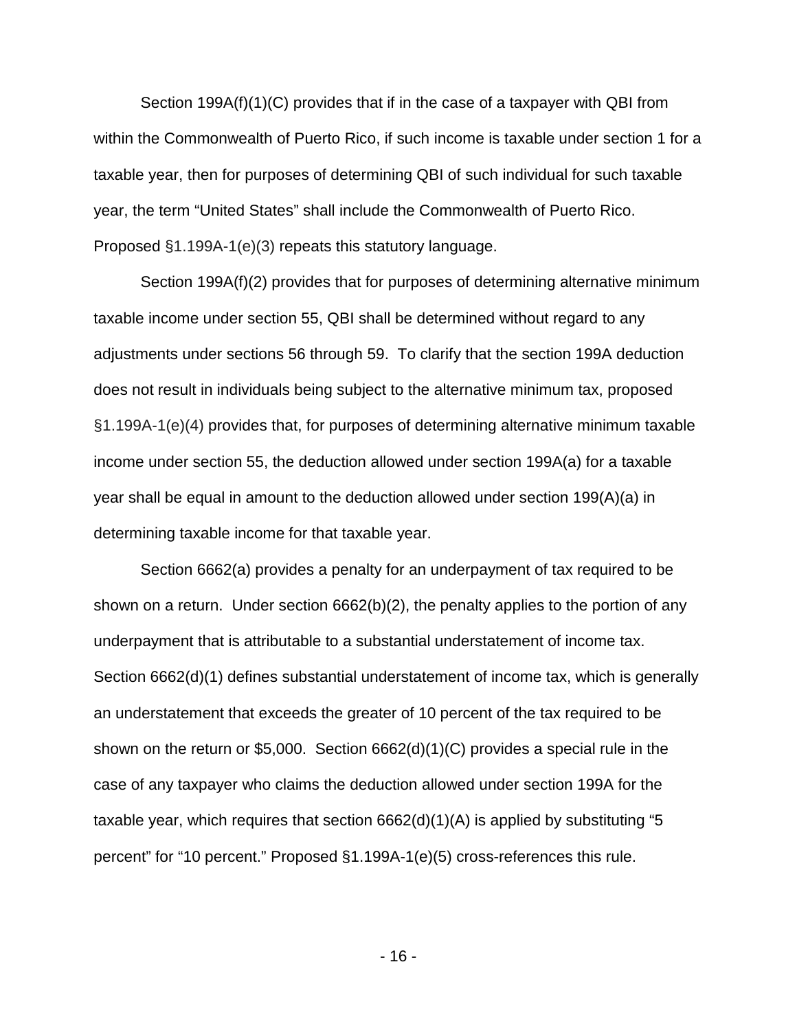Section 199A(f)(1)(C) provides that if in the case of a taxpayer with QBI from within the Commonwealth of Puerto Rico, if such income is taxable under section 1 for a taxable year, then for purposes of determining QBI of such individual for such taxable year, the term "United States" shall include the Commonwealth of Puerto Rico. Proposed §1.199A-1(e)(3) repeats this statutory language.

Section 199A(f)(2) provides that for purposes of determining alternative minimum taxable income under section 55, QBI shall be determined without regard to any adjustments under sections 56 through 59. To clarify that the section 199A deduction does not result in individuals being subject to the alternative minimum tax, proposed §1.199A-1(e)(4) provides that, for purposes of determining alternative minimum taxable income under section 55, the deduction allowed under section 199A(a) for a taxable year shall be equal in amount to the deduction allowed under section 199(A)(a) in determining taxable income for that taxable year.

Section 6662(a) provides a penalty for an underpayment of tax required to be shown on a return. Under section 6662(b)(2), the penalty applies to the portion of any underpayment that is attributable to a substantial understatement of income tax. Section 6662(d)(1) defines substantial understatement of income tax, which is generally an understatement that exceeds the greater of 10 percent of the tax required to be shown on the return or $5,000. Section 6662(d)(1)(C) provides a special rule in the case of any taxpayer who claims the deduction allowed under section 199A for the taxable year, which requires that section 6662(d)(1)(A) is applied by substituting "5 percent" for "10 percent." Proposed §1.199A-1(e)(5) cross-references this rule.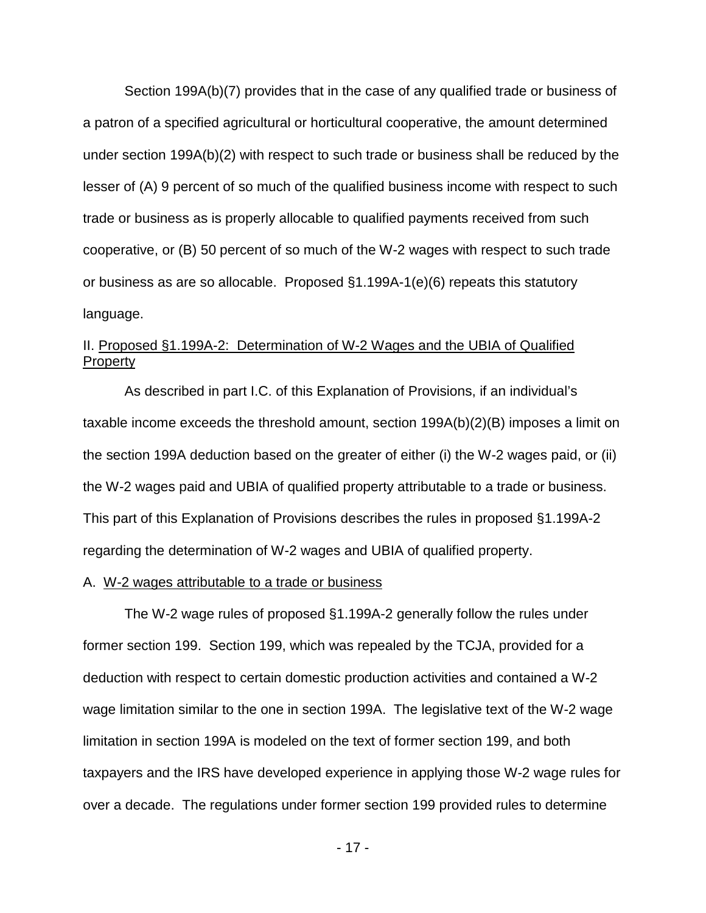Section 199A(b)(7) provides that in the case of any qualified trade or business of a patron of a specified agricultural or horticultural cooperative, the amount determined under section 199A(b)(2) with respect to such trade or business shall be reduced by the lesser of (A) 9 percent of so much of the qualified business income with respect to such trade or business as is properly allocable to qualified payments received from such cooperative, or (B) 50 percent of so much of the W-2 wages with respect to such trade or business as are so allocable. Proposed §1.199A-1(e)(6) repeats this statutory language.

## II. Proposed §1.199A-2: Determination of W-2 Wages and the UBIA of Qualified Property

As described in part I.C. of this Explanation of Provisions, if an individual's taxable income exceeds the threshold amount, section 199A(b)(2)(B) imposes a limit on the section 199A deduction based on the greater of either (i) the W-2 wages paid, or (ii) the W-2 wages paid and UBIA of qualified property attributable to a trade or business. This part of this Explanation of Provisions describes the rules in proposed §1.199A-2 regarding the determination of W-2 wages and UBIA of qualified property.

### A. W-2 wages attributable to a trade or business

The W-2 wage rules of proposed §1.199A-2 generally follow the rules under former section 199. Section 199, which was repealed by the TCJA, provided for a deduction with respect to certain domestic production activities and contained a W-2 wage limitation similar to the one in section 199A. The legislative text of the W-2 wage limitation in section 199A is modeled on the text of former section 199, and both taxpayers and the IRS have developed experience in applying those W-2 wage rules for over a decade. The regulations under former section 199 provided rules to determine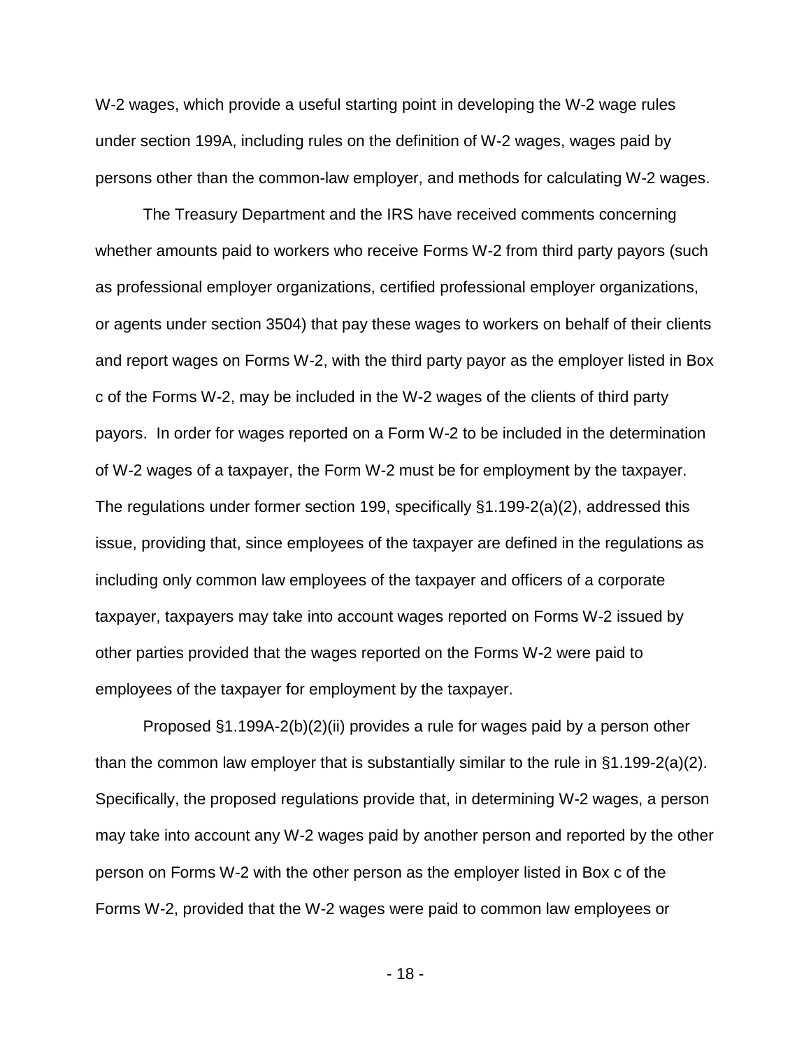W-2 wages, which provide a useful starting point in developing the W-2 wage rules under section 199A, including rules on the definition of W-2 wages, wages paid by persons other than the common-law employer, and methods for calculating W-2 wages.

The Treasury Department and the IRS have received comments concerning whether amounts paid to workers who receive Forms W-2 from third party payors (such as professional employer organizations, certified professional employer organizations, or agents under section 3504) that pay these wages to workers on behalf of their clients and report wages on Forms W-2, with the third party payor as the employer listed in Box c of the Forms W-2, may be included in the W-2 wages of the clients of third party payors. In order for wages reported on a Form W-2 to be included in the determination of W-2 wages of a taxpayer, the Form W-2 must be for employment by the taxpayer. The regulations under former section 199, specifically §1.199-2(a)(2), addressed this issue, providing that, since employees of the taxpayer are defined in the regulations as including only common law employees of the taxpayer and officers of a corporate taxpayer, taxpayers may take into account wages reported on Forms W-2 issued by other parties provided that the wages reported on the Forms W-2 were paid to employees of the taxpayer for employment by the taxpayer.

Proposed §1.199A-2(b)(2)(ii) provides a rule for wages paid by a person other than the common law employer that is substantially similar to the rule in §1.199-2(a)(2). Specifically, the proposed regulations provide that, in determining W-2 wages, a person may take into account any W-2 wages paid by another person and reported by the other person on Forms W-2 with the other person as the employer listed in Box c of the Forms W-2, provided that the W-2 wages were paid to common law employees or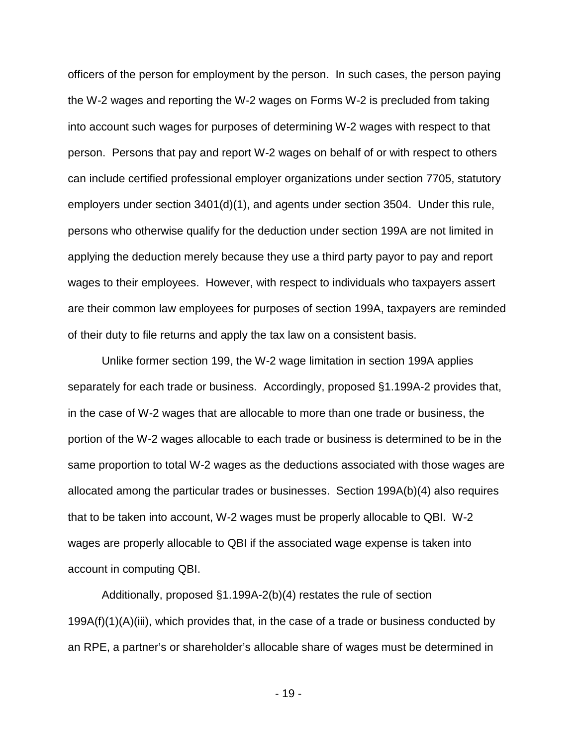officers of the person for employment by the person. In such cases, the person paying the W-2 wages and reporting the W-2 wages on Forms W-2 is precluded from taking into account such wages for purposes of determining W-2 wages with respect to that person. Persons that pay and report W-2 wages on behalf of or with respect to others can include certified professional employer organizations under section 7705, statutory employers under section 3401(d)(1), and agents under section 3504. Under this rule, persons who otherwise qualify for the deduction under section 199A are not limited in applying the deduction merely because they use a third party payor to pay and report wages to their employees. However, with respect to individuals who taxpayers assert are their common law employees for purposes of section 199A, taxpayers are reminded of their duty to file returns and apply the tax law on a consistent basis.

Unlike former section 199, the W-2 wage limitation in section 199A applies separately for each trade or business. Accordingly, proposed §1.199A-2 provides that, in the case of W-2 wages that are allocable to more than one trade or business, the portion of the W-2 wages allocable to each trade or business is determined to be in the same proportion to total W-2 wages as the deductions associated with those wages are allocated among the particular trades or businesses. Section 199A(b)(4) also requires that to be taken into account, W-2 wages must be properly allocable to QBI. W-2 wages are properly allocable to QBI if the associated wage expense is taken into account in computing QBI.

Additionally, proposed §1.199A-2(b)(4) restates the rule of section 199A(f)(1)(A)(iii), which provides that, in the case of a trade or business conducted by an RPE, a partner's or shareholder's allocable share of wages must be determined in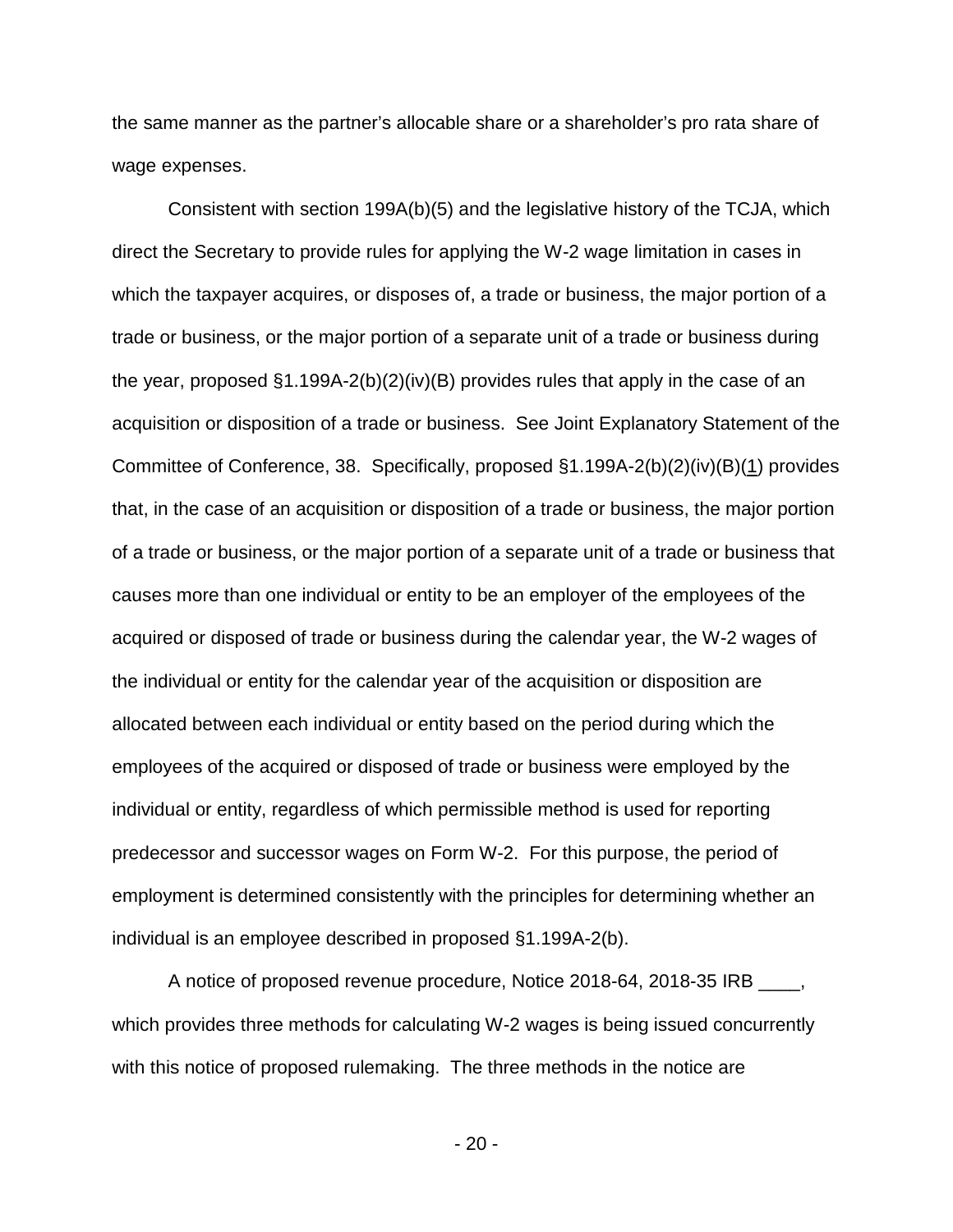the same manner as the partner's allocable share or a shareholder's pro rata share of wage expenses.

Consistent with section 199A(b)(5) and the legislative history of the TCJA, which direct the Secretary to provide rules for applying the W-2 wage limitation in cases in which the taxpayer acquires, or disposes of, a trade or business, the major portion of a trade or business, or the major portion of a separate unit of a trade or business during the year, proposed §1.199A-2(b)(2)(iv)(B) provides rules that apply in the case of an acquisition or disposition of a trade or business. See Joint Explanatory Statement of the Committee of Conference, 38. Specifically, proposed §1.199A-2(b)(2)(iv)(B)(1) provides that, in the case of an acquisition or disposition of a trade or business, the major portion of a trade or business, or the major portion of a separate unit of a trade or business that causes more than one individual or entity to be an employer of the employees of the acquired or disposed of trade or business during the calendar year, the W-2 wages of the individual or entity for the calendar year of the acquisition or disposition are allocated between each individual or entity based on the period during which the employees of the acquired or disposed of trade or business were employed by the individual or entity, regardless of which permissible method is used for reporting predecessor and successor wages on Form W-2. For this purpose, the period of employment is determined consistently with the principles for determining whether an individual is an employee described in proposed §1.199A-2(b).

A notice of proposed revenue procedure, Notice 2018-64, 2018-35 IRB ____, which provides three methods for calculating W-2 wages is being issued concurrently with this notice of proposed rulemaking. The three methods in the notice are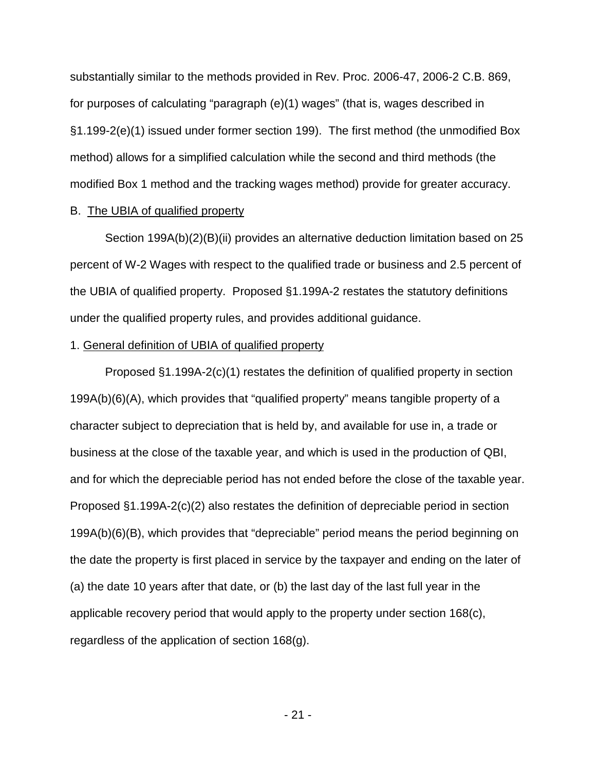substantially similar to the methods provided in Rev. Proc. 2006-47, 2006-2 C.B. 869, for purposes of calculating "paragraph (e)(1) wages" (that is, wages described in §1.199-2(e)(1) issued under former section 199). The first method (the unmodified Box method) allows for a simplified calculation while the second and third methods (the modified Box 1 method and the tracking wages method) provide for greater accuracy.

B. The UBIA of qualified property

Section 199A(b)(2)(B)(ii) provides an alternative deduction limitation based on 25 percent of W-2 Wages with respect to the qualified trade or business and 2.5 percent of the UBIA of qualified property. Proposed §1.199A-2 restates the statutory definitions under the qualified property rules, and provides additional guidance.

1. General definition of UBIA of qualified property

Proposed §1.199A-2(c)(1) restates the definition of qualified property in section 199A(b)(6)(A), which provides that "qualified property" means tangible property of a character subject to depreciation that is held by, and available for use in, a trade or business at the close of the taxable year, and which is used in the production of QBI, and for which the depreciable period has not ended before the close of the taxable year. Proposed §1.199A-2(c)(2) also restates the definition of depreciable period in section 199A(b)(6)(B), which provides that "depreciable" period means the period beginning on the date the property is first placed in service by the taxpayer and ending on the later of (a) the date 10 years after that date, or (b) the last day of the last full year in the applicable recovery period that would apply to the property under section 168(c), regardless of the application of section 168(g).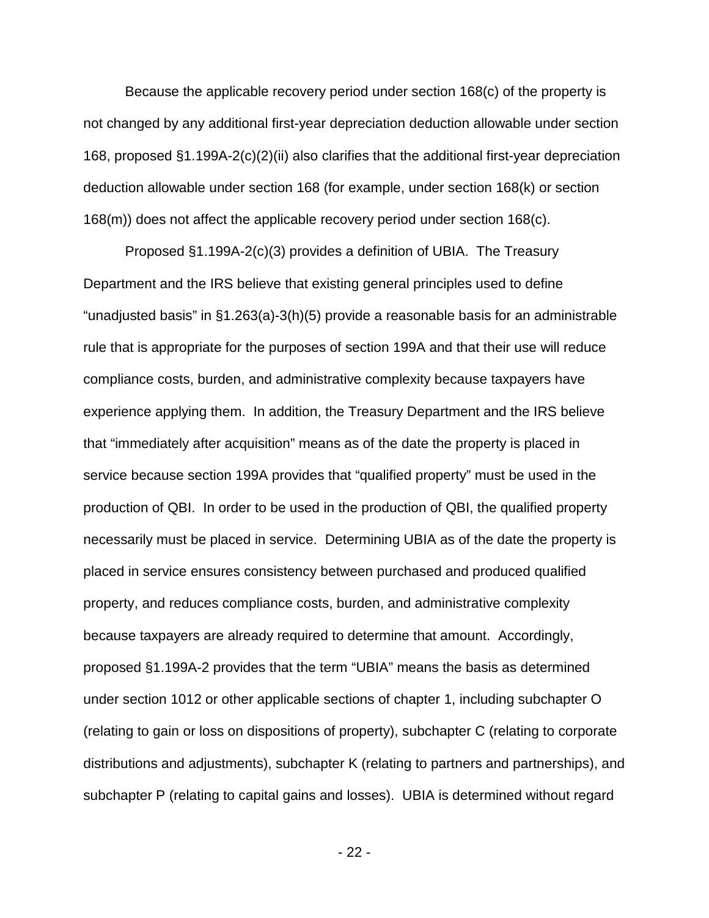Because the applicable recovery period under section 168(c) of the property is not changed by any additional first-year depreciation deduction allowable under section 168, proposed §1.199A-2(c)(2)(ii) also clarifies that the additional first-year depreciation deduction allowable under section 168 (for example, under section 168(k) or section 168(m)) does not affect the applicable recovery period under section 168(c).

Proposed §1.199A-2(c)(3) provides a definition of UBIA. The Treasury Department and the IRS believe that existing general principles used to define "unadjusted basis" in §1.263(a)-3(h)(5) provide a reasonable basis for an administrable rule that is appropriate for the purposes of section 199A and that their use will reduce compliance costs, burden, and administrative complexity because taxpayers have experience applying them. In addition, the Treasury Department and the IRS believe that "immediately after acquisition" means as of the date the property is placed in service because section 199A provides that "qualified property" must be used in the production of QBI. In order to be used in the production of QBI, the qualified property necessarily must be placed in service. Determining UBIA as of the date the property is placed in service ensures consistency between purchased and produced qualified property, and reduces compliance costs, burden, and administrative complexity because taxpayers are already required to determine that amount. Accordingly, proposed §1.199A-2 provides that the term "UBIA" means the basis as determined under section 1012 or other applicable sections of chapter 1, including subchapter O (relating to gain or loss on dispositions of property), subchapter C (relating to corporate distributions and adjustments), subchapter K (relating to partners and partnerships), and subchapter P (relating to capital gains and losses). UBIA is determined without regard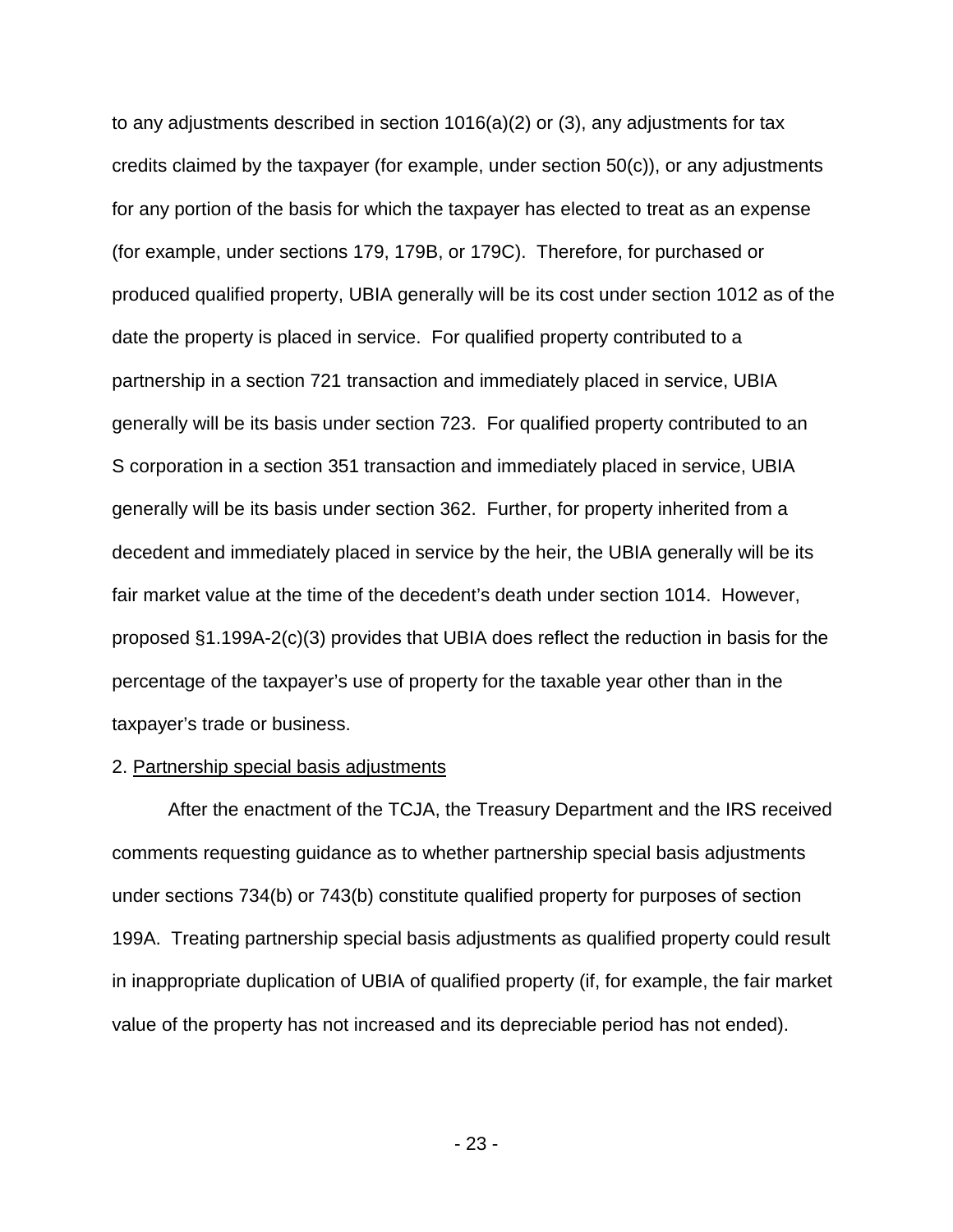to any adjustments described in section 1016(a)(2) or (3), any adjustments for tax credits claimed by the taxpayer (for example, under section 50(c)), or any adjustments for any portion of the basis for which the taxpayer has elected to treat as an expense (for example, under sections 179, 179B, or 179C). Therefore, for purchased or produced qualified property, UBIA generally will be its cost under section 1012 as of the date the property is placed in service. For qualified property contributed to a partnership in a section 721 transaction and immediately placed in service, UBIA generally will be its basis under section 723. For qualified property contributed to an S corporation in a section 351 transaction and immediately placed in service, UBIA generally will be its basis under section 362. Further, for property inherited from a decedent and immediately placed in service by the heir, the UBIA generally will be its fair market value at the time of the decedent's death under section 1014. However, proposed §1.199A-2(c)(3) provides that UBIA does reflect the reduction in basis for the percentage of the taxpayer's use of property for the taxable year other than in the taxpayer's trade or business.

2. <u>Partnership special basis adjustments</u>

After the enactment of the TCJA, the Treasury Department and the IRS received comments requesting guidance as to whether partnership special basis adjustments under sections 734(b) or 743(b) constitute qualified property for purposes of section 199A. Treating partnership special basis adjustments as qualified property could result in inappropriate duplication of UBIA of qualified property (if, for example, the fair market value of the property has not increased and its depreciable period has not ended).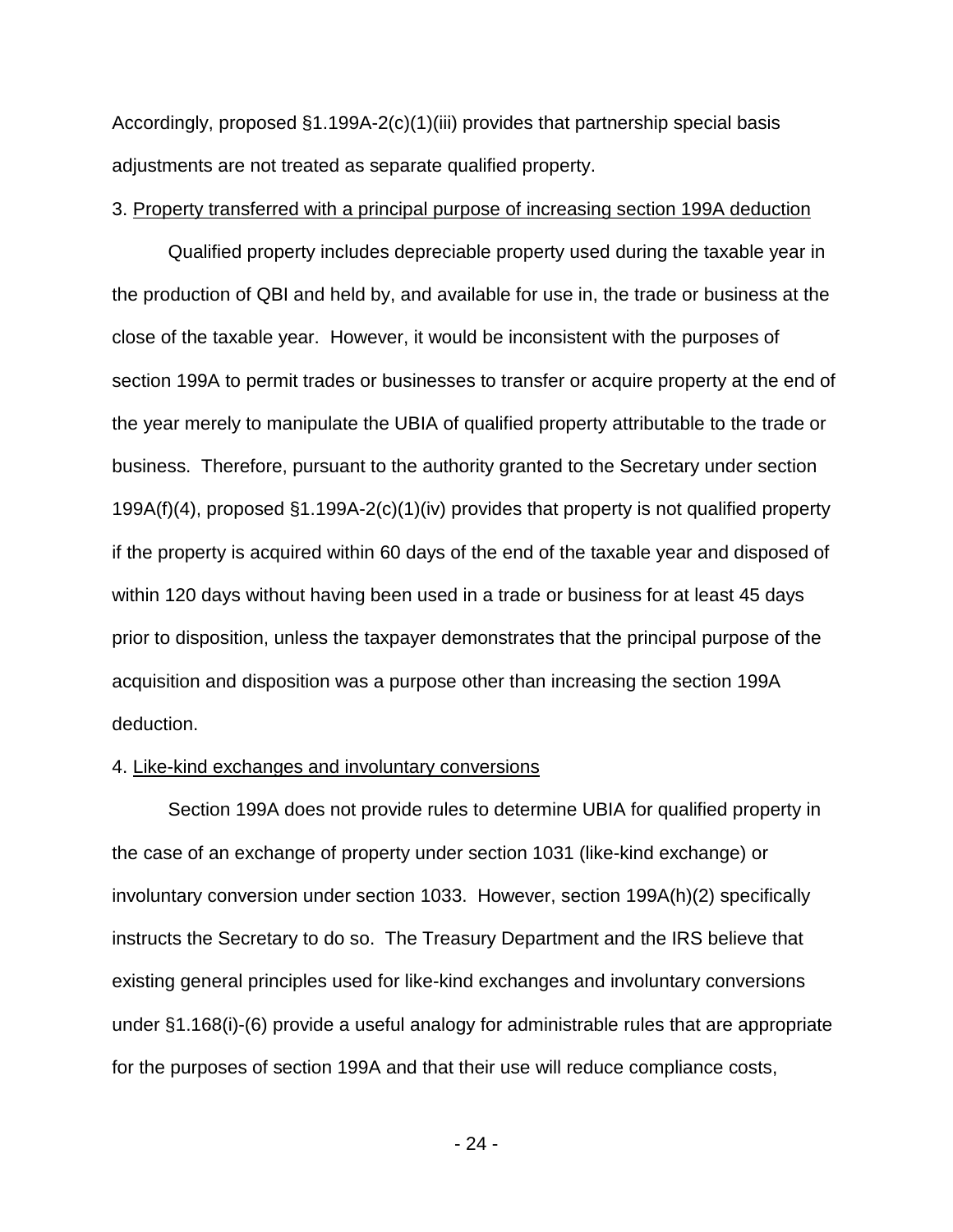Accordingly, proposed §1.199A-2(c)(1)(iii) provides that partnership special basis adjustments are not treated as separate qualified property.

3. <u>Property transferred with a principal purpose of increasing section 199A deduction</u>

Qualified property includes depreciable property used during the taxable year in the production of QBI and held by, and available for use in, the trade or business at the close of the taxable year. However, it would be inconsistent with the purposes of section 199A to permit trades or businesses to transfer or acquire property at the end of the year merely to manipulate the UBIA of qualified property attributable to the trade or business. Therefore, pursuant to the authority granted to the Secretary under section 199A(f)(4), proposed §1.199A-2(c)(1)(iv) provides that property is not qualified property if the property is acquired within 60 days of the end of the taxable year and disposed of within 120 days without having been used in a trade or business for at least 45 days prior to disposition, unless the taxpayer demonstrates that the principal purpose of the acquisition and disposition was a purpose other than increasing the section 199A deduction.

4. <u>Like-kind exchanges and involuntary conversions</u>

Section 199A does not provide rules to determine UBIA for qualified property in the case of an exchange of property under section 1031 (like-kind exchange) or involuntary conversion under section 1033. However, section 199A(h)(2) specifically instructs the Secretary to do so. The Treasury Department and the IRS believe that existing general principles used for like-kind exchanges and involuntary conversions under §1.168(i)-(6) provide a useful analogy for administrable rules that are appropriate for the purposes of section 199A and that their use will reduce compliance costs,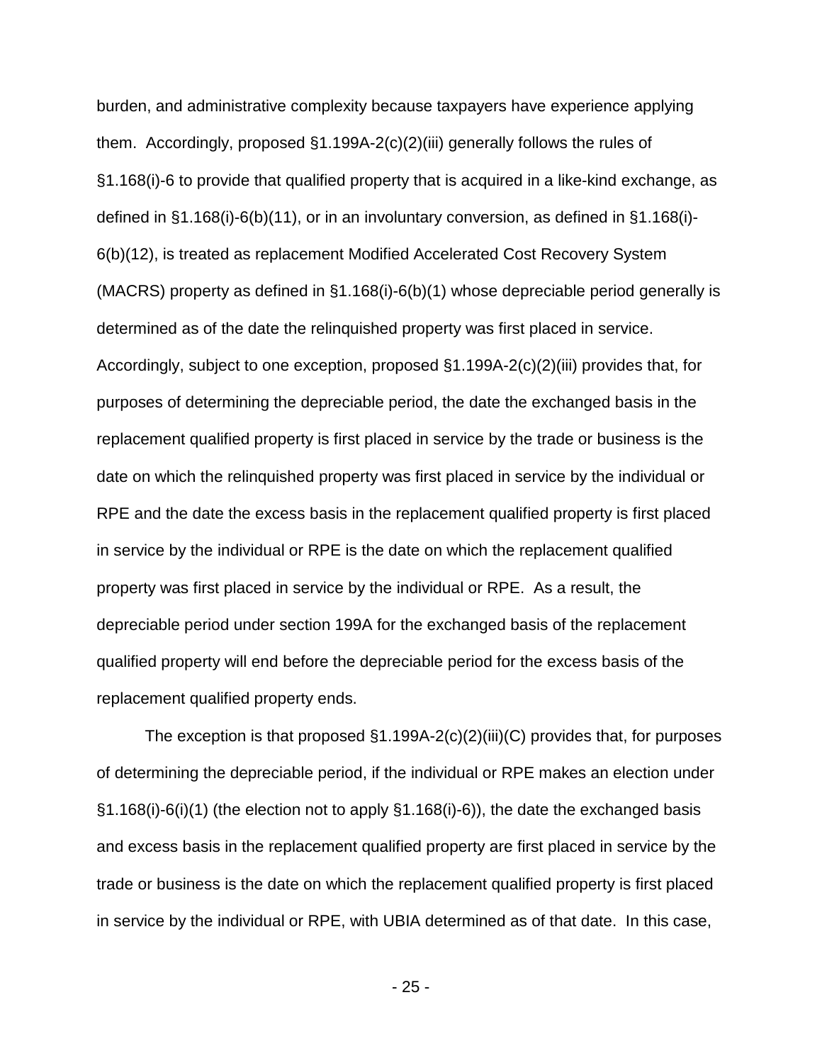burden, and administrative complexity because taxpayers have experience applying them. Accordingly, proposed §1.199A-2(c)(2)(iii) generally follows the rules of §1.168(i)-6 to provide that qualified property that is acquired in a like-kind exchange, as defined in §1.168(i)-6(b)(11), or in an involuntary conversion, as defined in §1.168(i)-6(b)(12), is treated as replacement Modified Accelerated Cost Recovery System (MACRS) property as defined in §1.168(i)-6(b)(1) whose depreciable period generally is determined as of the date the relinquished property was first placed in service. Accordingly, subject to one exception, proposed §1.199A-2(c)(2)(iii) provides that, for purposes of determining the depreciable period, the date the exchanged basis in the replacement qualified property is first placed in service by the trade or business is the date on which the relinquished property was first placed in service by the individual or RPE and the date the excess basis in the replacement qualified property is first placed in service by the individual or RPE is the date on which the replacement qualified property was first placed in service by the individual or RPE. As a result, the depreciable period under section 199A for the exchanged basis of the replacement qualified property will end before the depreciable period for the excess basis of the replacement qualified property ends.

The exception is that proposed §1.199A-2(c)(2)(iii)(C) provides that, for purposes of determining the depreciable period, if the individual or RPE makes an election under §1.168(i)-6(i)(1) (the election not to apply §1.168(i)-6)), the date the exchanged basis and excess basis in the replacement qualified property are first placed in service by the trade or business is the date on which the replacement qualified property is first placed in service by the individual or RPE, with UBIA determined as of that date. In this case,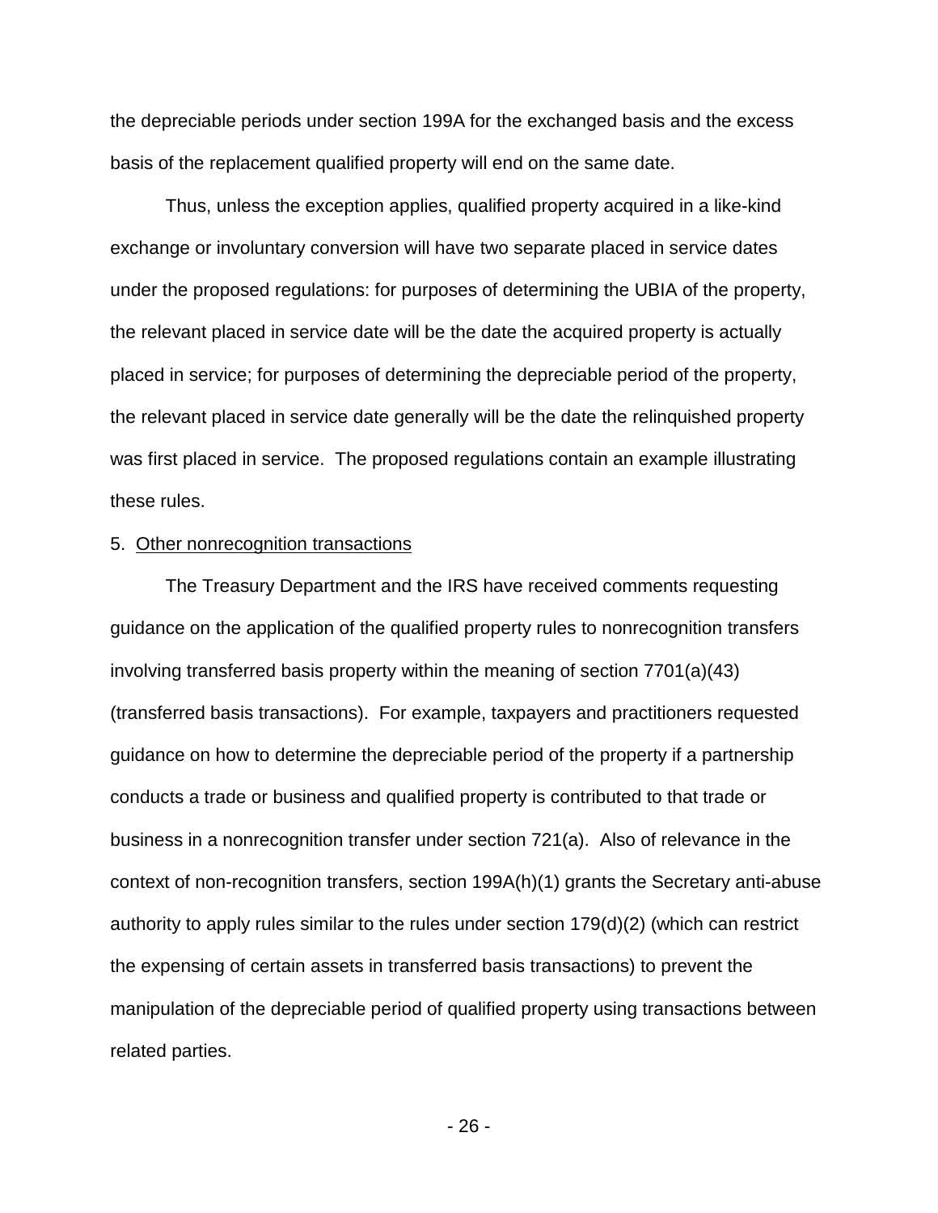the depreciable periods under section 199A for the exchanged basis and the excess basis of the replacement qualified property will end on the same date.

Thus, unless the exception applies, qualified property acquired in a like-kind exchange or involuntary conversion will have two separate placed in service dates under the proposed regulations: for purposes of determining the UBIA of the property, the relevant placed in service date will be the date the acquired property is actually placed in service; for purposes of determining the depreciable period of the property, the relevant placed in service date generally will be the date the relinquished property was first placed in service. The proposed regulations contain an example illustrating these rules.

5. Other nonrecognition transactions

The Treasury Department and the IRS have received comments requesting guidance on the application of the qualified property rules to nonrecognition transfers involving transferred basis property within the meaning of section 7701(a)(43) (transferred basis transactions). For example, taxpayers and practitioners requested guidance on how to determine the depreciable period of the property if a partnership conducts a trade or business and qualified property is contributed to that trade or business in a nonrecognition transfer under section 721(a). Also of relevance in the context of non-recognition transfers, section 199A(h)(1) grants the Secretary anti-abuse authority to apply rules similar to the rules under section 179(d)(2) (which can restrict the expensing of certain assets in transferred basis transactions) to prevent the manipulation of the depreciable period of qualified property using transactions between related parties.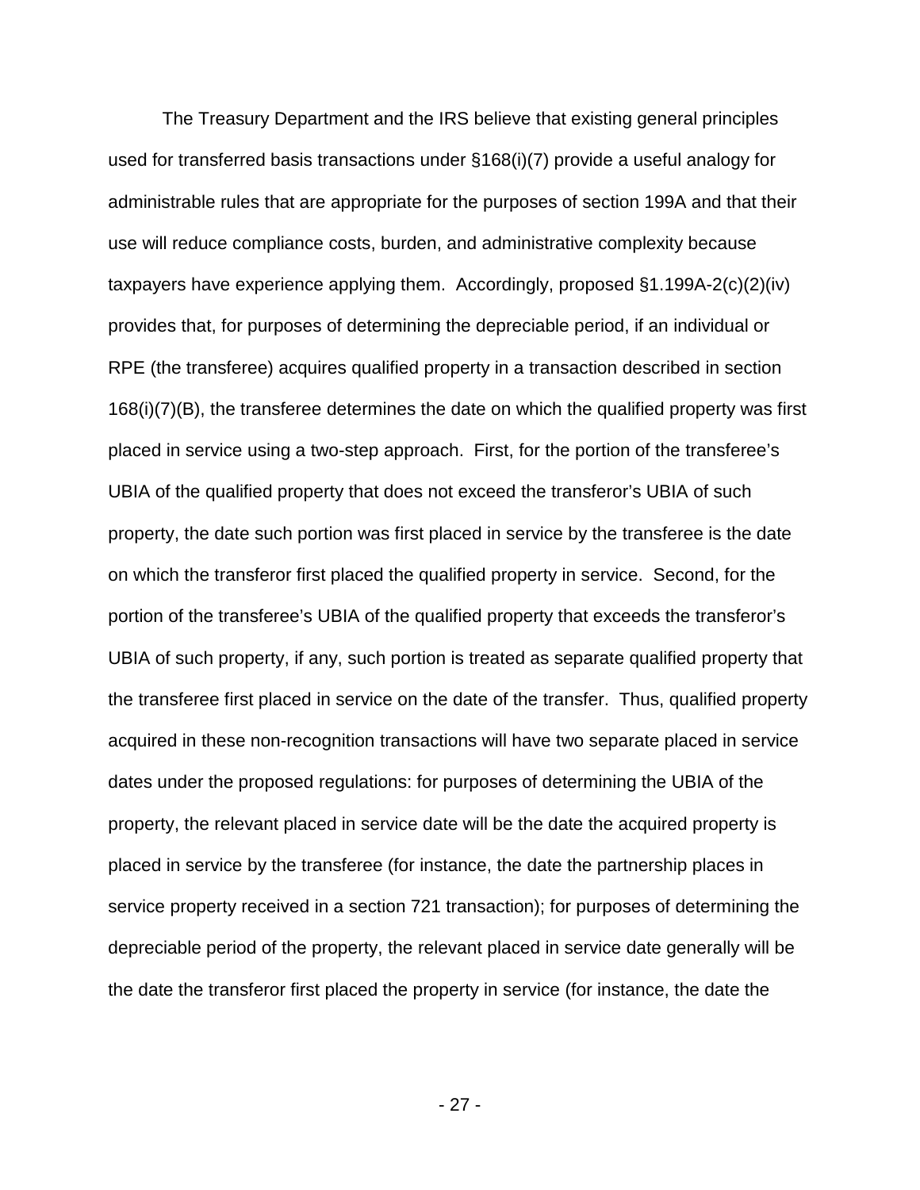The Treasury Department and the IRS believe that existing general principles used for transferred basis transactions under §168(i)(7) provide a useful analogy for administrable rules that are appropriate for the purposes of section 199A and that their use will reduce compliance costs, burden, and administrative complexity because taxpayers have experience applying them. Accordingly, proposed §1.199A-2(c)(2)(iv) provides that, for purposes of determining the depreciable period, if an individual or RPE (the transferee) acquires qualified property in a transaction described in section 168(i)(7)(B), the transferee determines the date on which the qualified property was first placed in service using a two-step approach. First, for the portion of the transferee's UBIA of the qualified property that does not exceed the transferor's UBIA of such property, the date such portion was first placed in service by the transferee is the date on which the transferor first placed the qualified property in service. Second, for the portion of the transferee's UBIA of the qualified property that exceeds the transferor's UBIA of such property, if any, such portion is treated as separate qualified property that the transferee first placed in service on the date of the transfer. Thus, qualified property acquired in these non-recognition transactions will have two separate placed in service dates under the proposed regulations: for purposes of determining the UBIA of the property, the relevant placed in service date will be the date the acquired property is placed in service by the transferee (for instance, the date the partnership places in service property received in a section 721 transaction); for purposes of determining the depreciable period of the property, the relevant placed in service date generally will be the date the transferor first placed the property in service (for instance, the date the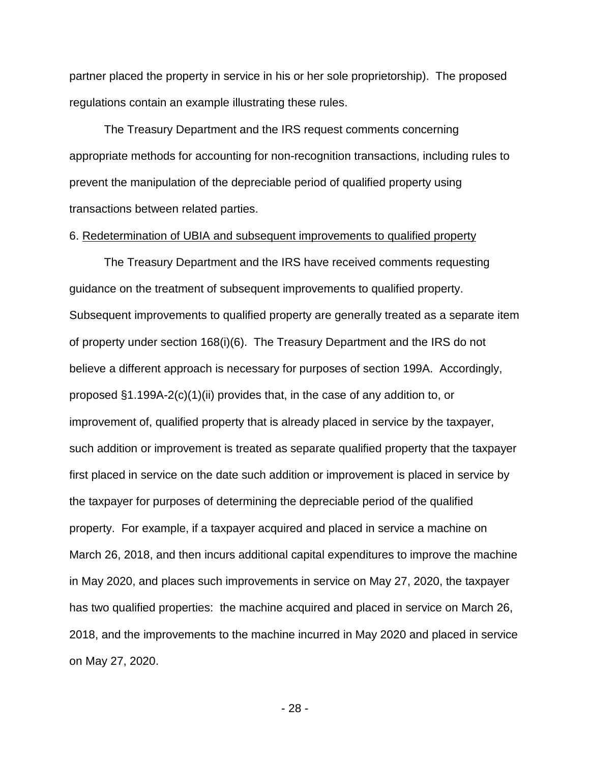partner placed the property in service in his or her sole proprietorship). The proposed regulations contain an example illustrating these rules.

The Treasury Department and the IRS request comments concerning appropriate methods for accounting for non-recognition transactions, including rules to prevent the manipulation of the depreciable period of qualified property using transactions between related parties.

6. Redetermination of UBIA and subsequent improvements to qualified property

The Treasury Department and the IRS have received comments requesting guidance on the treatment of subsequent improvements to qualified property. Subsequent improvements to qualified property are generally treated as a separate item of property under section 168(i)(6). The Treasury Department and the IRS do not believe a different approach is necessary for purposes of section 199A. Accordingly, proposed §1.199A-2(c)(1)(ii) provides that, in the case of any addition to, or improvement of, qualified property that is already placed in service by the taxpayer, such addition or improvement is treated as separate qualified property that the taxpayer first placed in service on the date such addition or improvement is placed in service by the taxpayer for purposes of determining the depreciable period of the qualified property. For example, if a taxpayer acquired and placed in service a machine on March 26, 2018, and then incurs additional capital expenditures to improve the machine in May 2020, and places such improvements in service on May 27, 2020, the taxpayer has two qualified properties: the machine acquired and placed in service on March 26, 2018, and the improvements to the machine incurred in May 2020 and placed in service on May 27, 2020.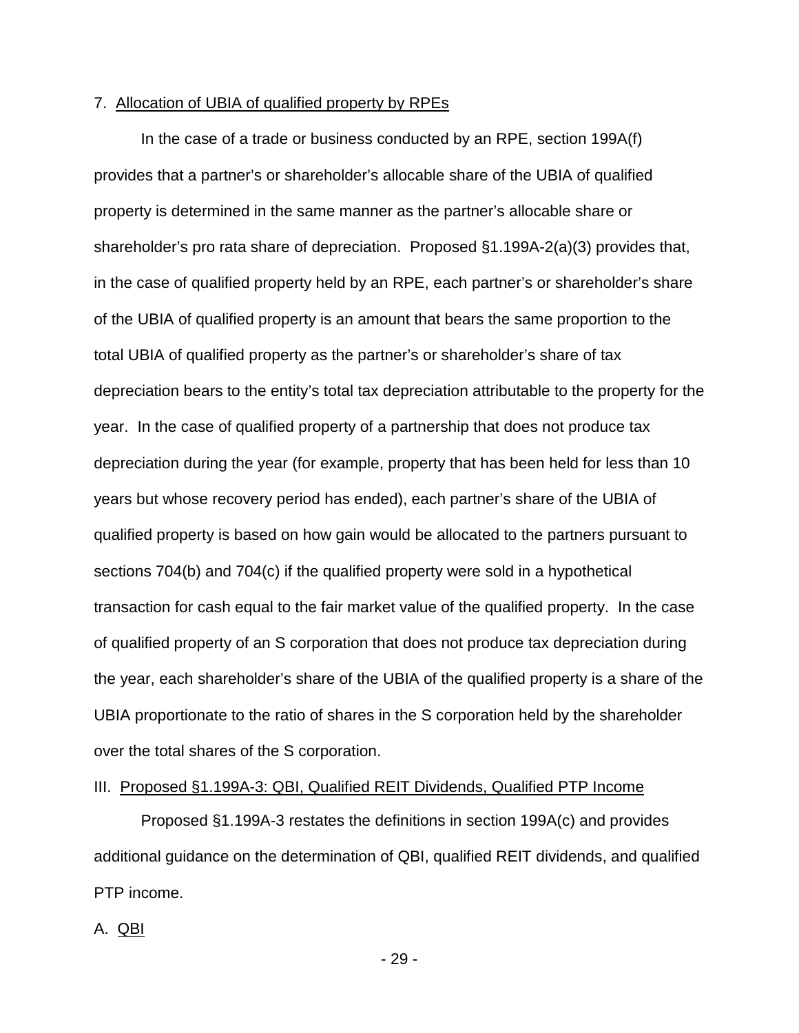### 7. Allocation of UBIA of qualified property by RPEs

In the case of a trade or business conducted by an RPE, section 199A(f) provides that a partner's or shareholder's allocable share of the UBIA of qualified property is determined in the same manner as the partner's allocable share or shareholder's pro rata share of depreciation. Proposed §1.199A-2(a)(3) provides that, in the case of qualified property held by an RPE, each partner's or shareholder's share of the UBIA of qualified property is an amount that bears the same proportion to the total UBIA of qualified property as the partner's or shareholder's share of tax depreciation bears to the entity's total tax depreciation attributable to the property for the year. In the case of qualified property of a partnership that does not produce tax depreciation during the year (for example, property that has been held for less than 10 years but whose recovery period has ended), each partner's share of the UBIA of qualified property is based on how gain would be allocated to the partners pursuant to sections 704(b) and 704(c) if the qualified property were sold in a hypothetical transaction for cash equal to the fair market value of the qualified property. In the case of qualified property of an S corporation that does not produce tax depreciation during the year, each shareholder's share of the UBIA of the qualified property is a share of the UBIA proportionate to the ratio of shares in the S corporation held by the shareholder over the total shares of the S corporation.

## III. Proposed §1.199A-3: QBI, Qualified REIT Dividends, Qualified PTP Income

Proposed §1.199A-3 restates the definitions in section 199A(c) and provides additional guidance on the determination of QBI, qualified REIT dividends, and qualified PTP income.

### A. QBI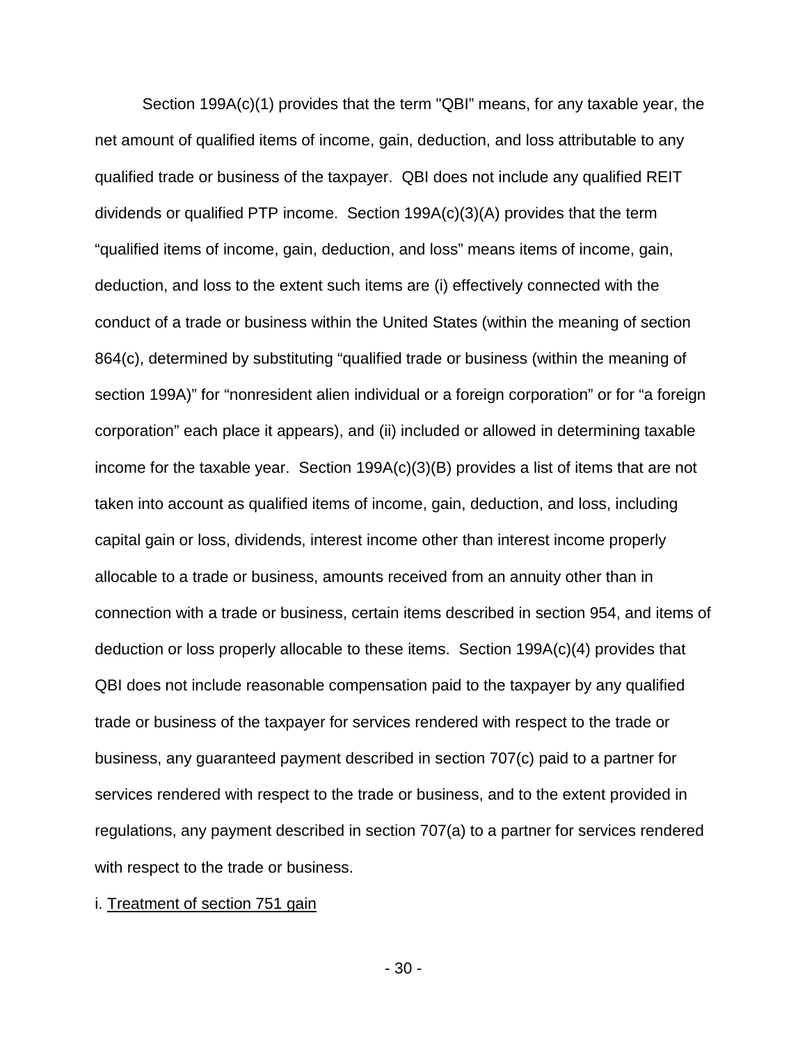Section 199A(c)(1) provides that the term "QBI" means, for any taxable year, the net amount of qualified items of income, gain, deduction, and loss attributable to any qualified trade or business of the taxpayer. QBI does not include any qualified REIT dividends or qualified PTP income. Section 199A(c)(3)(A) provides that the term "qualified items of income, gain, deduction, and loss" means items of income, gain, deduction, and loss to the extent such items are (i) effectively connected with the conduct of a trade or business within the United States (within the meaning of section 864(c), determined by substituting "qualified trade or business (within the meaning of section 199A)" for "nonresident alien individual or a foreign corporation" or for "a foreign corporation" each place it appears), and (ii) included or allowed in determining taxable income for the taxable year. Section 199A(c)(3)(B) provides a list of items that are not taken into account as qualified items of income, gain, deduction, and loss, including capital gain or loss, dividends, interest income other than interest income properly allocable to a trade or business, amounts received from an annuity other than in connection with a trade or business, certain items described in section 954, and items of deduction or loss properly allocable to these items. Section 199A(c)(4) provides that QBI does not include reasonable compensation paid to the taxpayer by any qualified trade or business of the taxpayer for services rendered with respect to the trade or business, any guaranteed payment described in section 707(c) paid to a partner for services rendered with respect to the trade or business, and to the extent provided in regulations, any payment described in section 707(a) to a partner for services rendered with respect to the trade or business.

i. Treatment of section 751 gain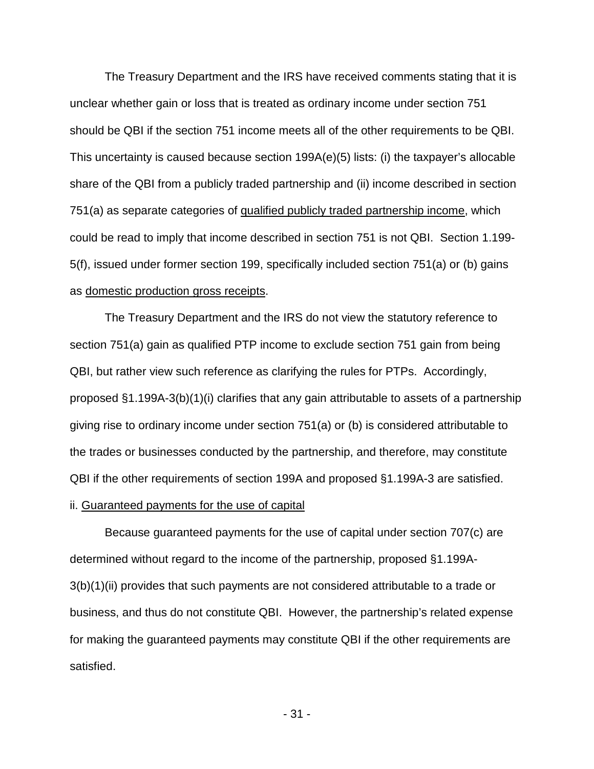The Treasury Department and the IRS have received comments stating that it is unclear whether gain or loss that is treated as ordinary income under section 751 should be QBI if the section 751 income meets all of the other requirements to be QBI. This uncertainty is caused because section 199A(e)(5) lists: (i) the taxpayer's allocable share of the QBI from a publicly traded partnership and (ii) income described in section 751(a) as separate categories of qualified publicly traded partnership income, which could be read to imply that income described in section 751 is not QBI. Section 1.199-5(f), issued under former section 199, specifically included section 751(a) or (b) gains as domestic production gross receipts.

The Treasury Department and the IRS do not view the statutory reference to section 751(a) gain as qualified PTP income to exclude section 751 gain from being QBI, but rather view such reference as clarifying the rules for PTPs. Accordingly, proposed §1.199A-3(b)(1)(i) clarifies that any gain attributable to assets of a partnership giving rise to ordinary income under section 751(a) or (b) is considered attributable to the trades or businesses conducted by the partnership, and therefore, may constitute QBI if the other requirements of section 199A and proposed §1.199A-3 are satisfied.

ii. Guaranteed payments for the use of capital

Because guaranteed payments for the use of capital under section 707(c) are determined without regard to the income of the partnership, proposed §1.199A-3(b)(1)(ii) provides that such payments are not considered attributable to a trade or business, and thus do not constitute QBI. However, the partnership's related expense for making the guaranteed payments may constitute QBI if the other requirements are satisfied.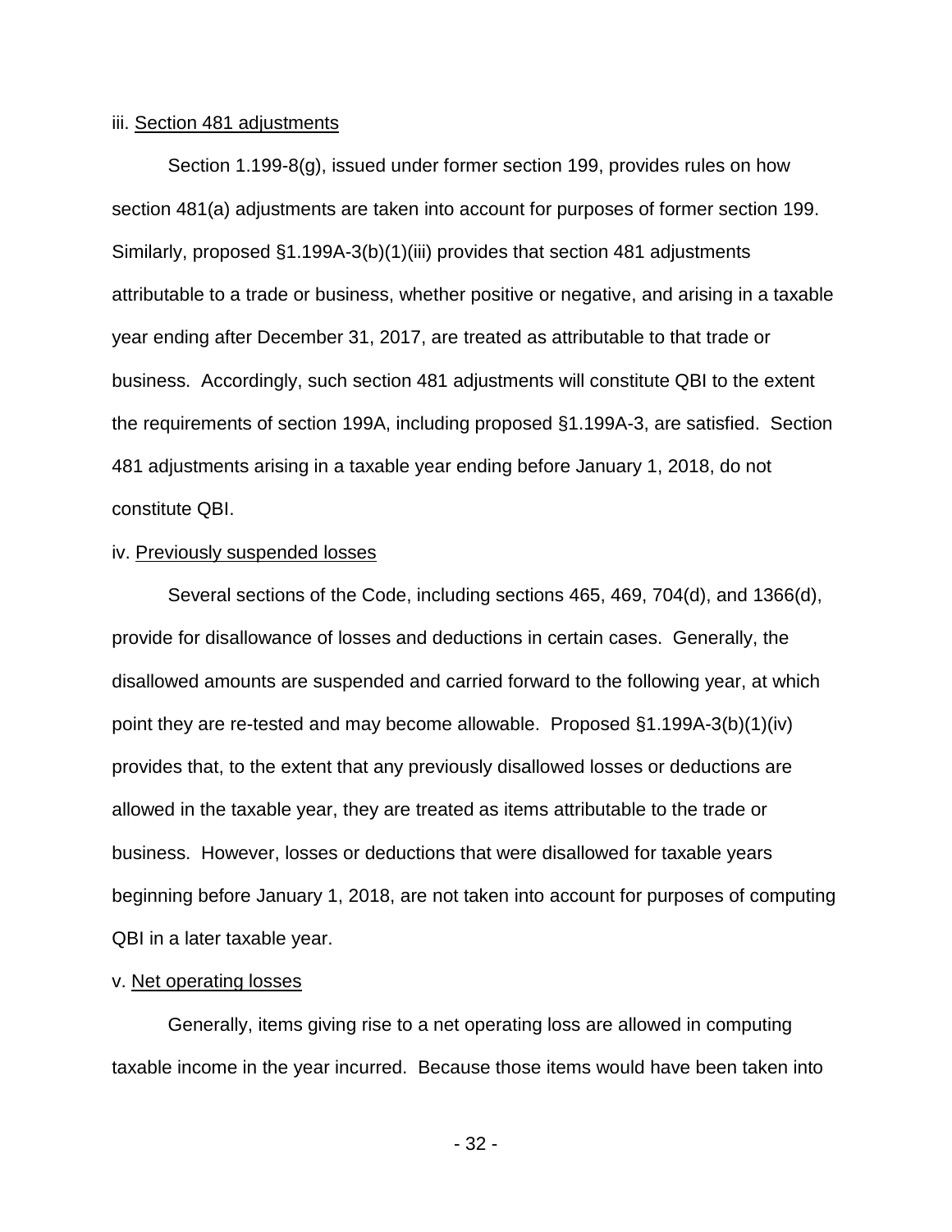iii. Section 481 adjustments

Section 1.199-8(g), issued under former section 199, provides rules on how section 481(a) adjustments are taken into account for purposes of former section 199. Similarly, proposed §1.199A-3(b)(1)(iii) provides that section 481 adjustments attributable to a trade or business, whether positive or negative, and arising in a taxable year ending after December 31, 2017, are treated as attributable to that trade or business. Accordingly, such section 481 adjustments will constitute QBI to the extent the requirements of section 199A, including proposed §1.199A-3, are satisfied. Section 481 adjustments arising in a taxable year ending before January 1, 2018, do not constitute QBI.

iv. Previously suspended losses

Several sections of the Code, including sections 465, 469, 704(d), and 1366(d), provide for disallowance of losses and deductions in certain cases. Generally, the disallowed amounts are suspended and carried forward to the following year, at which point they are re-tested and may become allowable. Proposed §1.199A-3(b)(1)(iv) provides that, to the extent that any previously disallowed losses or deductions are allowed in the taxable year, they are treated as items attributable to the trade or business. However, losses or deductions that were disallowed for taxable years beginning before January 1, 2018, are not taken into account for purposes of computing QBI in a later taxable year.

v. Net operating losses

Generally, items giving rise to a net operating loss are allowed in computing taxable income in the year incurred. Because those items would have been taken into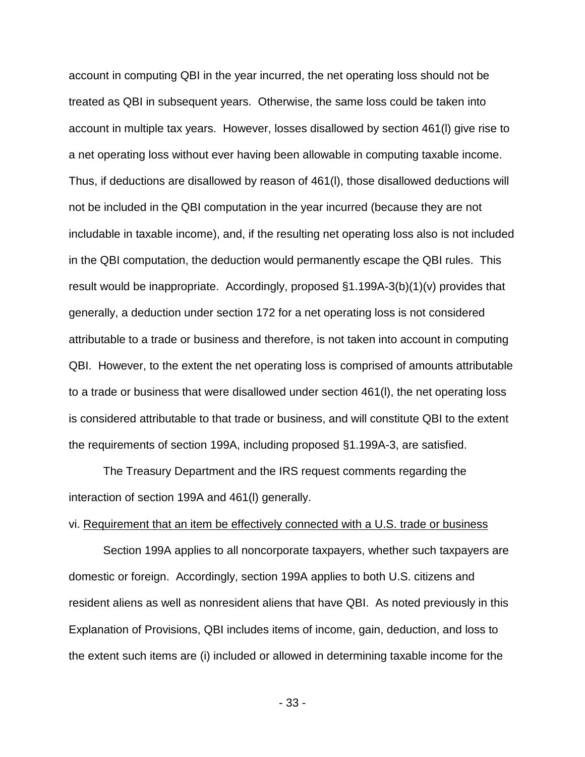account in computing QBI in the year incurred, the net operating loss should not be treated as QBI in subsequent years. Otherwise, the same loss could be taken into account in multiple tax years. However, losses disallowed by section 461(l) give rise to a net operating loss without ever having been allowable in computing taxable income. Thus, if deductions are disallowed by reason of 461(l), those disallowed deductions will not be included in the QBI computation in the year incurred (because they are not includable in taxable income), and, if the resulting net operating loss also is not included in the QBI computation, the deduction would permanently escape the QBI rules. This result would be inappropriate. Accordingly, proposed §1.199A-3(b)(1)(v) provides that generally, a deduction under section 172 for a net operating loss is not considered attributable to a trade or business and therefore, is not taken into account in computing QBI. However, to the extent the net operating loss is comprised of amounts attributable to a trade or business that were disallowed under section 461(l), the net operating loss is considered attributable to that trade or business, and will constitute QBI to the extent the requirements of section 199A, including proposed §1.199A-3, are satisfied.

The Treasury Department and the IRS request comments regarding the interaction of section 199A and 461(l) generally.

vi. Requirement that an item be effectively connected with a U.S. trade or business

Section 199A applies to all noncorporate taxpayers, whether such taxpayers are domestic or foreign. Accordingly, section 199A applies to both U.S. citizens and resident aliens as well as nonresident aliens that have QBI. As noted previously in this Explanation of Provisions, QBI includes items of income, gain, deduction, and loss to the extent such items are (i) included or allowed in determining taxable income for the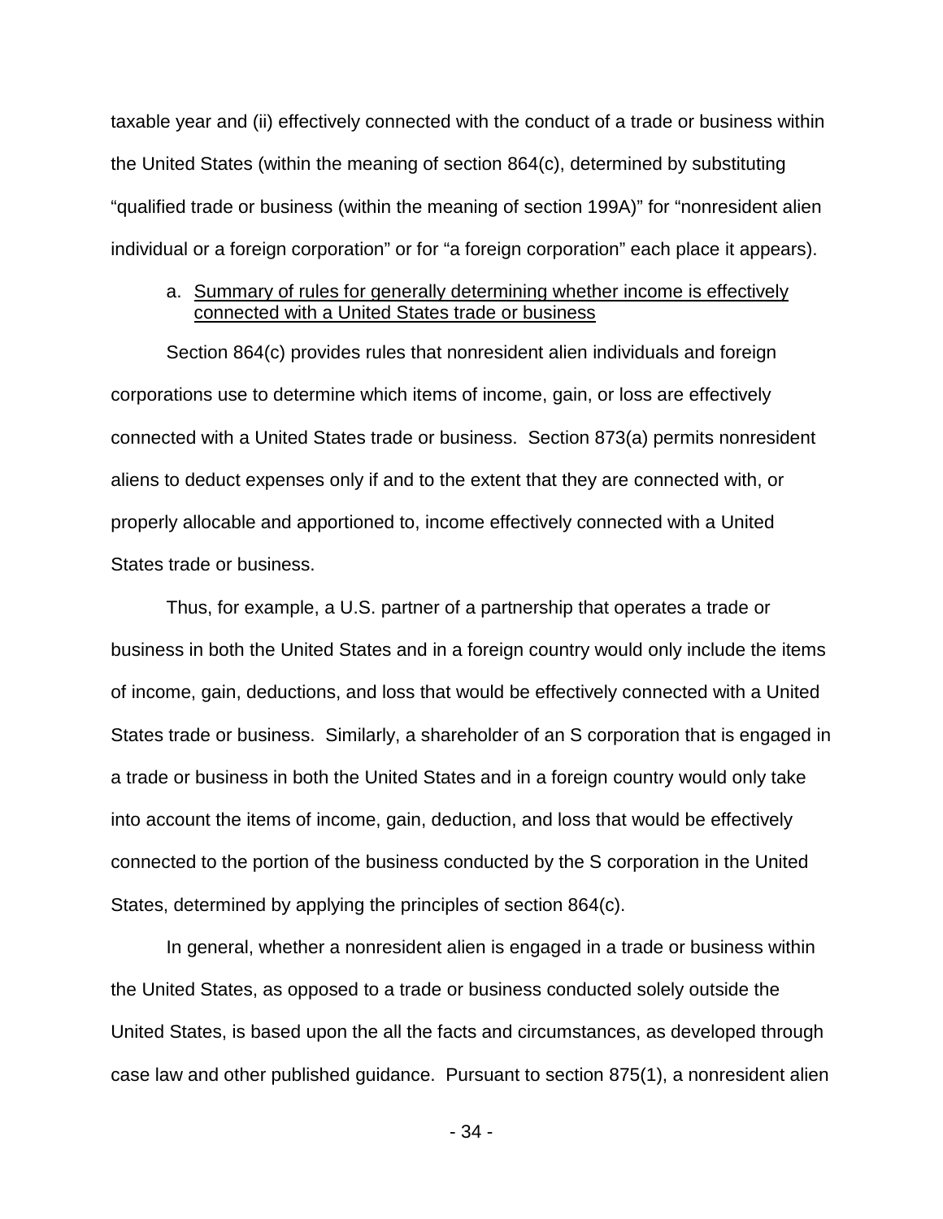taxable year and (ii) effectively connected with the conduct of a trade or business within the United States (within the meaning of section 864(c), determined by substituting "qualified trade or business (within the meaning of section 199A)" for "nonresident alien individual or a foreign corporation" or for "a foreign corporation" each place it appears).

a. Summary of rules for generally determining whether income is effectively connected with a United States trade or business

Section 864(c) provides rules that nonresident alien individuals and foreign corporations use to determine which items of income, gain, or loss are effectively connected with a United States trade or business. Section 873(a) permits nonresident aliens to deduct expenses only if and to the extent that they are connected with, or properly allocable and apportioned to, income effectively connected with a United States trade or business.

Thus, for example, a U.S. partner of a partnership that operates a trade or business in both the United States and in a foreign country would only include the items of income, gain, deductions, and loss that would be effectively connected with a United States trade or business. Similarly, a shareholder of an S corporation that is engaged in a trade or business in both the United States and in a foreign country would only take into account the items of income, gain, deduction, and loss that would be effectively connected to the portion of the business conducted by the S corporation in the United States, determined by applying the principles of section 864(c).

In general, whether a nonresident alien is engaged in a trade or business within the United States, as opposed to a trade or business conducted solely outside the United States, is based upon the all the facts and circumstances, as developed through case law and other published guidance. Pursuant to section 875(1), a nonresident alien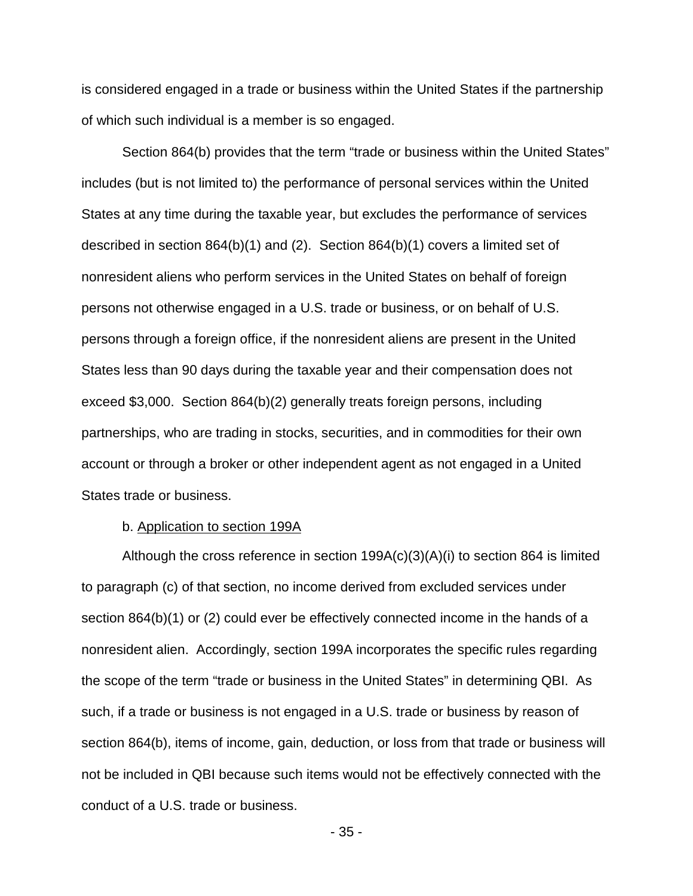is considered engaged in a trade or business within the United States if the partnership of which such individual is a member is so engaged.

Section 864(b) provides that the term "trade or business within the United States" includes (but is not limited to) the performance of personal services within the United States at any time during the taxable year, but excludes the performance of services described in section 864(b)(1) and (2). Section 864(b)(1) covers a limited set of nonresident aliens who perform services in the United States on behalf of foreign persons not otherwise engaged in a U.S. trade or business, or on behalf of U.S. persons through a foreign office, if the nonresident aliens are present in the United States less than 90 days during the taxable year and their compensation does not exceed $3,000. Section 864(b)(2) generally treats foreign persons, including partnerships, who are trading in stocks, securities, and in commodities for their own account or through a broker or other independent agent as not engaged in a United States trade or business.

b. Application to section 199A

Although the cross reference in section 199A(c)(3)(A)(i) to section 864 is limited to paragraph (c) of that section, no income derived from excluded services under section 864(b)(1) or (2) could ever be effectively connected income in the hands of a nonresident alien. Accordingly, section 199A incorporates the specific rules regarding the scope of the term "trade or business in the United States" in determining QBI. As such, if a trade or business is not engaged in a U.S. trade or business by reason of section 864(b), items of income, gain, deduction, or loss from that trade or business will not be included in QBI because such items would not be effectively connected with the conduct of a U.S. trade or business.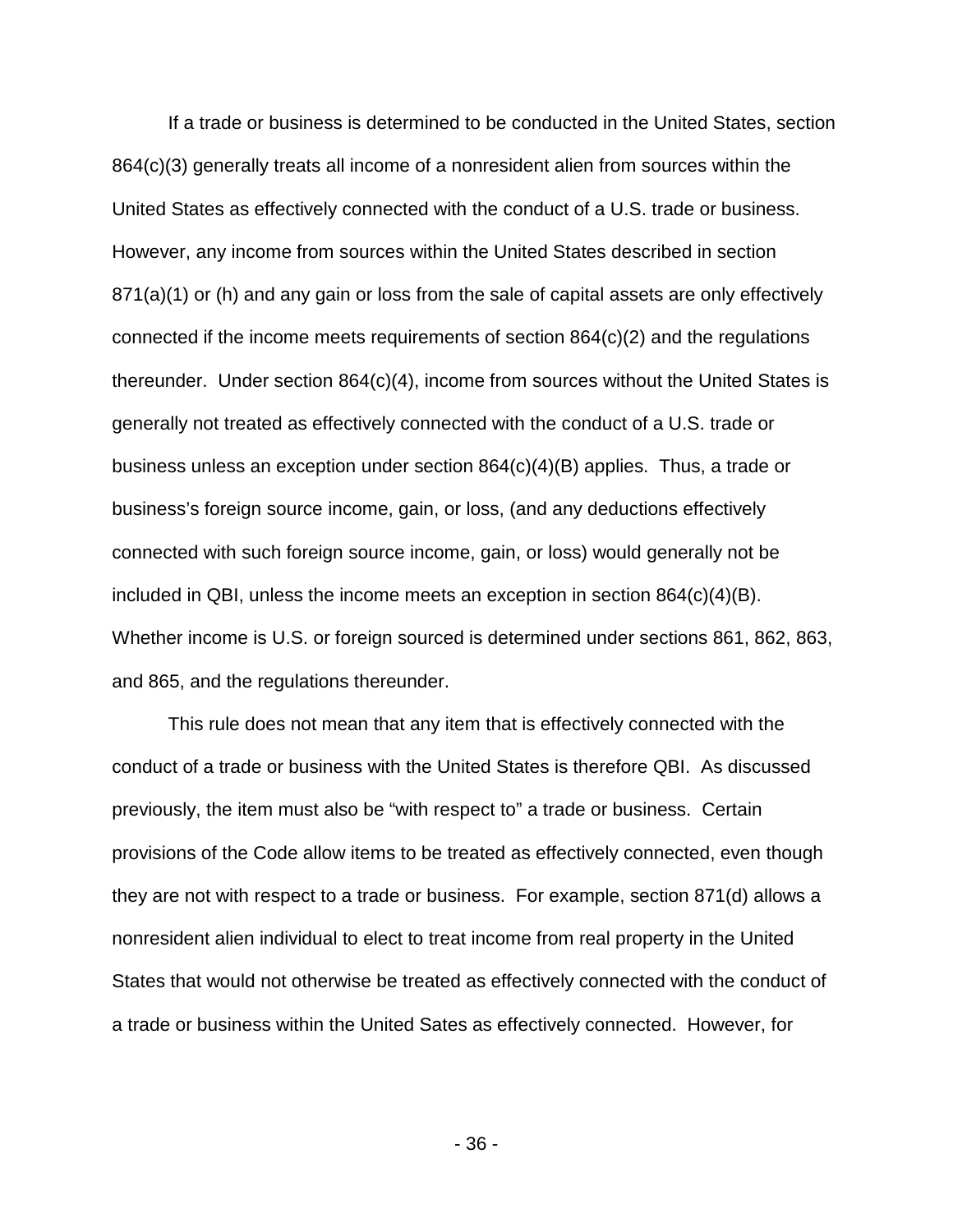If a trade or business is determined to be conducted in the United States, section 864(c)(3) generally treats all income of a nonresident alien from sources within the United States as effectively connected with the conduct of a U.S. trade or business. However, any income from sources within the United States described in section 871(a)(1) or (h) and any gain or loss from the sale of capital assets are only effectively connected if the income meets requirements of section 864(c)(2) and the regulations thereunder. Under section 864(c)(4), income from sources without the United States is generally not treated as effectively connected with the conduct of a U.S. trade or business unless an exception under section 864(c)(4)(B) applies. Thus, a trade or business's foreign source income, gain, or loss, (and any deductions effectively connected with such foreign source income, gain, or loss) would generally not be included in QBI, unless the income meets an exception in section 864(c)(4)(B). Whether income is U.S. or foreign sourced is determined under sections 861, 862, 863, and 865, and the regulations thereunder.

This rule does not mean that any item that is effectively connected with the conduct of a trade or business with the United States is therefore QBI. As discussed previously, the item must also be "with respect to" a trade or business. Certain provisions of the Code allow items to be treated as effectively connected, even though they are not with respect to a trade or business. For example, section 871(d) allows a nonresident alien individual to elect to treat income from real property in the United States that would not otherwise be treated as effectively connected with the conduct of a trade or business within the United Sates as effectively connected. However, for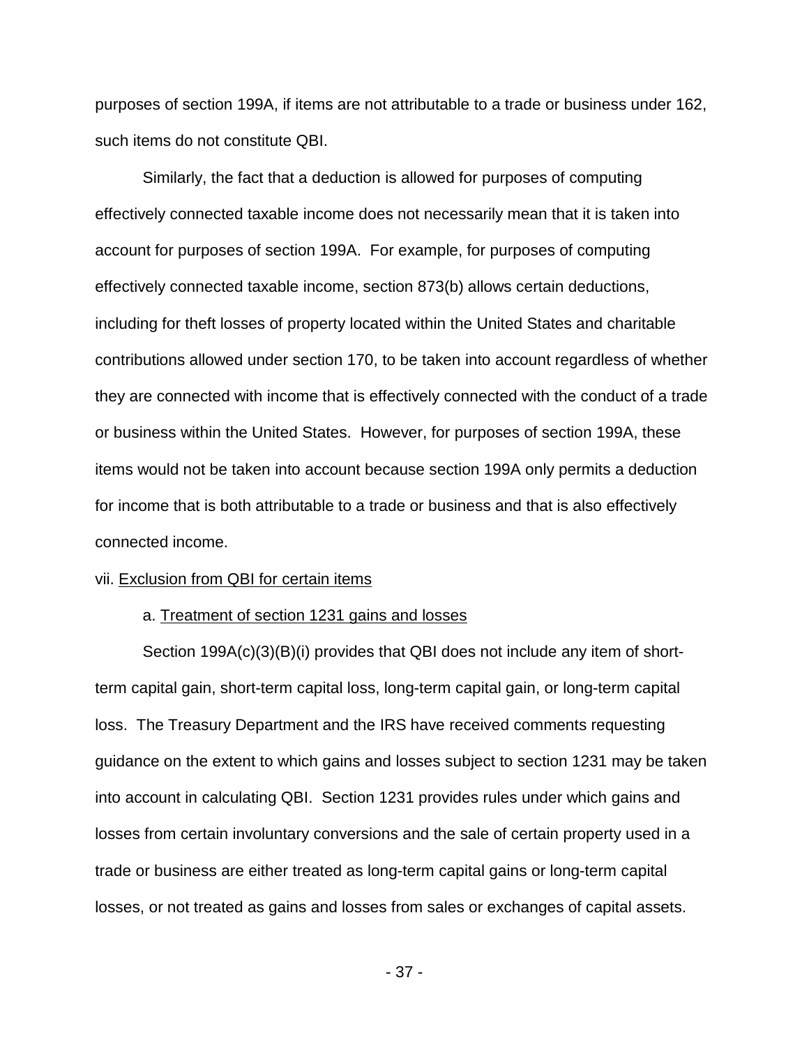purposes of section 199A, if items are not attributable to a trade or business under 162, such items do not constitute QBI.

Similarly, the fact that a deduction is allowed for purposes of computing effectively connected taxable income does not necessarily mean that it is taken into account for purposes of section 199A. For example, for purposes of computing effectively connected taxable income, section 873(b) allows certain deductions, including for theft losses of property located within the United States and charitable contributions allowed under section 170, to be taken into account regardless of whether they are connected with income that is effectively connected with the conduct of a trade or business within the United States. However, for purposes of section 199A, these items would not be taken into account because section 199A only permits a deduction for income that is both attributable to a trade or business and that is also effectively connected income.

vii. Exclusion from QBI for certain items

a. Treatment of section 1231 gains and losses

Section 199A(c)(3)(B)(i) provides that QBI does not include any item of short-term capital gain, short-term capital loss, long-term capital gain, or long-term capital loss. The Treasury Department and the IRS have received comments requesting guidance on the extent to which gains and losses subject to section 1231 may be taken into account in calculating QBI. Section 1231 provides rules under which gains and losses from certain involuntary conversions and the sale of certain property used in a trade or business are either treated as long-term capital gains or long-term capital losses, or not treated as gains and losses from sales or exchanges of capital assets.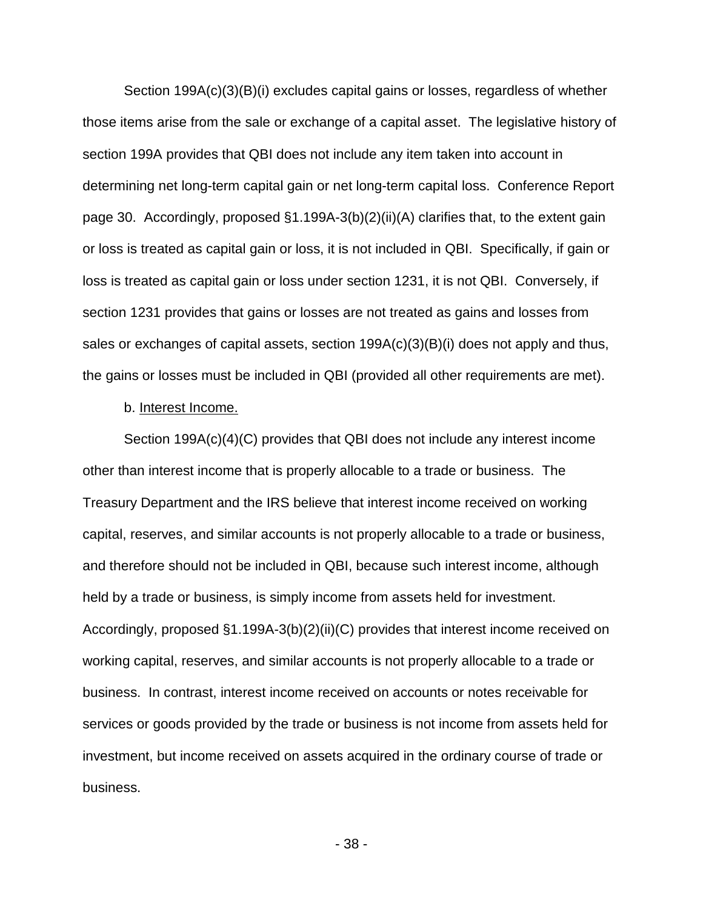Section 199A(c)(3)(B)(i) excludes capital gains or losses, regardless of whether those items arise from the sale or exchange of a capital asset. The legislative history of section 199A provides that QBI does not include any item taken into account in determining net long-term capital gain or net long-term capital loss. Conference Report page 30. Accordingly, proposed §1.199A-3(b)(2)(ii)(A) clarifies that, to the extent gain or loss is treated as capital gain or loss, it is not included in QBI. Specifically, if gain or loss is treated as capital gain or loss under section 1231, it is not QBI. Conversely, if section 1231 provides that gains or losses are not treated as gains and losses from sales or exchanges of capital assets, section 199A(c)(3)(B)(i) does not apply and thus, the gains or losses must be included in QBI (provided all other requirements are met).

b. Interest Income.

Section 199A(c)(4)(C) provides that QBI does not include any interest income other than interest income that is properly allocable to a trade or business. The Treasury Department and the IRS believe that interest income received on working capital, reserves, and similar accounts is not properly allocable to a trade or business, and therefore should not be included in QBI, because such interest income, although held by a trade or business, is simply income from assets held for investment. Accordingly, proposed §1.199A-3(b)(2)(ii)(C) provides that interest income received on working capital, reserves, and similar accounts is not properly allocable to a trade or business. In contrast, interest income received on accounts or notes receivable for services or goods provided by the trade or business is not income from assets held for investment, but income received on assets acquired in the ordinary course of trade or business.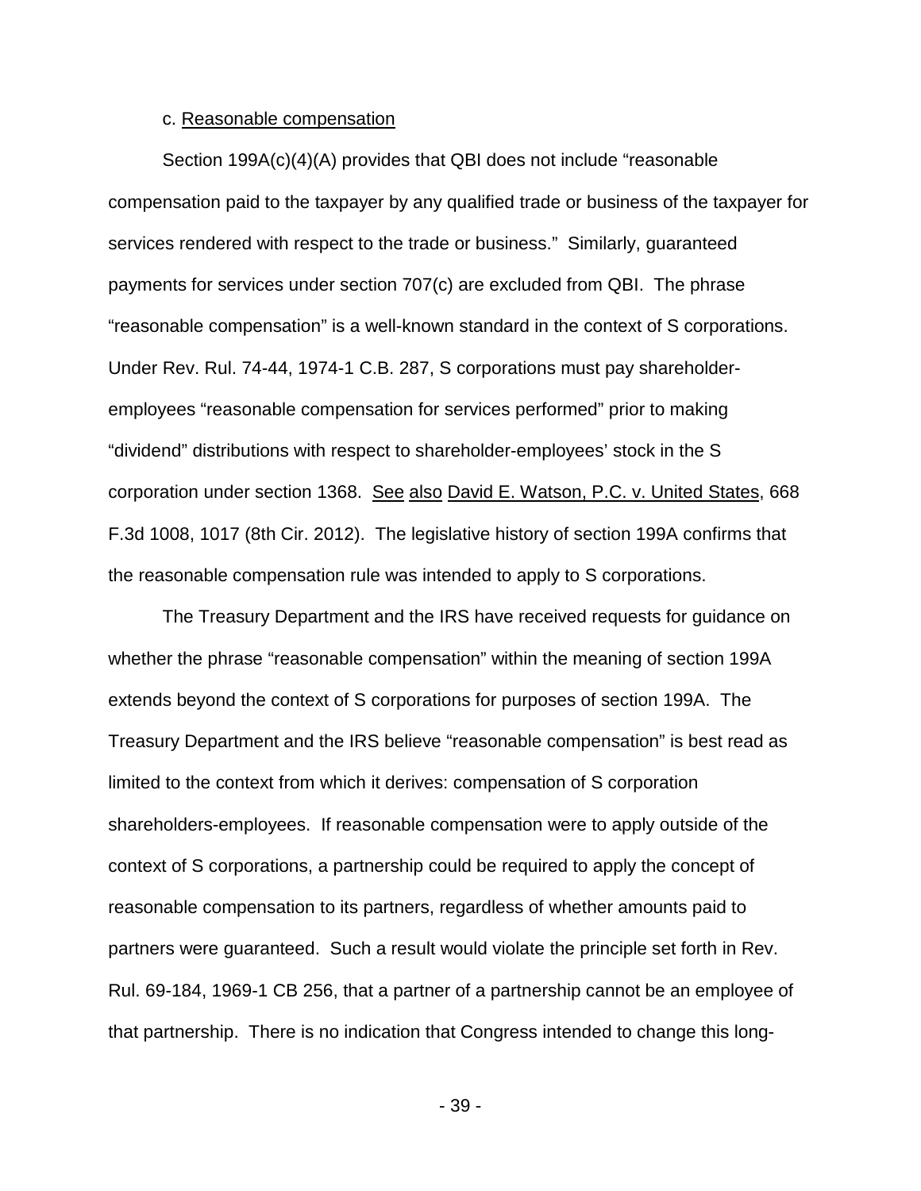c. Reasonable compensation

Section 199A(c)(4)(A) provides that QBI does not include "reasonable compensation paid to the taxpayer by any qualified trade or business of the taxpayer for services rendered with respect to the trade or business." Similarly, guaranteed payments for services under section 707(c) are excluded from QBI. The phrase "reasonable compensation" is a well-known standard in the context of S corporations. Under Rev. Rul. 74-44, 1974-1 C.B. 287, S corporations must pay shareholder-employees "reasonable compensation for services performed" prior to making "dividend" distributions with respect to shareholder-employees' stock in the S corporation under section 1368. See also David E. Watson, P.C. v. United States, 668 F.3d 1008, 1017 (8th Cir. 2012). The legislative history of section 199A confirms that the reasonable compensation rule was intended to apply to S corporations.

The Treasury Department and the IRS have received requests for guidance on whether the phrase "reasonable compensation" within the meaning of section 199A extends beyond the context of S corporations for purposes of section 199A. The Treasury Department and the IRS believe "reasonable compensation" is best read as limited to the context from which it derives: compensation of S corporation shareholders-employees. If reasonable compensation were to apply outside of the context of S corporations, a partnership could be required to apply the concept of reasonable compensation to its partners, regardless of whether amounts paid to partners were guaranteed. Such a result would violate the principle set forth in Rev. Rul. 69-184, 1969-1 CB 256, that a partner of a partnership cannot be an employee of that partnership. There is no indication that Congress intended to change this long-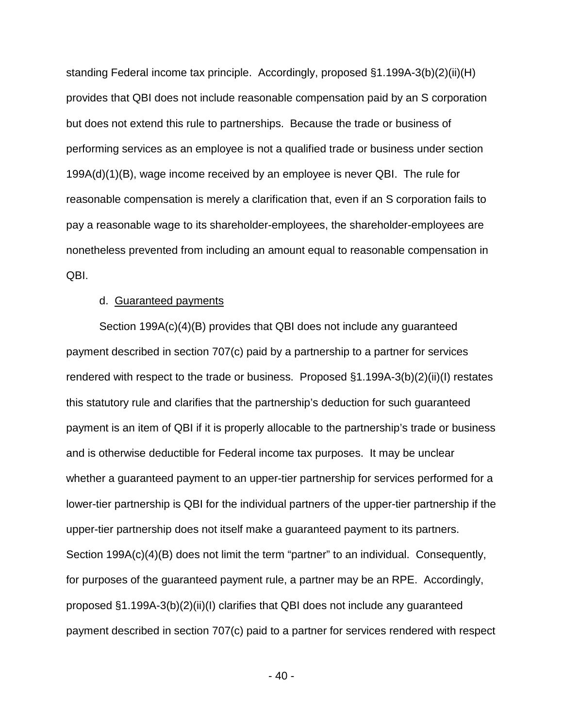standing Federal income tax principle. Accordingly, proposed §1.199A-3(b)(2)(ii)(H) provides that QBI does not include reasonable compensation paid by an S corporation but does not extend this rule to partnerships. Because the trade or business of performing services as an employee is not a qualified trade or business under section 199A(d)(1)(B), wage income received by an employee is never QBI. The rule for reasonable compensation is merely a clarification that, even if an S corporation fails to pay a reasonable wage to its shareholder-employees, the shareholder-employees are nonetheless prevented from including an amount equal to reasonable compensation in QBI.

d. Guaranteed payments

Section 199A(c)(4)(B) provides that QBI does not include any guaranteed payment described in section 707(c) paid by a partnership to a partner for services rendered with respect to the trade or business. Proposed §1.199A-3(b)(2)(ii)(I) restates this statutory rule and clarifies that the partnership's deduction for such guaranteed payment is an item of QBI if it is properly allocable to the partnership's trade or business and is otherwise deductible for Federal income tax purposes. It may be unclear whether a guaranteed payment to an upper-tier partnership for services performed for a lower-tier partnership is QBI for the individual partners of the upper-tier partnership if the upper-tier partnership does not itself make a guaranteed payment to its partners. Section 199A(c)(4)(B) does not limit the term "partner" to an individual. Consequently, for purposes of the guaranteed payment rule, a partner may be an RPE. Accordingly, proposed §1.199A-3(b)(2)(ii)(I) clarifies that QBI does not include any guaranteed payment described in section 707(c) paid to a partner for services rendered with respect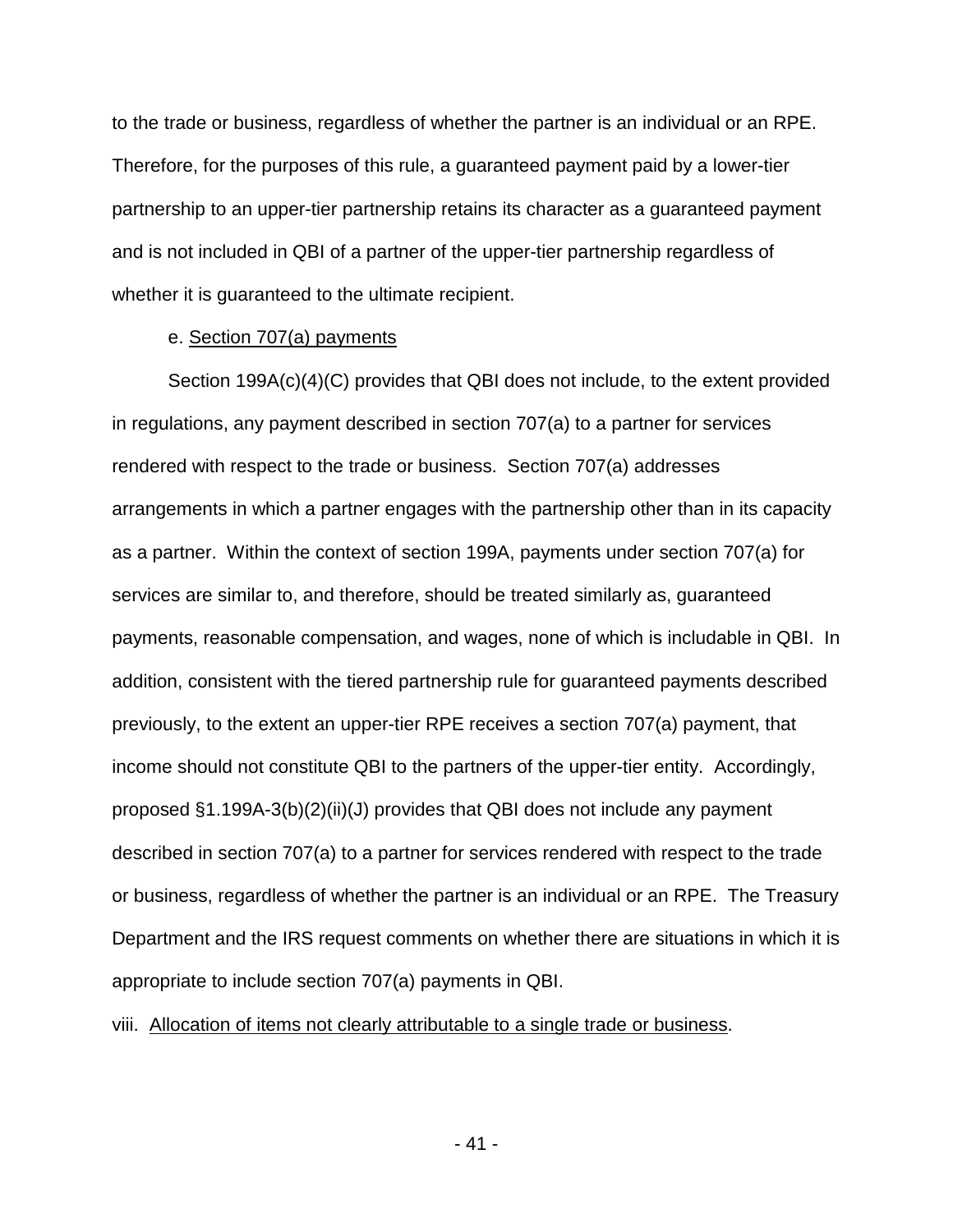to the trade or business, regardless of whether the partner is an individual or an RPE. Therefore, for the purposes of this rule, a guaranteed payment paid by a lower-tier partnership to an upper-tier partnership retains its character as a guaranteed payment and is not included in QBI of a partner of the upper-tier partnership regardless of whether it is guaranteed to the ultimate recipient.

e. <u>Section 707(a) payments</u>

Section 199A(c)(4)(C) provides that QBI does not include, to the extent provided in regulations, any payment described in section 707(a) to a partner for services rendered with respect to the trade or business. Section 707(a) addresses arrangements in which a partner engages with the partnership other than in its capacity as a partner. Within the context of section 199A, payments under section 707(a) for services are similar to, and therefore, should be treated similarly as, guaranteed payments, reasonable compensation, and wages, none of which is includable in QBI. In addition, consistent with the tiered partnership rule for guaranteed payments described previously, to the extent an upper-tier RPE receives a section 707(a) payment, that income should not constitute QBI to the partners of the upper-tier entity. Accordingly, proposed §1.199A-3(b)(2)(ii)(J) provides that QBI does not include any payment described in section 707(a) to a partner for services rendered with respect to the trade or business, regardless of whether the partner is an individual or an RPE. The Treasury Department and the IRS request comments on whether there are situations in which it is appropriate to include section 707(a) payments in QBI.

viii. <u>Allocation of items not clearly attributable to a single trade or business</u>.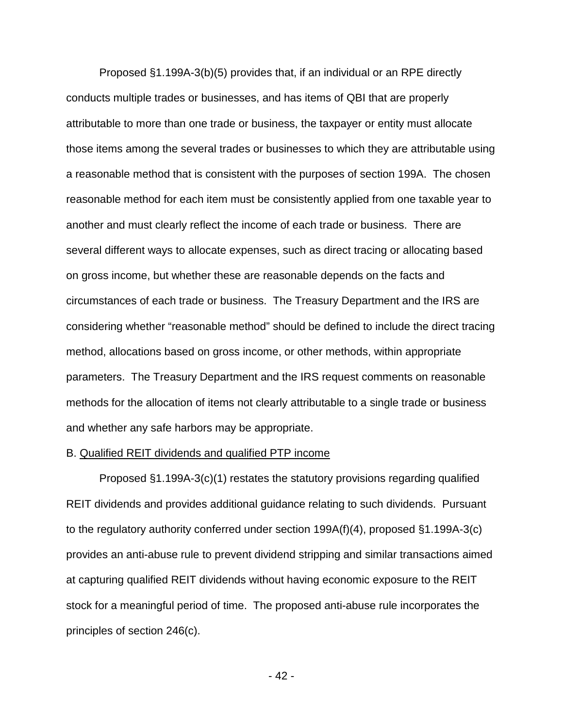Proposed §1.199A-3(b)(5) provides that, if an individual or an RPE directly conducts multiple trades or businesses, and has items of QBI that are properly attributable to more than one trade or business, the taxpayer or entity must allocate those items among the several trades or businesses to which they are attributable using a reasonable method that is consistent with the purposes of section 199A. The chosen reasonable method for each item must be consistently applied from one taxable year to another and must clearly reflect the income of each trade or business. There are several different ways to allocate expenses, such as direct tracing or allocating based on gross income, but whether these are reasonable depends on the facts and circumstances of each trade or business. The Treasury Department and the IRS are considering whether "reasonable method" should be defined to include the direct tracing method, allocations based on gross income, or other methods, within appropriate parameters. The Treasury Department and the IRS request comments on reasonable methods for the allocation of items not clearly attributable to a single trade or business and whether any safe harbors may be appropriate.

B. Qualified REIT dividends and qualified PTP income

Proposed §1.199A-3(c)(1) restates the statutory provisions regarding qualified REIT dividends and provides additional guidance relating to such dividends. Pursuant to the regulatory authority conferred under section 199A(f)(4), proposed §1.199A-3(c) provides an anti-abuse rule to prevent dividend stripping and similar transactions aimed at capturing qualified REIT dividends without having economic exposure to the REIT stock for a meaningful period of time. The proposed anti-abuse rule incorporates the principles of section 246(c).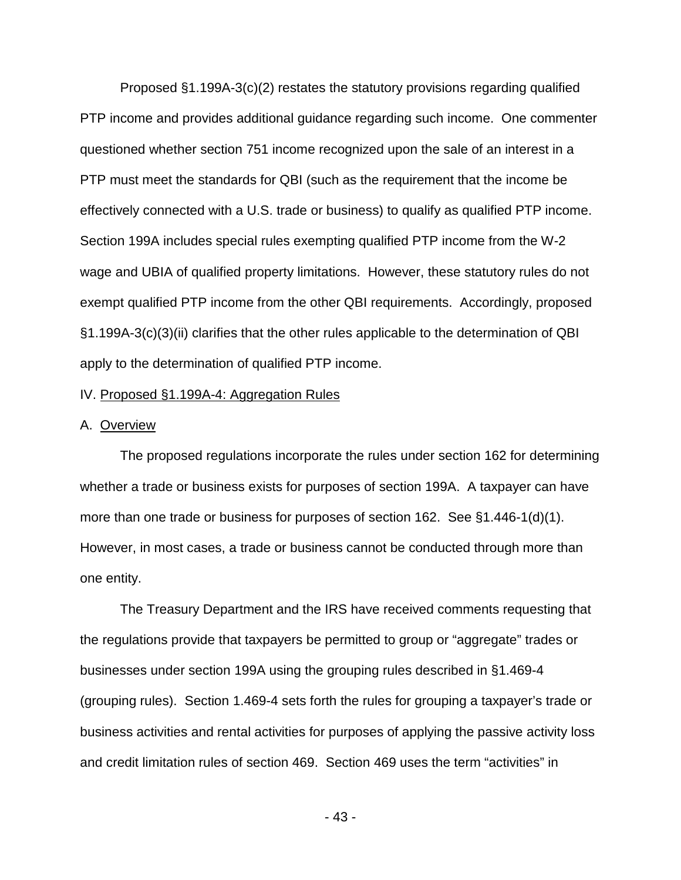Proposed §1.199A-3(c)(2) restates the statutory provisions regarding qualified PTP income and provides additional guidance regarding such income. One commenter questioned whether section 751 income recognized upon the sale of an interest in a PTP must meet the standards for QBI (such as the requirement that the income be effectively connected with a U.S. trade or business) to qualify as qualified PTP income. Section 199A includes special rules exempting qualified PTP income from the W-2 wage and UBIA of qualified property limitations. However, these statutory rules do not exempt qualified PTP income from the other QBI requirements. Accordingly, proposed §1.199A-3(c)(3)(ii) clarifies that the other rules applicable to the determination of QBI apply to the determination of qualified PTP income.

## IV. Proposed §1.199A-4: Aggregation Rules

### A. Overview

The proposed regulations incorporate the rules under section 162 for determining whether a trade or business exists for purposes of section 199A. A taxpayer can have more than one trade or business for purposes of section 162. See §1.446-1(d)(1). However, in most cases, a trade or business cannot be conducted through more than one entity.

The Treasury Department and the IRS have received comments requesting that the regulations provide that taxpayers be permitted to group or "aggregate" trades or businesses under section 199A using the grouping rules described in §1.469-4 (grouping rules). Section 1.469-4 sets forth the rules for grouping a taxpayer's trade or business activities and rental activities for purposes of applying the passive activity loss and credit limitation rules of section 469. Section 469 uses the term "activities" in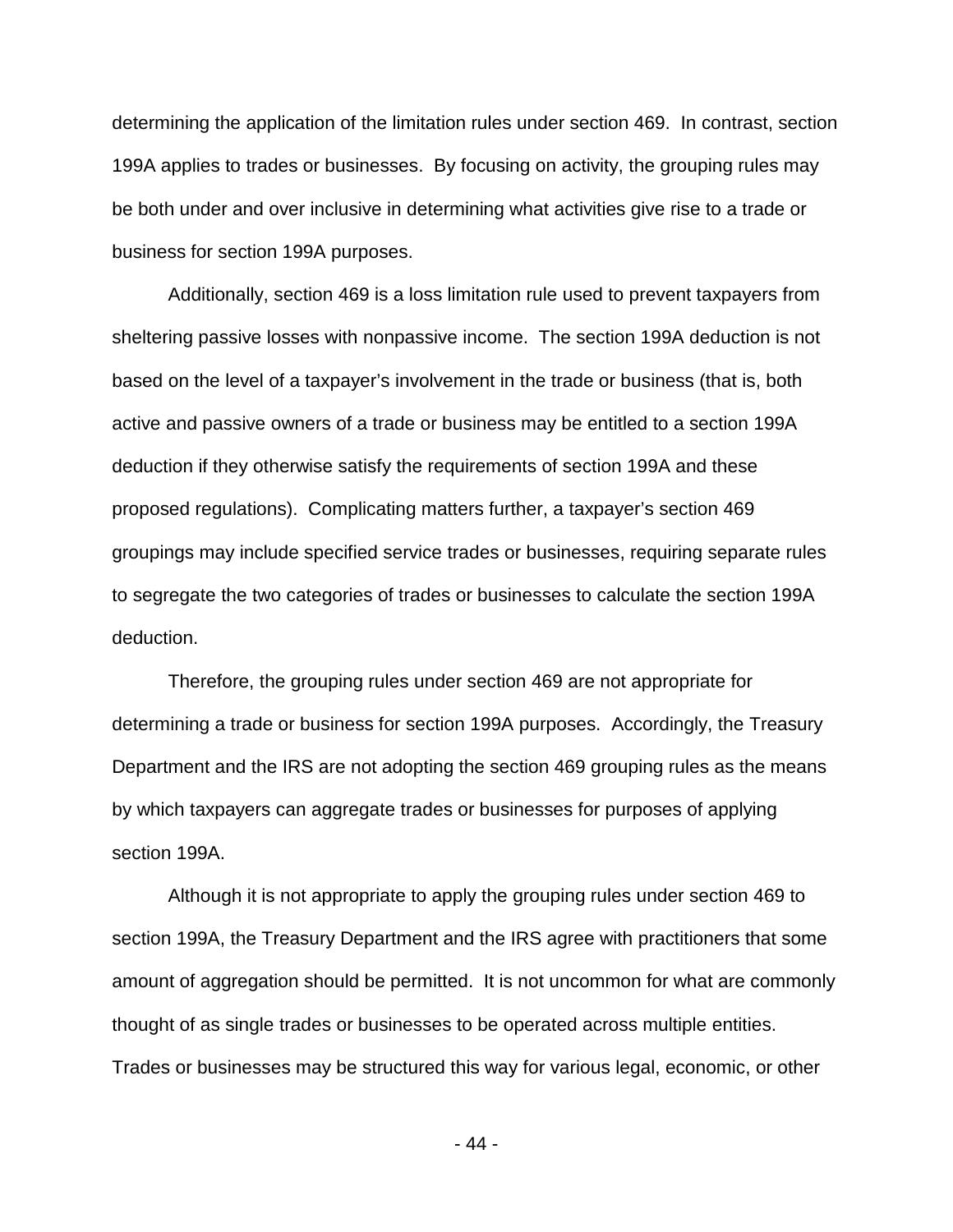determining the application of the limitation rules under section 469. In contrast, section 199A applies to trades or businesses. By focusing on activity, the grouping rules may be both under and over inclusive in determining what activities give rise to a trade or business for section 199A purposes.

Additionally, section 469 is a loss limitation rule used to prevent taxpayers from sheltering passive losses with nonpassive income. The section 199A deduction is not based on the level of a taxpayer's involvement in the trade or business (that is, both active and passive owners of a trade or business may be entitled to a section 199A deduction if they otherwise satisfy the requirements of section 199A and these proposed regulations). Complicating matters further, a taxpayer's section 469 groupings may include specified service trades or businesses, requiring separate rules to segregate the two categories of trades or businesses to calculate the section 199A deduction.

Therefore, the grouping rules under section 469 are not appropriate for determining a trade or business for section 199A purposes. Accordingly, the Treasury Department and the IRS are not adopting the section 469 grouping rules as the means by which taxpayers can aggregate trades or businesses for purposes of applying section 199A.

Although it is not appropriate to apply the grouping rules under section 469 to section 199A, the Treasury Department and the IRS agree with practitioners that some amount of aggregation should be permitted. It is not uncommon for what are commonly thought of as single trades or businesses to be operated across multiple entities. Trades or businesses may be structured this way for various legal, economic, or other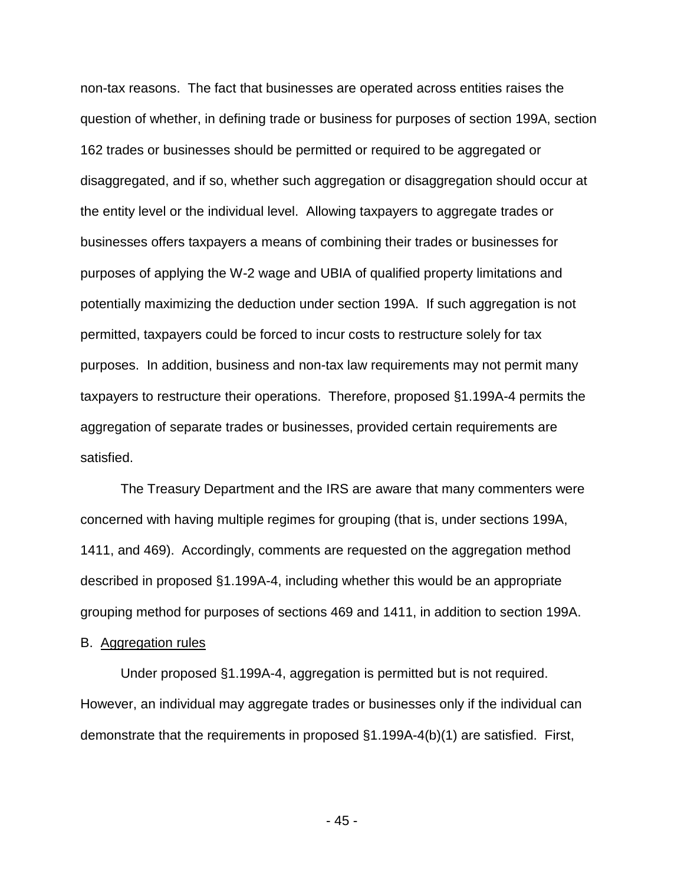non-tax reasons. The fact that businesses are operated across entities raises the question of whether, in defining trade or business for purposes of section 199A, section 162 trades or businesses should be permitted or required to be aggregated or disaggregated, and if so, whether such aggregation or disaggregation should occur at the entity level or the individual level. Allowing taxpayers to aggregate trades or businesses offers taxpayers a means of combining their trades or businesses for purposes of applying the W-2 wage and UBIA of qualified property limitations and potentially maximizing the deduction under section 199A. If such aggregation is not permitted, taxpayers could be forced to incur costs to restructure solely for tax purposes. In addition, business and non-tax law requirements may not permit many taxpayers to restructure their operations. Therefore, proposed §1.199A-4 permits the aggregation of separate trades or businesses, provided certain requirements are satisfied.

The Treasury Department and the IRS are aware that many commenters were concerned with having multiple regimes for grouping (that is, under sections 199A, 1411, and 469). Accordingly, comments are requested on the aggregation method described in proposed §1.199A-4, including whether this would be an appropriate grouping method for purposes of sections 469 and 1411, in addition to section 199A.

B. Aggregation rules

Under proposed §1.199A-4, aggregation is permitted but is not required. However, an individual may aggregate trades or businesses only if the individual can demonstrate that the requirements in proposed §1.199A-4(b)(1) are satisfied. First,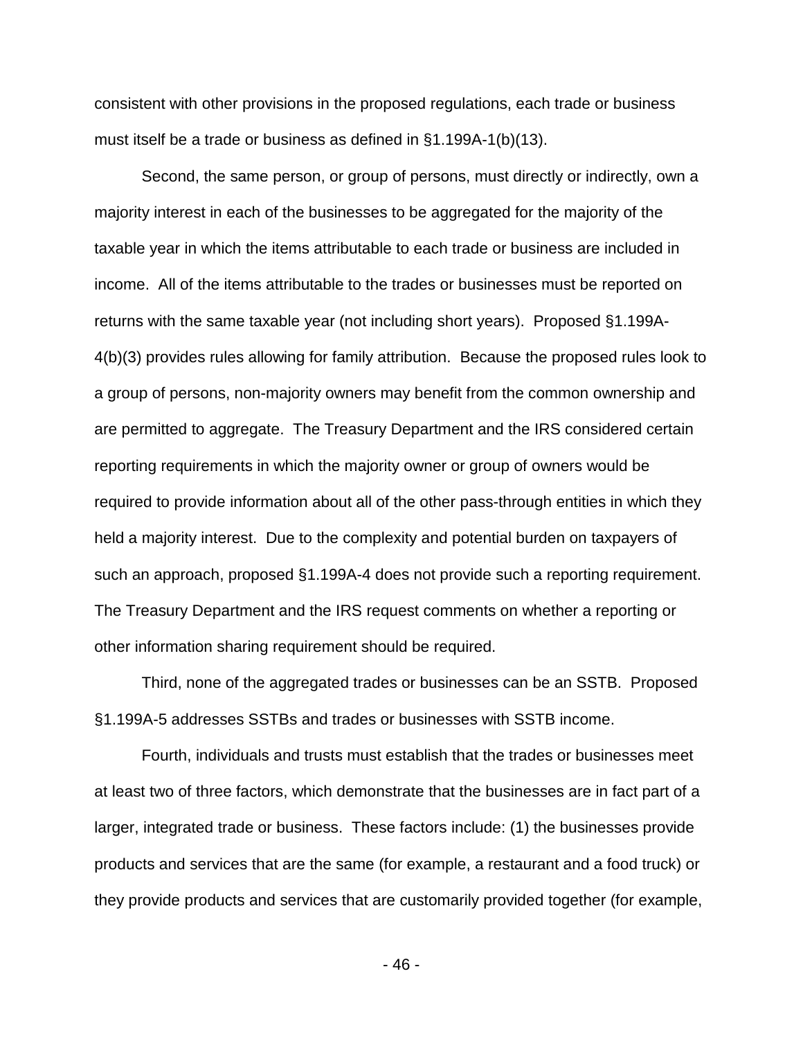consistent with other provisions in the proposed regulations, each trade or business must itself be a trade or business as defined in §1.199A-1(b)(13).

Second, the same person, or group of persons, must directly or indirectly, own a majority interest in each of the businesses to be aggregated for the majority of the taxable year in which the items attributable to each trade or business are included in income. All of the items attributable to the trades or businesses must be reported on returns with the same taxable year (not including short years). Proposed §1.199A-4(b)(3) provides rules allowing for family attribution. Because the proposed rules look to a group of persons, non-majority owners may benefit from the common ownership and are permitted to aggregate. The Treasury Department and the IRS considered certain reporting requirements in which the majority owner or group of owners would be required to provide information about all of the other pass-through entities in which they held a majority interest. Due to the complexity and potential burden on taxpayers of such an approach, proposed §1.199A-4 does not provide such a reporting requirement. The Treasury Department and the IRS request comments on whether a reporting or other information sharing requirement should be required.

Third, none of the aggregated trades or businesses can be an SSTB. Proposed §1.199A-5 addresses SSTBs and trades or businesses with SSTB income.

Fourth, individuals and trusts must establish that the trades or businesses meet at least two of three factors, which demonstrate that the businesses are in fact part of a larger, integrated trade or business. These factors include: (1) the businesses provide products and services that are the same (for example, a restaurant and a food truck) or they provide products and services that are customarily provided together (for example,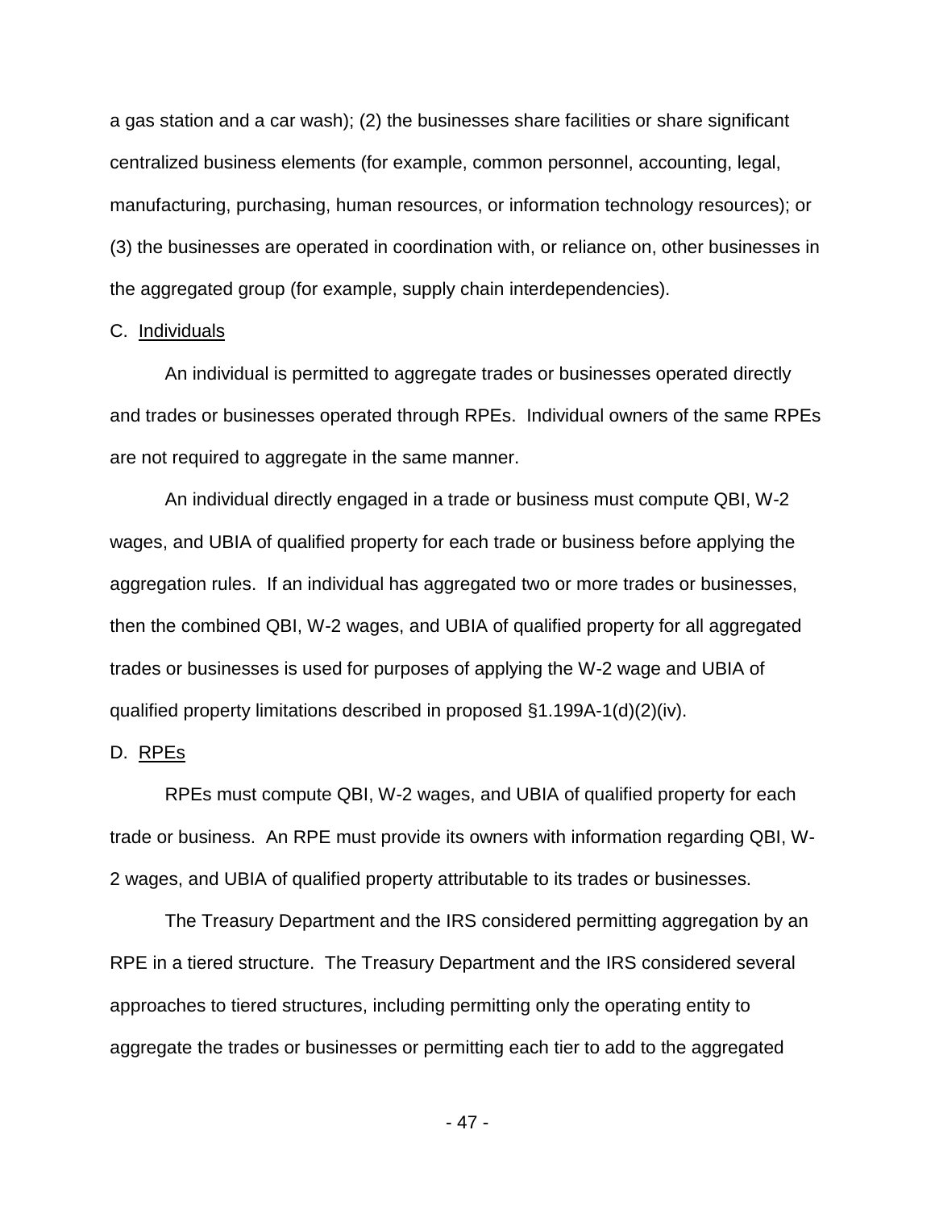a gas station and a car wash); (2) the businesses share facilities or share significant centralized business elements (for example, common personnel, accounting, legal, manufacturing, purchasing, human resources, or information technology resources); or (3) the businesses are operated in coordination with, or reliance on, other businesses in the aggregated group (for example, supply chain interdependencies).

C. Individuals

An individual is permitted to aggregate trades or businesses operated directly and trades or businesses operated through RPEs. Individual owners of the same RPEs are not required to aggregate in the same manner.

An individual directly engaged in a trade or business must compute QBI, W-2 wages, and UBIA of qualified property for each trade or business before applying the aggregation rules. If an individual has aggregated two or more trades or businesses, then the combined QBI, W-2 wages, and UBIA of qualified property for all aggregated trades or businesses is used for purposes of applying the W-2 wage and UBIA of qualified property limitations described in proposed §1.199A-1(d)(2)(iv).

D. RPEs

RPEs must compute QBI, W-2 wages, and UBIA of qualified property for each trade or business. An RPE must provide its owners with information regarding QBI, W-2 wages, and UBIA of qualified property attributable to its trades or businesses.

The Treasury Department and the IRS considered permitting aggregation by an RPE in a tiered structure. The Treasury Department and the IRS considered several approaches to tiered structures, including permitting only the operating entity to aggregate the trades or businesses or permitting each tier to add to the aggregated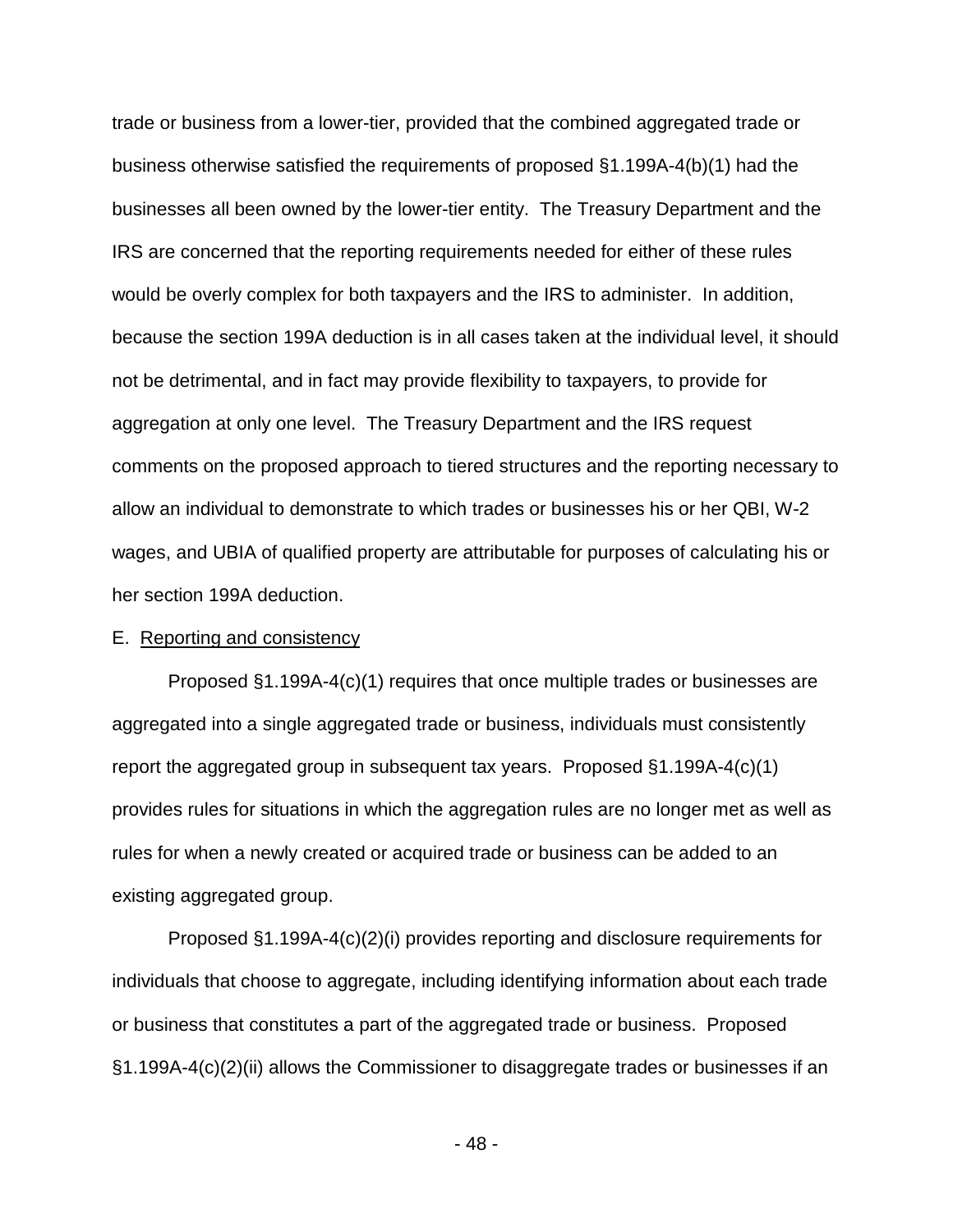trade or business from a lower-tier, provided that the combined aggregated trade or business otherwise satisfied the requirements of proposed §1.199A-4(b)(1) had the businesses all been owned by the lower-tier entity. The Treasury Department and the IRS are concerned that the reporting requirements needed for either of these rules would be overly complex for both taxpayers and the IRS to administer. In addition, because the section 199A deduction is in all cases taken at the individual level, it should not be detrimental, and in fact may provide flexibility to taxpayers, to provide for aggregation at only one level. The Treasury Department and the IRS request comments on the proposed approach to tiered structures and the reporting necessary to allow an individual to demonstrate to which trades or businesses his or her QBI, W-2 wages, and UBIA of qualified property are attributable for purposes of calculating his or her section 199A deduction.

E. Reporting and consistency

Proposed §1.199A-4(c)(1) requires that once multiple trades or businesses are aggregated into a single aggregated trade or business, individuals must consistently report the aggregated group in subsequent tax years. Proposed §1.199A-4(c)(1) provides rules for situations in which the aggregation rules are no longer met as well as rules for when a newly created or acquired trade or business can be added to an existing aggregated group.

Proposed §1.199A-4(c)(2)(i) provides reporting and disclosure requirements for individuals that choose to aggregate, including identifying information about each trade or business that constitutes a part of the aggregated trade or business. Proposed §1.199A-4(c)(2)(ii) allows the Commissioner to disaggregate trades or businesses if an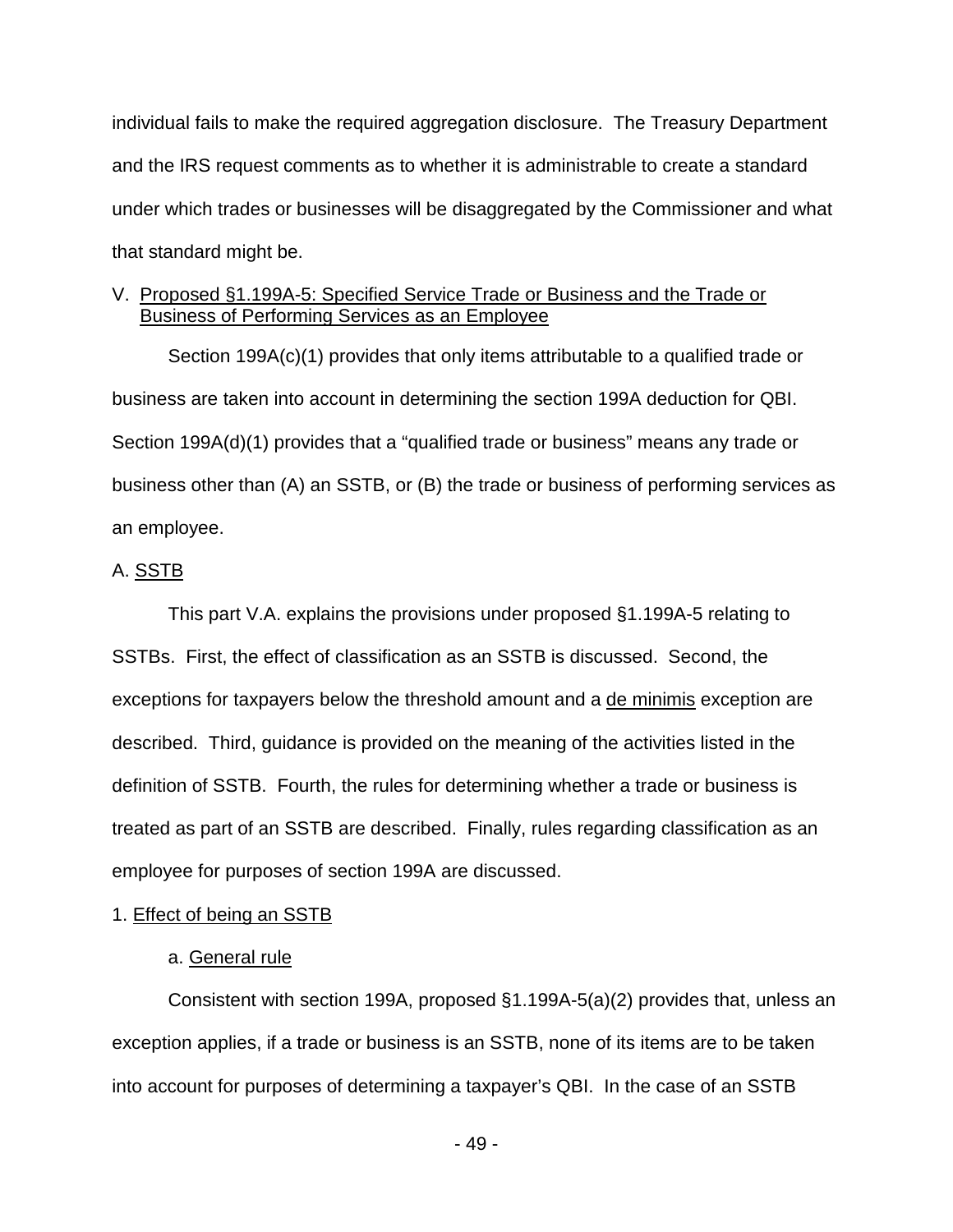individual fails to make the required aggregation disclosure. The Treasury Department and the IRS request comments as to whether it is administrable to create a standard under which trades or businesses will be disaggregated by the Commissioner and what that standard might be.

## V. Proposed §1.199A-5: Specified Service Trade or Business and the Trade or Business of Performing Services as an Employee

Section 199A(c)(1) provides that only items attributable to a qualified trade or business are taken into account in determining the section 199A deduction for QBI. Section 199A(d)(1) provides that a "qualified trade or business" means any trade or business other than (A) an SSTB, or (B) the trade or business of performing services as an employee.

### A. SSTB

This part V.A. explains the provisions under proposed §1.199A-5 relating to SSTBs. First, the effect of classification as an SSTB is discussed. Second, the exceptions for taxpayers below the threshold amount and a de minimis exception are described. Third, guidance is provided on the meaning of the activities listed in the definition of SSTB. Fourth, the rules for determining whether a trade or business is treated as part of an SSTB are described. Finally, rules regarding classification as an employee for purposes of section 199A are discussed.

#### 1. Effect of being an SSTB

##### a. General rule

Consistent with section 199A, proposed §1.199A-5(a)(2) provides that, unless an exception applies, if a trade or business is an SSTB, none of its items are to be taken into account for purposes of determining a taxpayer's QBI. In the case of an SSTB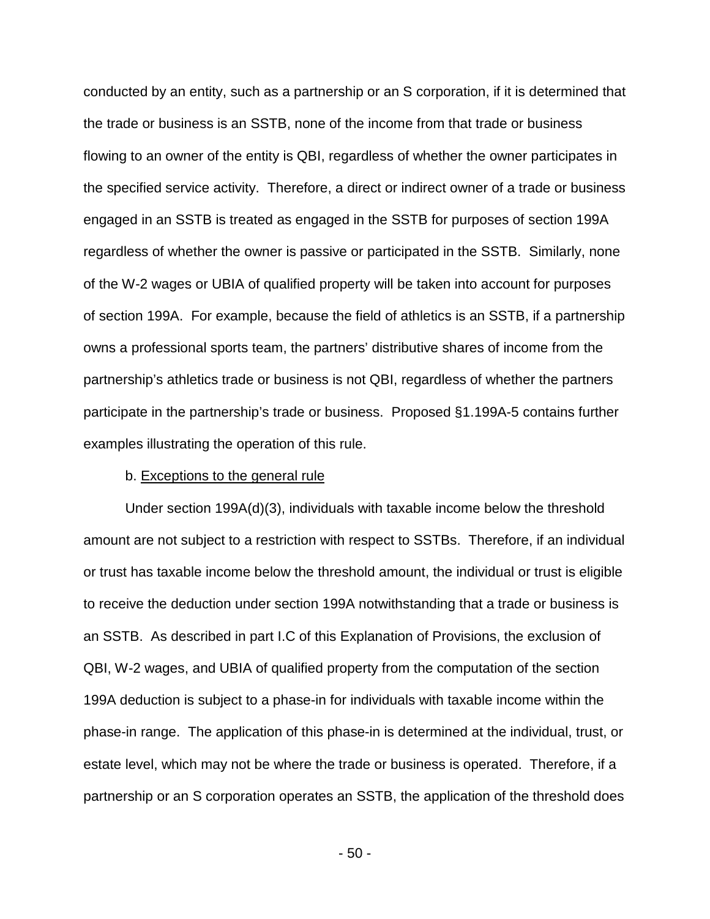conducted by an entity, such as a partnership or an S corporation, if it is determined that the trade or business is an SSTB, none of the income from that trade or business flowing to an owner of the entity is QBI, regardless of whether the owner participates in the specified service activity. Therefore, a direct or indirect owner of a trade or business engaged in an SSTB is treated as engaged in the SSTB for purposes of section 199A regardless of whether the owner is passive or participated in the SSTB. Similarly, none of the W-2 wages or UBIA of qualified property will be taken into account for purposes of section 199A. For example, because the field of athletics is an SSTB, if a partnership owns a professional sports team, the partners' distributive shares of income from the partnership's athletics trade or business is not QBI, regardless of whether the partners participate in the partnership's trade or business. Proposed §1.199A-5 contains further examples illustrating the operation of this rule.

b. Exceptions to the general rule

Under section 199A(d)(3), individuals with taxable income below the threshold amount are not subject to a restriction with respect to SSTBs. Therefore, if an individual or trust has taxable income below the threshold amount, the individual or trust is eligible to receive the deduction under section 199A notwithstanding that a trade or business is an SSTB. As described in part I.C of this Explanation of Provisions, the exclusion of QBI, W-2 wages, and UBIA of qualified property from the computation of the section 199A deduction is subject to a phase-in for individuals with taxable income within the phase-in range. The application of this phase-in is determined at the individual, trust, or estate level, which may not be where the trade or business is operated. Therefore, if a partnership or an S corporation operates an SSTB, the application of the threshold does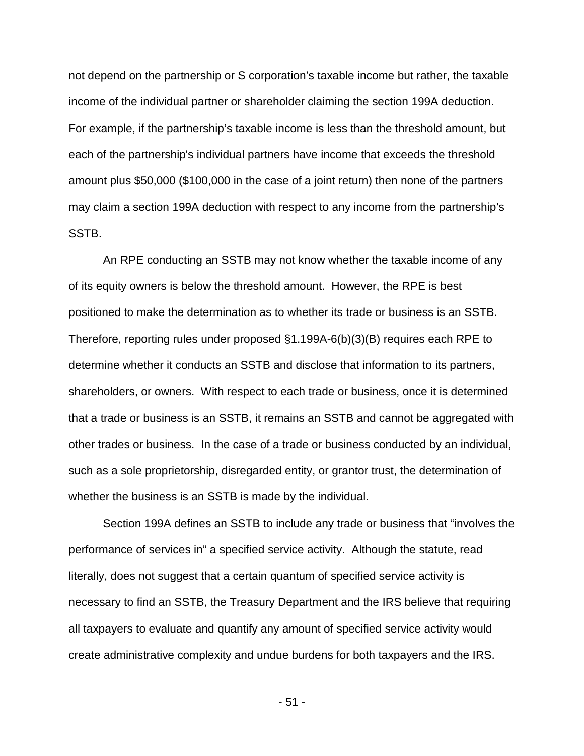not depend on the partnership or S corporation's taxable income but rather, the taxable income of the individual partner or shareholder claiming the section 199A deduction. For example, if the partnership's taxable income is less than the threshold amount, but each of the partnership's individual partners have income that exceeds the threshold amount plus $50,000 ($100,000 in the case of a joint return) then none of the partners may claim a section 199A deduction with respect to any income from the partnership's SSTB.

An RPE conducting an SSTB may not know whether the taxable income of any of its equity owners is below the threshold amount. However, the RPE is best positioned to make the determination as to whether its trade or business is an SSTB. Therefore, reporting rules under proposed §1.199A-6(b)(3)(B) requires each RPE to determine whether it conducts an SSTB and disclose that information to its partners, shareholders, or owners. With respect to each trade or business, once it is determined that a trade or business is an SSTB, it remains an SSTB and cannot be aggregated with other trades or business. In the case of a trade or business conducted by an individual, such as a sole proprietorship, disregarded entity, or grantor trust, the determination of whether the business is an SSTB is made by the individual.

Section 199A defines an SSTB to include any trade or business that "involves the performance of services in" a specified service activity. Although the statute, read literally, does not suggest that a certain quantum of specified service activity is necessary to find an SSTB, the Treasury Department and the IRS believe that requiring all taxpayers to evaluate and quantify any amount of specified service activity would create administrative complexity and undue burdens for both taxpayers and the IRS.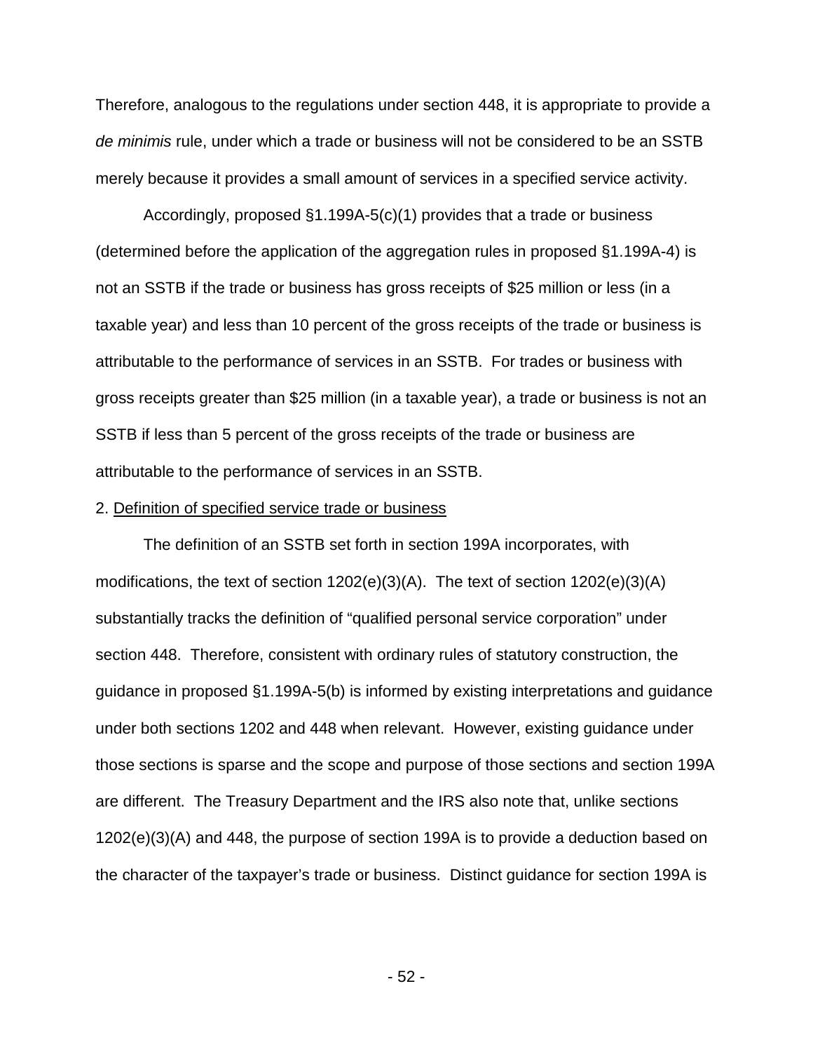Therefore, analogous to the regulations under section 448, it is appropriate to provide a *de minimis* rule, under which a trade or business will not be considered to be an SSTB merely because it provides a small amount of services in a specified service activity.

Accordingly, proposed §1.199A-5(c)(1) provides that a trade or business (determined before the application of the aggregation rules in proposed §1.199A-4) is not an SSTB if the trade or business has gross receipts of $25 million or less (in a taxable year) and less than 10 percent of the gross receipts of the trade or business is attributable to the performance of services in an SSTB. For trades or business with gross receipts greater than $25 million (in a taxable year), a trade or business is not an SSTB if less than 5 percent of the gross receipts of the trade or business are attributable to the performance of services in an SSTB.

2. Definition of specified service trade or business

The definition of an SSTB set forth in section 199A incorporates, with modifications, the text of section 1202(e)(3)(A). The text of section 1202(e)(3)(A) substantially tracks the definition of "qualified personal service corporation" under section 448. Therefore, consistent with ordinary rules of statutory construction, the guidance in proposed §1.199A-5(b) is informed by existing interpretations and guidance under both sections 1202 and 448 when relevant. However, existing guidance under those sections is sparse and the scope and purpose of those sections and section 199A are different. The Treasury Department and the IRS also note that, unlike sections 1202(e)(3)(A) and 448, the purpose of section 199A is to provide a deduction based on the character of the taxpayer's trade or business. Distinct guidance for section 199A is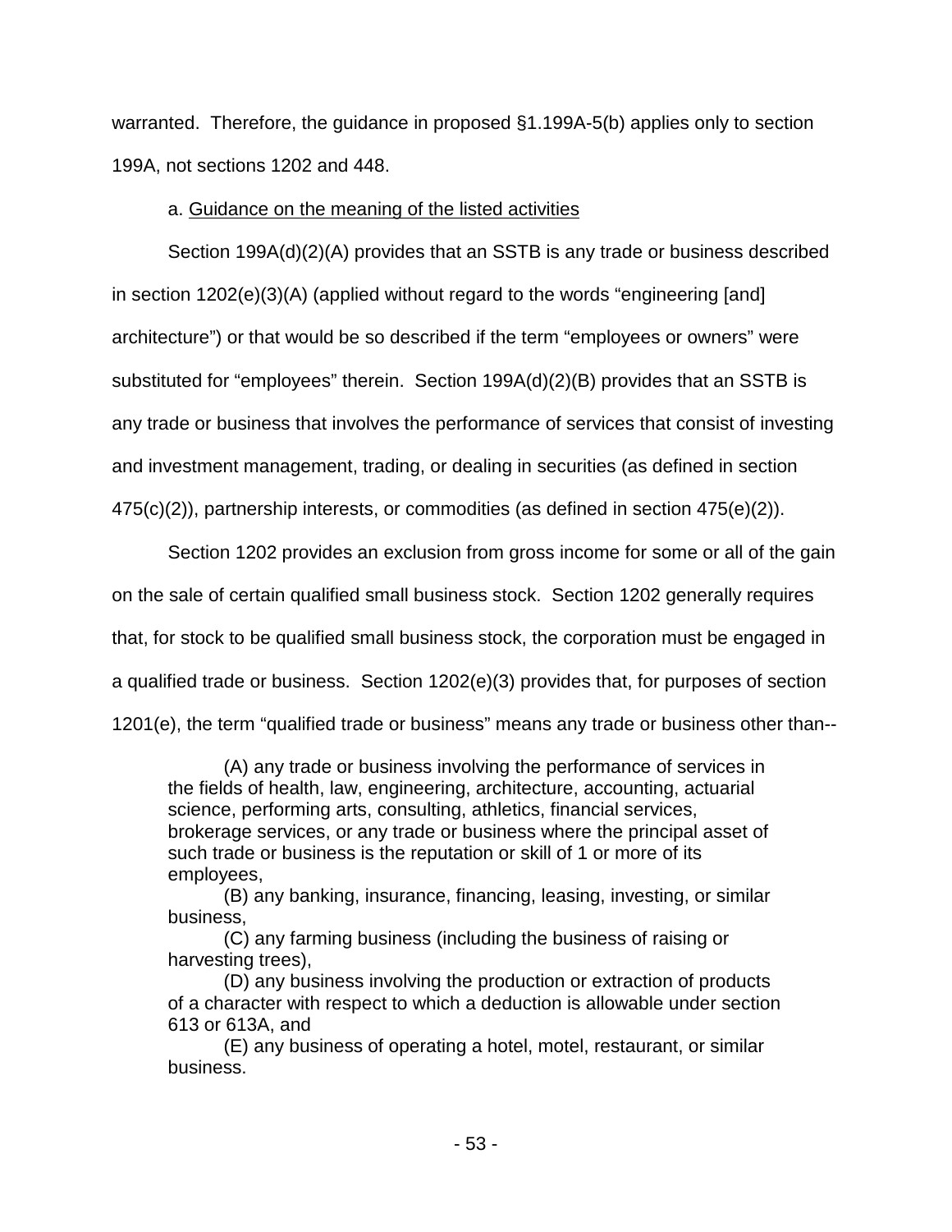warranted. Therefore, the guidance in proposed §1.199A-5(b) applies only to section 199A, not sections 1202 and 448.

a. Guidance on the meaning of the listed activities

Section 199A(d)(2)(A) provides that an SSTB is any trade or business described in section 1202(e)(3)(A) (applied without regard to the words "engineering [and] architecture") or that would be so described if the term "employees or owners" were substituted for "employees" therein. Section 199A(d)(2)(B) provides that an SSTB is any trade or business that involves the performance of services that consist of investing and investment management, trading, or dealing in securities (as defined in section 475(c)(2)), partnership interests, or commodities (as defined in section 475(e)(2)).

Section 1202 provides an exclusion from gross income for some or all of the gain on the sale of certain qualified small business stock. Section 1202 generally requires that, for stock to be qualified small business stock, the corporation must be engaged in a qualified trade or business. Section 1202(e)(3) provides that, for purposes of section 1201(e), the term "qualified trade or business" means any trade or business other than--

> (A) any trade or business involving the performance of services in the fields of health, law, engineering, architecture, accounting, actuarial science, performing arts, consulting, athletics, financial services, brokerage services, or any trade or business where the principal asset of such trade or business is the reputation or skill of 1 or more of its employees,
>
> (B) any banking, insurance, financing, leasing, investing, or similar business,
>
> (C) any farming business (including the business of raising or harvesting trees),
>
> (D) any business involving the production or extraction of products of a character with respect to which a deduction is allowable under section 613 or 613A, and
>
> (E) any business of operating a hotel, motel, restaurant, or similar business.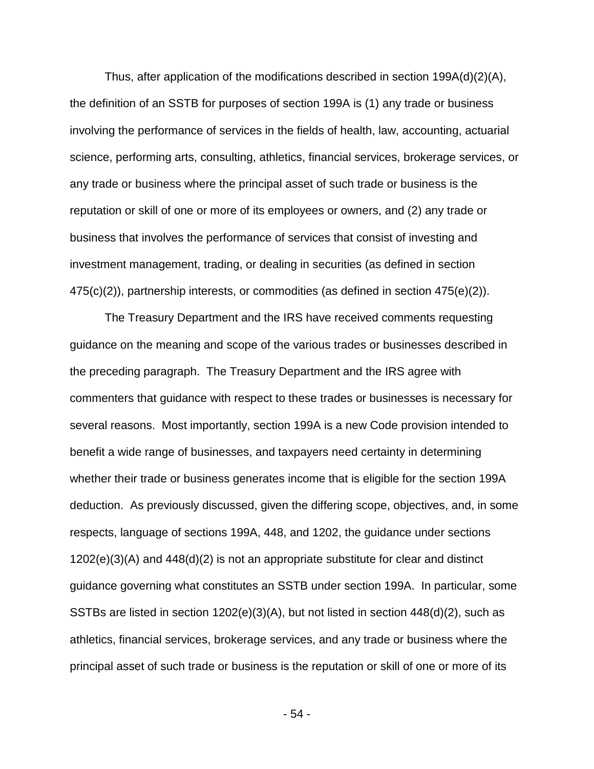Thus, after application of the modifications described in section 199A(d)(2)(A), the definition of an SSTB for purposes of section 199A is (1) any trade or business involving the performance of services in the fields of health, law, accounting, actuarial science, performing arts, consulting, athletics, financial services, brokerage services, or any trade or business where the principal asset of such trade or business is the reputation or skill of one or more of its employees or owners, and (2) any trade or business that involves the performance of services that consist of investing and investment management, trading, or dealing in securities (as defined in section 475(c)(2)), partnership interests, or commodities (as defined in section 475(e)(2)).

The Treasury Department and the IRS have received comments requesting guidance on the meaning and scope of the various trades or businesses described in the preceding paragraph. The Treasury Department and the IRS agree with commenters that guidance with respect to these trades or businesses is necessary for several reasons. Most importantly, section 199A is a new Code provision intended to benefit a wide range of businesses, and taxpayers need certainty in determining whether their trade or business generates income that is eligible for the section 199A deduction. As previously discussed, given the differing scope, objectives, and, in some respects, language of sections 199A, 448, and 1202, the guidance under sections 1202(e)(3)(A) and 448(d)(2) is not an appropriate substitute for clear and distinct guidance governing what constitutes an SSTB under section 199A. In particular, some SSTBs are listed in section 1202(e)(3)(A), but not listed in section 448(d)(2), such as athletics, financial services, brokerage services, and any trade or business where the principal asset of such trade or business is the reputation or skill of one or more of its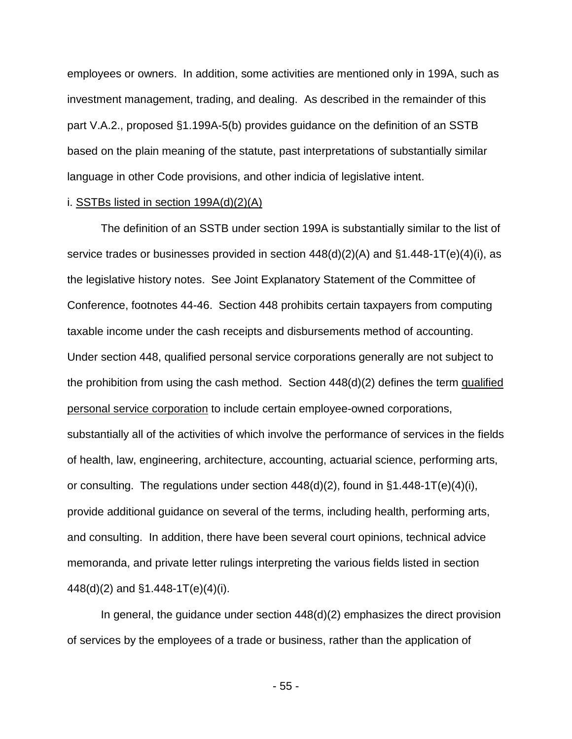employees or owners. In addition, some activities are mentioned only in 199A, such as investment management, trading, and dealing. As described in the remainder of this part V.A.2., proposed §1.199A-5(b) provides guidance on the definition of an SSTB based on the plain meaning of the statute, past interpretations of substantially similar language in other Code provisions, and other indicia of legislative intent.

i. SSTBs listed in section 199A(d)(2)(A)

The definition of an SSTB under section 199A is substantially similar to the list of service trades or businesses provided in section 448(d)(2)(A) and §1.448-1T(e)(4)(i), as the legislative history notes. See Joint Explanatory Statement of the Committee of Conference, footnotes 44-46. Section 448 prohibits certain taxpayers from computing taxable income under the cash receipts and disbursements method of accounting. Under section 448, qualified personal service corporations generally are not subject to the prohibition from using the cash method. Section 448(d)(2) defines the term qualified personal service corporation to include certain employee-owned corporations, substantially all of the activities of which involve the performance of services in the fields of health, law, engineering, architecture, accounting, actuarial science, performing arts, or consulting. The regulations under section 448(d)(2), found in §1.448-1T(e)(4)(i), provide additional guidance on several of the terms, including health, performing arts, and consulting. In addition, there have been several court opinions, technical advice memoranda, and private letter rulings interpreting the various fields listed in section 448(d)(2) and §1.448-1T(e)(4)(i).

In general, the guidance under section 448(d)(2) emphasizes the direct provision of services by the employees of a trade or business, rather than the application of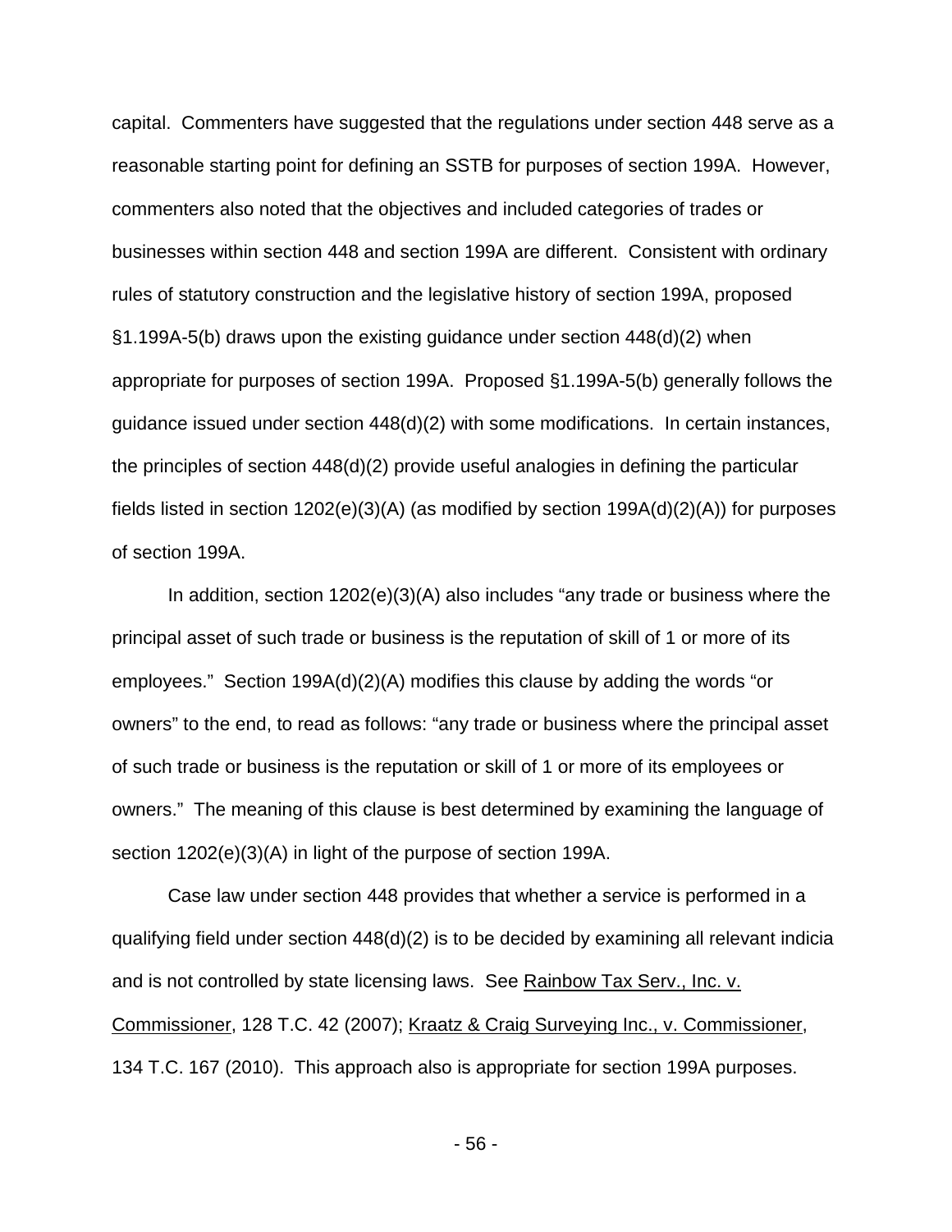capital. Commenters have suggested that the regulations under section 448 serve as a reasonable starting point for defining an SSTB for purposes of section 199A. However, commenters also noted that the objectives and included categories of trades or businesses within section 448 and section 199A are different. Consistent with ordinary rules of statutory construction and the legislative history of section 199A, proposed §1.199A-5(b) draws upon the existing guidance under section 448(d)(2) when appropriate for purposes of section 199A. Proposed §1.199A-5(b) generally follows the guidance issued under section 448(d)(2) with some modifications. In certain instances, the principles of section 448(d)(2) provide useful analogies in defining the particular fields listed in section 1202(e)(3)(A) (as modified by section 199A(d)(2)(A)) for purposes of section 199A.

In addition, section 1202(e)(3)(A) also includes "any trade or business where the principal asset of such trade or business is the reputation of skill of 1 or more of its employees." Section 199A(d)(2)(A) modifies this clause by adding the words "or owners" to the end, to read as follows: "any trade or business where the principal asset of such trade or business is the reputation or skill of 1 or more of its employees or owners." The meaning of this clause is best determined by examining the language of section 1202(e)(3)(A) in light of the purpose of section 199A.

Case law under section 448 provides that whether a service is performed in a qualifying field under section 448(d)(2) is to be decided by examining all relevant indicia and is not controlled by state licensing laws. See Rainbow Tax Serv., Inc. v. Commissioner, 128 T.C. 42 (2007); Kraatz & Craig Surveying Inc., v. Commissioner, 134 T.C. 167 (2010). This approach also is appropriate for section 199A purposes.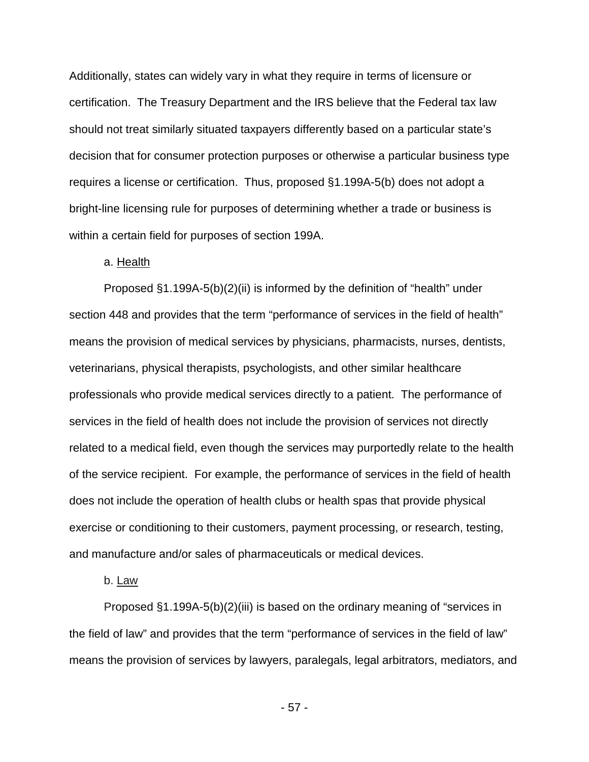Additionally, states can widely vary in what they require in terms of licensure or certification. The Treasury Department and the IRS believe that the Federal tax law should not treat similarly situated taxpayers differently based on a particular state's decision that for consumer protection purposes or otherwise a particular business type requires a license or certification. Thus, proposed §1.199A-5(b) does not adopt a bright-line licensing rule for purposes of determining whether a trade or business is within a certain field for purposes of section 199A.

a. Health

Proposed §1.199A-5(b)(2)(ii) is informed by the definition of "health" under section 448 and provides that the term "performance of services in the field of health" means the provision of medical services by physicians, pharmacists, nurses, dentists, veterinarians, physical therapists, psychologists, and other similar healthcare professionals who provide medical services directly to a patient. The performance of services in the field of health does not include the provision of services not directly related to a medical field, even though the services may purportedly relate to the health of the service recipient. For example, the performance of services in the field of health does not include the operation of health clubs or health spas that provide physical exercise or conditioning to their customers, payment processing, or research, testing, and manufacture and/or sales of pharmaceuticals or medical devices.

b. Law

Proposed §1.199A-5(b)(2)(iii) is based on the ordinary meaning of "services in the field of law" and provides that the term "performance of services in the field of law" means the provision of services by lawyers, paralegals, legal arbitrators, mediators, and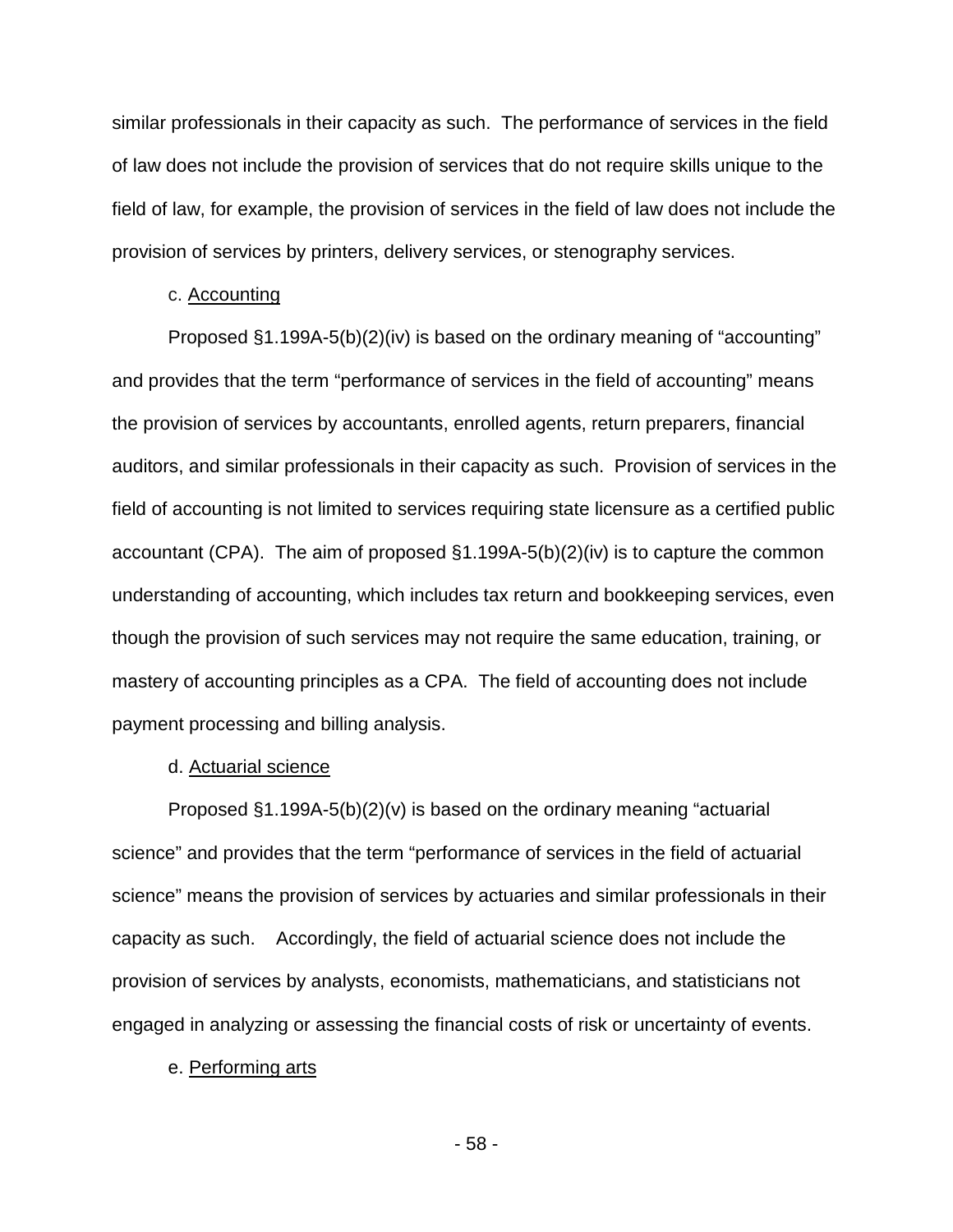similar professionals in their capacity as such. The performance of services in the field of law does not include the provision of services that do not require skills unique to the field of law, for example, the provision of services in the field of law does not include the provision of services by printers, delivery services, or stenography services.

c. Accounting

Proposed §1.199A-5(b)(2)(iv) is based on the ordinary meaning of "accounting" and provides that the term "performance of services in the field of accounting" means the provision of services by accountants, enrolled agents, return preparers, financial auditors, and similar professionals in their capacity as such. Provision of services in the field of accounting is not limited to services requiring state licensure as a certified public accountant (CPA). The aim of proposed §1.199A-5(b)(2)(iv) is to capture the common understanding of accounting, which includes tax return and bookkeeping services, even though the provision of such services may not require the same education, training, or mastery of accounting principles as a CPA. The field of accounting does not include payment processing and billing analysis.

d. Actuarial science

Proposed §1.199A-5(b)(2)(v) is based on the ordinary meaning "actuarial science" and provides that the term "performance of services in the field of actuarial science" means the provision of services by actuaries and similar professionals in their capacity as such. Accordingly, the field of actuarial science does not include the provision of services by analysts, economists, mathematicians, and statisticians not engaged in analyzing or assessing the financial costs of risk or uncertainty of events.

e. Performing arts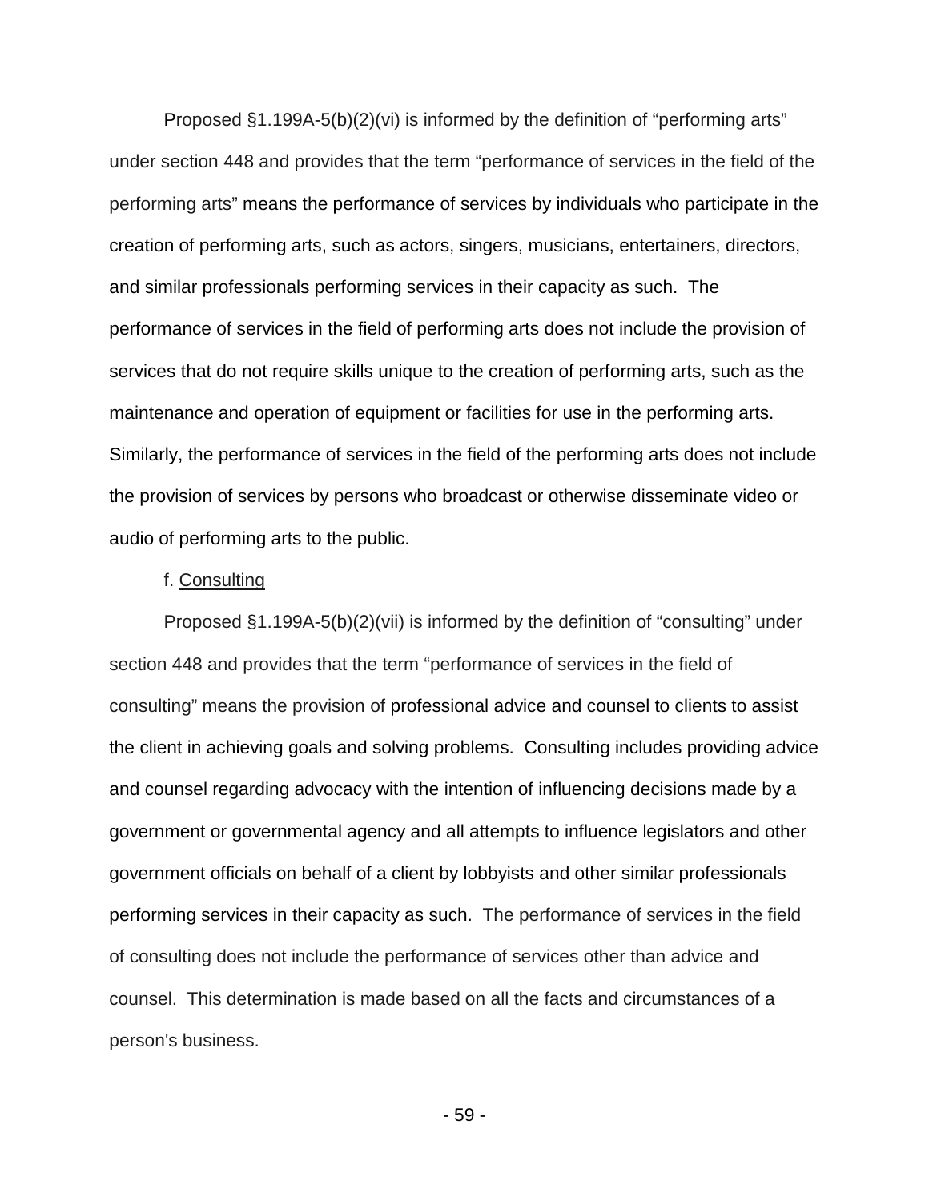Proposed §1.199A-5(b)(2)(vi) is informed by the definition of "performing arts" under section 448 and provides that the term "performance of services in the field of the performing arts" means the performance of services by individuals who participate in the creation of performing arts, such as actors, singers, musicians, entertainers, directors, and similar professionals performing services in their capacity as such. The performance of services in the field of performing arts does not include the provision of services that do not require skills unique to the creation of performing arts, such as the maintenance and operation of equipment or facilities for use in the performing arts. Similarly, the performance of services in the field of the performing arts does not include the provision of services by persons who broadcast or otherwise disseminate video or audio of performing arts to the public.

f. <u>Consulting</u>

Proposed §1.199A-5(b)(2)(vii) is informed by the definition of "consulting" under section 448 and provides that the term "performance of services in the field of consulting" means the provision of professional advice and counsel to clients to assist the client in achieving goals and solving problems. Consulting includes providing advice and counsel regarding advocacy with the intention of influencing decisions made by a government or governmental agency and all attempts to influence legislators and other government officials on behalf of a client by lobbyists and other similar professionals performing services in their capacity as such. The performance of services in the field of consulting does not include the performance of services other than advice and counsel. This determination is made based on all the facts and circumstances of a person's business.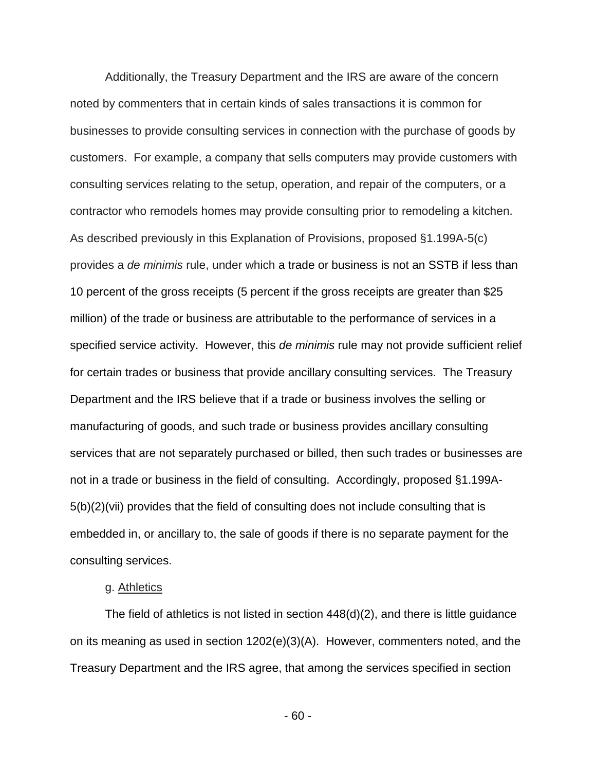Additionally, the Treasury Department and the IRS are aware of the concern noted by commenters that in certain kinds of sales transactions it is common for businesses to provide consulting services in connection with the purchase of goods by customers. For example, a company that sells computers may provide customers with consulting services relating to the setup, operation, and repair of the computers, or a contractor who remodels homes may provide consulting prior to remodeling a kitchen. As described previously in this Explanation of Provisions, proposed §1.199A-5(c) provides a *de minimis* rule, under which a trade or business is not an SSTB if less than 10 percent of the gross receipts (5 percent if the gross receipts are greater than $25 million) of the trade or business are attributable to the performance of services in a specified service activity. However, this *de minimis* rule may not provide sufficient relief for certain trades or business that provide ancillary consulting services. The Treasury Department and the IRS believe that if a trade or business involves the selling or manufacturing of goods, and such trade or business provides ancillary consulting services that are not separately purchased or billed, then such trades or businesses are not in a trade or business in the field of consulting. Accordingly, proposed §1.199A-5(b)(2)(vii) provides that the field of consulting does not include consulting that is embedded in, or ancillary to, the sale of goods if there is no separate payment for the consulting services.

g. <u>Athletics</u>

The field of athletics is not listed in section 448(d)(2), and there is little guidance on its meaning as used in section 1202(e)(3)(A). However, commenters noted, and the Treasury Department and the IRS agree, that among the services specified in section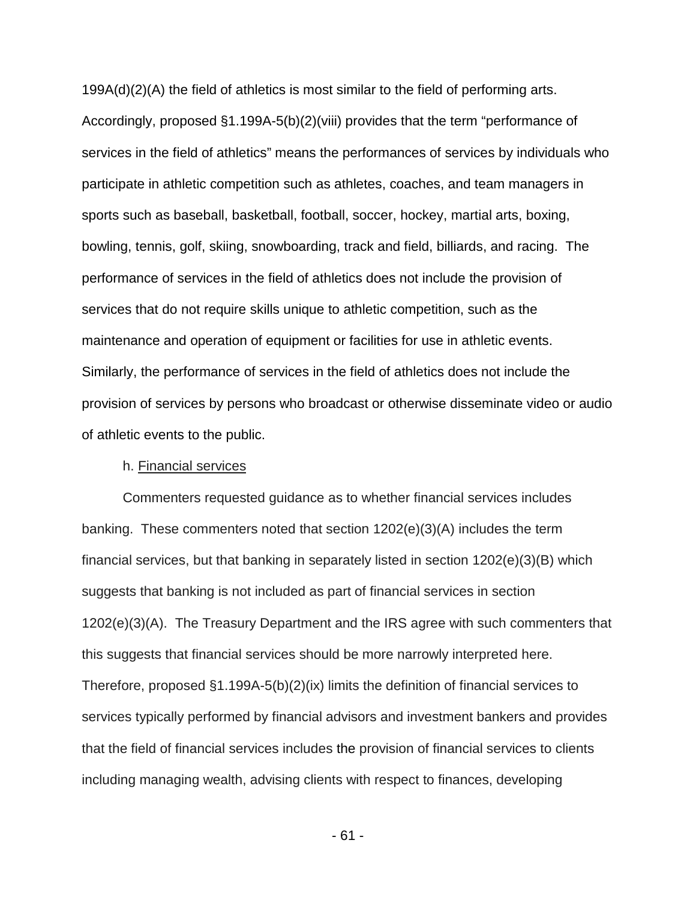199A(d)(2)(A) the field of athletics is most similar to the field of performing arts. Accordingly, proposed §1.199A-5(b)(2)(viii) provides that the term "performance of services in the field of athletics" means the performances of services by individuals who participate in athletic competition such as athletes, coaches, and team managers in sports such as baseball, basketball, football, soccer, hockey, martial arts, boxing, bowling, tennis, golf, skiing, snowboarding, track and field, billiards, and racing. The performance of services in the field of athletics does not include the provision of services that do not require skills unique to athletic competition, such as the maintenance and operation of equipment or facilities for use in athletic events. Similarly, the performance of services in the field of athletics does not include the provision of services by persons who broadcast or otherwise disseminate video or audio of athletic events to the public.

h. Financial services

Commenters requested guidance as to whether financial services includes banking. These commenters noted that section 1202(e)(3)(A) includes the term financial services, but that banking in separately listed in section 1202(e)(3)(B) which suggests that banking is not included as part of financial services in section 1202(e)(3)(A). The Treasury Department and the IRS agree with such commenters that this suggests that financial services should be more narrowly interpreted here. Therefore, proposed §1.199A-5(b)(2)(ix) limits the definition of financial services to services typically performed by financial advisors and investment bankers and provides that the field of financial services includes the provision of financial services to clients including managing wealth, advising clients with respect to finances, developing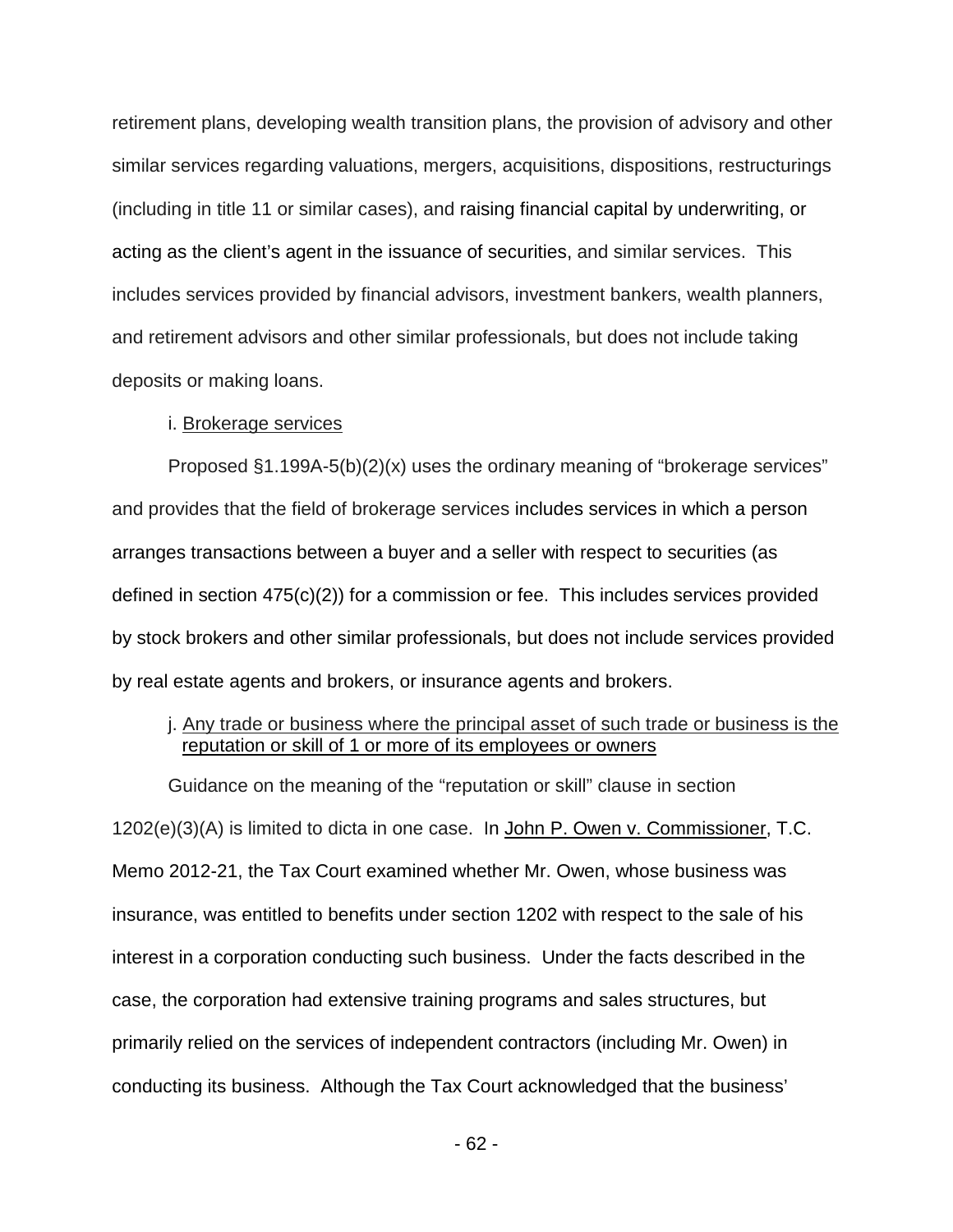retirement plans, developing wealth transition plans, the provision of advisory and other similar services regarding valuations, mergers, acquisitions, dispositions, restructurings (including in title 11 or similar cases), and raising financial capital by underwriting, or acting as the client's agent in the issuance of securities, and similar services. This includes services provided by financial advisors, investment bankers, wealth planners, and retirement advisors and other similar professionals, but does not include taking deposits or making loans.

i. Brokerage services

Proposed §1.199A-5(b)(2)(x) uses the ordinary meaning of "brokerage services" and provides that the field of brokerage services includes services in which a person arranges transactions between a buyer and a seller with respect to securities (as defined in section 475(c)(2)) for a commission or fee. This includes services provided by stock brokers and other similar professionals, but does not include services provided by real estate agents and brokers, or insurance agents and brokers.

j. Any trade or business where the principal asset of such trade or business is the reputation or skill of 1 or more of its employees or owners

Guidance on the meaning of the "reputation or skill" clause in section 1202(e)(3)(A) is limited to dicta in one case. In John P. Owen v. Commissioner, T.C. Memo 2012-21, the Tax Court examined whether Mr. Owen, whose business was insurance, was entitled to benefits under section 1202 with respect to the sale of his interest in a corporation conducting such business. Under the facts described in the case, the corporation had extensive training programs and sales structures, but primarily relied on the services of independent contractors (including Mr. Owen) in conducting its business. Although the Tax Court acknowledged that the business'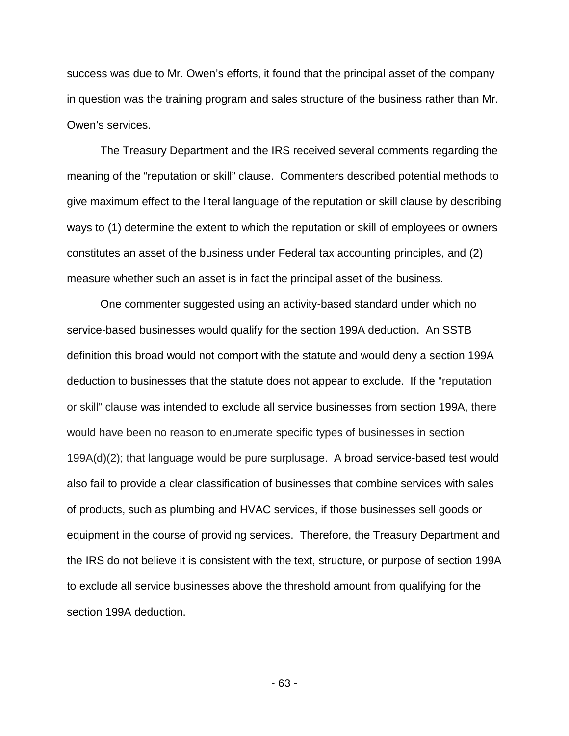success was due to Mr. Owen's efforts, it found that the principal asset of the company in question was the training program and sales structure of the business rather than Mr. Owen's services.

The Treasury Department and the IRS received several comments regarding the meaning of the "reputation or skill" clause. Commenters described potential methods to give maximum effect to the literal language of the reputation or skill clause by describing ways to (1) determine the extent to which the reputation or skill of employees or owners constitutes an asset of the business under Federal tax accounting principles, and (2) measure whether such an asset is in fact the principal asset of the business.

One commenter suggested using an activity-based standard under which no service-based businesses would qualify for the section 199A deduction. An SSTB definition this broad would not comport with the statute and would deny a section 199A deduction to businesses that the statute does not appear to exclude. If the "reputation or skill" clause was intended to exclude all service businesses from section 199A, there would have been no reason to enumerate specific types of businesses in section 199A(d)(2); that language would be pure surplusage. A broad service-based test would also fail to provide a clear classification of businesses that combine services with sales of products, such as plumbing and HVAC services, if those businesses sell goods or equipment in the course of providing services. Therefore, the Treasury Department and the IRS do not believe it is consistent with the text, structure, or purpose of section 199A to exclude all service businesses above the threshold amount from qualifying for the section 199A deduction.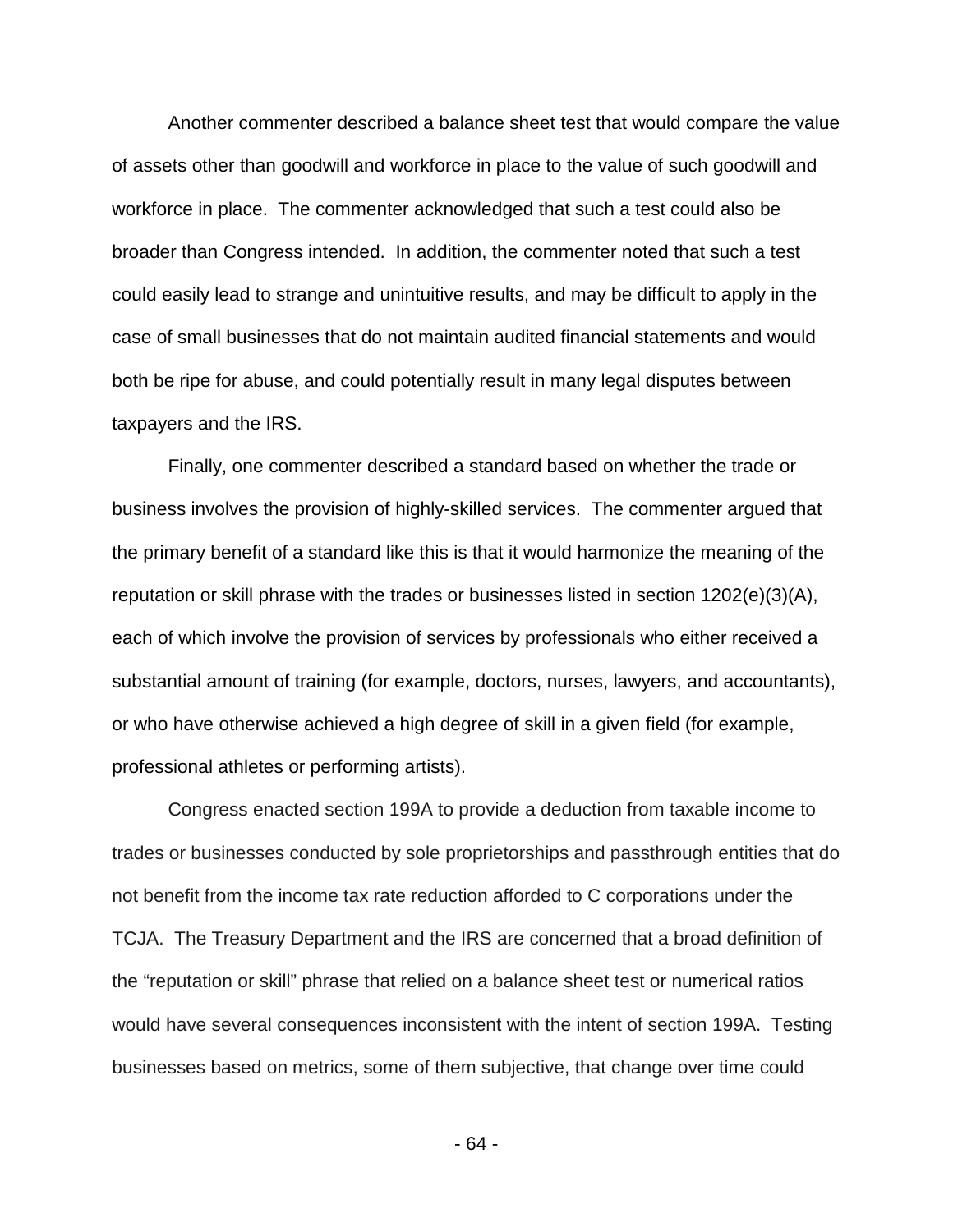Another commenter described a balance sheet test that would compare the value of assets other than goodwill and workforce in place to the value of such goodwill and workforce in place. The commenter acknowledged that such a test could also be broader than Congress intended. In addition, the commenter noted that such a test could easily lead to strange and unintuitive results, and may be difficult to apply in the case of small businesses that do not maintain audited financial statements and would both be ripe for abuse, and could potentially result in many legal disputes between taxpayers and the IRS.

Finally, one commenter described a standard based on whether the trade or business involves the provision of highly-skilled services. The commenter argued that the primary benefit of a standard like this is that it would harmonize the meaning of the reputation or skill phrase with the trades or businesses listed in section 1202(e)(3)(A), each of which involve the provision of services by professionals who either received a substantial amount of training (for example, doctors, nurses, lawyers, and accountants), or who have otherwise achieved a high degree of skill in a given field (for example, professional athletes or performing artists).

Congress enacted section 199A to provide a deduction from taxable income to trades or businesses conducted by sole proprietorships and passthrough entities that do not benefit from the income tax rate reduction afforded to C corporations under the TCJA. The Treasury Department and the IRS are concerned that a broad definition of the "reputation or skill" phrase that relied on a balance sheet test or numerical ratios would have several consequences inconsistent with the intent of section 199A. Testing businesses based on metrics, some of them subjective, that change over time could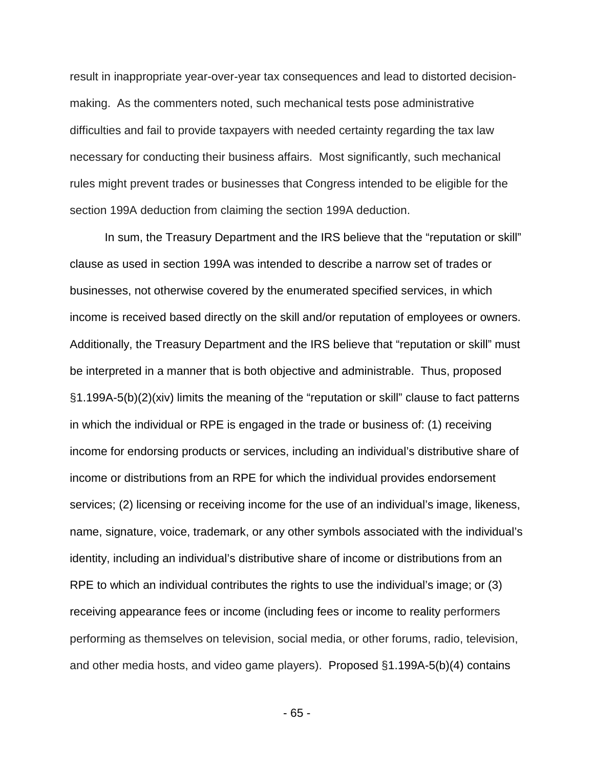result in inappropriate year-over-year tax consequences and lead to distorted decision-making. As the commenters noted, such mechanical tests pose administrative difficulties and fail to provide taxpayers with needed certainty regarding the tax law necessary for conducting their business affairs. Most significantly, such mechanical rules might prevent trades or businesses that Congress intended to be eligible for the section 199A deduction from claiming the section 199A deduction.

In sum, the Treasury Department and the IRS believe that the "reputation or skill" clause as used in section 199A was intended to describe a narrow set of trades or businesses, not otherwise covered by the enumerated specified services, in which income is received based directly on the skill and/or reputation of employees or owners. Additionally, the Treasury Department and the IRS believe that "reputation or skill" must be interpreted in a manner that is both objective and administrable. Thus, proposed §1.199A-5(b)(2)(xiv) limits the meaning of the "reputation or skill" clause to fact patterns in which the individual or RPE is engaged in the trade or business of: (1) receiving income for endorsing products or services, including an individual's distributive share of income or distributions from an RPE for which the individual provides endorsement services; (2) licensing or receiving income for the use of an individual's image, likeness, name, signature, voice, trademark, or any other symbols associated with the individual's identity, including an individual's distributive share of income or distributions from an RPE to which an individual contributes the rights to use the individual's image; or (3) receiving appearance fees or income (including fees or income to reality performers performing as themselves on television, social media, or other forums, radio, television, and other media hosts, and video game players). Proposed §1.199A-5(b)(4) contains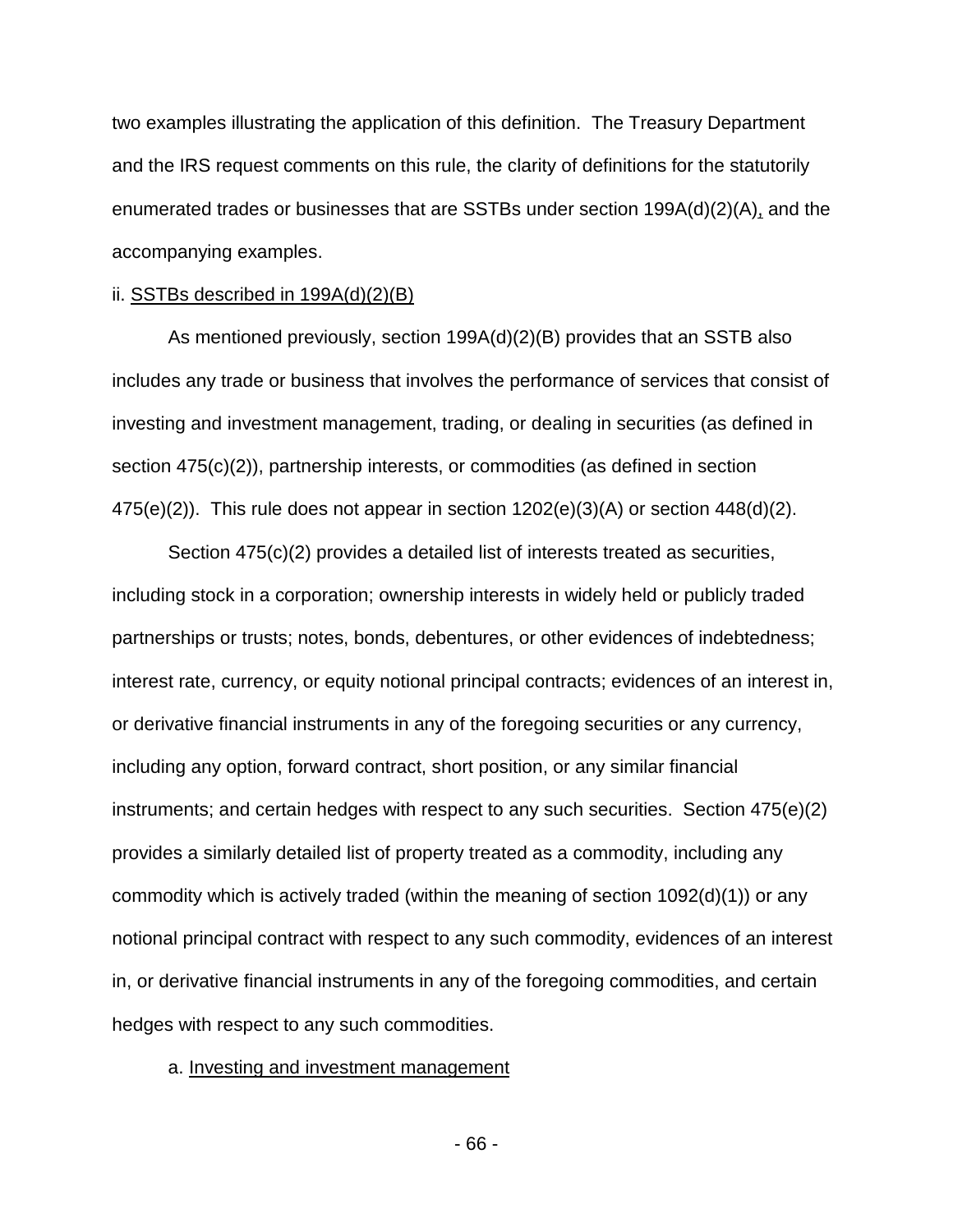two examples illustrating the application of this definition. The Treasury Department and the IRS request comments on this rule, the clarity of definitions for the statutorily enumerated trades or businesses that are SSTBs under section 199A(d)(2)(A), and the accompanying examples.

ii. SSTBs described in 199A(d)(2)(B)

As mentioned previously, section 199A(d)(2)(B) provides that an SSTB also includes any trade or business that involves the performance of services that consist of investing and investment management, trading, or dealing in securities (as defined in section 475(c)(2)), partnership interests, or commodities (as defined in section 475(e)(2)). This rule does not appear in section 1202(e)(3)(A) or section 448(d)(2).

Section 475(c)(2) provides a detailed list of interests treated as securities, including stock in a corporation; ownership interests in widely held or publicly traded partnerships or trusts; notes, bonds, debentures, or other evidences of indebtedness; interest rate, currency, or equity notional principal contracts; evidences of an interest in, or derivative financial instruments in any of the foregoing securities or any currency, including any option, forward contract, short position, or any similar financial instruments; and certain hedges with respect to any such securities. Section 475(e)(2) provides a similarly detailed list of property treated as a commodity, including any commodity which is actively traded (within the meaning of section 1092(d)(1)) or any notional principal contract with respect to any such commodity, evidences of an interest in, or derivative financial instruments in any of the foregoing commodities, and certain hedges with respect to any such commodities.

a. Investing and investment management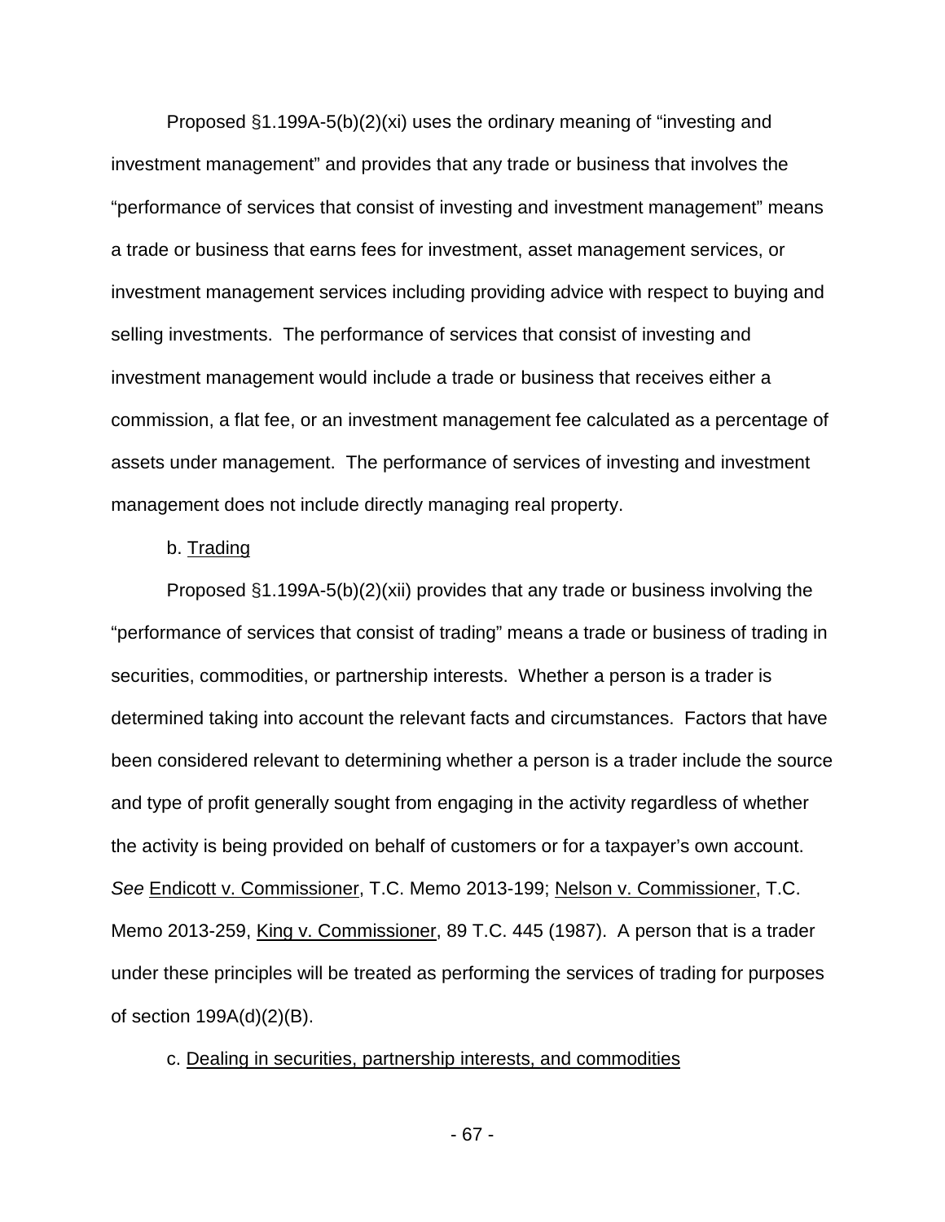Proposed §1.199A-5(b)(2)(xi) uses the ordinary meaning of "investing and investment management" and provides that any trade or business that involves the "performance of services that consist of investing and investment management" means a trade or business that earns fees for investment, asset management services, or investment management services including providing advice with respect to buying and selling investments. The performance of services that consist of investing and investment management would include a trade or business that receives either a commission, a flat fee, or an investment management fee calculated as a percentage of assets under management. The performance of services of investing and investment management does not include directly managing real property.

b. Trading

Proposed §1.199A-5(b)(2)(xii) provides that any trade or business involving the "performance of services that consist of trading" means a trade or business of trading in securities, commodities, or partnership interests. Whether a person is a trader is determined taking into account the relevant facts and circumstances. Factors that have been considered relevant to determining whether a person is a trader include the source and type of profit generally sought from engaging in the activity regardless of whether the activity is being provided on behalf of customers or for a taxpayer's own account. *See* Endicott v. Commissioner, T.C. Memo 2013-199; Nelson v. Commissioner, T.C. Memo 2013-259, King v. Commissioner, 89 T.C. 445 (1987). A person that is a trader under these principles will be treated as performing the services of trading for purposes of section 199A(d)(2)(B).

c. Dealing in securities, partnership interests, and commodities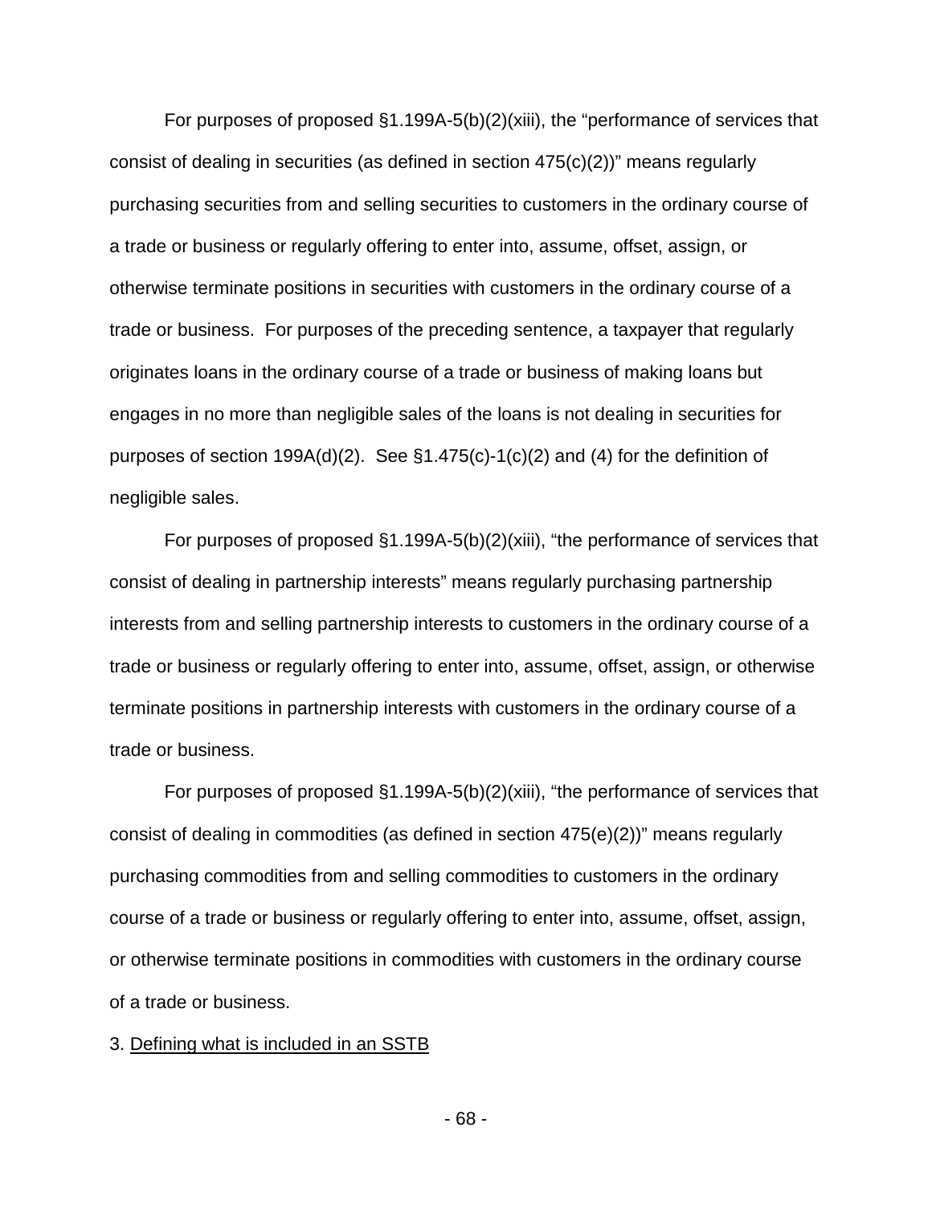For purposes of proposed §1.199A-5(b)(2)(xiii), the "performance of services that consist of dealing in securities (as defined in section 475(c)(2))" means regularly purchasing securities from and selling securities to customers in the ordinary course of a trade or business or regularly offering to enter into, assume, offset, assign, or otherwise terminate positions in securities with customers in the ordinary course of a trade or business. For purposes of the preceding sentence, a taxpayer that regularly originates loans in the ordinary course of a trade or business of making loans but engages in no more than negligible sales of the loans is not dealing in securities for purposes of section 199A(d)(2). See §1.475(c)-1(c)(2) and (4) for the definition of negligible sales.

For purposes of proposed §1.199A-5(b)(2)(xiii), "the performance of services that consist of dealing in partnership interests" means regularly purchasing partnership interests from and selling partnership interests to customers in the ordinary course of a trade or business or regularly offering to enter into, assume, offset, assign, or otherwise terminate positions in partnership interests with customers in the ordinary course of a trade or business.

For purposes of proposed §1.199A-5(b)(2)(xiii), "the performance of services that consist of dealing in commodities (as defined in section 475(e)(2))" means regularly purchasing commodities from and selling commodities to customers in the ordinary course of a trade or business or regularly offering to enter into, assume, offset, assign, or otherwise terminate positions in commodities with customers in the ordinary course of a trade or business.

3. Defining what is included in an SSTB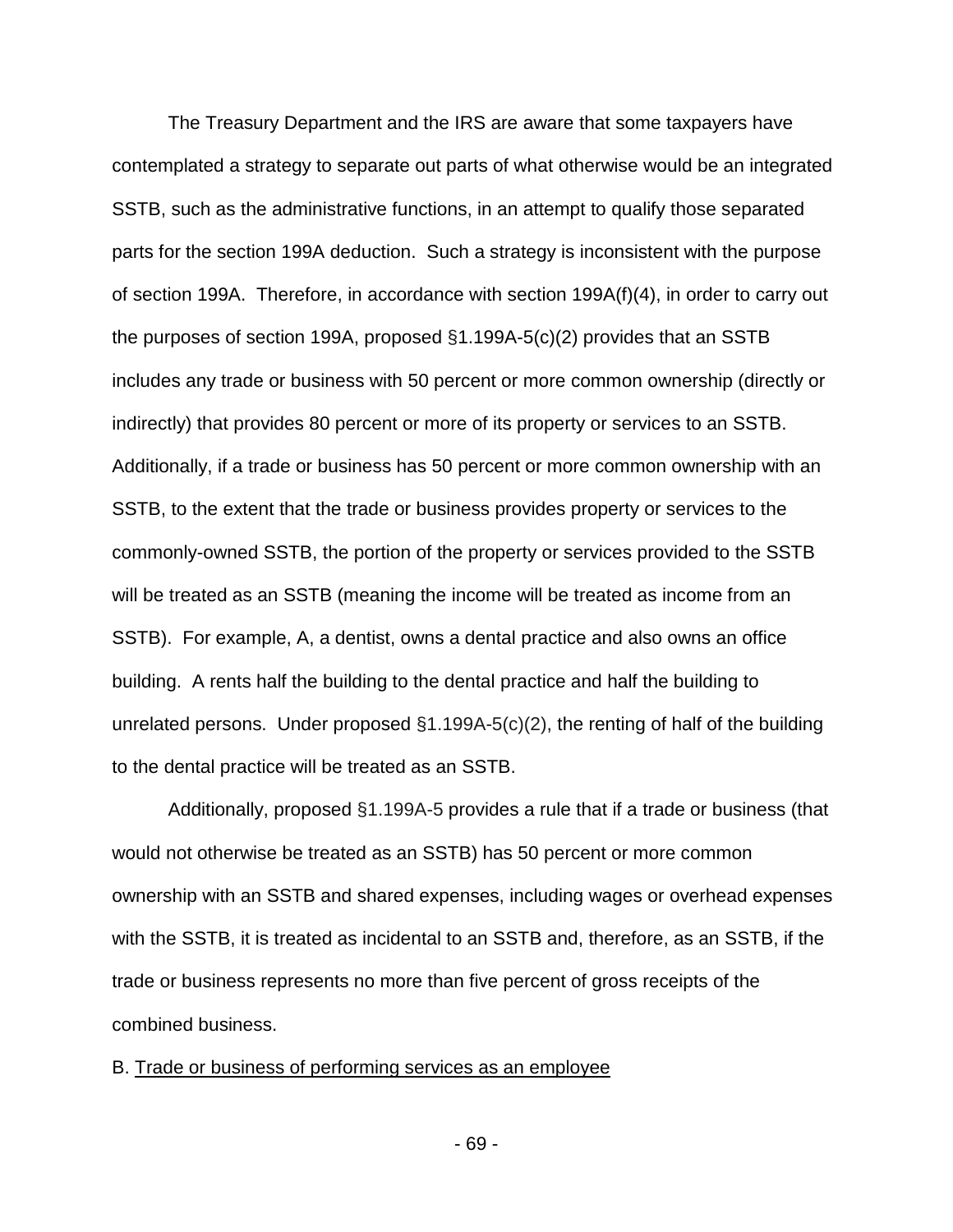The Treasury Department and the IRS are aware that some taxpayers have contemplated a strategy to separate out parts of what otherwise would be an integrated SSTB, such as the administrative functions, in an attempt to qualify those separated parts for the section 199A deduction. Such a strategy is inconsistent with the purpose of section 199A. Therefore, in accordance with section 199A(f)(4), in order to carry out the purposes of section 199A, proposed §1.199A-5(c)(2) provides that an SSTB includes any trade or business with 50 percent or more common ownership (directly or indirectly) that provides 80 percent or more of its property or services to an SSTB. Additionally, if a trade or business has 50 percent or more common ownership with an SSTB, to the extent that the trade or business provides property or services to the commonly-owned SSTB, the portion of the property or services provided to the SSTB will be treated as an SSTB (meaning the income will be treated as income from an SSTB). For example, A, a dentist, owns a dental practice and also owns an office building. A rents half the building to the dental practice and half the building to unrelated persons. Under proposed §1.199A-5(c)(2), the renting of half of the building to the dental practice will be treated as an SSTB.

Additionally, proposed §1.199A-5 provides a rule that if a trade or business (that would not otherwise be treated as an SSTB) has 50 percent or more common ownership with an SSTB and shared expenses, including wages or overhead expenses with the SSTB, it is treated as incidental to an SSTB and, therefore, as an SSTB, if the trade or business represents no more than five percent of gross receipts of the combined business.

B. Trade or business of performing services as an employee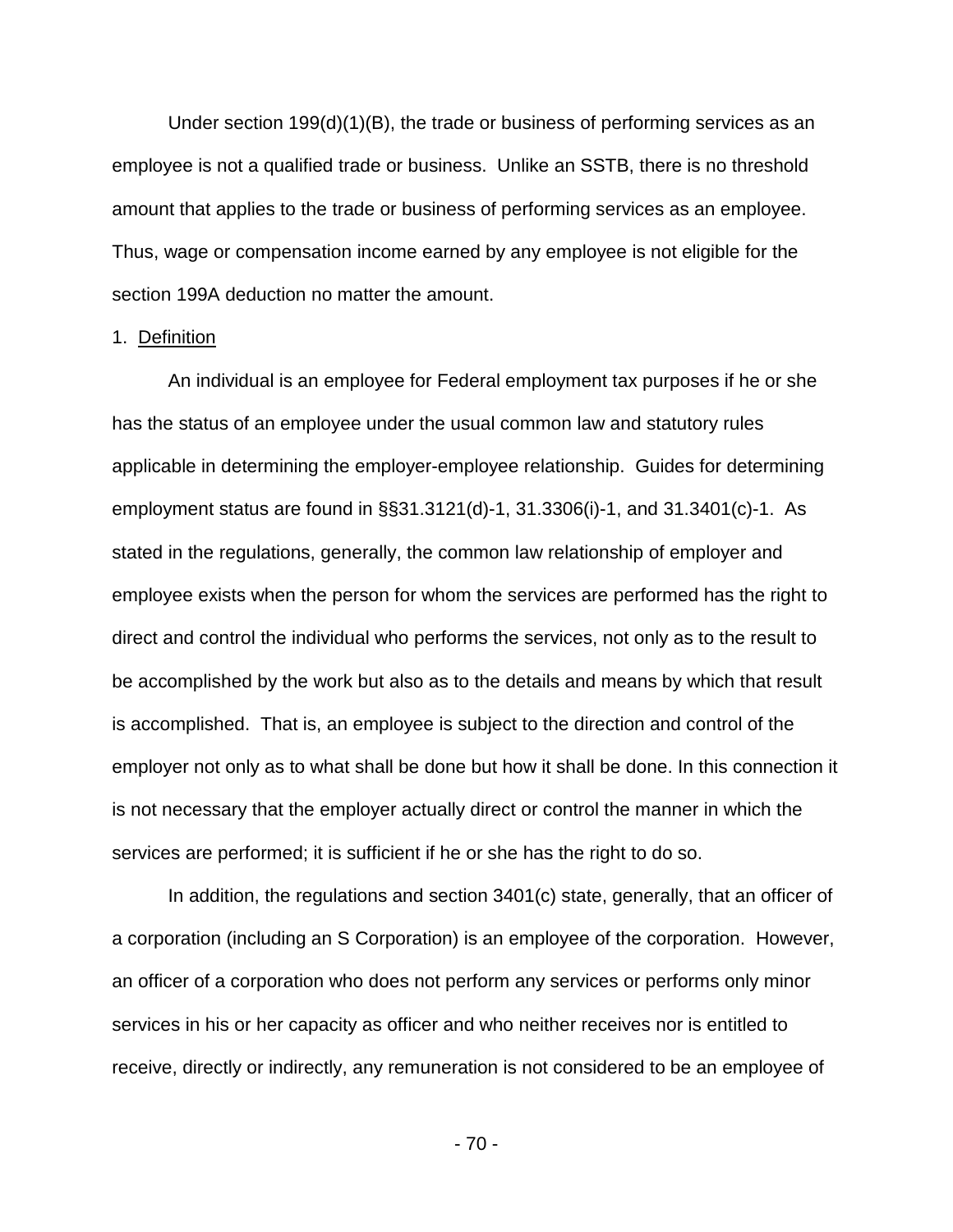Under section 199(d)(1)(B), the trade or business of performing services as an employee is not a qualified trade or business. Unlike an SSTB, there is no threshold amount that applies to the trade or business of performing services as an employee. Thus, wage or compensation income earned by any employee is not eligible for the section 199A deduction no matter the amount.

1. Definition

An individual is an employee for Federal employment tax purposes if he or she has the status of an employee under the usual common law and statutory rules applicable in determining the employer-employee relationship. Guides for determining employment status are found in §§31.3121(d)-1, 31.3306(i)-1, and 31.3401(c)-1. As stated in the regulations, generally, the common law relationship of employer and employee exists when the person for whom the services are performed has the right to direct and control the individual who performs the services, not only as to the result to be accomplished by the work but also as to the details and means by which that result is accomplished. That is, an employee is subject to the direction and control of the employer not only as to what shall be done but how it shall be done. In this connection it is not necessary that the employer actually direct or control the manner in which the services are performed; it is sufficient if he or she has the right to do so.

In addition, the regulations and section 3401(c) state, generally, that an officer of a corporation (including an S Corporation) is an employee of the corporation. However, an officer of a corporation who does not perform any services or performs only minor services in his or her capacity as officer and who neither receives nor is entitled to receive, directly or indirectly, any remuneration is not considered to be an employee of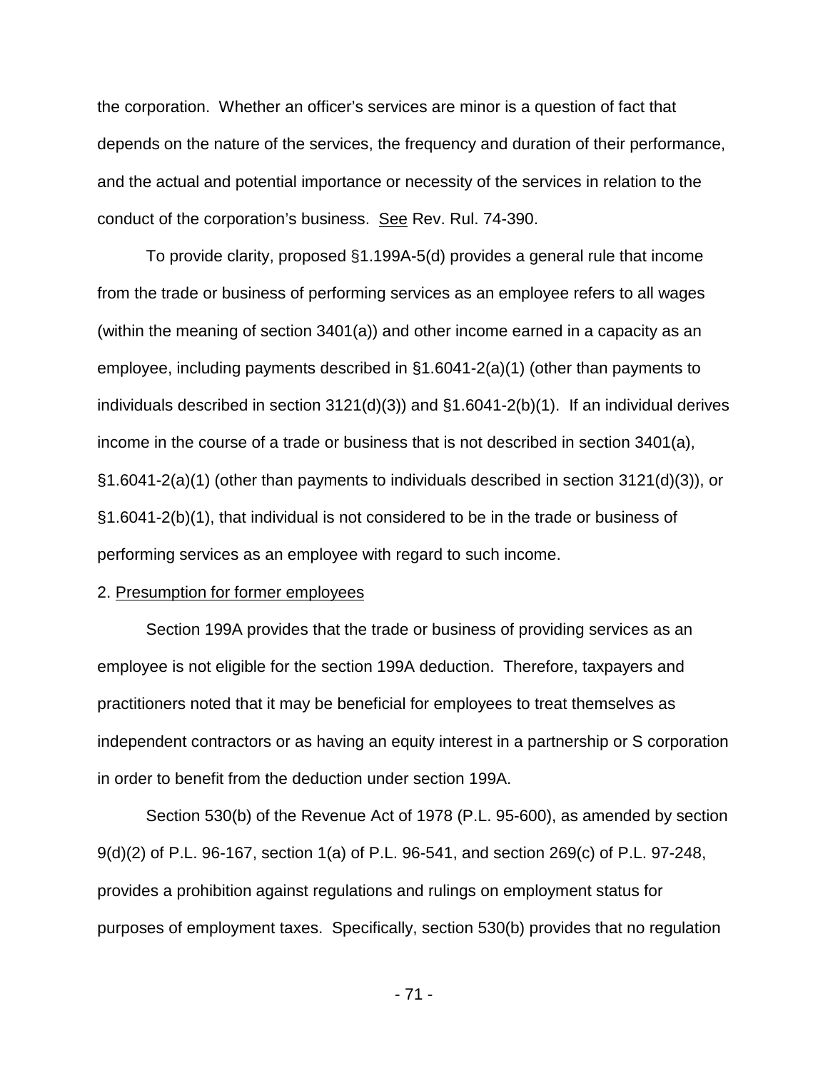the corporation. Whether an officer's services are minor is a question of fact that depends on the nature of the services, the frequency and duration of their performance, and the actual and potential importance or necessity of the services in relation to the conduct of the corporation's business. See Rev. Rul. 74-390.

To provide clarity, proposed §1.199A-5(d) provides a general rule that income from the trade or business of performing services as an employee refers to all wages (within the meaning of section 3401(a)) and other income earned in a capacity as an employee, including payments described in §1.6041-2(a)(1) (other than payments to individuals described in section 3121(d)(3)) and §1.6041-2(b)(1). If an individual derives income in the course of a trade or business that is not described in section 3401(a), §1.6041-2(a)(1) (other than payments to individuals described in section 3121(d)(3)), or §1.6041-2(b)(1), that individual is not considered to be in the trade or business of performing services as an employee with regard to such income.

2. Presumption for former employees

Section 199A provides that the trade or business of providing services as an employee is not eligible for the section 199A deduction. Therefore, taxpayers and practitioners noted that it may be beneficial for employees to treat themselves as independent contractors or as having an equity interest in a partnership or S corporation in order to benefit from the deduction under section 199A.

Section 530(b) of the Revenue Act of 1978 (P.L. 95-600), as amended by section 9(d)(2) of P.L. 96-167, section 1(a) of P.L. 96-541, and section 269(c) of P.L. 97-248, provides a prohibition against regulations and rulings on employment status for purposes of employment taxes. Specifically, section 530(b) provides that no regulation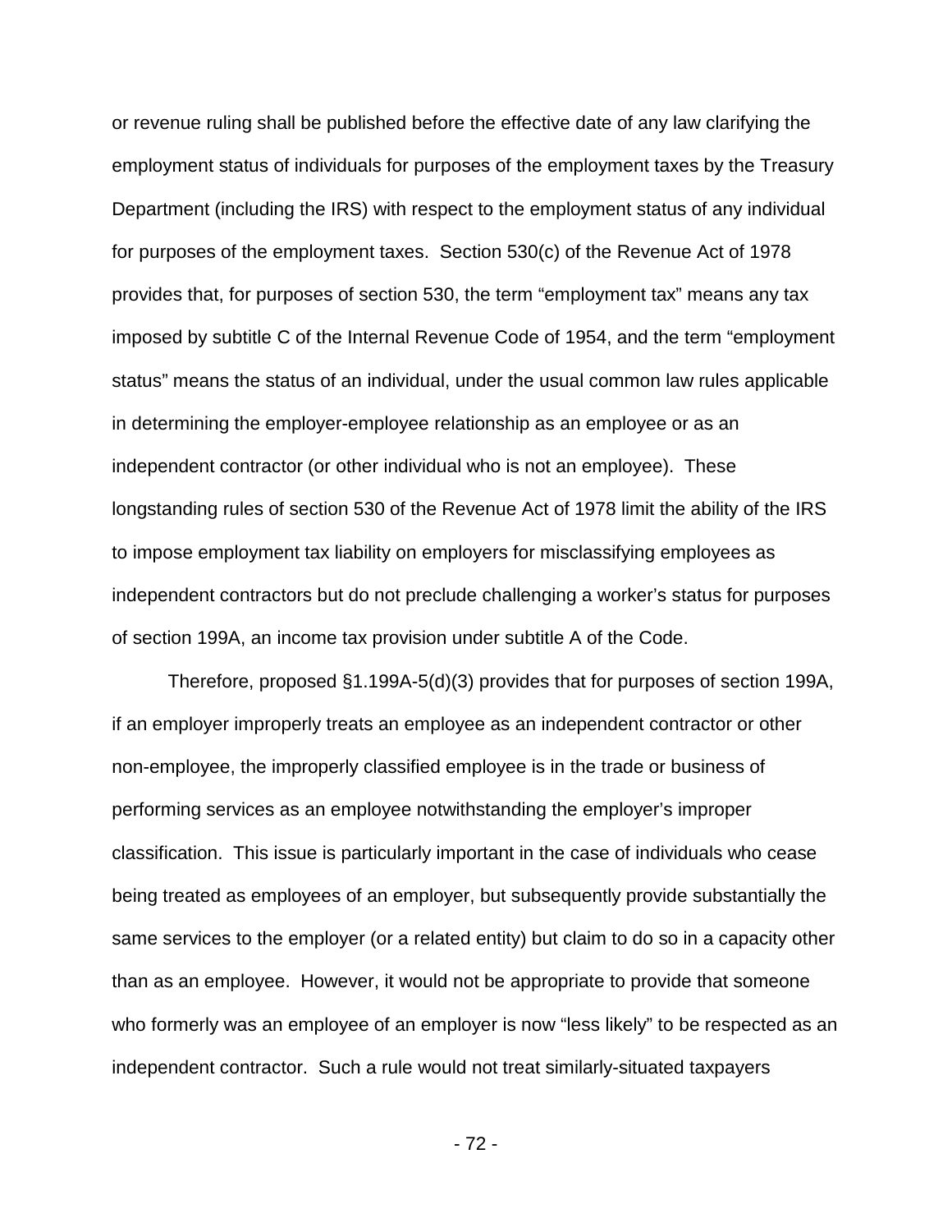or revenue ruling shall be published before the effective date of any law clarifying the employment status of individuals for purposes of the employment taxes by the Treasury Department (including the IRS) with respect to the employment status of any individual for purposes of the employment taxes. Section 530(c) of the Revenue Act of 1978 provides that, for purposes of section 530, the term "employment tax" means any tax imposed by subtitle C of the Internal Revenue Code of 1954, and the term "employment status" means the status of an individual, under the usual common law rules applicable in determining the employer-employee relationship as an employee or as an independent contractor (or other individual who is not an employee). These longstanding rules of section 530 of the Revenue Act of 1978 limit the ability of the IRS to impose employment tax liability on employers for misclassifying employees as independent contractors but do not preclude challenging a worker's status for purposes of section 199A, an income tax provision under subtitle A of the Code.

Therefore, proposed §1.199A-5(d)(3) provides that for purposes of section 199A, if an employer improperly treats an employee as an independent contractor or other non-employee, the improperly classified employee is in the trade or business of performing services as an employee notwithstanding the employer's improper classification. This issue is particularly important in the case of individuals who cease being treated as employees of an employer, but subsequently provide substantially the same services to the employer (or a related entity) but claim to do so in a capacity other than as an employee. However, it would not be appropriate to provide that someone who formerly was an employee of an employer is now "less likely" to be respected as an independent contractor. Such a rule would not treat similarly-situated taxpayers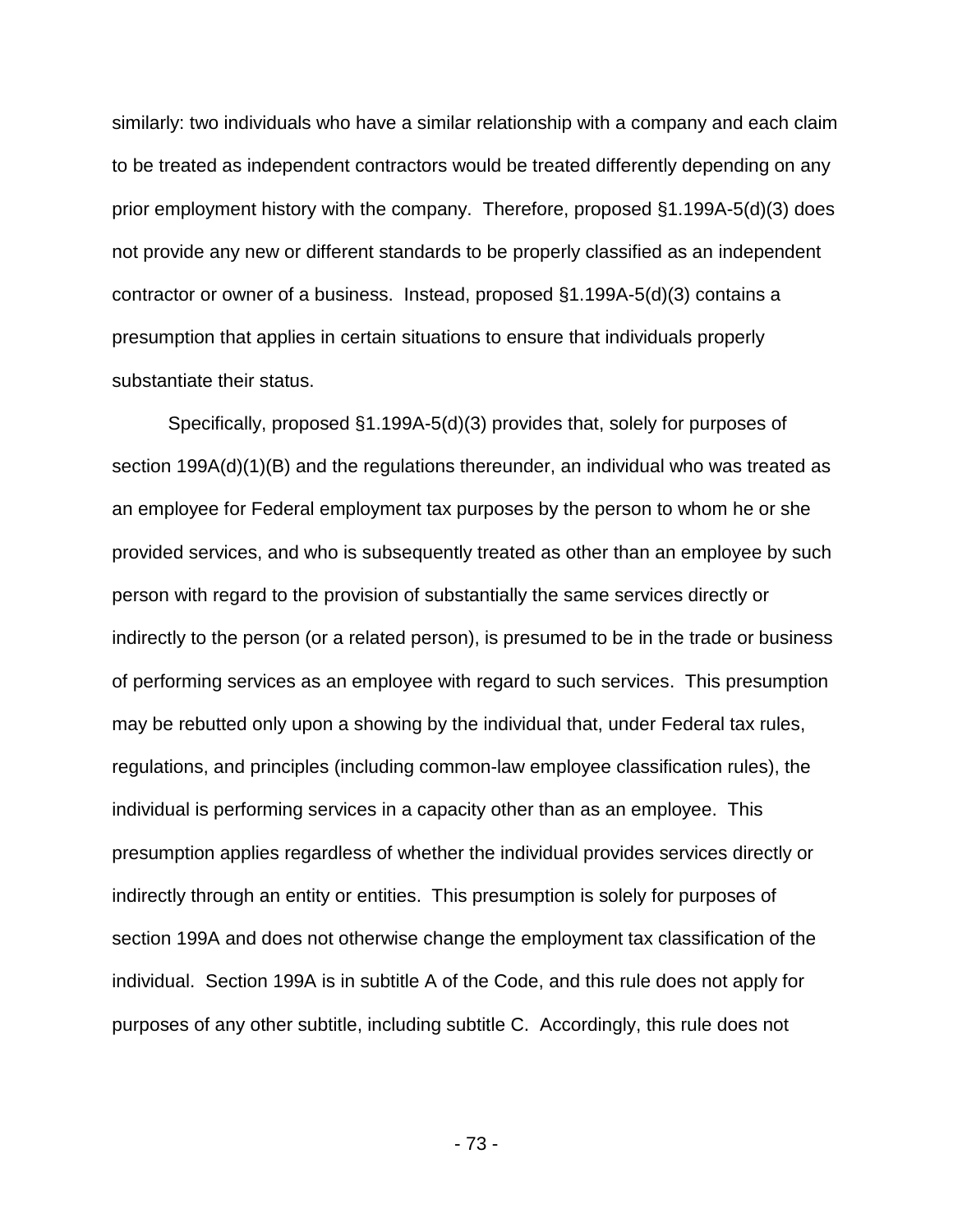similarly: two individuals who have a similar relationship with a company and each claim to be treated as independent contractors would be treated differently depending on any prior employment history with the company. Therefore, proposed §1.199A-5(d)(3) does not provide any new or different standards to be properly classified as an independent contractor or owner of a business. Instead, proposed §1.199A-5(d)(3) contains a presumption that applies in certain situations to ensure that individuals properly substantiate their status.

Specifically, proposed §1.199A-5(d)(3) provides that, solely for purposes of section 199A(d)(1)(B) and the regulations thereunder, an individual who was treated as an employee for Federal employment tax purposes by the person to whom he or she provided services, and who is subsequently treated as other than an employee by such person with regard to the provision of substantially the same services directly or indirectly to the person (or a related person), is presumed to be in the trade or business of performing services as an employee with regard to such services. This presumption may be rebutted only upon a showing by the individual that, under Federal tax rules, regulations, and principles (including common-law employee classification rules), the individual is performing services in a capacity other than as an employee. This presumption applies regardless of whether the individual provides services directly or indirectly through an entity or entities. This presumption is solely for purposes of section 199A and does not otherwise change the employment tax classification of the individual. Section 199A is in subtitle A of the Code, and this rule does not apply for purposes of any other subtitle, including subtitle C. Accordingly, this rule does not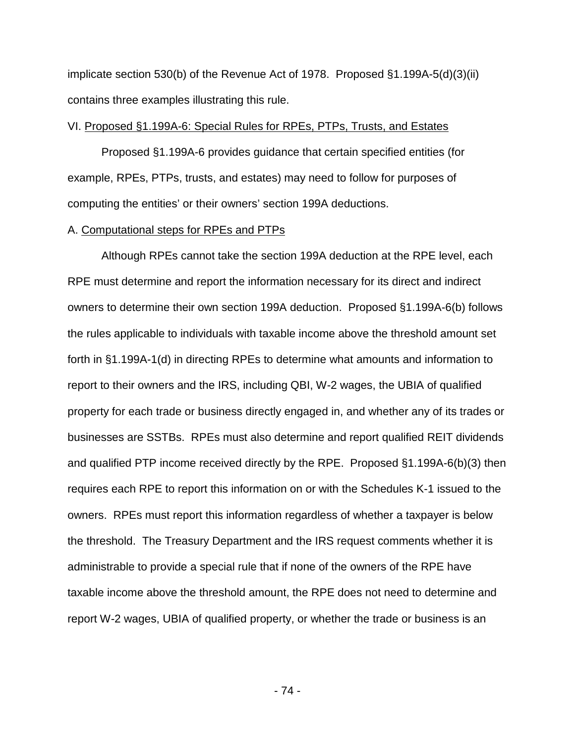implicate section 530(b) of the Revenue Act of 1978. Proposed §1.199A-5(d)(3)(ii) contains three examples illustrating this rule.

VI. Proposed §1.199A-6: Special Rules for RPEs, PTPs, Trusts, and Estates

Proposed §1.199A-6 provides guidance that certain specified entities (for example, RPEs, PTPs, trusts, and estates) may need to follow for purposes of computing the entities' or their owners' section 199A deductions.

A. Computational steps for RPEs and PTPs

Although RPEs cannot take the section 199A deduction at the RPE level, each RPE must determine and report the information necessary for its direct and indirect owners to determine their own section 199A deduction. Proposed §1.199A-6(b) follows the rules applicable to individuals with taxable income above the threshold amount set forth in §1.199A-1(d) in directing RPEs to determine what amounts and information to report to their owners and the IRS, including QBI, W-2 wages, the UBIA of qualified property for each trade or business directly engaged in, and whether any of its trades or businesses are SSTBs. RPEs must also determine and report qualified REIT dividends and qualified PTP income received directly by the RPE. Proposed §1.199A-6(b)(3) then requires each RPE to report this information on or with the Schedules K-1 issued to the owners. RPEs must report this information regardless of whether a taxpayer is below the threshold. The Treasury Department and the IRS request comments whether it is administrable to provide a special rule that if none of the owners of the RPE have taxable income above the threshold amount, the RPE does not need to determine and report W-2 wages, UBIA of qualified property, or whether the trade or business is an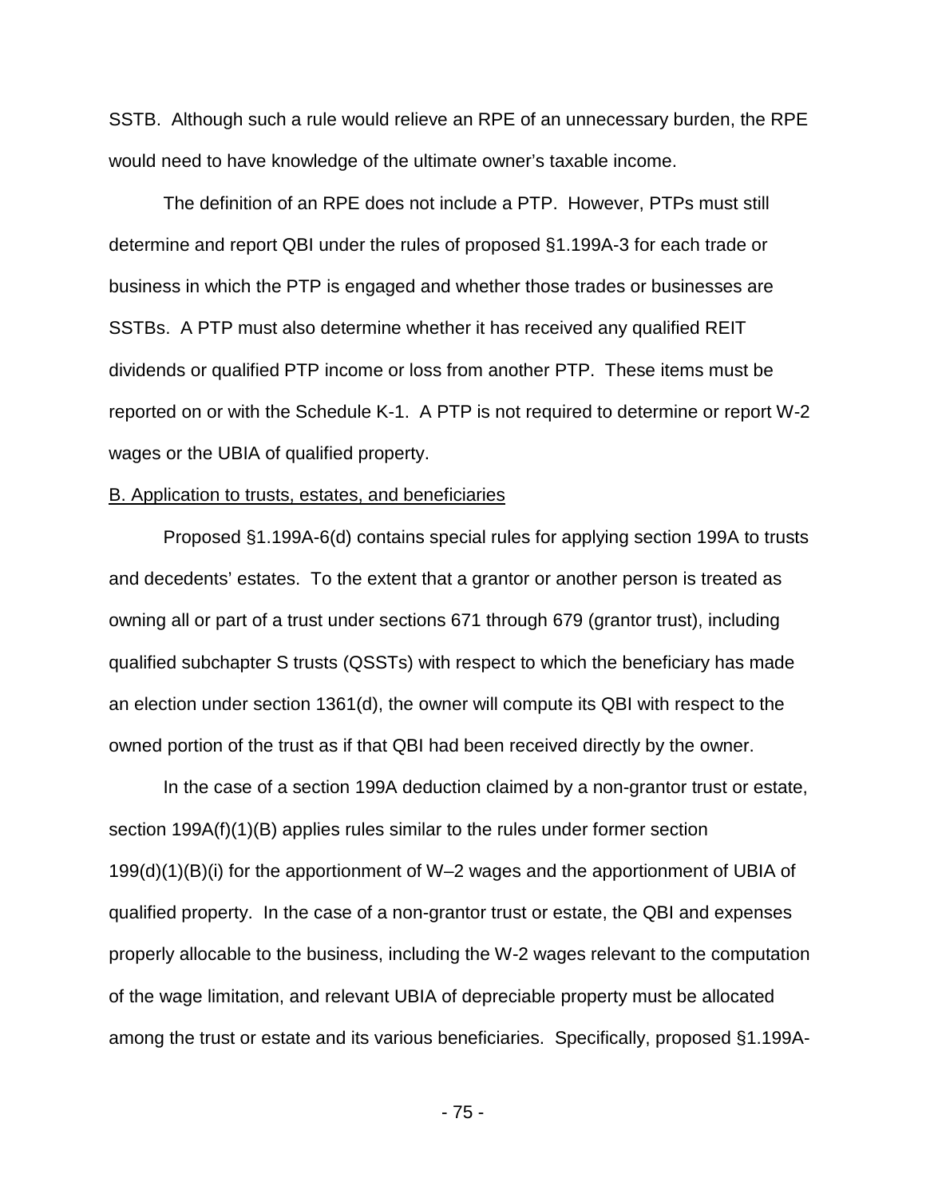SSTB. Although such a rule would relieve an RPE of an unnecessary burden, the RPE would need to have knowledge of the ultimate owner's taxable income.

The definition of an RPE does not include a PTP. However, PTPs must still determine and report QBI under the rules of proposed §1.199A-3 for each trade or business in which the PTP is engaged and whether those trades or businesses are SSTBs. A PTP must also determine whether it has received any qualified REIT dividends or qualified PTP income or loss from another PTP. These items must be reported on or with the Schedule K-1. A PTP is not required to determine or report W-2 wages or the UBIA of qualified property.

<u>B. Application to trusts, estates, and beneficiaries</u>

Proposed §1.199A-6(d) contains special rules for applying section 199A to trusts and decedents' estates. To the extent that a grantor or another person is treated as owning all or part of a trust under sections 671 through 679 (grantor trust), including qualified subchapter S trusts (QSSTs) with respect to which the beneficiary has made an election under section 1361(d), the owner will compute its QBI with respect to the owned portion of the trust as if that QBI had been received directly by the owner.

In the case of a section 199A deduction claimed by a non-grantor trust or estate, section 199A(f)(1)(B) applies rules similar to the rules under former section 199(d)(1)(B)(i) for the apportionment of W–2 wages and the apportionment of UBIA of qualified property. In the case of a non-grantor trust or estate, the QBI and expenses properly allocable to the business, including the W-2 wages relevant to the computation of the wage limitation, and relevant UBIA of depreciable property must be allocated among the trust or estate and its various beneficiaries. Specifically, proposed §1.199A-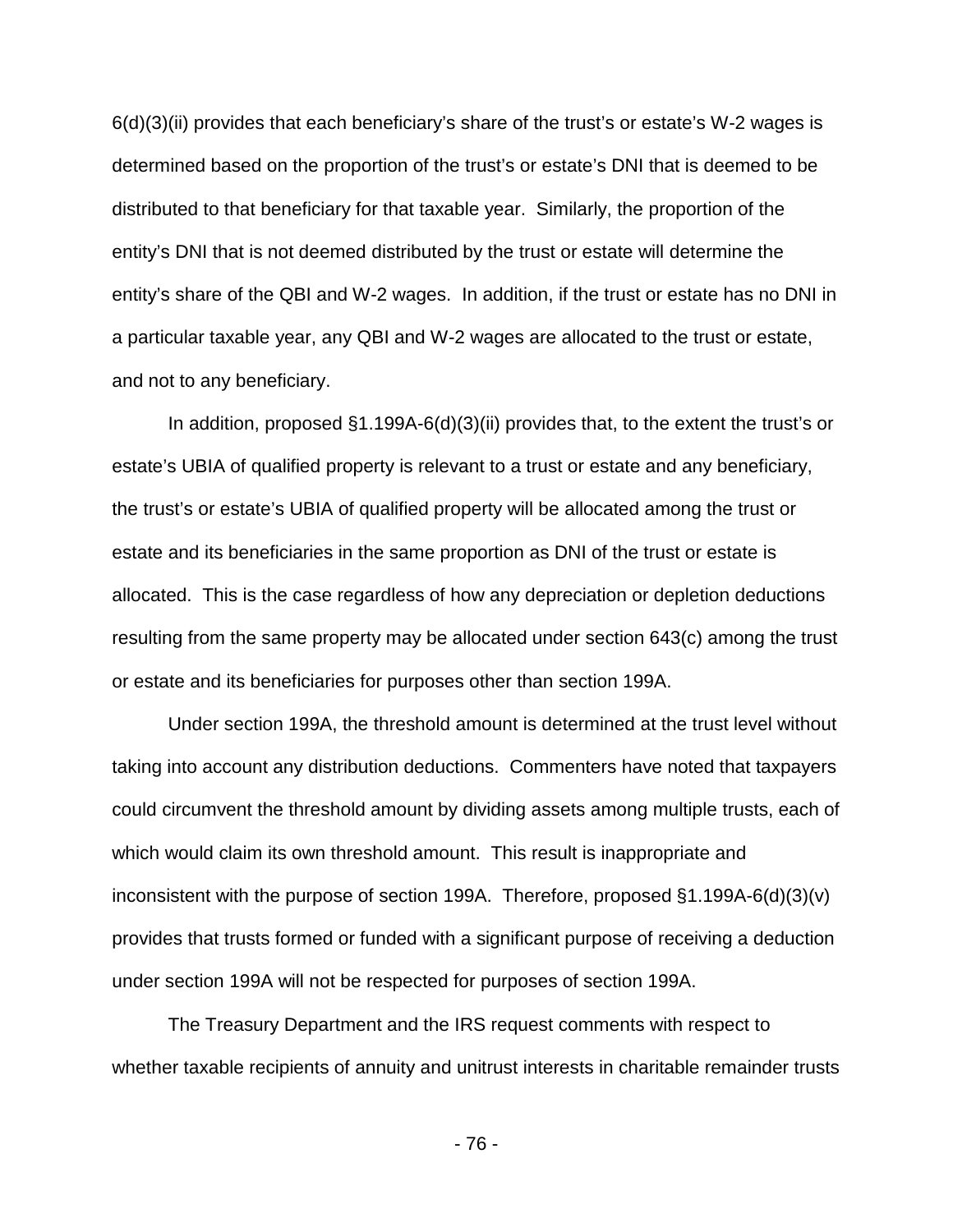6(d)(3)(ii) provides that each beneficiary's share of the trust's or estate's W-2 wages is determined based on the proportion of the trust's or estate's DNI that is deemed to be distributed to that beneficiary for that taxable year. Similarly, the proportion of the entity's DNI that is not deemed distributed by the trust or estate will determine the entity's share of the QBI and W-2 wages. In addition, if the trust or estate has no DNI in a particular taxable year, any QBI and W-2 wages are allocated to the trust or estate, and not to any beneficiary.

In addition, proposed §1.199A-6(d)(3)(ii) provides that, to the extent the trust's or estate's UBIA of qualified property is relevant to a trust or estate and any beneficiary, the trust's or estate's UBIA of qualified property will be allocated among the trust or estate and its beneficiaries in the same proportion as DNI of the trust or estate is allocated. This is the case regardless of how any depreciation or depletion deductions resulting from the same property may be allocated under section 643(c) among the trust or estate and its beneficiaries for purposes other than section 199A.

Under section 199A, the threshold amount is determined at the trust level without taking into account any distribution deductions. Commenters have noted that taxpayers could circumvent the threshold amount by dividing assets among multiple trusts, each of which would claim its own threshold amount. This result is inappropriate and inconsistent with the purpose of section 199A. Therefore, proposed §1.199A-6(d)(3)(v) provides that trusts formed or funded with a significant purpose of receiving a deduction under section 199A will not be respected for purposes of section 199A.

The Treasury Department and the IRS request comments with respect to whether taxable recipients of annuity and unitrust interests in charitable remainder trusts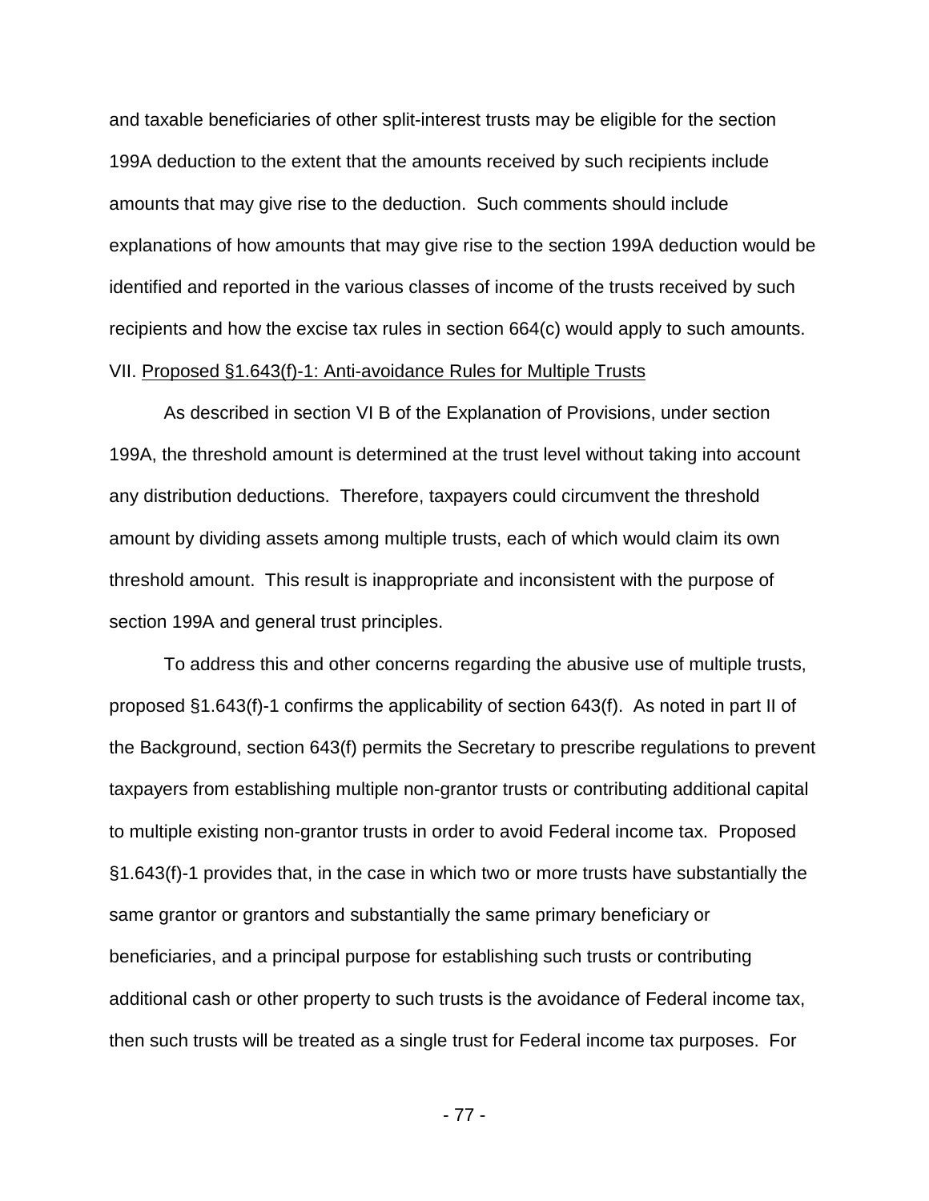and taxable beneficiaries of other split-interest trusts may be eligible for the section 199A deduction to the extent that the amounts received by such recipients include amounts that may give rise to the deduction. Such comments should include explanations of how amounts that may give rise to the section 199A deduction would be identified and reported in the various classes of income of the trusts received by such recipients and how the excise tax rules in section 664(c) would apply to such amounts.

VII. Proposed §1.643(f)-1: Anti-avoidance Rules for Multiple Trusts

As described in section VI B of the Explanation of Provisions, under section 199A, the threshold amount is determined at the trust level without taking into account any distribution deductions. Therefore, taxpayers could circumvent the threshold amount by dividing assets among multiple trusts, each of which would claim its own threshold amount. This result is inappropriate and inconsistent with the purpose of section 199A and general trust principles.

To address this and other concerns regarding the abusive use of multiple trusts, proposed §1.643(f)-1 confirms the applicability of section 643(f). As noted in part II of the Background, section 643(f) permits the Secretary to prescribe regulations to prevent taxpayers from establishing multiple non-grantor trusts or contributing additional capital to multiple existing non-grantor trusts in order to avoid Federal income tax. Proposed §1.643(f)-1 provides that, in the case in which two or more trusts have substantially the same grantor or grantors and substantially the same primary beneficiary or beneficiaries, and a principal purpose for establishing such trusts or contributing additional cash or other property to such trusts is the avoidance of Federal income tax, then such trusts will be treated as a single trust for Federal income tax purposes. For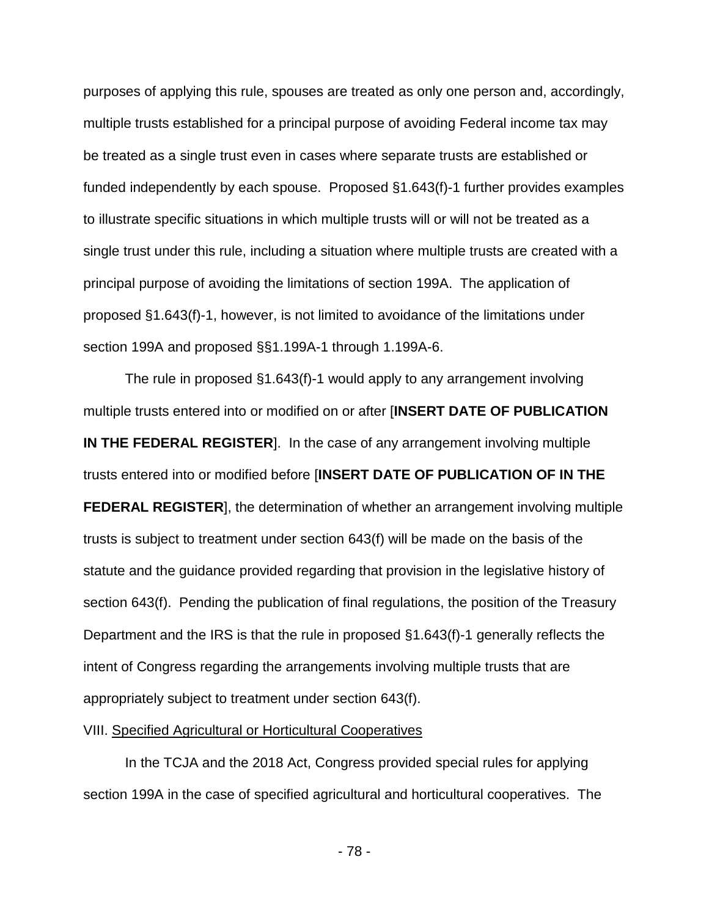purposes of applying this rule, spouses are treated as only one person and, accordingly, multiple trusts established for a principal purpose of avoiding Federal income tax may be treated as a single trust even in cases where separate trusts are established or funded independently by each spouse. Proposed §1.643(f)-1 further provides examples to illustrate specific situations in which multiple trusts will or will not be treated as a single trust under this rule, including a situation where multiple trusts are created with a principal purpose of avoiding the limitations of section 199A. The application of proposed §1.643(f)-1, however, is not limited to avoidance of the limitations under section 199A and proposed §§1.199A-1 through 1.199A-6.

The rule in proposed §1.643(f)-1 would apply to any arrangement involving multiple trusts entered into or modified on or after [**INSERT DATE OF PUBLICATION IN THE FEDERAL REGISTER**]. In the case of any arrangement involving multiple trusts entered into or modified before [**INSERT DATE OF PUBLICATION OF IN THE FEDERAL REGISTER**], the determination of whether an arrangement involving multiple trusts is subject to treatment under section 643(f) will be made on the basis of the statute and the guidance provided regarding that provision in the legislative history of section 643(f). Pending the publication of final regulations, the position of the Treasury Department and the IRS is that the rule in proposed §1.643(f)-1 generally reflects the intent of Congress regarding the arrangements involving multiple trusts that are appropriately subject to treatment under section 643(f).

VIII. Specified Agricultural or Horticultural Cooperatives

In the TCJA and the 2018 Act, Congress provided special rules for applying section 199A in the case of specified agricultural and horticultural cooperatives. The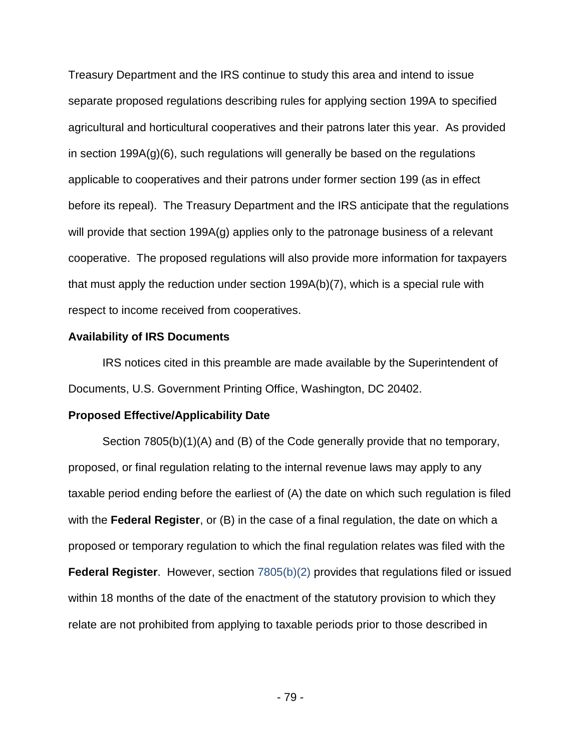Treasury Department and the IRS continue to study this area and intend to issue separate proposed regulations describing rules for applying section 199A to specified agricultural and horticultural cooperatives and their patrons later this year. As provided in section 199A(g)(6), such regulations will generally be based on the regulations applicable to cooperatives and their patrons under former section 199 (as in effect before its repeal). The Treasury Department and the IRS anticipate that the regulations will provide that section 199A(g) applies only to the patronage business of a relevant cooperative. The proposed regulations will also provide more information for taxpayers that must apply the reduction under section 199A(b)(7), which is a special rule with respect to income received from cooperatives.

**Availability of IRS Documents**

IRS notices cited in this preamble are made available by the Superintendent of Documents, U.S. Government Printing Office, Washington, DC 20402.

**Proposed Effective/Applicability Date**

Section 7805(b)(1)(A) and (B) of the Code generally provide that no temporary, proposed, or final regulation relating to the internal revenue laws may apply to any taxable period ending before the earliest of (A) the date on which such regulation is filed with the **Federal Register**, or (B) in the case of a final regulation, the date on which a proposed or temporary regulation to which the final regulation relates was filed with the **Federal Register**. However, section 7805(b)(2) provides that regulations filed or issued within 18 months of the date of the enactment of the statutory provision to which they relate are not prohibited from applying to taxable periods prior to those described in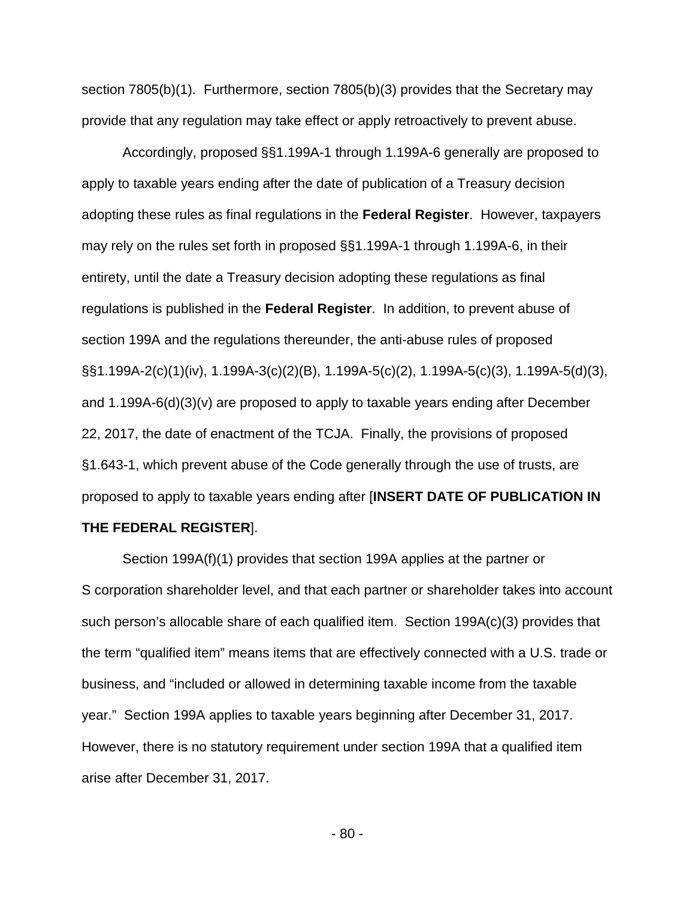section 7805(b)(1). Furthermore, section 7805(b)(3) provides that the Secretary may provide that any regulation may take effect or apply retroactively to prevent abuse.

Accordingly, proposed §§1.199A-1 through 1.199A-6 generally are proposed to apply to taxable years ending after the date of publication of a Treasury decision adopting these rules as final regulations in the **Federal Register**. However, taxpayers may rely on the rules set forth in proposed §§1.199A-1 through 1.199A-6, in their entirety, until the date a Treasury decision adopting these regulations as final regulations is published in the **Federal Register**. In addition, to prevent abuse of section 199A and the regulations thereunder, the anti-abuse rules of proposed §§1.199A-2(c)(1)(iv), 1.199A-3(c)(2)(B), 1.199A-5(c)(2), 1.199A-5(c)(3), 1.199A-5(d)(3), and 1.199A-6(d)(3)(v) are proposed to apply to taxable years ending after December 22, 2017, the date of enactment of the TCJA. Finally, the provisions of proposed §1.643-1, which prevent abuse of the Code generally through the use of trusts, are proposed to apply to taxable years ending after [**INSERT DATE OF PUBLICATION IN THE FEDERAL REGISTER**].

Section 199A(f)(1) provides that section 199A applies at the partner or S corporation shareholder level, and that each partner or shareholder takes into account such person's allocable share of each qualified item. Section 199A(c)(3) provides that the term "qualified item" means items that are effectively connected with a U.S. trade or business, and "included or allowed in determining taxable income from the taxable year." Section 199A applies to taxable years beginning after December 31, 2017. However, there is no statutory requirement under section 199A that a qualified item arise after December 31, 2017.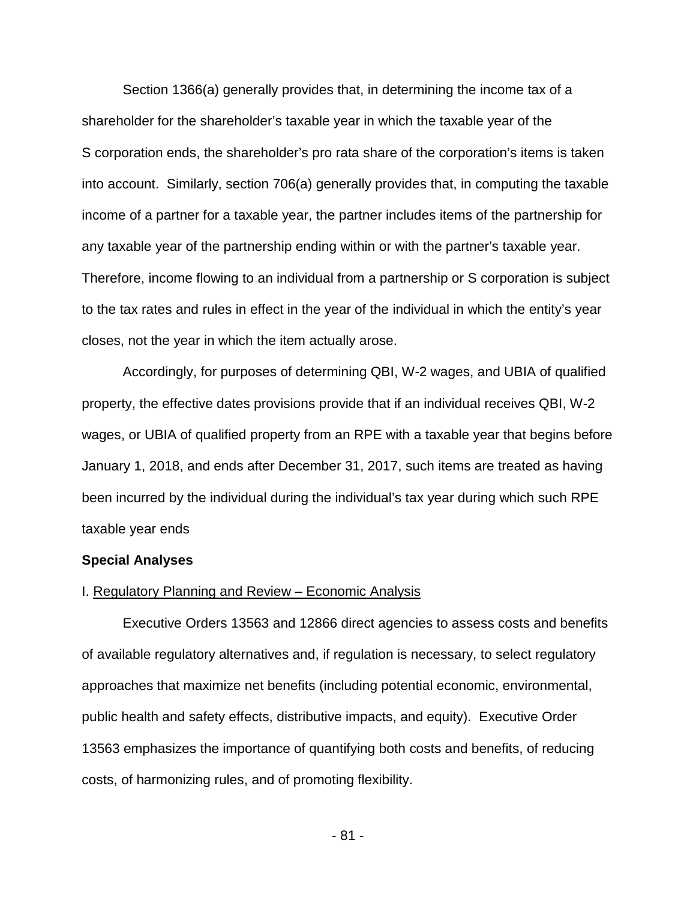Section 1366(a) generally provides that, in determining the income tax of a shareholder for the shareholder's taxable year in which the taxable year of the S corporation ends, the shareholder's pro rata share of the corporation's items is taken into account. Similarly, section 706(a) generally provides that, in computing the taxable income of a partner for a taxable year, the partner includes items of the partnership for any taxable year of the partnership ending within or with the partner's taxable year. Therefore, income flowing to an individual from a partnership or S corporation is subject to the tax rates and rules in effect in the year of the individual in which the entity's year closes, not the year in which the item actually arose.

Accordingly, for purposes of determining QBI, W-2 wages, and UBIA of qualified property, the effective dates provisions provide that if an individual receives QBI, W-2 wages, or UBIA of qualified property from an RPE with a taxable year that begins before January 1, 2018, and ends after December 31, 2017, such items are treated as having been incurred by the individual during the individual's tax year during which such RPE taxable year ends

**Special Analyses**

I. Regulatory Planning and Review – Economic Analysis

Executive Orders 13563 and 12866 direct agencies to assess costs and benefits of available regulatory alternatives and, if regulation is necessary, to select regulatory approaches that maximize net benefits (including potential economic, environmental, public health and safety effects, distributive impacts, and equity). Executive Order 13563 emphasizes the importance of quantifying both costs and benefits, of reducing costs, of harmonizing rules, and of promoting flexibility.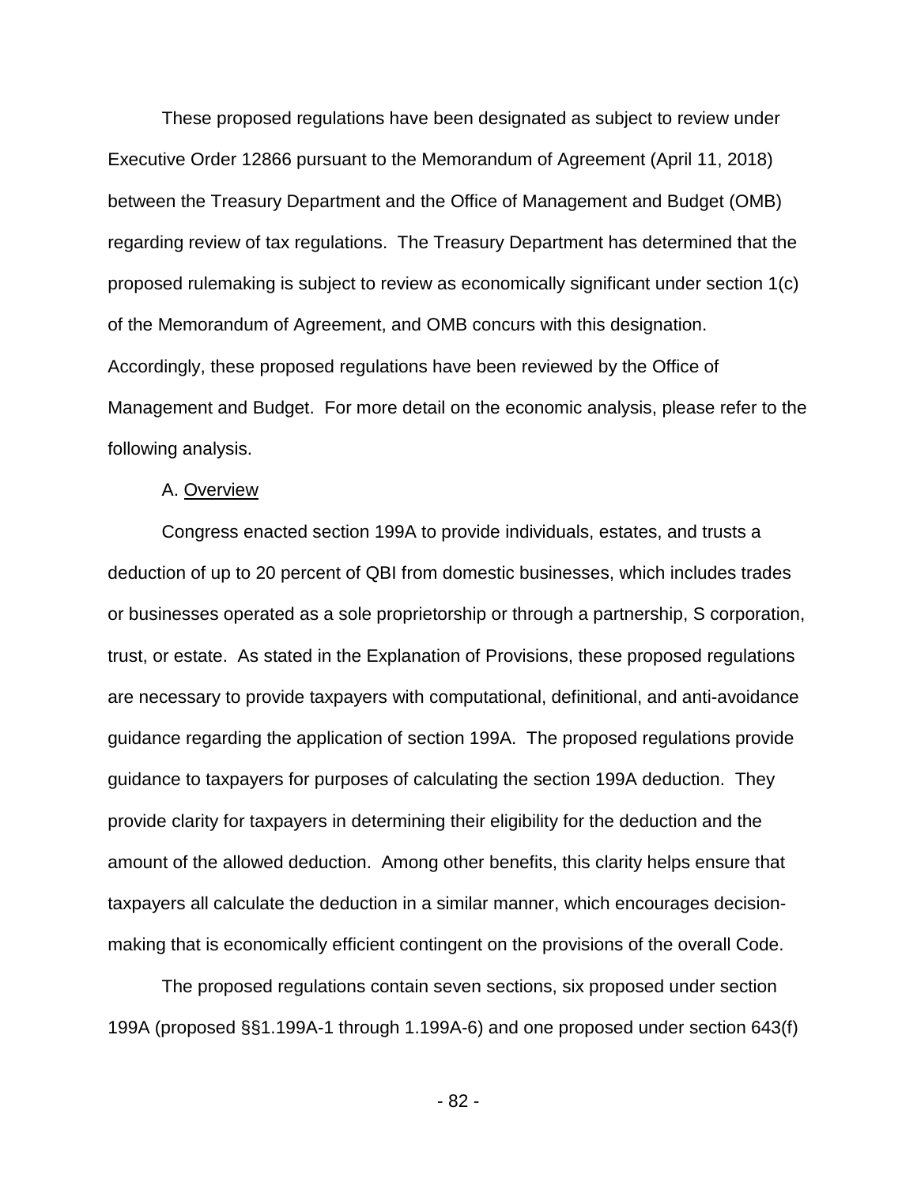These proposed regulations have been designated as subject to review under Executive Order 12866 pursuant to the Memorandum of Agreement (April 11, 2018) between the Treasury Department and the Office of Management and Budget (OMB) regarding review of tax regulations. The Treasury Department has determined that the proposed rulemaking is subject to review as economically significant under section 1(c) of the Memorandum of Agreement, and OMB concurs with this designation. Accordingly, these proposed regulations have been reviewed by the Office of Management and Budget. For more detail on the economic analysis, please refer to the following analysis.

A. Overview

Congress enacted section 199A to provide individuals, estates, and trusts a deduction of up to 20 percent of QBI from domestic businesses, which includes trades or businesses operated as a sole proprietorship or through a partnership, S corporation, trust, or estate. As stated in the Explanation of Provisions, these proposed regulations are necessary to provide taxpayers with computational, definitional, and anti-avoidance guidance regarding the application of section 199A. The proposed regulations provide guidance to taxpayers for purposes of calculating the section 199A deduction. They provide clarity for taxpayers in determining their eligibility for the deduction and the amount of the allowed deduction. Among other benefits, this clarity helps ensure that taxpayers all calculate the deduction in a similar manner, which encourages decision-making that is economically efficient contingent on the provisions of the overall Code.

The proposed regulations contain seven sections, six proposed under section 199A (proposed §§1.199A-1 through 1.199A-6) and one proposed under section 643(f)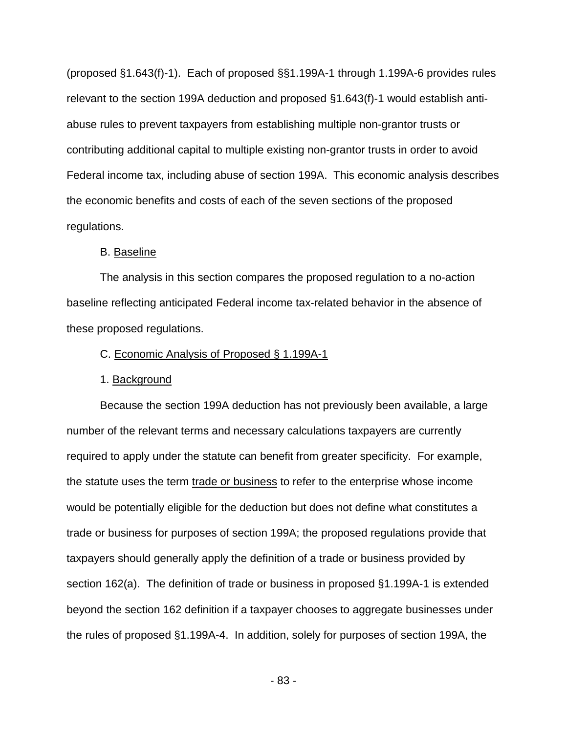(proposed §1.643(f)-1). Each of proposed §§1.199A-1 through 1.199A-6 provides rules relevant to the section 199A deduction and proposed §1.643(f)-1 would establish anti-abuse rules to prevent taxpayers from establishing multiple non-grantor trusts or contributing additional capital to multiple existing non-grantor trusts in order to avoid Federal income tax, including abuse of section 199A. This economic analysis describes the economic benefits and costs of each of the seven sections of the proposed regulations.

B. Baseline

The analysis in this section compares the proposed regulation to a no-action baseline reflecting anticipated Federal income tax-related behavior in the absence of these proposed regulations.

C. Economic Analysis of Proposed § 1.199A-1

1. Background

Because the section 199A deduction has not previously been available, a large number of the relevant terms and necessary calculations taxpayers are currently required to apply under the statute can benefit from greater specificity. For example, the statute uses the term trade or business to refer to the enterprise whose income would be potentially eligible for the deduction but does not define what constitutes a trade or business for purposes of section 199A; the proposed regulations provide that taxpayers should generally apply the definition of a trade or business provided by section 162(a). The definition of trade or business in proposed §1.199A-1 is extended beyond the section 162 definition if a taxpayer chooses to aggregate businesses under the rules of proposed §1.199A-4. In addition, solely for purposes of section 199A, the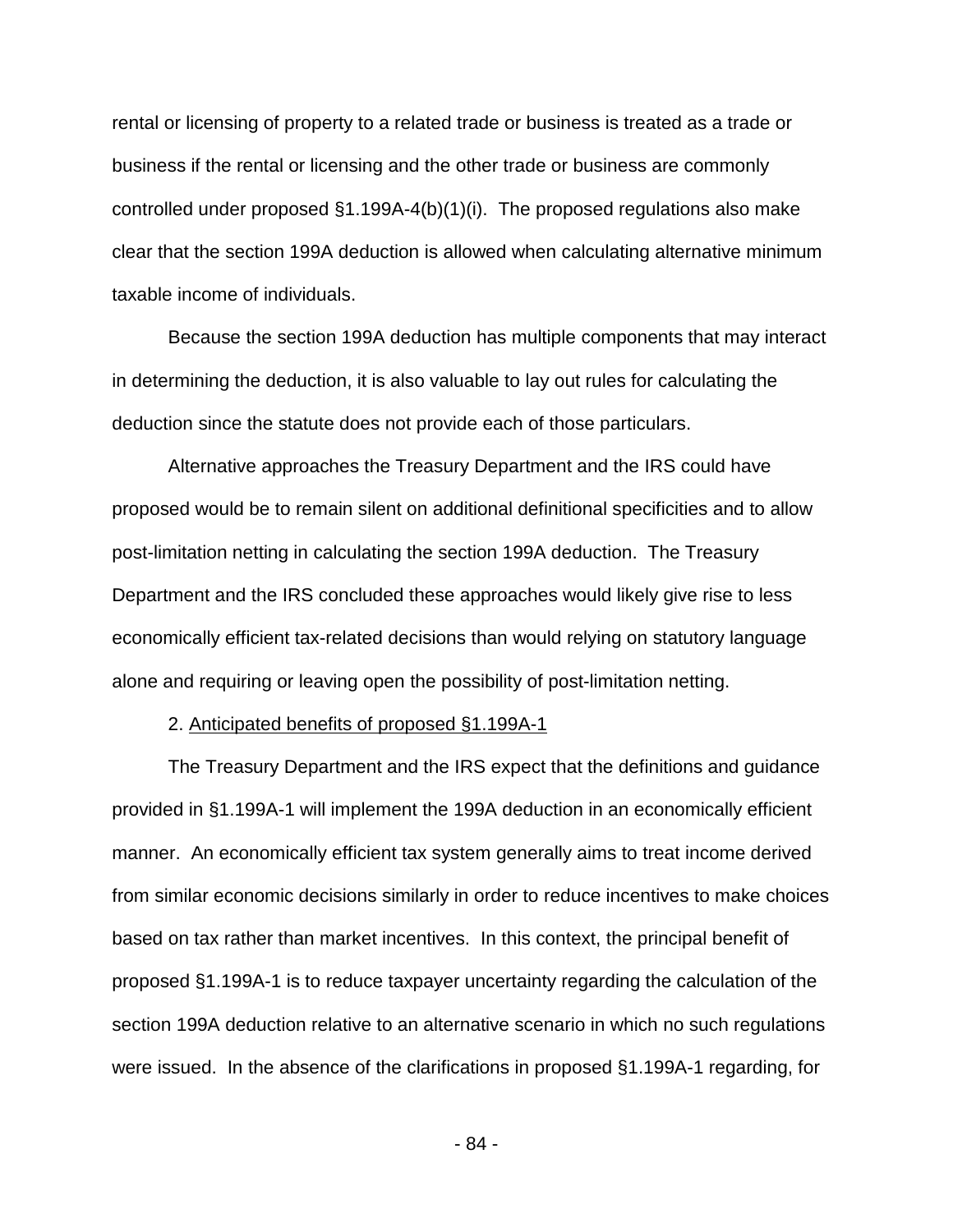rental or licensing of property to a related trade or business is treated as a trade or business if the rental or licensing and the other trade or business are commonly controlled under proposed §1.199A-4(b)(1)(i). The proposed regulations also make clear that the section 199A deduction is allowed when calculating alternative minimum taxable income of individuals.

Because the section 199A deduction has multiple components that may interact in determining the deduction, it is also valuable to lay out rules for calculating the deduction since the statute does not provide each of those particulars.

Alternative approaches the Treasury Department and the IRS could have proposed would be to remain silent on additional definitional specificities and to allow post-limitation netting in calculating the section 199A deduction. The Treasury Department and the IRS concluded these approaches would likely give rise to less economically efficient tax-related decisions than would relying on statutory language alone and requiring or leaving open the possibility of post-limitation netting.

2. Anticipated benefits of proposed §1.199A-1

The Treasury Department and the IRS expect that the definitions and guidance provided in §1.199A-1 will implement the 199A deduction in an economically efficient manner. An economically efficient tax system generally aims to treat income derived from similar economic decisions similarly in order to reduce incentives to make choices based on tax rather than market incentives. In this context, the principal benefit of proposed §1.199A-1 is to reduce taxpayer uncertainty regarding the calculation of the section 199A deduction relative to an alternative scenario in which no such regulations were issued. In the absence of the clarifications in proposed §1.199A-1 regarding, for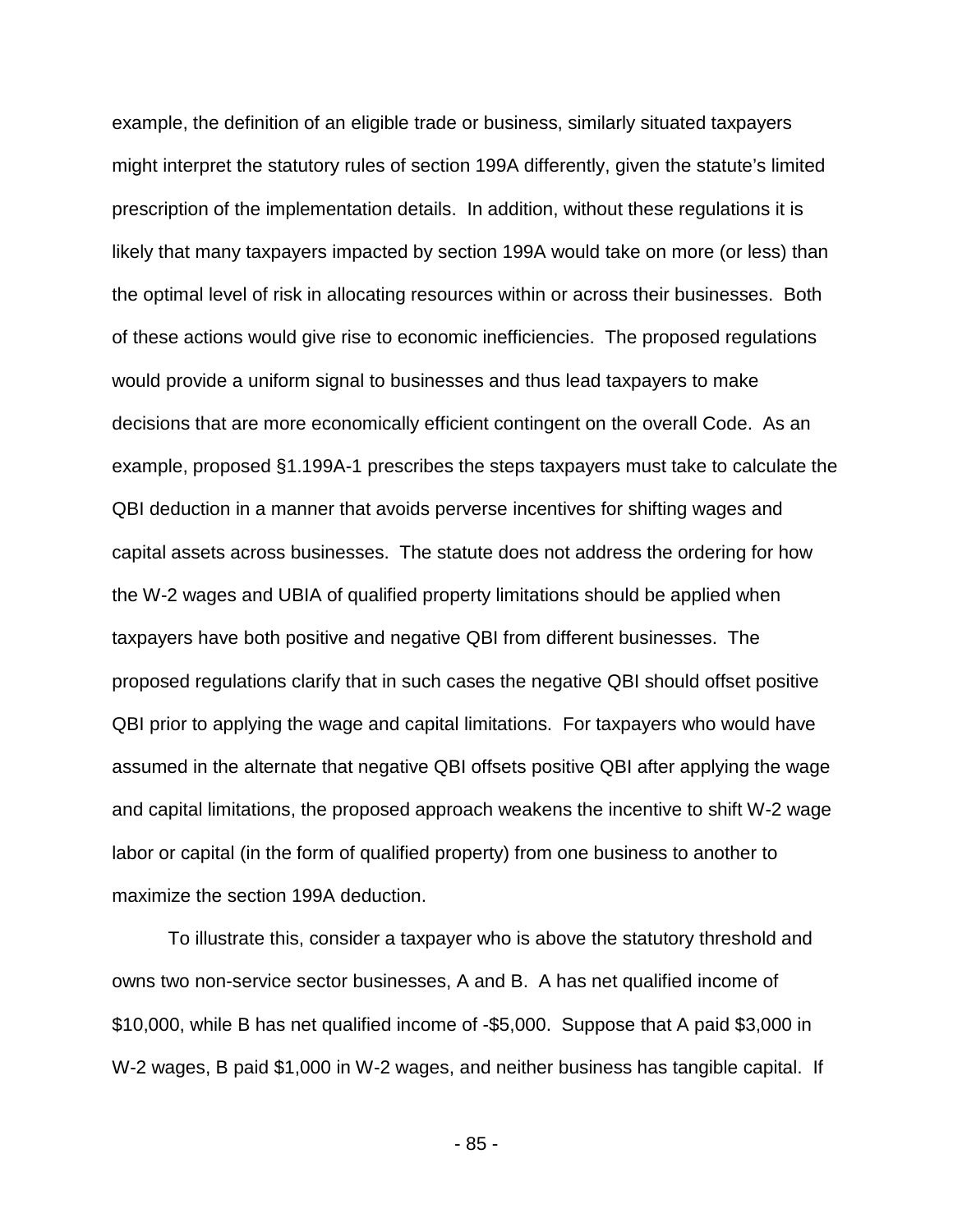example, the definition of an eligible trade or business, similarly situated taxpayers might interpret the statutory rules of section 199A differently, given the statute's limited prescription of the implementation details. In addition, without these regulations it is likely that many taxpayers impacted by section 199A would take on more (or less) than the optimal level of risk in allocating resources within or across their businesses. Both of these actions would give rise to economic inefficiencies. The proposed regulations would provide a uniform signal to businesses and thus lead taxpayers to make decisions that are more economically efficient contingent on the overall Code. As an example, proposed §1.199A-1 prescribes the steps taxpayers must take to calculate the QBI deduction in a manner that avoids perverse incentives for shifting wages and capital assets across businesses. The statute does not address the ordering for how the W-2 wages and UBIA of qualified property limitations should be applied when taxpayers have both positive and negative QBI from different businesses. The proposed regulations clarify that in such cases the negative QBI should offset positive QBI prior to applying the wage and capital limitations. For taxpayers who would have assumed in the alternate that negative QBI offsets positive QBI after applying the wage and capital limitations, the proposed approach weakens the incentive to shift W-2 wage labor or capital (in the form of qualified property) from one business to another to maximize the section 199A deduction.

To illustrate this, consider a taxpayer who is above the statutory threshold and owns two non-service sector businesses, A and B. A has net qualified income of $10,000, while B has net qualified income of -$5,000. Suppose that A paid $3,000 in W-2 wages, B paid $1,000 in W-2 wages, and neither business has tangible capital. If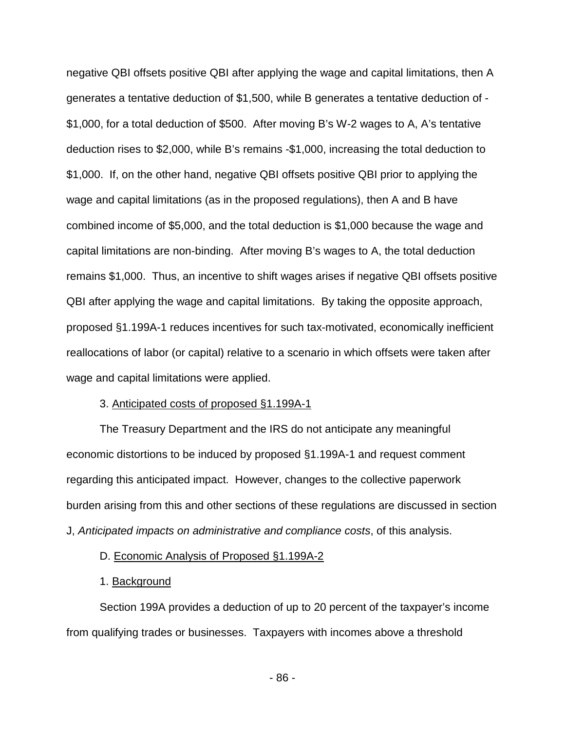negative QBI offsets positive QBI after applying the wage and capital limitations, then A generates a tentative deduction of $1,500, while B generates a tentative deduction of -$1,000, for a total deduction of $500. After moving B's W-2 wages to A, A's tentative deduction rises to $2,000, while B's remains -$1,000, increasing the total deduction to $1,000. If, on the other hand, negative QBI offsets positive QBI prior to applying the wage and capital limitations (as in the proposed regulations), then A and B have combined income of $5,000, and the total deduction is $1,000 because the wage and capital limitations are non-binding. After moving B's wages to A, the total deduction remains $1,000. Thus, an incentive to shift wages arises if negative QBI offsets positive QBI after applying the wage and capital limitations. By taking the opposite approach, proposed §1.199A-1 reduces incentives for such tax-motivated, economically inefficient reallocations of labor (or capital) relative to a scenario in which offsets were taken after wage and capital limitations were applied.

3. Anticipated costs of proposed §1.199A-1

The Treasury Department and the IRS do not anticipate any meaningful economic distortions to be induced by proposed §1.199A-1 and request comment regarding this anticipated impact. However, changes to the collective paperwork burden arising from this and other sections of these regulations are discussed in section J, *Anticipated impacts on administrative and compliance costs*, of this analysis.

D. Economic Analysis of Proposed §1.199A-2

1. Background

Section 199A provides a deduction of up to 20 percent of the taxpayer's income from qualifying trades or businesses. Taxpayers with incomes above a threshold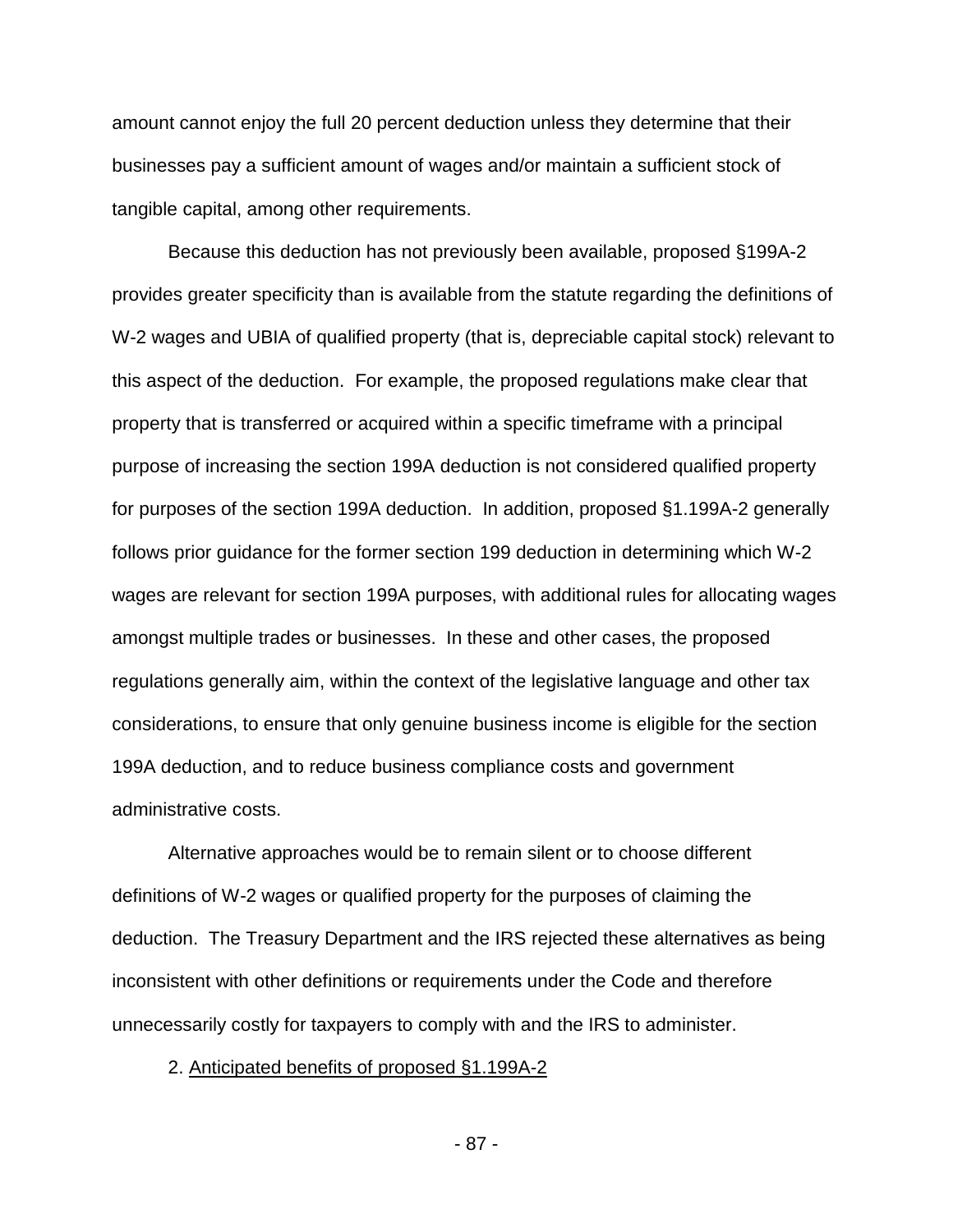amount cannot enjoy the full 20 percent deduction unless they determine that their businesses pay a sufficient amount of wages and/or maintain a sufficient stock of tangible capital, among other requirements.

Because this deduction has not previously been available, proposed §199A-2 provides greater specificity than is available from the statute regarding the definitions of W-2 wages and UBIA of qualified property (that is, depreciable capital stock) relevant to this aspect of the deduction. For example, the proposed regulations make clear that property that is transferred or acquired within a specific timeframe with a principal purpose of increasing the section 199A deduction is not considered qualified property for purposes of the section 199A deduction. In addition, proposed §1.199A-2 generally follows prior guidance for the former section 199 deduction in determining which W-2 wages are relevant for section 199A purposes, with additional rules for allocating wages amongst multiple trades or businesses. In these and other cases, the proposed regulations generally aim, within the context of the legislative language and other tax considerations, to ensure that only genuine business income is eligible for the section 199A deduction, and to reduce business compliance costs and government administrative costs.

Alternative approaches would be to remain silent or to choose different definitions of W-2 wages or qualified property for the purposes of claiming the deduction. The Treasury Department and the IRS rejected these alternatives as being inconsistent with other definitions or requirements under the Code and therefore unnecessarily costly for taxpayers to comply with and the IRS to administer.

2. Anticipated benefits of proposed §1.199A-2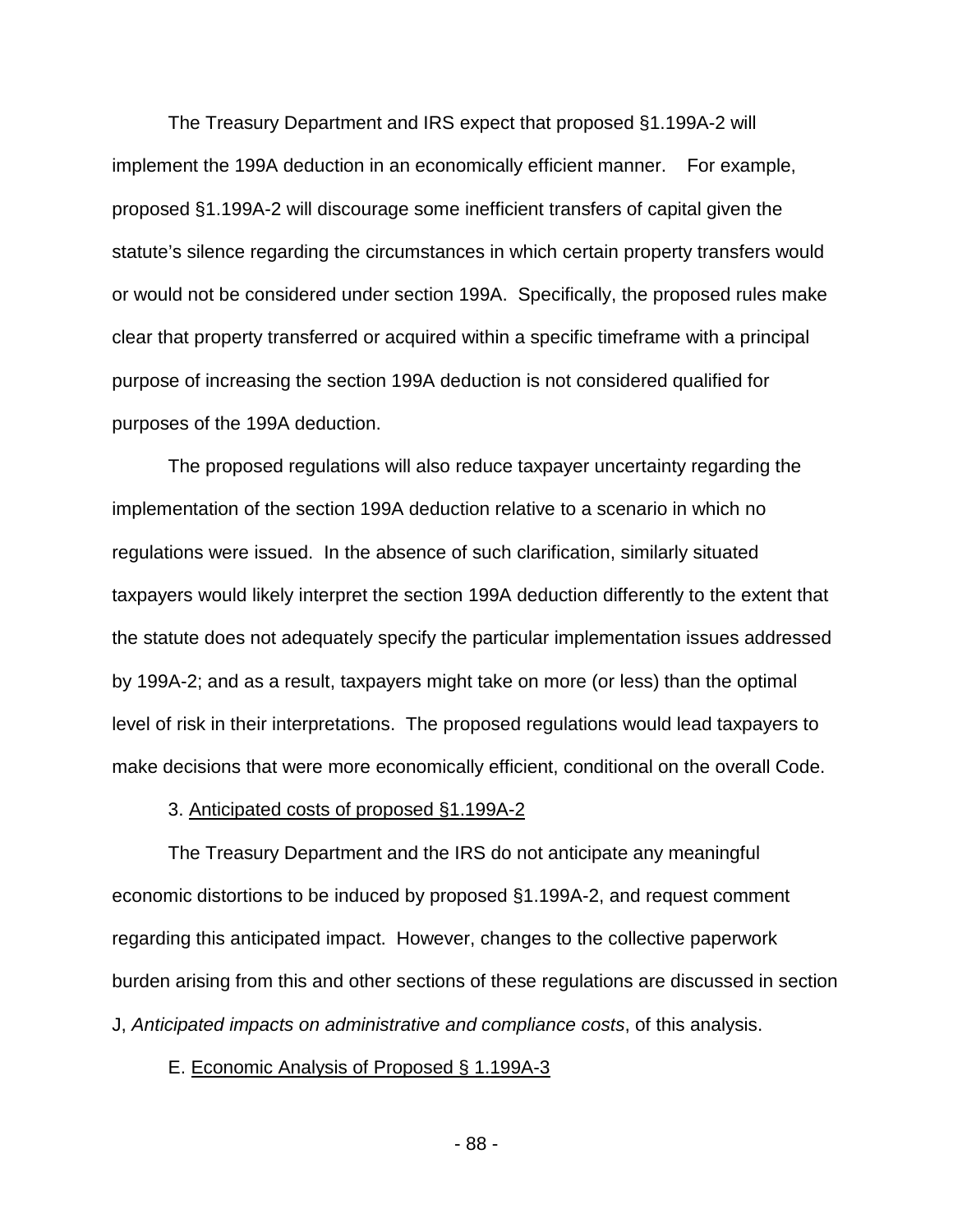The Treasury Department and IRS expect that proposed §1.199A-2 will implement the 199A deduction in an economically efficient manner. For example, proposed §1.199A-2 will discourage some inefficient transfers of capital given the statute's silence regarding the circumstances in which certain property transfers would or would not be considered under section 199A. Specifically, the proposed rules make clear that property transferred or acquired within a specific timeframe with a principal purpose of increasing the section 199A deduction is not considered qualified for purposes of the 199A deduction.

The proposed regulations will also reduce taxpayer uncertainty regarding the implementation of the section 199A deduction relative to a scenario in which no regulations were issued. In the absence of such clarification, similarly situated taxpayers would likely interpret the section 199A deduction differently to the extent that the statute does not adequately specify the particular implementation issues addressed by 199A-2; and as a result, taxpayers might take on more (or less) than the optimal level of risk in their interpretations. The proposed regulations would lead taxpayers to make decisions that were more economically efficient, conditional on the overall Code.

3. Anticipated costs of proposed §1.199A-2

The Treasury Department and the IRS do not anticipate any meaningful economic distortions to be induced by proposed §1.199A-2, and request comment regarding this anticipated impact. However, changes to the collective paperwork burden arising from this and other sections of these regulations are discussed in section J, *Anticipated impacts on administrative and compliance costs*, of this analysis.

E. Economic Analysis of Proposed § 1.199A-3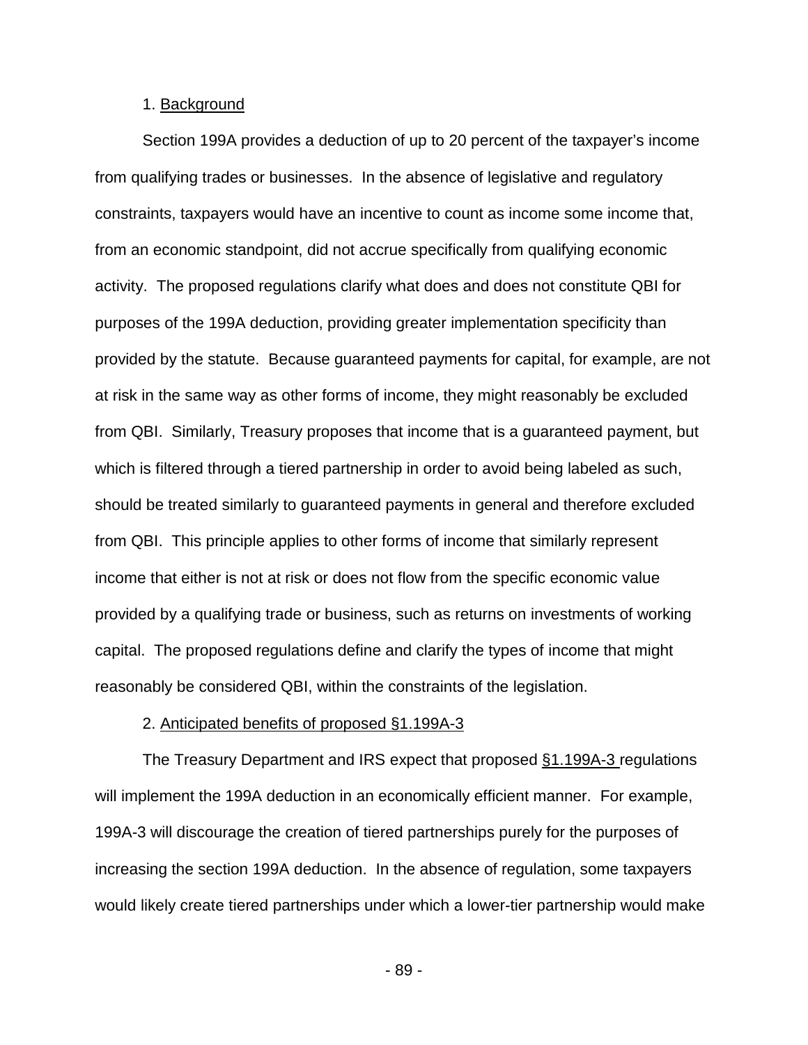1. Background

Section 199A provides a deduction of up to 20 percent of the taxpayer's income from qualifying trades or businesses. In the absence of legislative and regulatory constraints, taxpayers would have an incentive to count as income some income that, from an economic standpoint, did not accrue specifically from qualifying economic activity. The proposed regulations clarify what does and does not constitute QBI for purposes of the 199A deduction, providing greater implementation specificity than provided by the statute. Because guaranteed payments for capital, for example, are not at risk in the same way as other forms of income, they might reasonably be excluded from QBI. Similarly, Treasury proposes that income that is a guaranteed payment, but which is filtered through a tiered partnership in order to avoid being labeled as such, should be treated similarly to guaranteed payments in general and therefore excluded from QBI. This principle applies to other forms of income that similarly represent income that either is not at risk or does not flow from the specific economic value provided by a qualifying trade or business, such as returns on investments of working capital. The proposed regulations define and clarify the types of income that might reasonably be considered QBI, within the constraints of the legislation.

2. Anticipated benefits of proposed §1.199A-3

The Treasury Department and IRS expect that proposed §1.199A-3 regulations will implement the 199A deduction in an economically efficient manner. For example, 199A-3 will discourage the creation of tiered partnerships purely for the purposes of increasing the section 199A deduction. In the absence of regulation, some taxpayers would likely create tiered partnerships under which a lower-tier partnership would make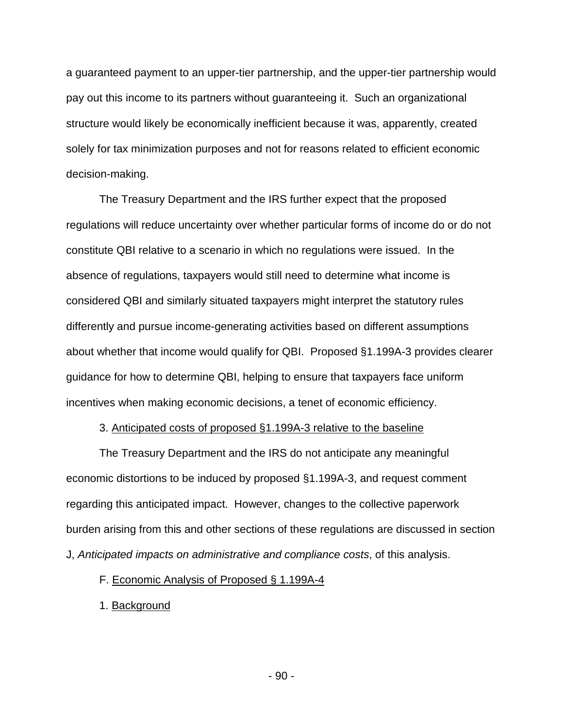a guaranteed payment to an upper-tier partnership, and the upper-tier partnership would pay out this income to its partners without guaranteeing it. Such an organizational structure would likely be economically inefficient because it was, apparently, created solely for tax minimization purposes and not for reasons related to efficient economic decision-making.

The Treasury Department and the IRS further expect that the proposed regulations will reduce uncertainty over whether particular forms of income do or do not constitute QBI relative to a scenario in which no regulations were issued. In the absence of regulations, taxpayers would still need to determine what income is considered QBI and similarly situated taxpayers might interpret the statutory rules differently and pursue income-generating activities based on different assumptions about whether that income would qualify for QBI. Proposed §1.199A-3 provides clearer guidance for how to determine QBI, helping to ensure that taxpayers face uniform incentives when making economic decisions, a tenet of economic efficiency.

3. Anticipated costs of proposed §1.199A-3 relative to the baseline

The Treasury Department and the IRS do not anticipate any meaningful economic distortions to be induced by proposed §1.199A-3, and request comment regarding this anticipated impact. However, changes to the collective paperwork burden arising from this and other sections of these regulations are discussed in section J, *Anticipated impacts on administrative and compliance costs*, of this analysis.

F. Economic Analysis of Proposed § 1.199A-4

1. Background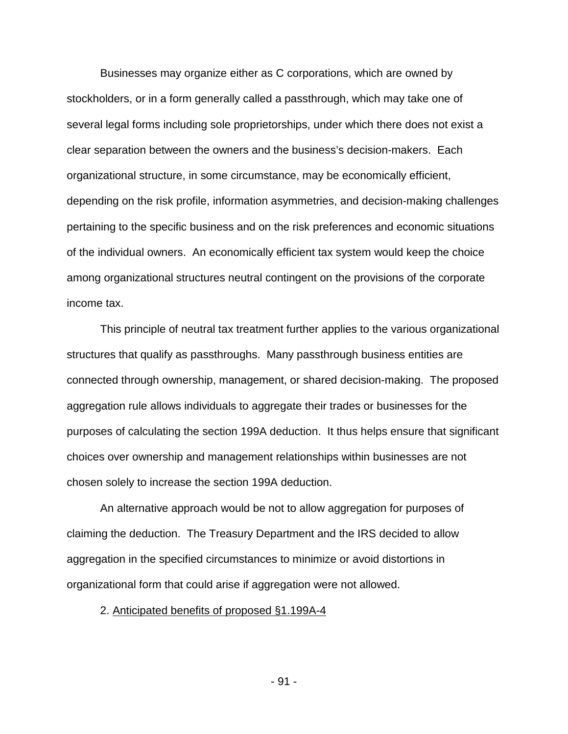Businesses may organize either as C corporations, which are owned by stockholders, or in a form generally called a passthrough, which may take one of several legal forms including sole proprietorships, under which there does not exist a clear separation between the owners and the business's decision-makers. Each organizational structure, in some circumstance, may be economically efficient, depending on the risk profile, information asymmetries, and decision-making challenges pertaining to the specific business and on the risk preferences and economic situations of the individual owners. An economically efficient tax system would keep the choice among organizational structures neutral contingent on the provisions of the corporate income tax.

This principle of neutral tax treatment further applies to the various organizational structures that qualify as passthroughs. Many passthrough business entities are connected through ownership, management, or shared decision-making. The proposed aggregation rule allows individuals to aggregate their trades or businesses for the purposes of calculating the section 199A deduction. It thus helps ensure that significant choices over ownership and management relationships within businesses are not chosen solely to increase the section 199A deduction.

An alternative approach would be not to allow aggregation for purposes of claiming the deduction. The Treasury Department and the IRS decided to allow aggregation in the specified circumstances to minimize or avoid distortions in organizational form that could arise if aggregation were not allowed.

2. Anticipated benefits of proposed §1.199A-4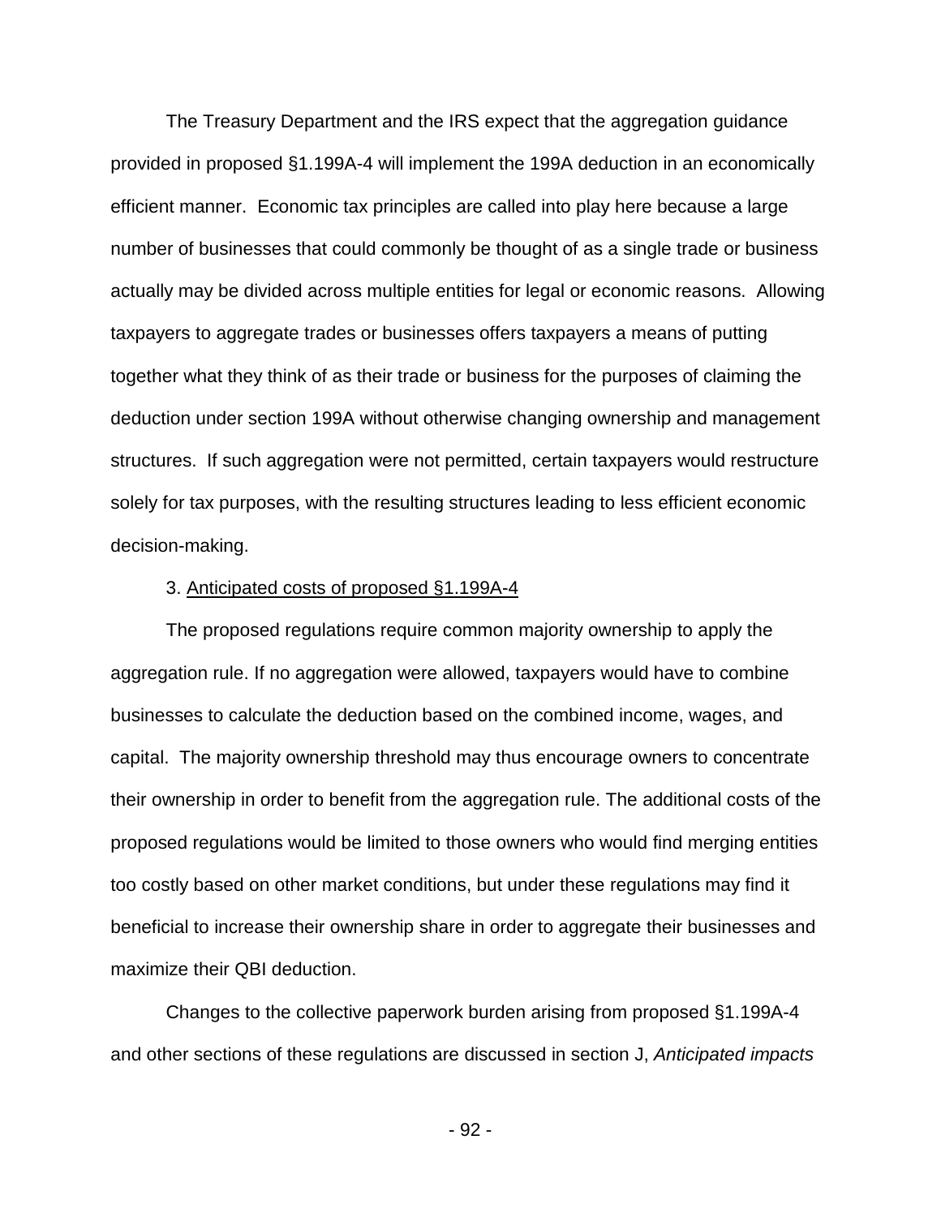The Treasury Department and the IRS expect that the aggregation guidance provided in proposed §1.199A-4 will implement the 199A deduction in an economically efficient manner. Economic tax principles are called into play here because a large number of businesses that could commonly be thought of as a single trade or business actually may be divided across multiple entities for legal or economic reasons. Allowing taxpayers to aggregate trades or businesses offers taxpayers a means of putting together what they think of as their trade or business for the purposes of claiming the deduction under section 199A without otherwise changing ownership and management structures. If such aggregation were not permitted, certain taxpayers would restructure solely for tax purposes, with the resulting structures leading to less efficient economic decision-making.

3. Anticipated costs of proposed §1.199A-4

The proposed regulations require common majority ownership to apply the aggregation rule. If no aggregation were allowed, taxpayers would have to combine businesses to calculate the deduction based on the combined income, wages, and capital. The majority ownership threshold may thus encourage owners to concentrate their ownership in order to benefit from the aggregation rule. The additional costs of the proposed regulations would be limited to those owners who would find merging entities too costly based on other market conditions, but under these regulations may find it beneficial to increase their ownership share in order to aggregate their businesses and maximize their QBI deduction.

Changes to the collective paperwork burden arising from proposed §1.199A-4 and other sections of these regulations are discussed in section J, *Anticipated impacts*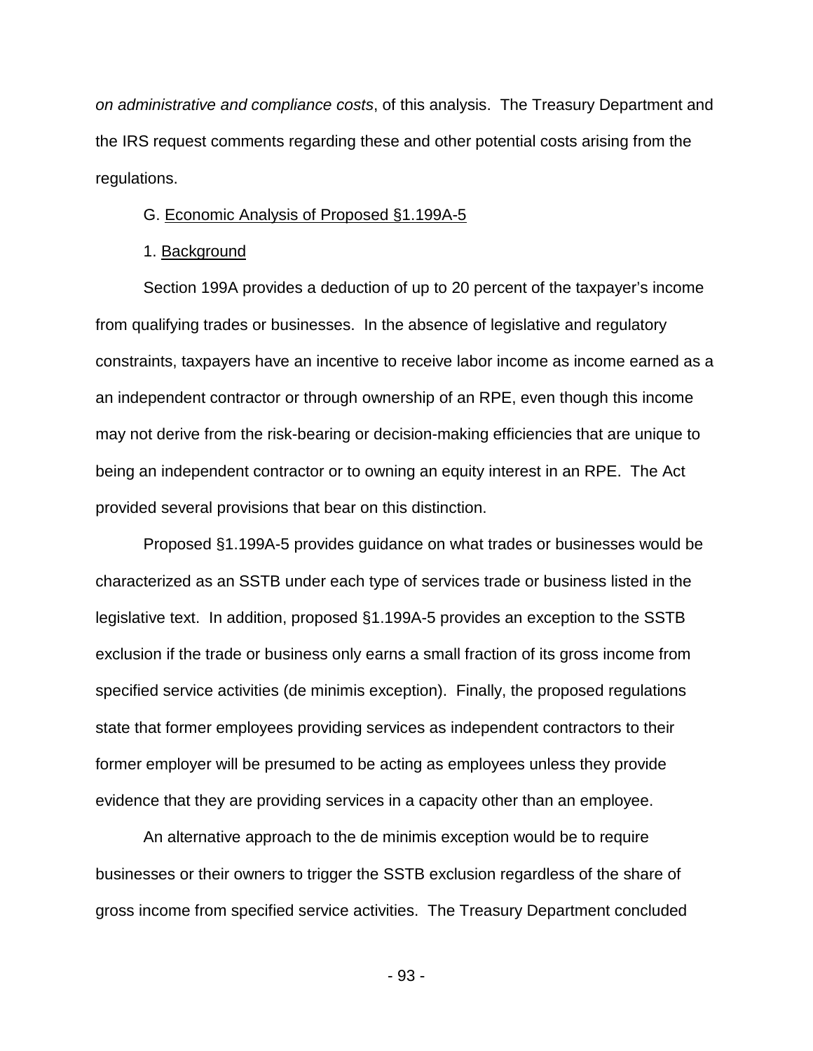*on administrative and compliance costs*, of this analysis. The Treasury Department and the IRS request comments regarding these and other potential costs arising from the regulations.

G. Economic Analysis of Proposed §1.199A-5

1. Background

Section 199A provides a deduction of up to 20 percent of the taxpayer's income from qualifying trades or businesses. In the absence of legislative and regulatory constraints, taxpayers have an incentive to receive labor income as income earned as a an independent contractor or through ownership of an RPE, even though this income may not derive from the risk-bearing or decision-making efficiencies that are unique to being an independent contractor or to owning an equity interest in an RPE. The Act provided several provisions that bear on this distinction.

Proposed §1.199A-5 provides guidance on what trades or businesses would be characterized as an SSTB under each type of services trade or business listed in the legislative text. In addition, proposed §1.199A-5 provides an exception to the SSTB exclusion if the trade or business only earns a small fraction of its gross income from specified service activities (de minimis exception). Finally, the proposed regulations state that former employees providing services as independent contractors to their former employer will be presumed to be acting as employees unless they provide evidence that they are providing services in a capacity other than an employee.

An alternative approach to the de minimis exception would be to require businesses or their owners to trigger the SSTB exclusion regardless of the share of gross income from specified service activities. The Treasury Department concluded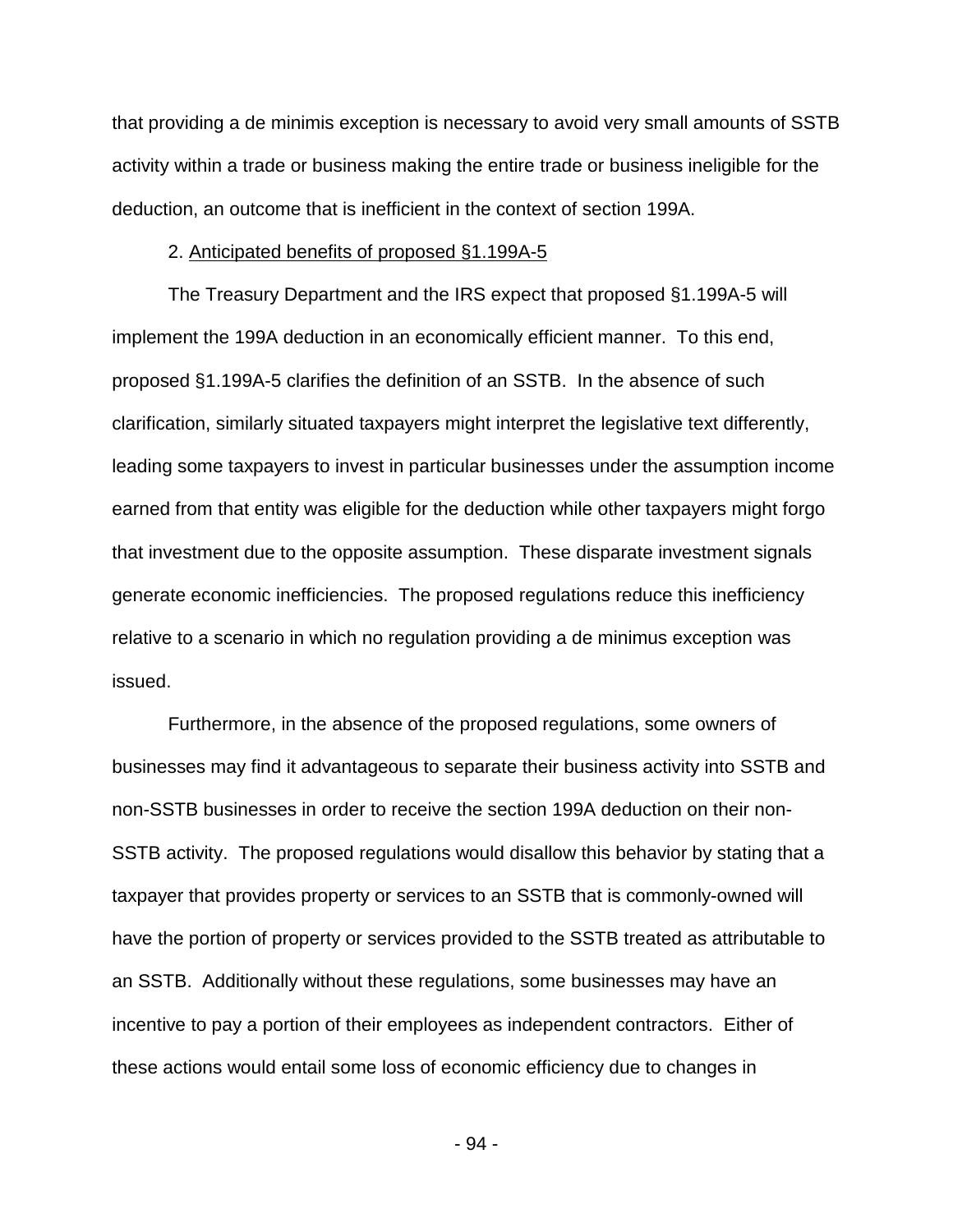that providing a de minimis exception is necessary to avoid very small amounts of SSTB activity within a trade or business making the entire trade or business ineligible for the deduction, an outcome that is inefficient in the context of section 199A.

2. Anticipated benefits of proposed §1.199A-5

The Treasury Department and the IRS expect that proposed §1.199A-5 will implement the 199A deduction in an economically efficient manner. To this end, proposed §1.199A-5 clarifies the definition of an SSTB. In the absence of such clarification, similarly situated taxpayers might interpret the legislative text differently, leading some taxpayers to invest in particular businesses under the assumption income earned from that entity was eligible for the deduction while other taxpayers might forgo that investment due to the opposite assumption. These disparate investment signals generate economic inefficiencies. The proposed regulations reduce this inefficiency relative to a scenario in which no regulation providing a de minimus exception was issued.

Furthermore, in the absence of the proposed regulations, some owners of businesses may find it advantageous to separate their business activity into SSTB and non-SSTB businesses in order to receive the section 199A deduction on their non-SSTB activity. The proposed regulations would disallow this behavior by stating that a taxpayer that provides property or services to an SSTB that is commonly-owned will have the portion of property or services provided to the SSTB treated as attributable to an SSTB. Additionally without these regulations, some businesses may have an incentive to pay a portion of their employees as independent contractors. Either of these actions would entail some loss of economic efficiency due to changes in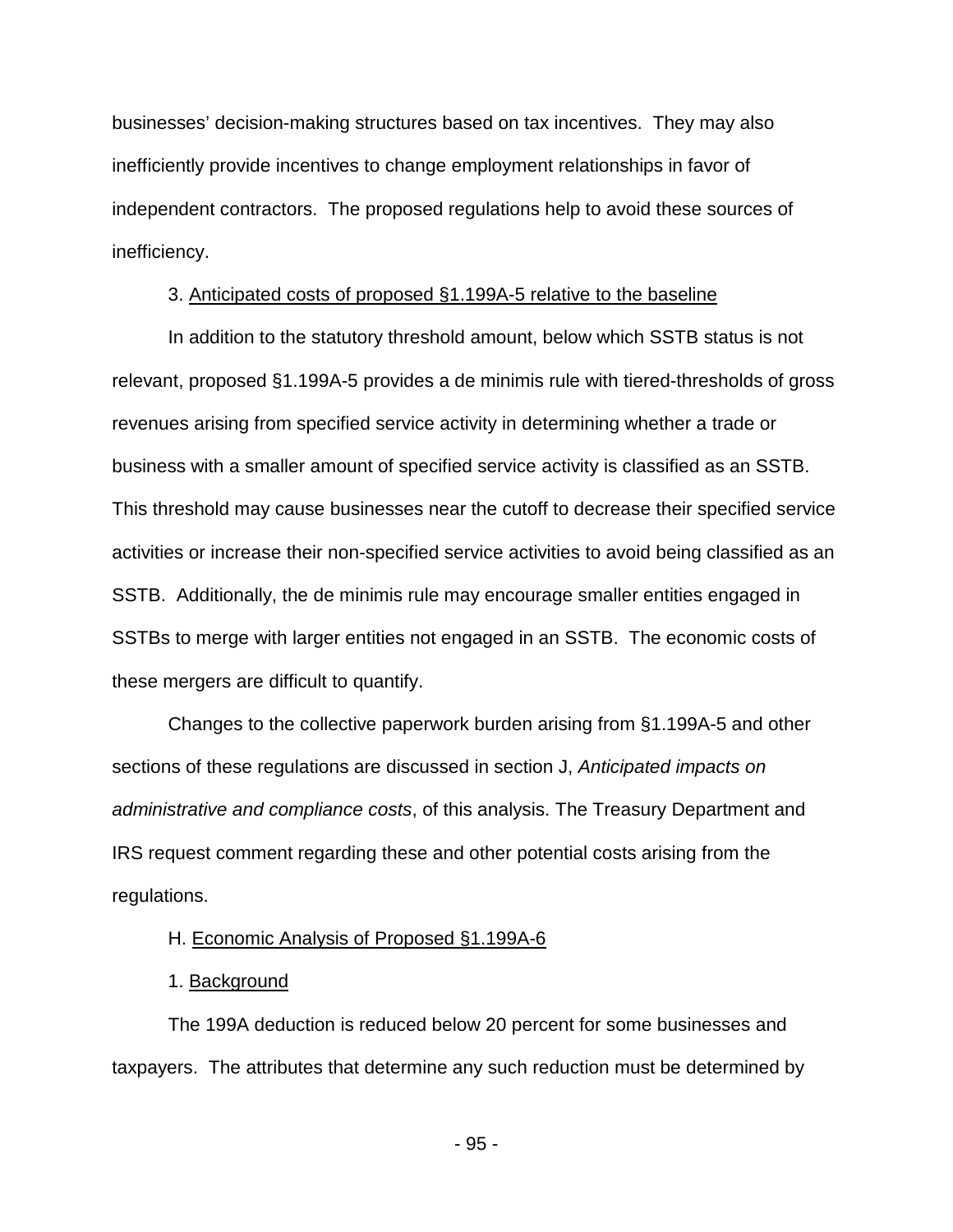businesses' decision-making structures based on tax incentives. They may also inefficiently provide incentives to change employment relationships in favor of independent contractors. The proposed regulations help to avoid these sources of inefficiency.

3. Anticipated costs of proposed §1.199A-5 relative to the baseline

In addition to the statutory threshold amount, below which SSTB status is not relevant, proposed §1.199A-5 provides a de minimis rule with tiered-thresholds of gross revenues arising from specified service activity in determining whether a trade or business with a smaller amount of specified service activity is classified as an SSTB. This threshold may cause businesses near the cutoff to decrease their specified service activities or increase their non-specified service activities to avoid being classified as an SSTB. Additionally, the de minimis rule may encourage smaller entities engaged in SSTBs to merge with larger entities not engaged in an SSTB. The economic costs of these mergers are difficult to quantify.

Changes to the collective paperwork burden arising from §1.199A-5 and other sections of these regulations are discussed in section J, *Anticipated impacts on administrative and compliance costs*, of this analysis. The Treasury Department and IRS request comment regarding these and other potential costs arising from the regulations.

H. Economic Analysis of Proposed §1.199A-6

1. Background

The 199A deduction is reduced below 20 percent for some businesses and taxpayers. The attributes that determine any such reduction must be determined by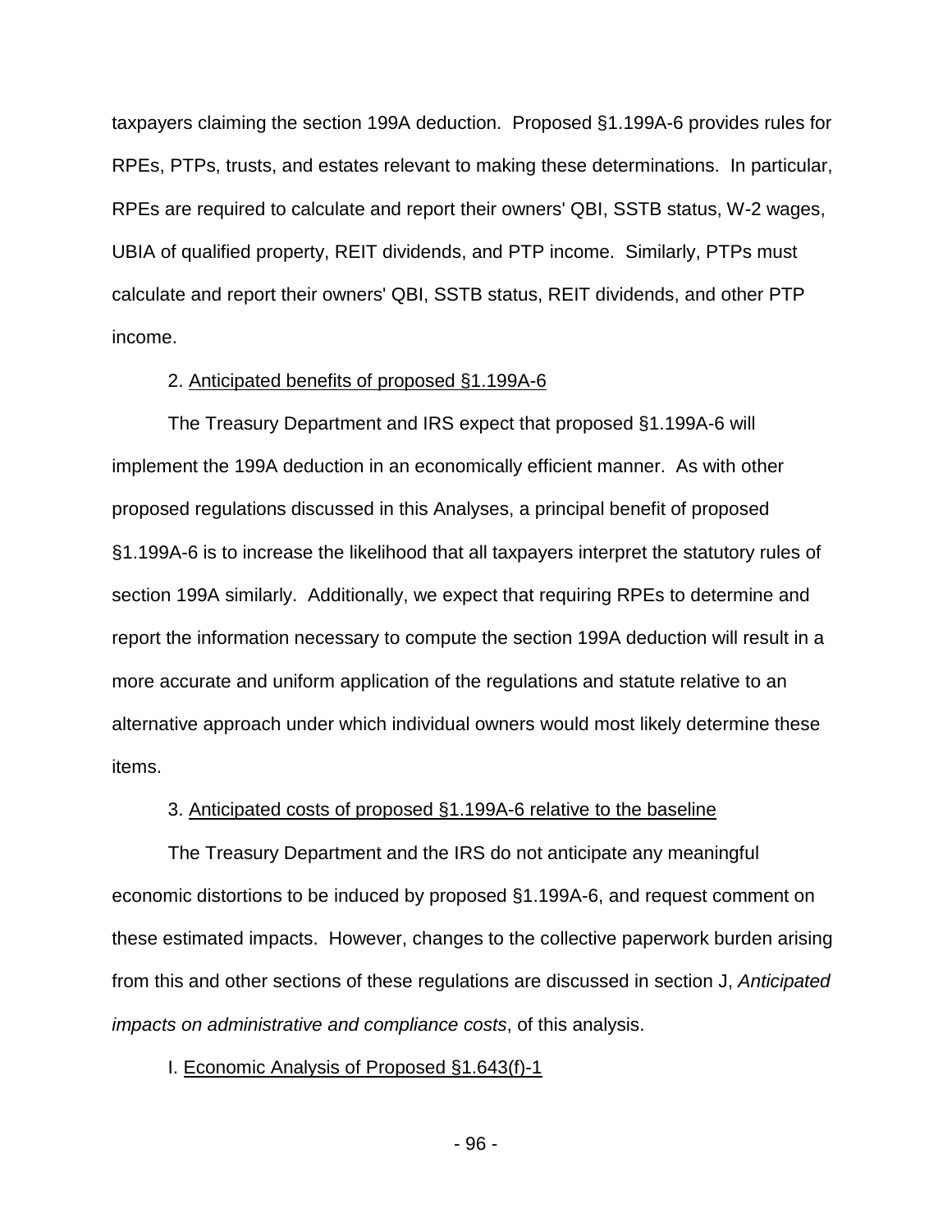taxpayers claiming the section 199A deduction. Proposed §1.199A-6 provides rules for RPEs, PTPs, trusts, and estates relevant to making these determinations. In particular, RPEs are required to calculate and report their owners' QBI, SSTB status, W-2 wages, UBIA of qualified property, REIT dividends, and PTP income. Similarly, PTPs must calculate and report their owners' QBI, SSTB status, REIT dividends, and other PTP income.

2. <u>Anticipated benefits of proposed §1.199A-6</u>

The Treasury Department and IRS expect that proposed §1.199A-6 will implement the 199A deduction in an economically efficient manner. As with other proposed regulations discussed in this Analyses, a principal benefit of proposed §1.199A-6 is to increase the likelihood that all taxpayers interpret the statutory rules of section 199A similarly. Additionally, we expect that requiring RPEs to determine and report the information necessary to compute the section 199A deduction will result in a more accurate and uniform application of the regulations and statute relative to an alternative approach under which individual owners would most likely determine these items.

3. <u>Anticipated costs of proposed §1.199A-6 relative to the baseline</u>

The Treasury Department and the IRS do not anticipate any meaningful economic distortions to be induced by proposed §1.199A-6, and request comment on these estimated impacts. However, changes to the collective paperwork burden arising from this and other sections of these regulations are discussed in section J, *Anticipated impacts on administrative and compliance costs*, of this analysis.

I. <u>Economic Analysis of Proposed §1.643(f)-1</u>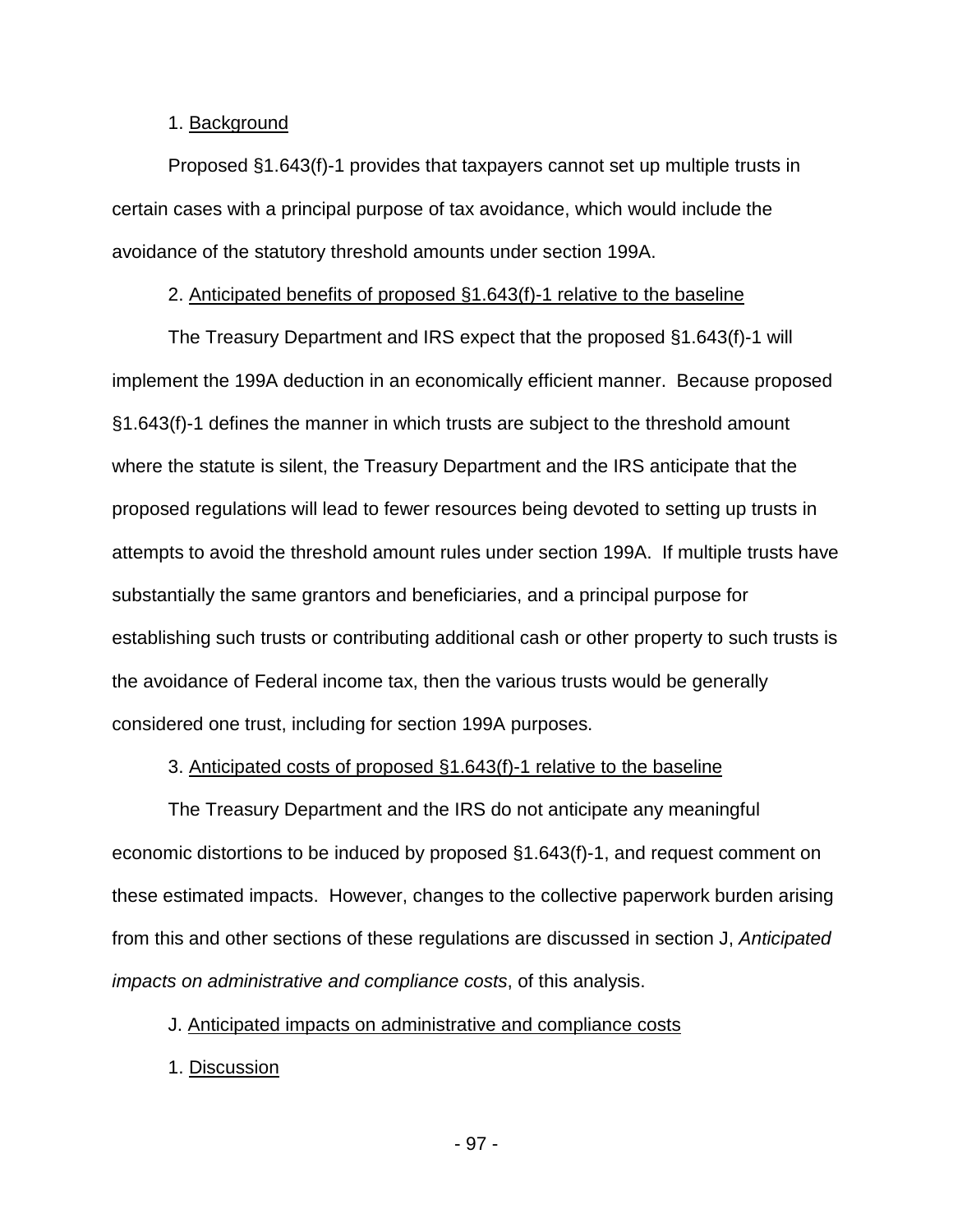1. Background

Proposed §1.643(f)-1 provides that taxpayers cannot set up multiple trusts in certain cases with a principal purpose of tax avoidance, which would include the avoidance of the statutory threshold amounts under section 199A.

2. Anticipated benefits of proposed §1.643(f)-1 relative to the baseline

The Treasury Department and IRS expect that the proposed §1.643(f)-1 will implement the 199A deduction in an economically efficient manner. Because proposed §1.643(f)-1 defines the manner in which trusts are subject to the threshold amount where the statute is silent, the Treasury Department and the IRS anticipate that the proposed regulations will lead to fewer resources being devoted to setting up trusts in attempts to avoid the threshold amount rules under section 199A. If multiple trusts have substantially the same grantors and beneficiaries, and a principal purpose for establishing such trusts or contributing additional cash or other property to such trusts is the avoidance of Federal income tax, then the various trusts would be generally considered one trust, including for section 199A purposes.

3. Anticipated costs of proposed §1.643(f)-1 relative to the baseline

The Treasury Department and the IRS do not anticipate any meaningful economic distortions to be induced by proposed §1.643(f)-1, and request comment on these estimated impacts. However, changes to the collective paperwork burden arising from this and other sections of these regulations are discussed in section J, *Anticipated impacts on administrative and compliance costs*, of this analysis.

J. Anticipated impacts on administrative and compliance costs

1. Discussion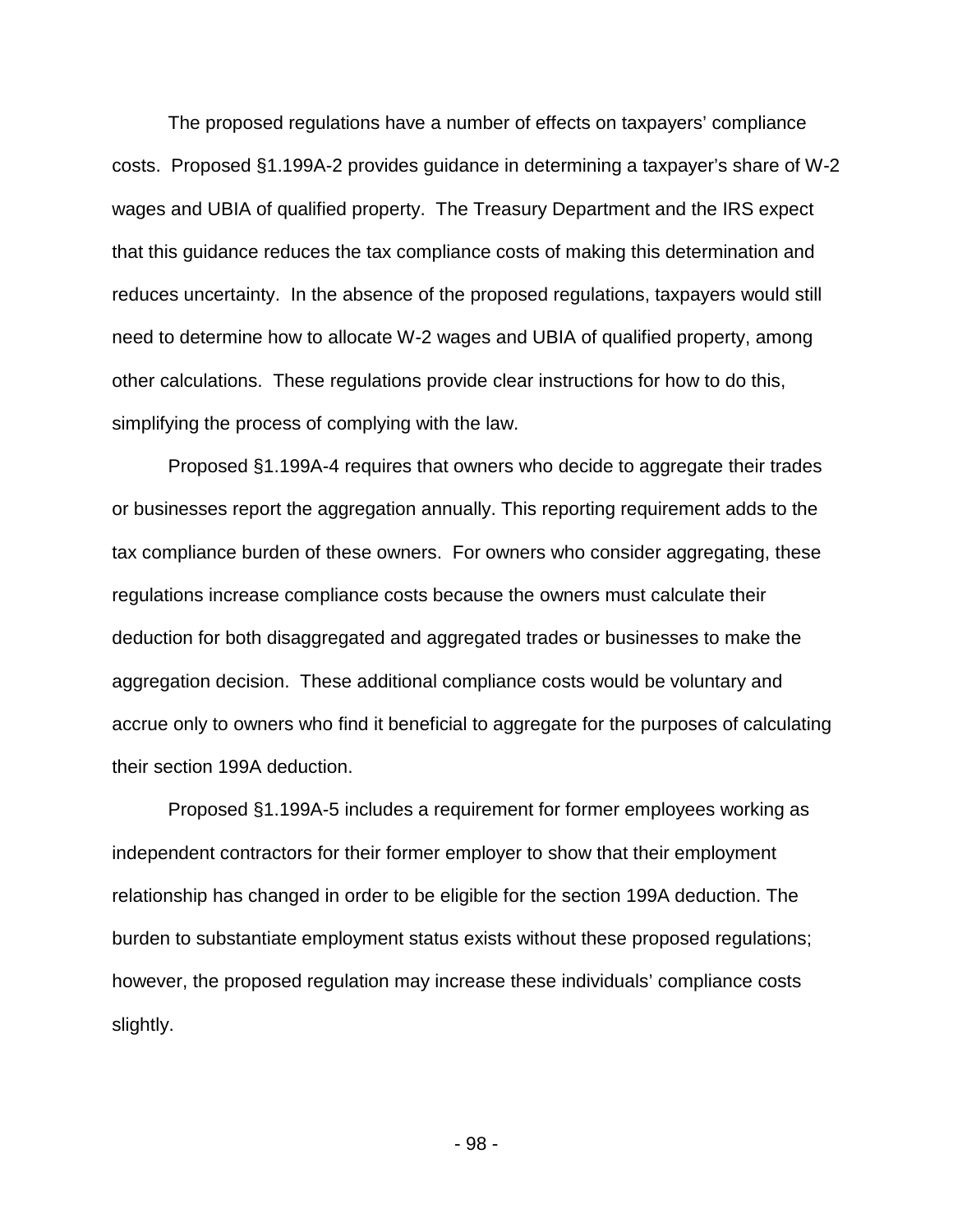The proposed regulations have a number of effects on taxpayers' compliance costs. Proposed §1.199A-2 provides guidance in determining a taxpayer's share of W-2 wages and UBIA of qualified property. The Treasury Department and the IRS expect that this guidance reduces the tax compliance costs of making this determination and reduces uncertainty. In the absence of the proposed regulations, taxpayers would still need to determine how to allocate W-2 wages and UBIA of qualified property, among other calculations. These regulations provide clear instructions for how to do this, simplifying the process of complying with the law.

Proposed §1.199A-4 requires that owners who decide to aggregate their trades or businesses report the aggregation annually. This reporting requirement adds to the tax compliance burden of these owners. For owners who consider aggregating, these regulations increase compliance costs because the owners must calculate their deduction for both disaggregated and aggregated trades or businesses to make the aggregation decision. These additional compliance costs would be voluntary and accrue only to owners who find it beneficial to aggregate for the purposes of calculating their section 199A deduction.

Proposed §1.199A-5 includes a requirement for former employees working as independent contractors for their former employer to show that their employment relationship has changed in order to be eligible for the section 199A deduction. The burden to substantiate employment status exists without these proposed regulations; however, the proposed regulation may increase these individuals' compliance costs slightly.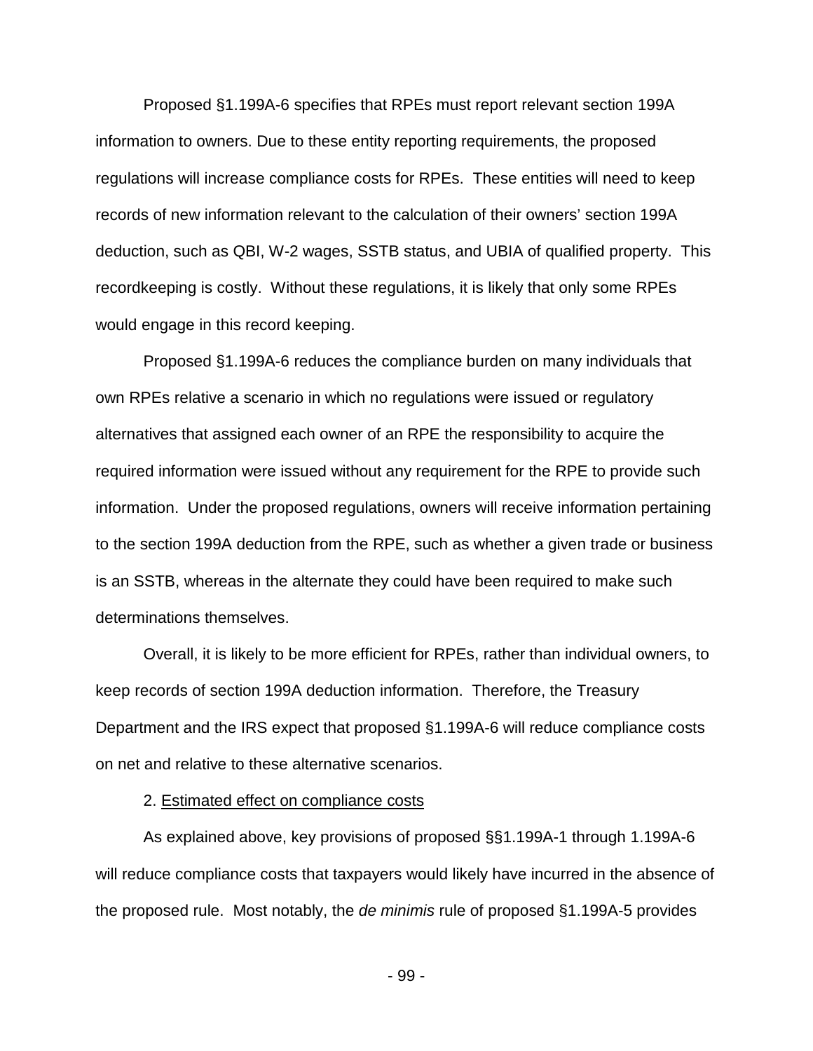Proposed §1.199A-6 specifies that RPEs must report relevant section 199A information to owners. Due to these entity reporting requirements, the proposed regulations will increase compliance costs for RPEs. These entities will need to keep records of new information relevant to the calculation of their owners' section 199A deduction, such as QBI, W-2 wages, SSTB status, and UBIA of qualified property. This recordkeeping is costly. Without these regulations, it is likely that only some RPEs would engage in this record keeping.

Proposed §1.199A-6 reduces the compliance burden on many individuals that own RPEs relative a scenario in which no regulations were issued or regulatory alternatives that assigned each owner of an RPE the responsibility to acquire the required information were issued without any requirement for the RPE to provide such information. Under the proposed regulations, owners will receive information pertaining to the section 199A deduction from the RPE, such as whether a given trade or business is an SSTB, whereas in the alternate they could have been required to make such determinations themselves.

Overall, it is likely to be more efficient for RPEs, rather than individual owners, to keep records of section 199A deduction information. Therefore, the Treasury Department and the IRS expect that proposed §1.199A-6 will reduce compliance costs on net and relative to these alternative scenarios.

2. Estimated effect on compliance costs

As explained above, key provisions of proposed §§1.199A-1 through 1.199A-6 will reduce compliance costs that taxpayers would likely have incurred in the absence of the proposed rule. Most notably, the *de minimis* rule of proposed §1.199A-5 provides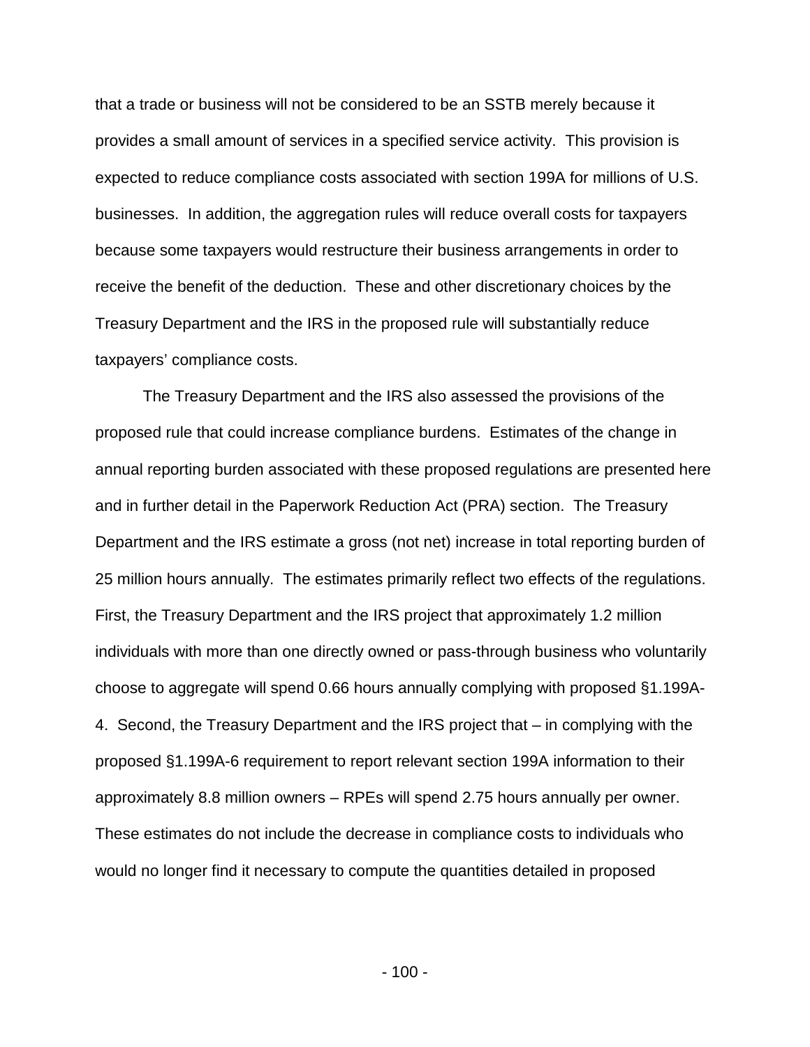that a trade or business will not be considered to be an SSTB merely because it provides a small amount of services in a specified service activity. This provision is expected to reduce compliance costs associated with section 199A for millions of U.S. businesses. In addition, the aggregation rules will reduce overall costs for taxpayers because some taxpayers would restructure their business arrangements in order to receive the benefit of the deduction. These and other discretionary choices by the Treasury Department and the IRS in the proposed rule will substantially reduce taxpayers' compliance costs.

The Treasury Department and the IRS also assessed the provisions of the proposed rule that could increase compliance burdens. Estimates of the change in annual reporting burden associated with these proposed regulations are presented here and in further detail in the Paperwork Reduction Act (PRA) section. The Treasury Department and the IRS estimate a gross (not net) increase in total reporting burden of 25 million hours annually. The estimates primarily reflect two effects of the regulations. First, the Treasury Department and the IRS project that approximately 1.2 million individuals with more than one directly owned or pass-through business who voluntarily choose to aggregate will spend 0.66 hours annually complying with proposed §1.199A-4. Second, the Treasury Department and the IRS project that – in complying with the proposed §1.199A-6 requirement to report relevant section 199A information to their approximately 8.8 million owners – RPEs will spend 2.75 hours annually per owner. These estimates do not include the decrease in compliance costs to individuals who would no longer find it necessary to compute the quantities detailed in proposed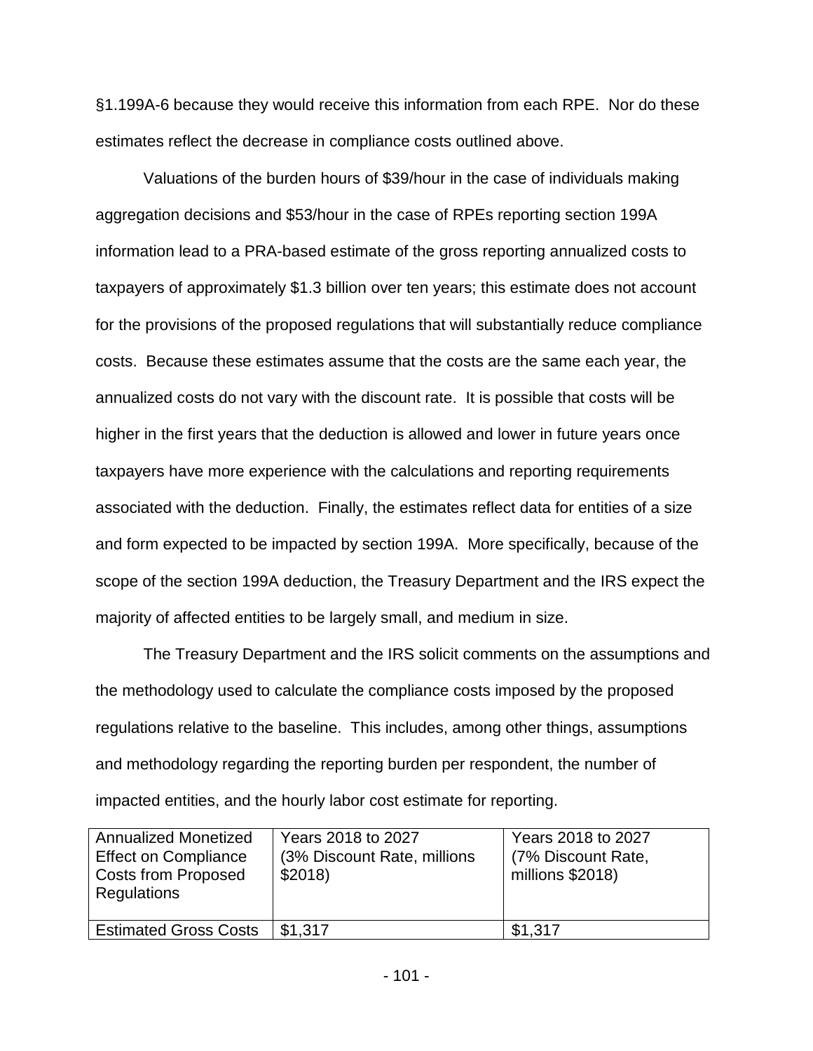§1.199A-6 because they would receive this information from each RPE. Nor do these estimates reflect the decrease in compliance costs outlined above.

Valuations of the burden hours of $39/hour in the case of individuals making aggregation decisions and $53/hour in the case of RPEs reporting section 199A information lead to a PRA-based estimate of the gross reporting annualized costs to taxpayers of approximately $1.3 billion over ten years; this estimate does not account for the provisions of the proposed regulations that will substantially reduce compliance costs. Because these estimates assume that the costs are the same each year, the annualized costs do not vary with the discount rate. It is possible that costs will be higher in the first years that the deduction is allowed and lower in future years once taxpayers have more experience with the calculations and reporting requirements associated with the deduction. Finally, the estimates reflect data for entities of a size and form expected to be impacted by section 199A. More specifically, because of the scope of the section 199A deduction, the Treasury Department and the IRS expect the majority of affected entities to be largely small, and medium in size.

The Treasury Department and the IRS solicit comments on the assumptions and the methodology used to calculate the compliance costs imposed by the proposed regulations relative to the baseline. This includes, among other things, assumptions and methodology regarding the reporting burden per respondent, the number of impacted entities, and the hourly labor cost estimate for reporting.

| Annualized Monetized Effect on Compliance Costs from Proposed Regulations | Years 2018 to 2027 (3% Discount Rate, millions $2018) | Years 2018 to 2027 (7% Discount Rate, millions $2018) |
|---|---|---|
| Estimated Gross Costs | $1,317 | $1,317 |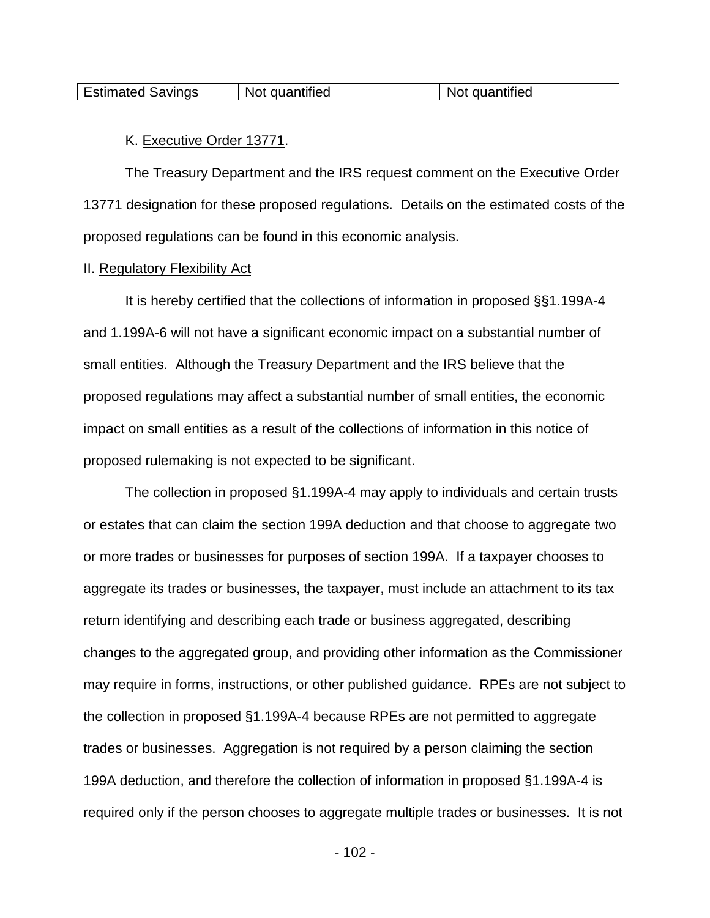| Estimated Savings | Not quantified | Not quantified |
|---|---|---|

K. Executive Order 13771.

The Treasury Department and the IRS request comment on the Executive Order 13771 designation for these proposed regulations. Details on the estimated costs of the proposed regulations can be found in this economic analysis.

II. Regulatory Flexibility Act

It is hereby certified that the collections of information in proposed §§1.199A-4 and 1.199A-6 will not have a significant economic impact on a substantial number of small entities. Although the Treasury Department and the IRS believe that the proposed regulations may affect a substantial number of small entities, the economic impact on small entities as a result of the collections of information in this notice of proposed rulemaking is not expected to be significant.

The collection in proposed §1.199A-4 may apply to individuals and certain trusts or estates that can claim the section 199A deduction and that choose to aggregate two or more trades or businesses for purposes of section 199A. If a taxpayer chooses to aggregate its trades or businesses, the taxpayer, must include an attachment to its tax return identifying and describing each trade or business aggregated, describing changes to the aggregated group, and providing other information as the Commissioner may require in forms, instructions, or other published guidance. RPEs are not subject to the collection in proposed §1.199A-4 because RPEs are not permitted to aggregate trades or businesses. Aggregation is not required by a person claiming the section 199A deduction, and therefore the collection of information in proposed §1.199A-4 is required only if the person chooses to aggregate multiple trades or businesses. It is not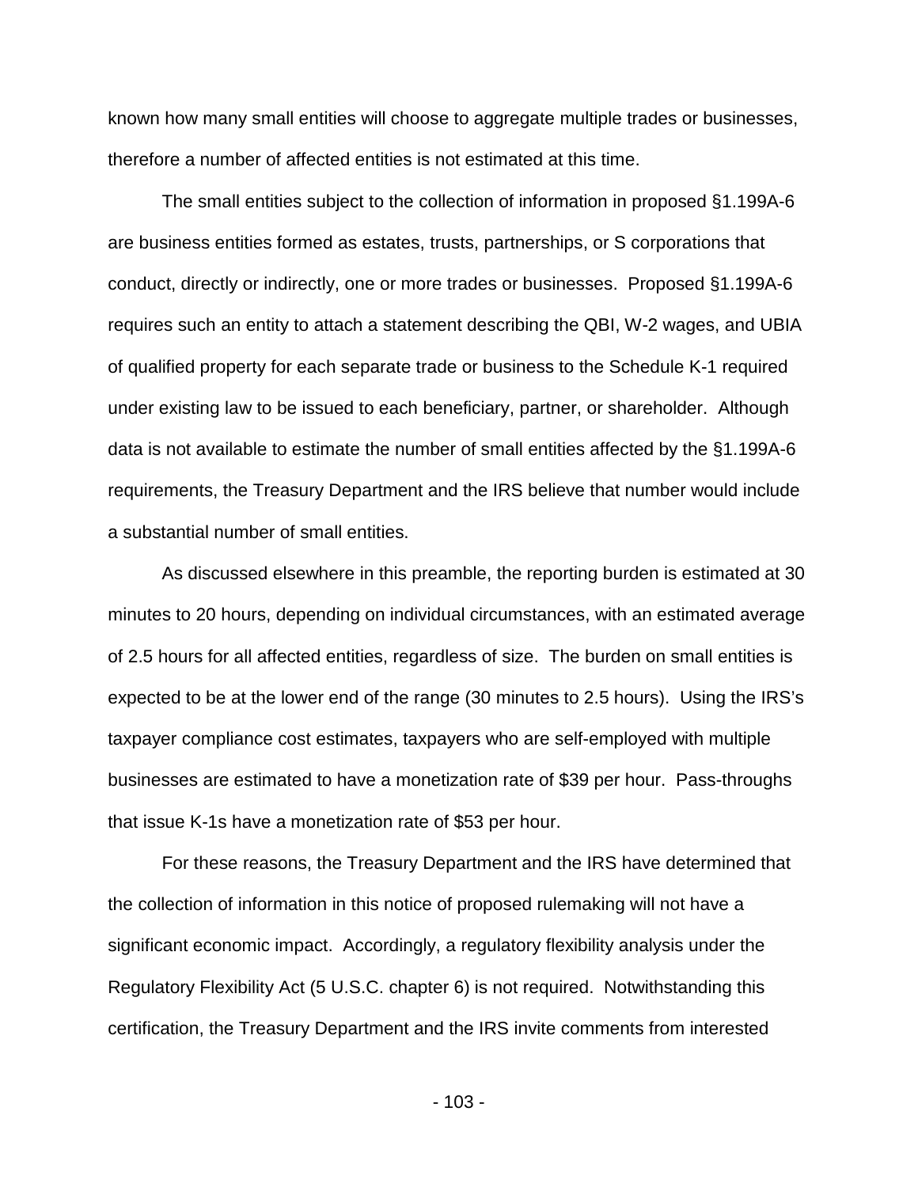known how many small entities will choose to aggregate multiple trades or businesses, therefore a number of affected entities is not estimated at this time.

The small entities subject to the collection of information in proposed §1.199A-6 are business entities formed as estates, trusts, partnerships, or S corporations that conduct, directly or indirectly, one or more trades or businesses. Proposed §1.199A-6 requires such an entity to attach a statement describing the QBI, W-2 wages, and UBIA of qualified property for each separate trade or business to the Schedule K-1 required under existing law to be issued to each beneficiary, partner, or shareholder. Although data is not available to estimate the number of small entities affected by the §1.199A-6 requirements, the Treasury Department and the IRS believe that number would include a substantial number of small entities.

As discussed elsewhere in this preamble, the reporting burden is estimated at 30 minutes to 20 hours, depending on individual circumstances, with an estimated average of 2.5 hours for all affected entities, regardless of size. The burden on small entities is expected to be at the lower end of the range (30 minutes to 2.5 hours). Using the IRS's taxpayer compliance cost estimates, taxpayers who are self-employed with multiple businesses are estimated to have a monetization rate of $39 per hour. Pass-throughs that issue K-1s have a monetization rate of $53 per hour.

For these reasons, the Treasury Department and the IRS have determined that the collection of information in this notice of proposed rulemaking will not have a significant economic impact. Accordingly, a regulatory flexibility analysis under the Regulatory Flexibility Act (5 U.S.C. chapter 6) is not required. Notwithstanding this certification, the Treasury Department and the IRS invite comments from interested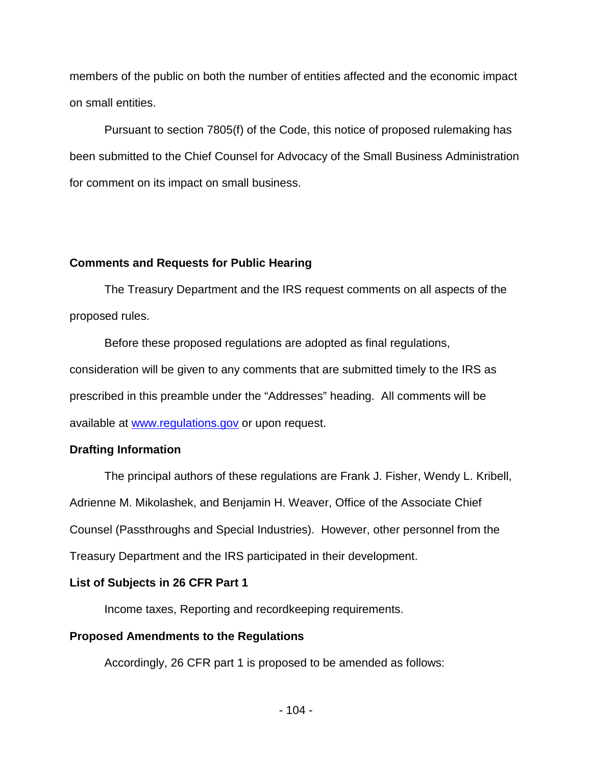members of the public on both the number of entities affected and the economic impact on small entities.

Pursuant to section 7805(f) of the Code, this notice of proposed rulemaking has been submitted to the Chief Counsel for Advocacy of the Small Business Administration for comment on its impact on small business.

**Comments and Requests for Public Hearing**

The Treasury Department and the IRS request comments on all aspects of the proposed rules.

Before these proposed regulations are adopted as final regulations, consideration will be given to any comments that are submitted timely to the IRS as prescribed in this preamble under the "Addresses" heading. All comments will be available at www.regulations.gov or upon request.

**Drafting Information**

The principal authors of these regulations are Frank J. Fisher, Wendy L. Kribell, Adrienne M. Mikolashek, and Benjamin H. Weaver, Office of the Associate Chief Counsel (Passthroughs and Special Industries). However, other personnel from the Treasury Department and the IRS participated in their development.

**List of Subjects in 26 CFR Part 1**

Income taxes, Reporting and recordkeeping requirements.

**Proposed Amendments to the Regulations**

Accordingly, 26 CFR part 1 is proposed to be amended as follows: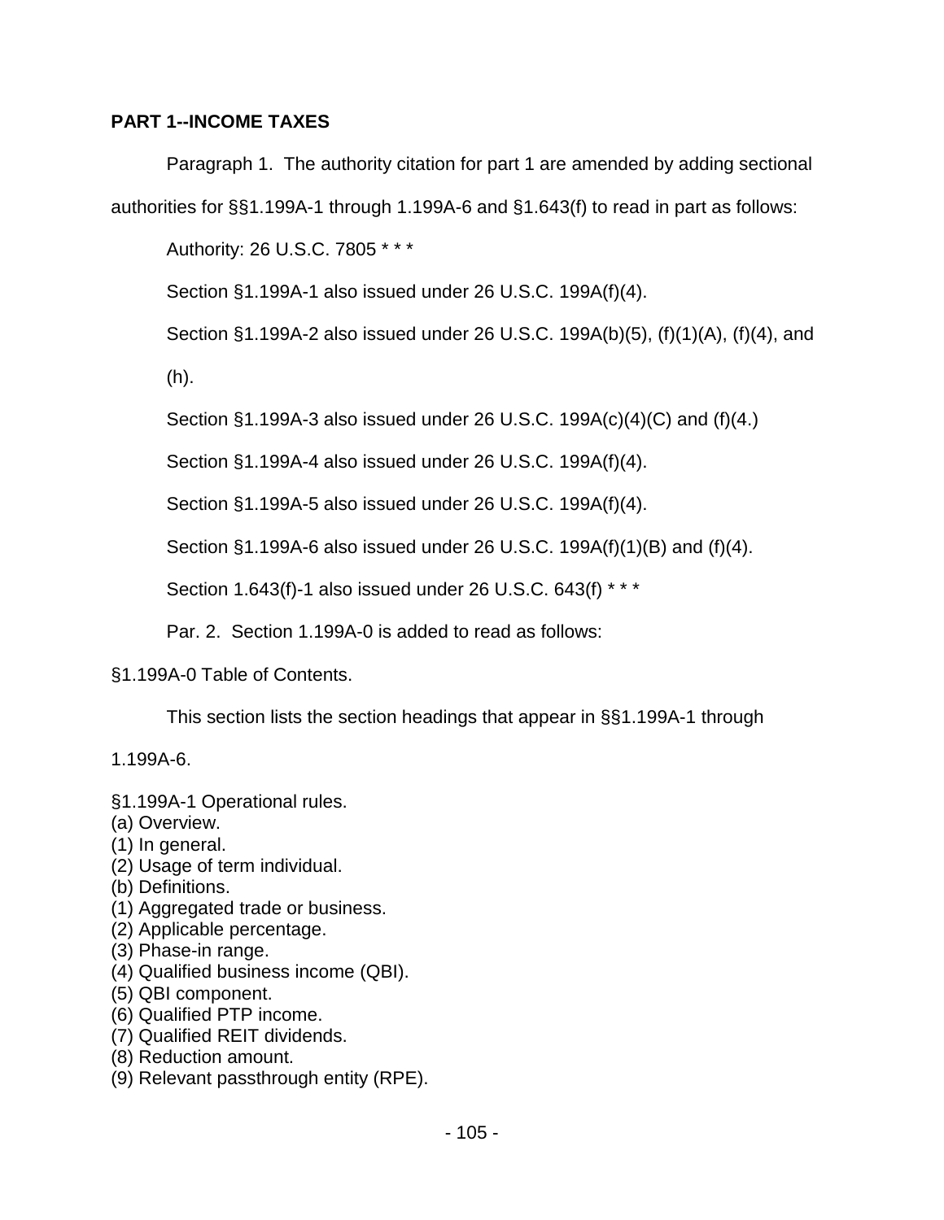**PART 1--INCOME TAXES**

Paragraph 1. The authority citation for part 1 are amended by adding sectional authorities for §§1.199A-1 through 1.199A-6 and §1.643(f) to read in part as follows:

Authority: 26 U.S.C. 7805 * * *

Section §1.199A-1 also issued under 26 U.S.C. 199A(f)(4).

Section §1.199A-2 also issued under 26 U.S.C. 199A(b)(5), (f)(1)(A), (f)(4), and (h).

Section §1.199A-3 also issued under 26 U.S.C. 199A(c)(4)(C) and (f)(4.)

Section §1.199A-4 also issued under 26 U.S.C. 199A(f)(4).

Section §1.199A-5 also issued under 26 U.S.C. 199A(f)(4).

Section §1.199A-6 also issued under 26 U.S.C. 199A(f)(1)(B) and (f)(4).

Section 1.643(f)-1 also issued under 26 U.S.C. 643(f) * * *

Par. 2. Section 1.199A-0 is added to read as follows:

§1.199A-0 Table of Contents.

This section lists the section headings that appear in §§1.199A-1 through 1.199A-6.

§1.199A-1 Operational rules.
(a) Overview.
(1) In general.
(2) Usage of term individual.
(b) Definitions.
(1) Aggregated trade or business.
(2) Applicable percentage.
(3) Phase-in range.
(4) Qualified business income (QBI).
(5) QBI component.
(6) Qualified PTP income.
(7) Qualified REIT dividends.
(8) Reduction amount.
(9) Relevant passthrough entity (RPE).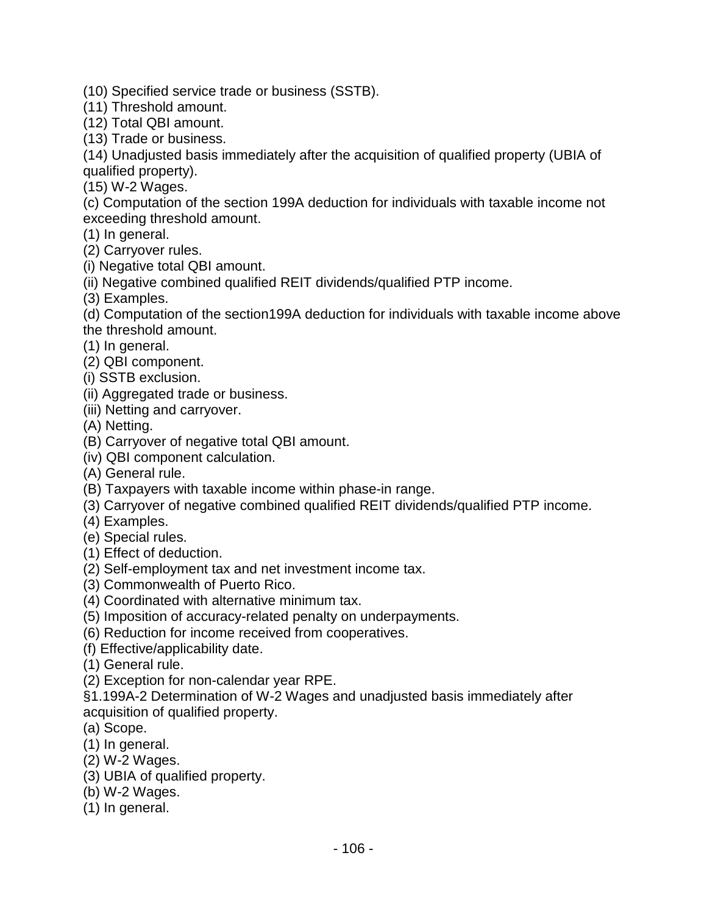(10) Specified service trade or business (SSTB).
(11) Threshold amount.
(12) Total QBI amount.
(13) Trade or business.
(14) Unadjusted basis immediately after the acquisition of qualified property (UBIA of qualified property).
(15) W-2 Wages.
(c) Computation of the section 199A deduction for individuals with taxable income not exceeding threshold amount.
(1) In general.
(2) Carryover rules.
(i) Negative total QBI amount.
(ii) Negative combined qualified REIT dividends/qualified PTP income.
(3) Examples.
(d) Computation of the section199A deduction for individuals with taxable income above the threshold amount.
(1) In general.
(2) QBI component.
(i) SSTB exclusion.
(ii) Aggregated trade or business.
(iii) Netting and carryover.
(A) Netting.
(B) Carryover of negative total QBI amount.
(iv) QBI component calculation.
(A) General rule.
(B) Taxpayers with taxable income within phase-in range.
(3) Carryover of negative combined qualified REIT dividends/qualified PTP income.
(4) Examples.
(e) Special rules.
(1) Effect of deduction.
(2) Self-employment tax and net investment income tax.
(3) Commonwealth of Puerto Rico.
(4) Coordinated with alternative minimum tax.
(5) Imposition of accuracy-related penalty on underpayments.
(6) Reduction for income received from cooperatives.
(f) Effective/applicability date.
(1) General rule.
(2) Exception for non-calendar year RPE.
§1.199A-2 Determination of W-2 Wages and unadjusted basis immediately after acquisition of qualified property.
(a) Scope.
(1) In general.
(2) W-2 Wages.
(3) UBIA of qualified property.
(b) W-2 Wages.
(1) In general.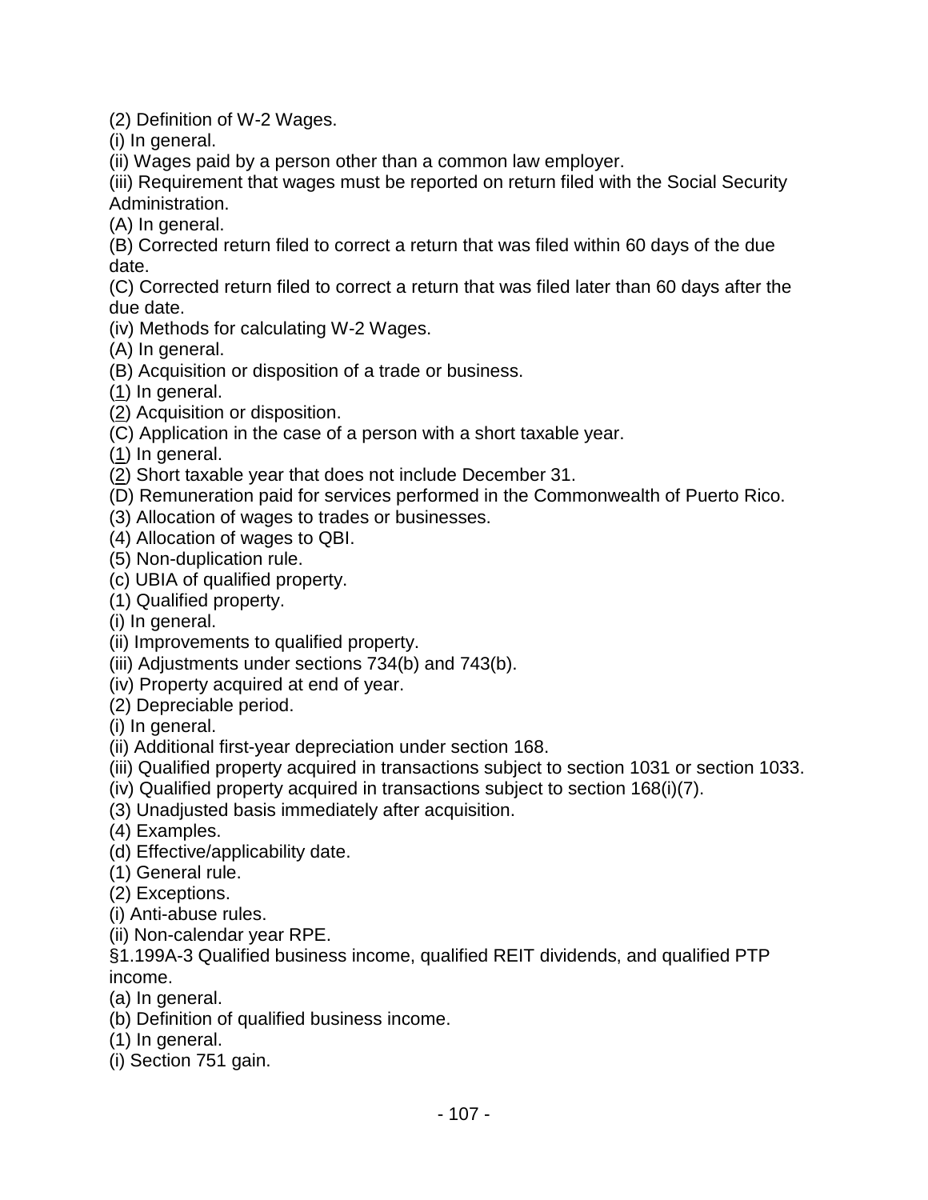(2) Definition of W-2 Wages.

(i) In general.

(ii) Wages paid by a person other than a common law employer.

(iii) Requirement that wages must be reported on return filed with the Social Security Administration.

(A) In general.

(B) Corrected return filed to correct a return that was filed within 60 days of the due date.

(C) Corrected return filed to correct a return that was filed later than 60 days after the due date.

(iv) Methods for calculating W-2 Wages.

(A) In general.

(B) Acquisition or disposition of a trade or business.

(1) In general.

(2) Acquisition or disposition.

(C) Application in the case of a person with a short taxable year.

(1) In general.

(2) Short taxable year that does not include December 31.

(D) Remuneration paid for services performed in the Commonwealth of Puerto Rico.

(3) Allocation of wages to trades or businesses.

(4) Allocation of wages to QBI.

(5) Non-duplication rule.

(c) UBIA of qualified property.

(1) Qualified property.

(i) In general.

(ii) Improvements to qualified property.

(iii) Adjustments under sections 734(b) and 743(b).

(iv) Property acquired at end of year.

(2) Depreciable period.

(i) In general.

(ii) Additional first-year depreciation under section 168.

(iii) Qualified property acquired in transactions subject to section 1031 or section 1033.

(iv) Qualified property acquired in transactions subject to section 168(i)(7).

(3) Unadjusted basis immediately after acquisition.

(4) Examples.

(d) Effective/applicability date.

(1) General rule.

(2) Exceptions.

(i) Anti-abuse rules.

(ii) Non-calendar year RPE.

§1.199A-3 Qualified business income, qualified REIT dividends, and qualified PTP income.

(a) In general.

(b) Definition of qualified business income.

(1) In general.

(i) Section 751 gain.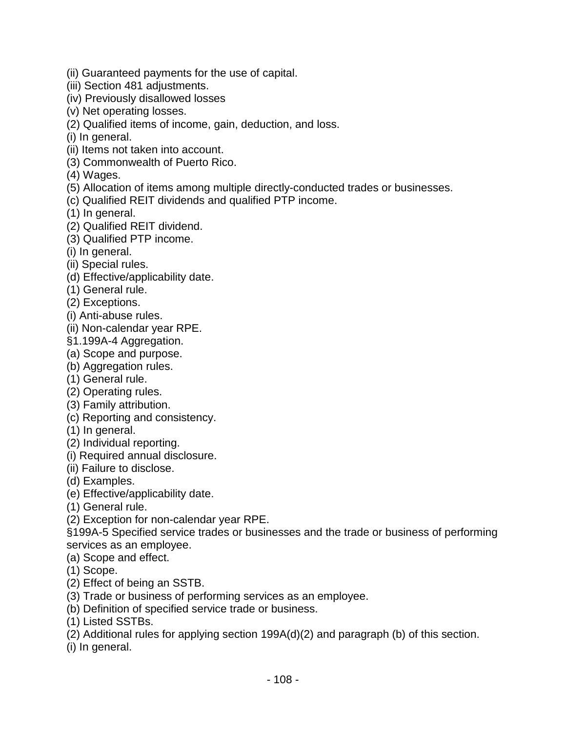(ii) Guaranteed payments for the use of capital.
(iii) Section 481 adjustments.
(iv) Previously disallowed losses
(v) Net operating losses.
(2) Qualified items of income, gain, deduction, and loss.
(i) In general.
(ii) Items not taken into account.
(3) Commonwealth of Puerto Rico.
(4) Wages.
(5) Allocation of items among multiple directly-conducted trades or businesses.
(c) Qualified REIT dividends and qualified PTP income.
(1) In general.
(2) Qualified REIT dividend.
(3) Qualified PTP income.
(i) In general.
(ii) Special rules.
(d) Effective/applicability date.
(1) General rule.
(2) Exceptions.
(i) Anti-abuse rules.
(ii) Non-calendar year RPE.
§1.199A-4 Aggregation.
(a) Scope and purpose.
(b) Aggregation rules.
(1) General rule.
(2) Operating rules.
(3) Family attribution.
(c) Reporting and consistency.
(1) In general.
(2) Individual reporting.
(i) Required annual disclosure.
(ii) Failure to disclose.
(d) Examples.
(e) Effective/applicability date.
(1) General rule.
(2) Exception for non-calendar year RPE.
§199A-5 Specified service trades or businesses and the trade or business of performing services as an employee.
(a) Scope and effect.
(1) Scope.
(2) Effect of being an SSTB.
(3) Trade or business of performing services as an employee.
(b) Definition of specified service trade or business.
(1) Listed SSTBs.
(2) Additional rules for applying section 199A(d)(2) and paragraph (b) of this section.
(i) In general.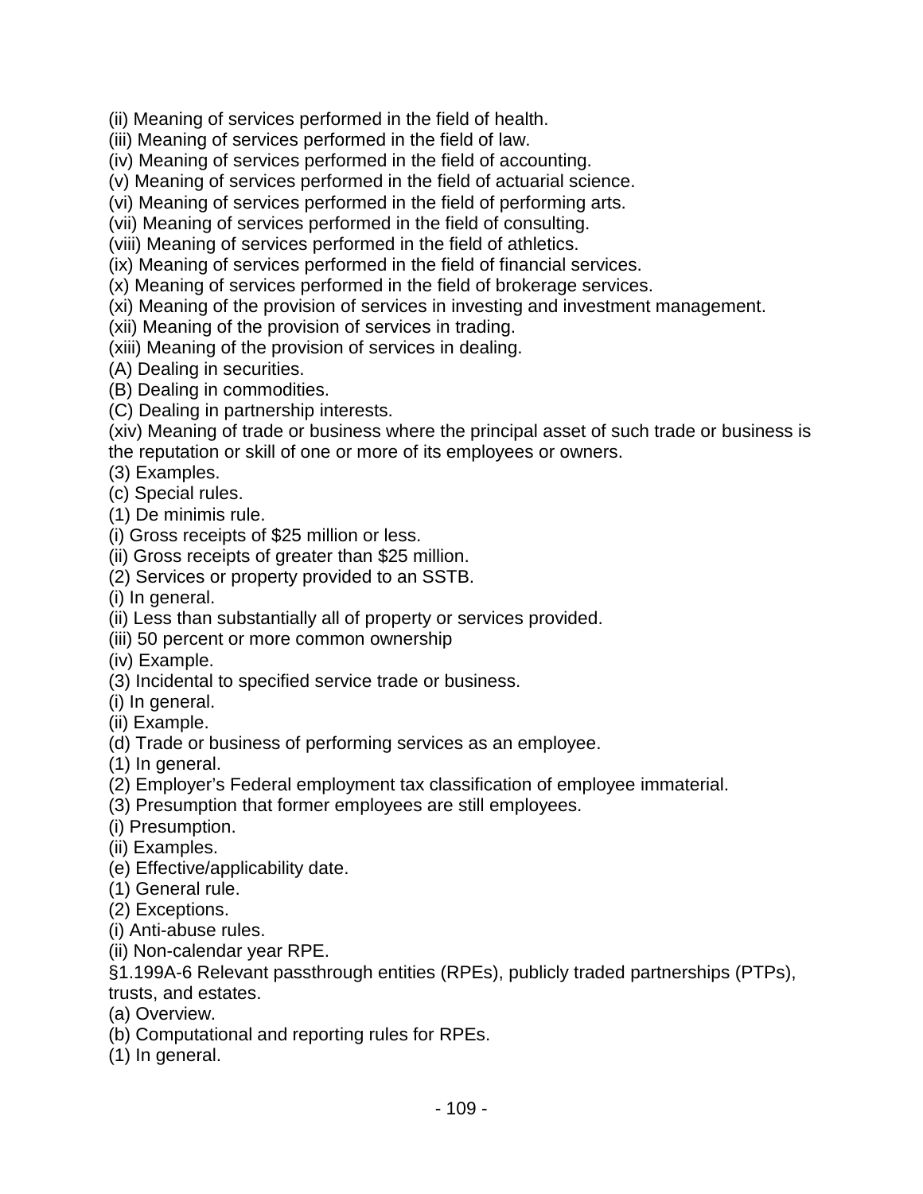(ii) Meaning of services performed in the field of health.
(iii) Meaning of services performed in the field of law.
(iv) Meaning of services performed in the field of accounting.
(v) Meaning of services performed in the field of actuarial science.
(vi) Meaning of services performed in the field of performing arts.
(vii) Meaning of services performed in the field of consulting.
(viii) Meaning of services performed in the field of athletics.
(ix) Meaning of services performed in the field of financial services.
(x) Meaning of services performed in the field of brokerage services.
(xi) Meaning of the provision of services in investing and investment management.
(xii) Meaning of the provision of services in trading.
(xiii) Meaning of the provision of services in dealing.
(A) Dealing in securities.
(B) Dealing in commodities.
(C) Dealing in partnership interests.
(xiv) Meaning of trade or business where the principal asset of such trade or business is the reputation or skill of one or more of its employees or owners.
(3) Examples.
(c) Special rules.
(1) De minimis rule.
(i) Gross receipts of $25 million or less.
(ii) Gross receipts of greater than $25 million.
(2) Services or property provided to an SSTB.
(i) In general.
(ii) Less than substantially all of property or services provided.
(iii) 50 percent or more common ownership
(iv) Example.
(3) Incidental to specified service trade or business.
(i) In general.
(ii) Example.
(d) Trade or business of performing services as an employee.
(1) In general.
(2) Employer's Federal employment tax classification of employee immaterial.
(3) Presumption that former employees are still employees.
(i) Presumption.
(ii) Examples.
(e) Effective/applicability date.
(1) General rule.
(2) Exceptions.
(i) Anti-abuse rules.
(ii) Non-calendar year RPE.
§1.199A-6 Relevant passthrough entities (RPEs), publicly traded partnerships (PTPs), trusts, and estates.
(a) Overview.
(b) Computational and reporting rules for RPEs.
(1) In general.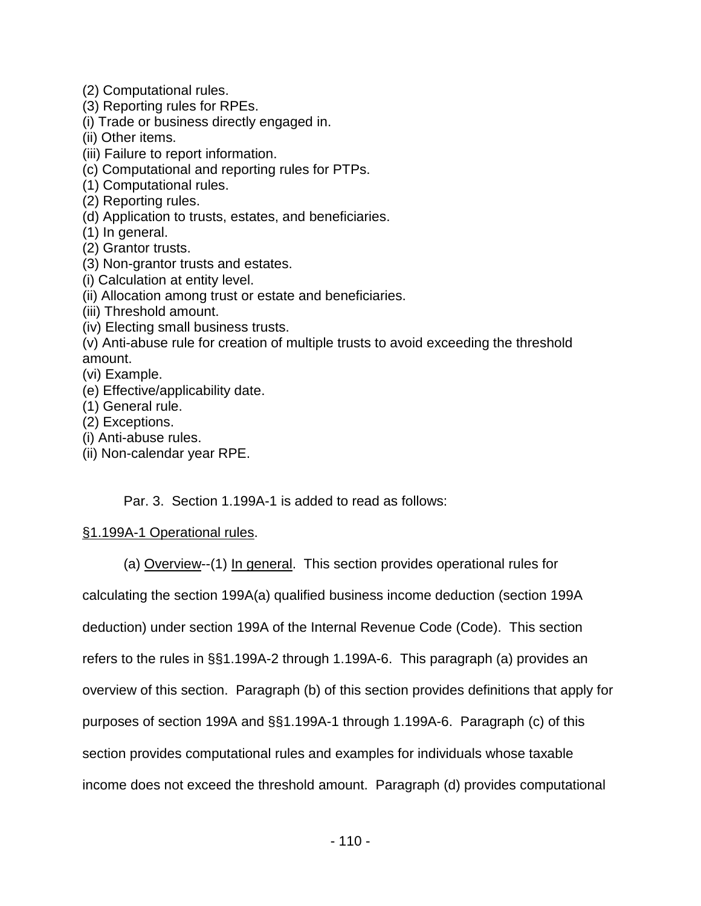(2) Computational rules.
(3) Reporting rules for RPEs.
(i) Trade or business directly engaged in.
(ii) Other items.
(iii) Failure to report information.
(c) Computational and reporting rules for PTPs.
(1) Computational rules.
(2) Reporting rules.
(d) Application to trusts, estates, and beneficiaries.
(1) In general.
(2) Grantor trusts.
(3) Non-grantor trusts and estates.
(i) Calculation at entity level.
(ii) Allocation among trust or estate and beneficiaries.
(iii) Threshold amount.
(iv) Electing small business trusts.
(v) Anti-abuse rule for creation of multiple trusts to avoid exceeding the threshold amount.
(vi) Example.
(e) Effective/applicability date.
(1) General rule.
(2) Exceptions.
(i) Anti-abuse rules.
(ii) Non-calendar year RPE.

Par. 3. Section 1.199A-1 is added to read as follows:

§1.199A-1 Operational rules.

(a) Overview--(1) In general. This section provides operational rules for calculating the section 199A(a) qualified business income deduction (section 199A deduction) under section 199A of the Internal Revenue Code (Code). This section refers to the rules in §§1.199A-2 through 1.199A-6. This paragraph (a) provides an overview of this section. Paragraph (b) of this section provides definitions that apply for purposes of section 199A and §§1.199A-1 through 1.199A-6. Paragraph (c) of this section provides computational rules and examples for individuals whose taxable income does not exceed the threshold amount. Paragraph (d) provides computational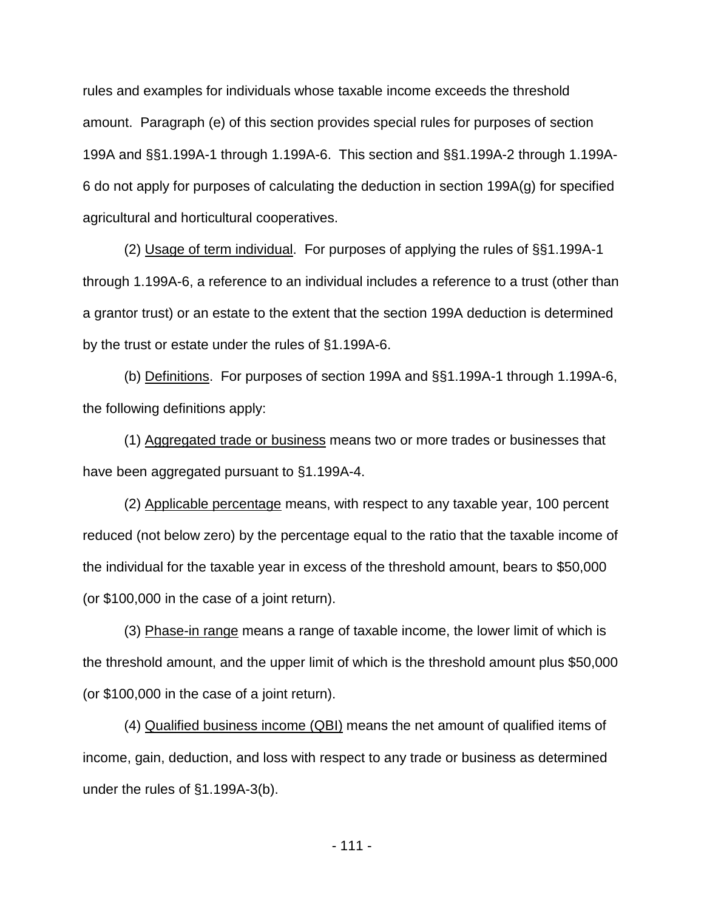rules and examples for individuals whose taxable income exceeds the threshold amount. Paragraph (e) of this section provides special rules for purposes of section 199A and §§1.199A-1 through 1.199A-6. This section and §§1.199A-2 through 1.199A-6 do not apply for purposes of calculating the deduction in section 199A(g) for specified agricultural and horticultural cooperatives.

(2) Usage of term individual. For purposes of applying the rules of §§1.199A-1 through 1.199A-6, a reference to an individual includes a reference to a trust (other than a grantor trust) or an estate to the extent that the section 199A deduction is determined by the trust or estate under the rules of §1.199A-6.

(b) Definitions. For purposes of section 199A and §§1.199A-1 through 1.199A-6, the following definitions apply:

(1) Aggregated trade or business means two or more trades or businesses that have been aggregated pursuant to §1.199A-4.

(2) Applicable percentage means, with respect to any taxable year, 100 percent reduced (not below zero) by the percentage equal to the ratio that the taxable income of the individual for the taxable year in excess of the threshold amount, bears to $50,000 (or $100,000 in the case of a joint return).

(3) Phase-in range means a range of taxable income, the lower limit of which is the threshold amount, and the upper limit of which is the threshold amount plus $50,000 (or $100,000 in the case of a joint return).

(4) Qualified business income (QBI) means the net amount of qualified items of income, gain, deduction, and loss with respect to any trade or business as determined under the rules of §1.199A-3(b).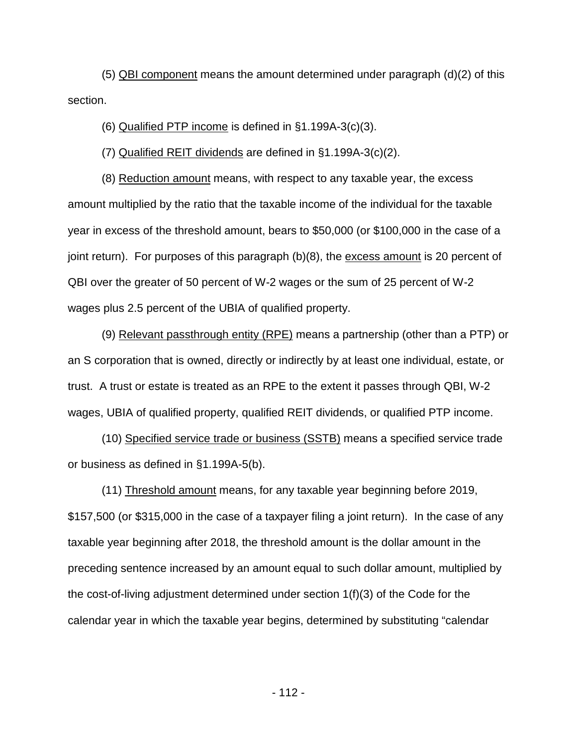(5) QBI component means the amount determined under paragraph (d)(2) of this section.

(6) Qualified PTP income is defined in §1.199A-3(c)(3).

(7) Qualified REIT dividends are defined in §1.199A-3(c)(2).

(8) Reduction amount means, with respect to any taxable year, the excess amount multiplied by the ratio that the taxable income of the individual for the taxable year in excess of the threshold amount, bears to $50,000 (or $100,000 in the case of a joint return). For purposes of this paragraph (b)(8), the excess amount is 20 percent of QBI over the greater of 50 percent of W-2 wages or the sum of 25 percent of W-2 wages plus 2.5 percent of the UBIA of qualified property.

(9) Relevant passthrough entity (RPE) means a partnership (other than a PTP) or an S corporation that is owned, directly or indirectly by at least one individual, estate, or trust. A trust or estate is treated as an RPE to the extent it passes through QBI, W-2 wages, UBIA of qualified property, qualified REIT dividends, or qualified PTP income.

(10) Specified service trade or business (SSTB) means a specified service trade or business as defined in §1.199A-5(b).

(11) Threshold amount means, for any taxable year beginning before 2019, $157,500 (or $315,000 in the case of a taxpayer filing a joint return). In the case of any taxable year beginning after 2018, the threshold amount is the dollar amount in the preceding sentence increased by an amount equal to such dollar amount, multiplied by the cost-of-living adjustment determined under section 1(f)(3) of the Code for the calendar year in which the taxable year begins, determined by substituting "calendar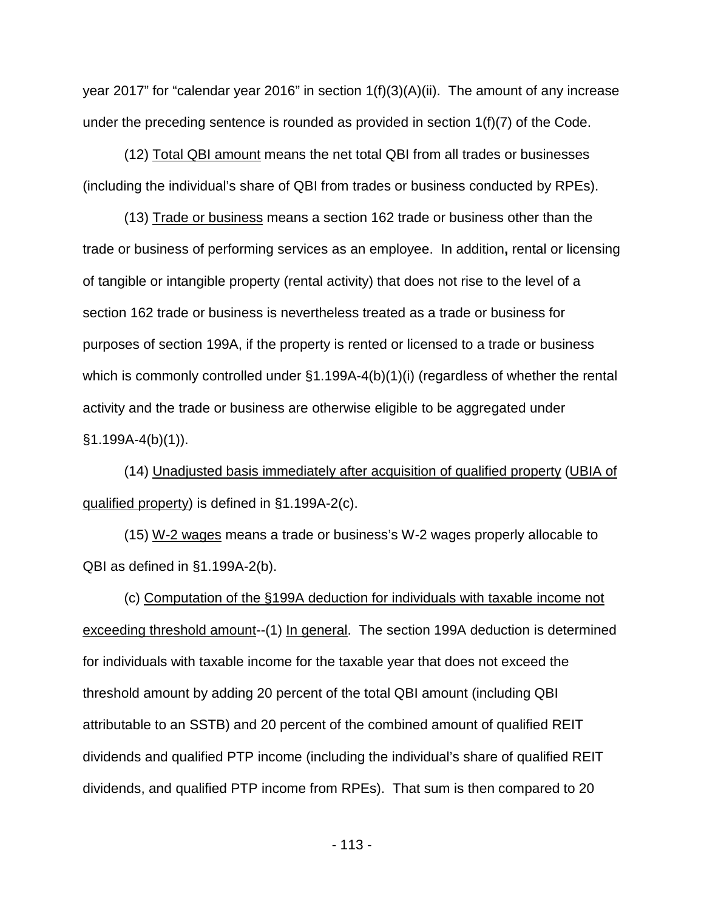year 2017" for "calendar year 2016" in section 1(f)(3)(A)(ii). The amount of any increase under the preceding sentence is rounded as provided in section 1(f)(7) of the Code.

(12) Total QBI amount means the net total QBI from all trades or businesses (including the individual's share of QBI from trades or business conducted by RPEs).

(13) Trade or business means a section 162 trade or business other than the trade or business of performing services as an employee. In addition**,** rental or licensing of tangible or intangible property (rental activity) that does not rise to the level of a section 162 trade or business is nevertheless treated as a trade or business for purposes of section 199A, if the property is rented or licensed to a trade or business which is commonly controlled under §1.199A-4(b)(1)(i) (regardless of whether the rental activity and the trade or business are otherwise eligible to be aggregated under §1.199A-4(b)(1)).

(14) Unadjusted basis immediately after acquisition of qualified property (UBIA of qualified property) is defined in §1.199A-2(c).

(15) W-2 wages means a trade or business's W-2 wages properly allocable to QBI as defined in §1.199A-2(b).

(c) Computation of the §199A deduction for individuals with taxable income not exceeding threshold amount--(1) In general. The section 199A deduction is determined for individuals with taxable income for the taxable year that does not exceed the threshold amount by adding 20 percent of the total QBI amount (including QBI attributable to an SSTB) and 20 percent of the combined amount of qualified REIT dividends and qualified PTP income (including the individual's share of qualified REIT dividends, and qualified PTP income from RPEs). That sum is then compared to 20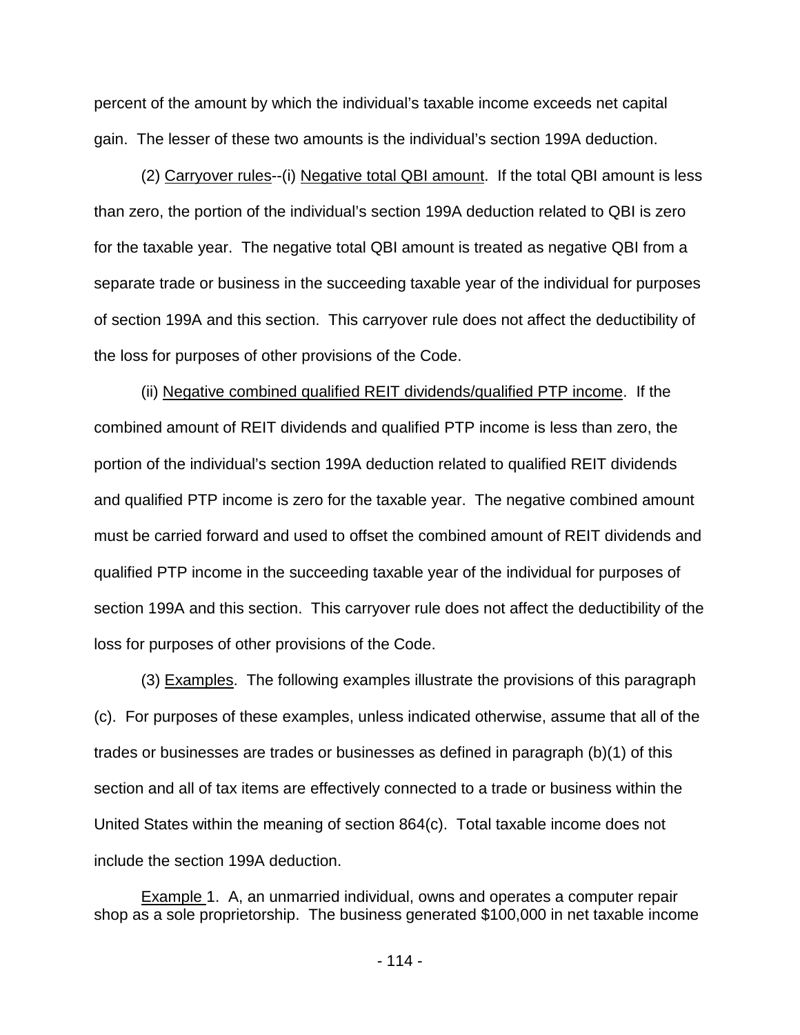percent of the amount by which the individual's taxable income exceeds net capital gain. The lesser of these two amounts is the individual's section 199A deduction.

(2) Carryover rules--(i) Negative total QBI amount. If the total QBI amount is less than zero, the portion of the individual's section 199A deduction related to QBI is zero for the taxable year. The negative total QBI amount is treated as negative QBI from a separate trade or business in the succeeding taxable year of the individual for purposes of section 199A and this section. This carryover rule does not affect the deductibility of the loss for purposes of other provisions of the Code.

(ii) Negative combined qualified REIT dividends/qualified PTP income. If the combined amount of REIT dividends and qualified PTP income is less than zero, the portion of the individual's section 199A deduction related to qualified REIT dividends and qualified PTP income is zero for the taxable year. The negative combined amount must be carried forward and used to offset the combined amount of REIT dividends and qualified PTP income in the succeeding taxable year of the individual for purposes of section 199A and this section. This carryover rule does not affect the deductibility of the loss for purposes of other provisions of the Code.

(3) Examples. The following examples illustrate the provisions of this paragraph (c). For purposes of these examples, unless indicated otherwise, assume that all of the trades or businesses are trades or businesses as defined in paragraph (b)(1) of this section and all of tax items are effectively connected to a trade or business within the United States within the meaning of section 864(c). Total taxable income does not include the section 199A deduction.

Example 1. A, an unmarried individual, owns and operates a computer repair shop as a sole proprietorship. The business generated $100,000 in net taxable income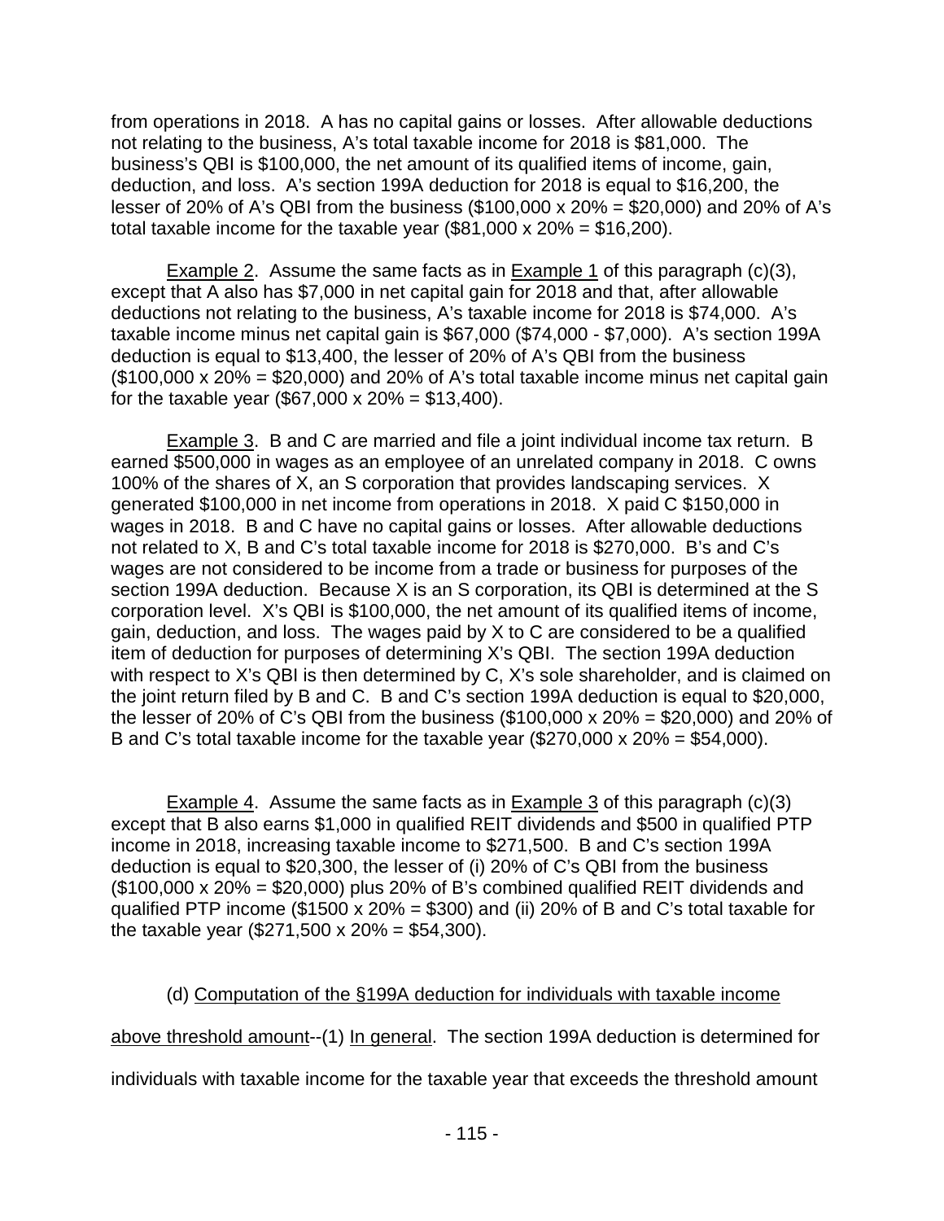from operations in 2018. A has no capital gains or losses. After allowable deductions not relating to the business, A's total taxable income for 2018 is $81,000. The business's QBI is $100,000, the net amount of its qualified items of income, gain, deduction, and loss. A's section 199A deduction for 2018 is equal to $16,200, the lesser of 20% of A's QBI from the business ($100,000 x 20% = $20,000) and 20% of A's total taxable income for the taxable year ($81,000 x 20% = $16,200).

<u>Example 2</u>. Assume the same facts as in <u>Example 1</u> of this paragraph (c)(3), except that A also has $7,000 in net capital gain for 2018 and that, after allowable deductions not relating to the business, A's taxable income for 2018 is $74,000. A's taxable income minus net capital gain is $67,000 ($74,000 - $7,000). A's section 199A deduction is equal to $13,400, the lesser of 20% of A's QBI from the business ($100,000 x 20% = $20,000) and 20% of A's total taxable income minus net capital gain for the taxable year ($67,000 x 20% = $13,400).

<u>Example 3</u>. B and C are married and file a joint individual income tax return. B earned $500,000 in wages as an employee of an unrelated company in 2018. C owns 100% of the shares of X, an S corporation that provides landscaping services. X generated $100,000 in net income from operations in 2018. X paid C $150,000 in wages in 2018. B and C have no capital gains or losses. After allowable deductions not related to X, B and C's total taxable income for 2018 is $270,000. B's and C's wages are not considered to be income from a trade or business for purposes of the section 199A deduction. Because X is an S corporation, its QBI is determined at the S corporation level. X's QBI is $100,000, the net amount of its qualified items of income, gain, deduction, and loss. The wages paid by X to C are considered to be a qualified item of deduction for purposes of determining X's QBI. The section 199A deduction with respect to X's QBI is then determined by C, X's sole shareholder, and is claimed on the joint return filed by B and C. B and C's section 199A deduction is equal to $20,000, the lesser of 20% of C's QBI from the business ($100,000 x 20% = $20,000) and 20% of B and C's total taxable income for the taxable year ($270,000 x 20% = $54,000).

<u>Example 4</u>. Assume the same facts as in <u>Example 3</u> of this paragraph (c)(3) except that B also earns $1,000 in qualified REIT dividends and $500 in qualified PTP income in 2018, increasing taxable income to $271,500. B and C's section 199A deduction is equal to $20,300, the lesser of (i) 20% of C's QBI from the business ($100,000 x 20% = $20,000) plus 20% of B's combined qualified REIT dividends and qualified PTP income ($1500 x 20% = $300) and (ii) 20% of B and C's total taxable for the taxable year ($271,500 x 20% = $54,300).

(d) <u>Computation of the §199A deduction for individuals with taxable income above threshold amount</u>--(1) <u>In general</u>. The section 199A deduction is determined for individuals with taxable income for the taxable year that exceeds the threshold amount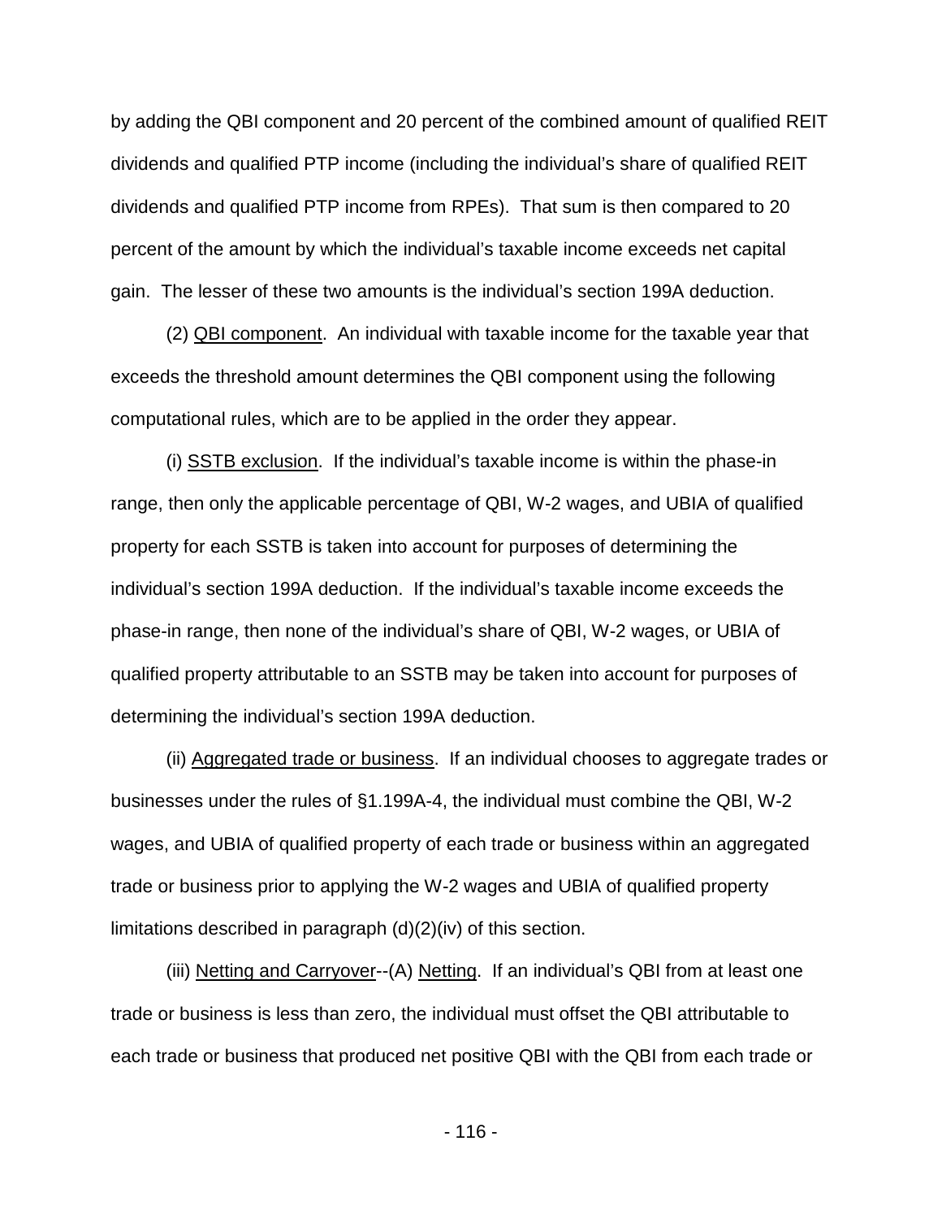by adding the QBI component and 20 percent of the combined amount of qualified REIT dividends and qualified PTP income (including the individual's share of qualified REIT dividends and qualified PTP income from RPEs). That sum is then compared to 20 percent of the amount by which the individual's taxable income exceeds net capital gain. The lesser of these two amounts is the individual's section 199A deduction.

(2) QBI component. An individual with taxable income for the taxable year that exceeds the threshold amount determines the QBI component using the following computational rules, which are to be applied in the order they appear.

(i) SSTB exclusion. If the individual's taxable income is within the phase-in range, then only the applicable percentage of QBI, W-2 wages, and UBIA of qualified property for each SSTB is taken into account for purposes of determining the individual's section 199A deduction. If the individual's taxable income exceeds the phase-in range, then none of the individual's share of QBI, W-2 wages, or UBIA of qualified property attributable to an SSTB may be taken into account for purposes of determining the individual's section 199A deduction.

(ii) Aggregated trade or business. If an individual chooses to aggregate trades or businesses under the rules of §1.199A-4, the individual must combine the QBI, W-2 wages, and UBIA of qualified property of each trade or business within an aggregated trade or business prior to applying the W-2 wages and UBIA of qualified property limitations described in paragraph (d)(2)(iv) of this section.

(iii) Netting and Carryover--(A) Netting. If an individual's QBI from at least one trade or business is less than zero, the individual must offset the QBI attributable to each trade or business that produced net positive QBI with the QBI from each trade or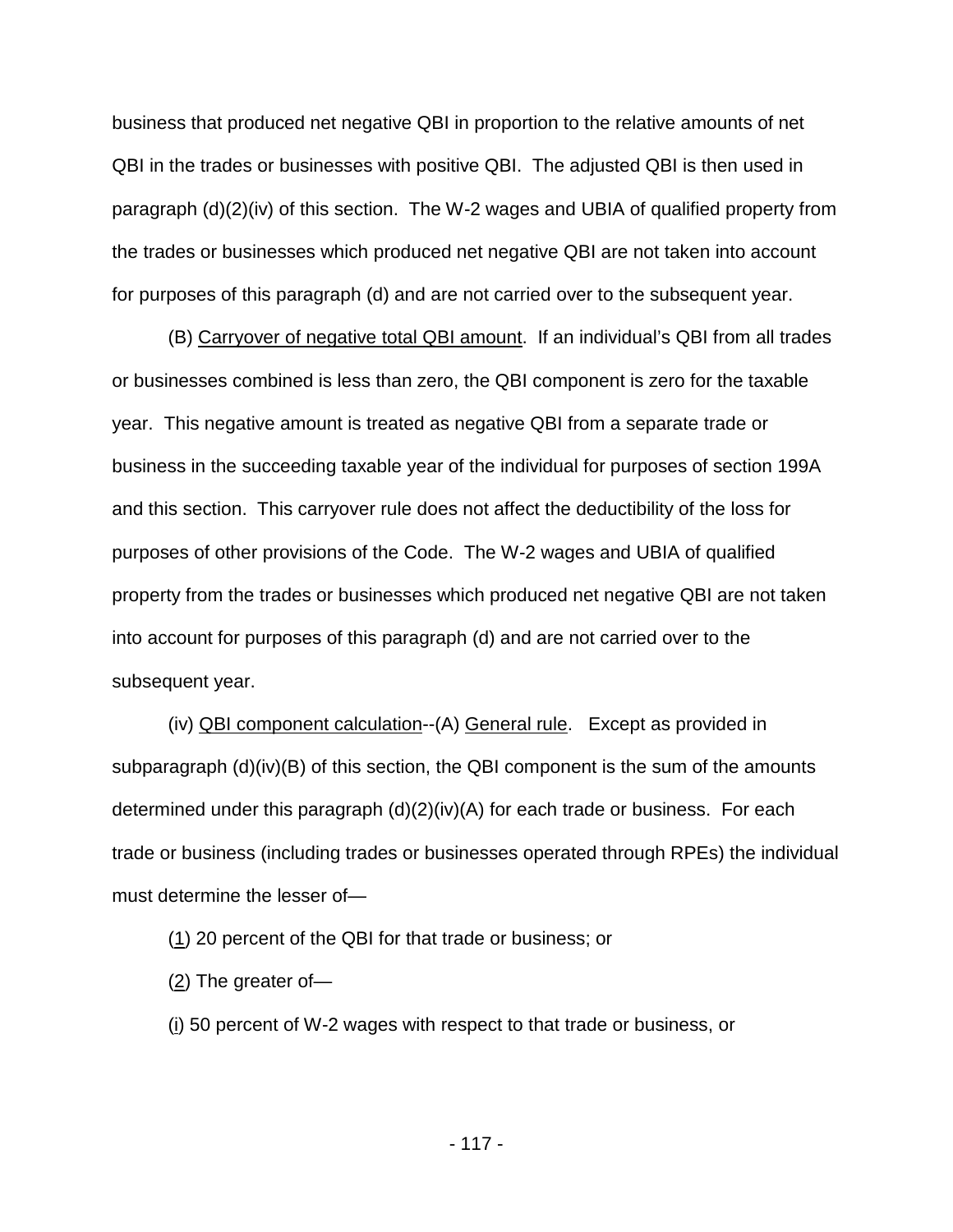business that produced net negative QBI in proportion to the relative amounts of net QBI in the trades or businesses with positive QBI. The adjusted QBI is then used in paragraph (d)(2)(iv) of this section. The W-2 wages and UBIA of qualified property from the trades or businesses which produced net negative QBI are not taken into account for purposes of this paragraph (d) and are not carried over to the subsequent year.

(B) Carryover of negative total QBI amount. If an individual's QBI from all trades or businesses combined is less than zero, the QBI component is zero for the taxable year. This negative amount is treated as negative QBI from a separate trade or business in the succeeding taxable year of the individual for purposes of section 199A and this section. This carryover rule does not affect the deductibility of the loss for purposes of other provisions of the Code. The W-2 wages and UBIA of qualified property from the trades or businesses which produced net negative QBI are not taken into account for purposes of this paragraph (d) and are not carried over to the subsequent year.

(iv) QBI component calculation--(A) General rule. Except as provided in subparagraph (d)(iv)(B) of this section, the QBI component is the sum of the amounts determined under this paragraph (d)(2)(iv)(A) for each trade or business. For each trade or business (including trades or businesses operated through RPEs) the individual must determine the lesser of—

(1) 20 percent of the QBI for that trade or business; or

(2) The greater of—

(i) 50 percent of W-2 wages with respect to that trade or business, or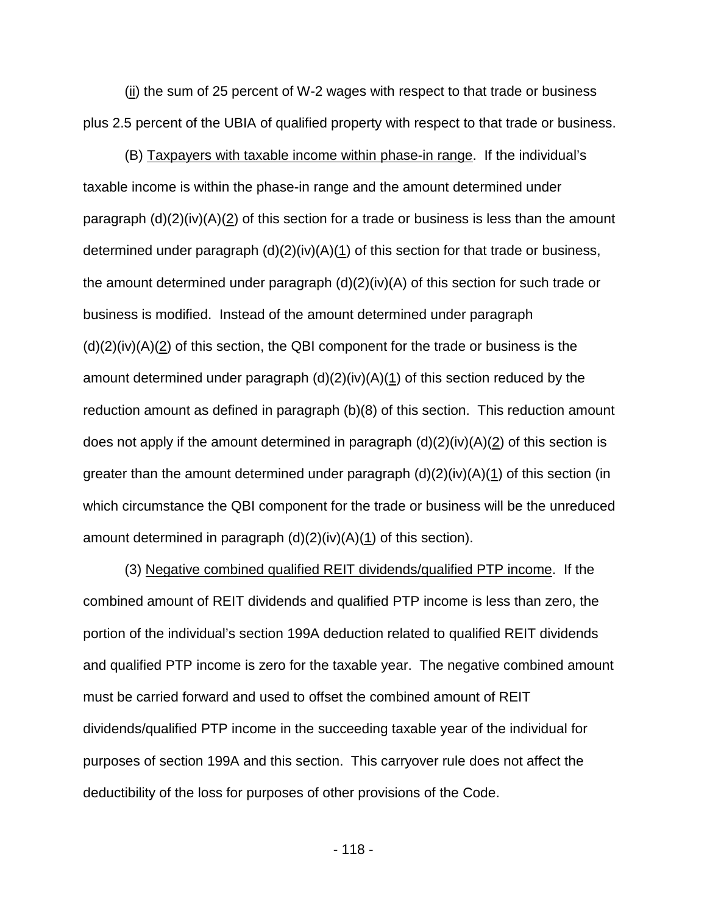(ii) the sum of 25 percent of W-2 wages with respect to that trade or business plus 2.5 percent of the UBIA of qualified property with respect to that trade or business.

(B) Taxpayers with taxable income within phase-in range. If the individual's taxable income is within the phase-in range and the amount determined under paragraph (d)(2)(iv)(A)(2) of this section for a trade or business is less than the amount determined under paragraph (d)(2)(iv)(A)(1) of this section for that trade or business, the amount determined under paragraph (d)(2)(iv)(A) of this section for such trade or business is modified. Instead of the amount determined under paragraph (d)(2)(iv)(A)(2) of this section, the QBI component for the trade or business is the amount determined under paragraph (d)(2)(iv)(A)(1) of this section reduced by the reduction amount as defined in paragraph (b)(8) of this section. This reduction amount does not apply if the amount determined in paragraph (d)(2)(iv)(A)(2) of this section is greater than the amount determined under paragraph (d)(2)(iv)(A)(1) of this section (in which circumstance the QBI component for the trade or business will be the unreduced amount determined in paragraph (d)(2)(iv)(A)(1) of this section).

(3) Negative combined qualified REIT dividends/qualified PTP income. If the combined amount of REIT dividends and qualified PTP income is less than zero, the portion of the individual's section 199A deduction related to qualified REIT dividends and qualified PTP income is zero for the taxable year. The negative combined amount must be carried forward and used to offset the combined amount of REIT dividends/qualified PTP income in the succeeding taxable year of the individual for purposes of section 199A and this section. This carryover rule does not affect the deductibility of the loss for purposes of other provisions of the Code.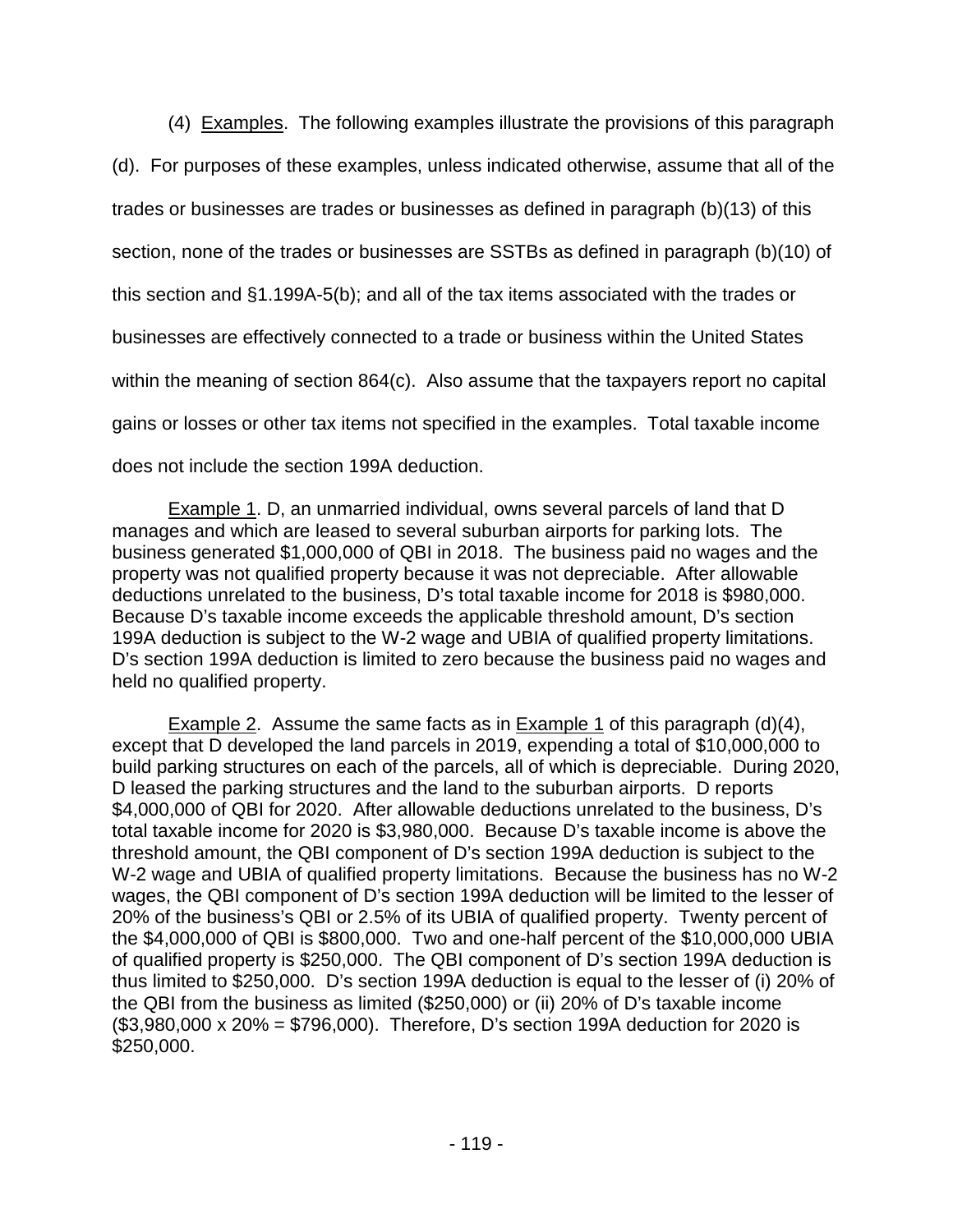(4) Examples. The following examples illustrate the provisions of this paragraph (d). For purposes of these examples, unless indicated otherwise, assume that all of the trades or businesses are trades or businesses as defined in paragraph (b)(13) of this section, none of the trades or businesses are SSTBs as defined in paragraph (b)(10) of this section and §1.199A-5(b); and all of the tax items associated with the trades or businesses are effectively connected to a trade or business within the United States within the meaning of section 864(c). Also assume that the taxpayers report no capital gains or losses or other tax items not specified in the examples. Total taxable income does not include the section 199A deduction.

Example 1. D, an unmarried individual, owns several parcels of land that D manages and which are leased to several suburban airports for parking lots. The business generated $1,000,000 of QBI in 2018. The business paid no wages and the property was not qualified property because it was not depreciable. After allowable deductions unrelated to the business, D's total taxable income for 2018 is $980,000. Because D's taxable income exceeds the applicable threshold amount, D's section 199A deduction is subject to the W-2 wage and UBIA of qualified property limitations. D's section 199A deduction is limited to zero because the business paid no wages and held no qualified property.

Example 2. Assume the same facts as in Example 1 of this paragraph (d)(4), except that D developed the land parcels in 2019, expending a total of $10,000,000 to build parking structures on each of the parcels, all of which is depreciable. During 2020, D leased the parking structures and the land to the suburban airports. D reports $4,000,000 of QBI for 2020. After allowable deductions unrelated to the business, D's total taxable income for 2020 is $3,980,000. Because D's taxable income is above the threshold amount, the QBI component of D's section 199A deduction is subject to the W-2 wage and UBIA of qualified property limitations. Because the business has no W-2 wages, the QBI component of D's section 199A deduction will be limited to the lesser of 20% of the business's QBI or 2.5% of its UBIA of qualified property. Twenty percent of the $4,000,000 of QBI is $800,000. Two and one-half percent of the $10,000,000 UBIA of qualified property is $250,000. The QBI component of D's section 199A deduction is thus limited to $250,000. D's section 199A deduction is equal to the lesser of (i) 20% of the QBI from the business as limited ($250,000) or (ii) 20% of D's taxable income ($3,980,000 x 20% = $796,000). Therefore, D's section 199A deduction for 2020 is $250,000.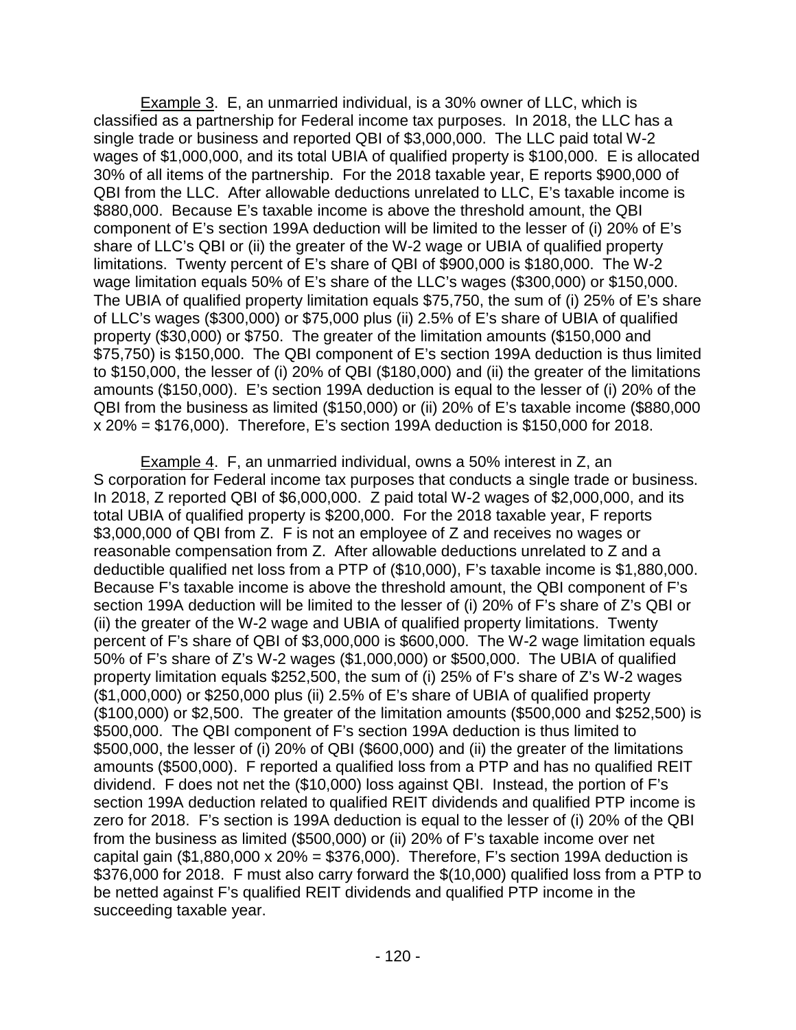Example 3. E, an unmarried individual, is a 30% owner of LLC, which is classified as a partnership for Federal income tax purposes. In 2018, the LLC has a single trade or business and reported QBI of $3,000,000. The LLC paid total W-2 wages of $1,000,000, and its total UBIA of qualified property is $100,000. E is allocated 30% of all items of the partnership. For the 2018 taxable year, E reports $900,000 of QBI from the LLC. After allowable deductions unrelated to LLC, E's taxable income is $880,000. Because E's taxable income is above the threshold amount, the QBI component of E's section 199A deduction will be limited to the lesser of (i) 20% of E's share of LLC's QBI or (ii) the greater of the W-2 wage or UBIA of qualified property limitations. Twenty percent of E's share of QBI of $900,000 is $180,000. The W-2 wage limitation equals 50% of E's share of the LLC's wages ($300,000) or $150,000. The UBIA of qualified property limitation equals $75,750, the sum of (i) 25% of E's share of LLC's wages ($300,000) or $75,000 plus (ii) 2.5% of E's share of UBIA of qualified property ($30,000) or $750. The greater of the limitation amounts ($150,000 and $75,750) is $150,000. The QBI component of E's section 199A deduction is thus limited to $150,000, the lesser of (i) 20% of QBI ($180,000) and (ii) the greater of the limitations amounts ($150,000). E's section 199A deduction is equal to the lesser of (i) 20% of the QBI from the business as limited ($150,000) or (ii) 20% of E's taxable income ($880,000 x 20% = $176,000). Therefore, E's section 199A deduction is $150,000 for 2018.

Example 4. F, an unmarried individual, owns a 50% interest in Z, an S corporation for Federal income tax purposes that conducts a single trade or business. In 2018, Z reported QBI of $6,000,000. Z paid total W-2 wages of $2,000,000, and its total UBIA of qualified property is $200,000. For the 2018 taxable year, F reports $3,000,000 of QBI from Z. F is not an employee of Z and receives no wages or reasonable compensation from Z. After allowable deductions unrelated to Z and a deductible qualified net loss from a PTP of ($10,000), F's taxable income is $1,880,000. Because F's taxable income is above the threshold amount, the QBI component of F's section 199A deduction will be limited to the lesser of (i) 20% of F's share of Z's QBI or (ii) the greater of the W-2 wage and UBIA of qualified property limitations. Twenty percent of F's share of QBI of $3,000,000 is $600,000. The W-2 wage limitation equals 50% of F's share of Z's W-2 wages ($1,000,000) or $500,000. The UBIA of qualified property limitation equals $252,500, the sum of (i) 25% of F's share of Z's W-2 wages ($1,000,000) or $250,000 plus (ii) 2.5% of E's share of UBIA of qualified property ($100,000) or $2,500. The greater of the limitation amounts ($500,000 and $252,500) is $500,000. The QBI component of F's section 199A deduction is thus limited to $500,000, the lesser of (i) 20% of QBI ($600,000) and (ii) the greater of the limitations amounts ($500,000). F reported a qualified loss from a PTP and has no qualified REIT dividend. F does not net the ($10,000) loss against QBI. Instead, the portion of F's section 199A deduction related to qualified REIT dividends and qualified PTP income is zero for 2018. F's section is 199A deduction is equal to the lesser of (i) 20% of the QBI from the business as limited ($500,000) or (ii) 20% of F's taxable income over net capital gain ($1,880,000 x 20% = $376,000). Therefore, F's section 199A deduction is $376,000 for 2018. F must also carry forward the $(10,000) qualified loss from a PTP to be netted against F's qualified REIT dividends and qualified PTP income in the succeeding taxable year.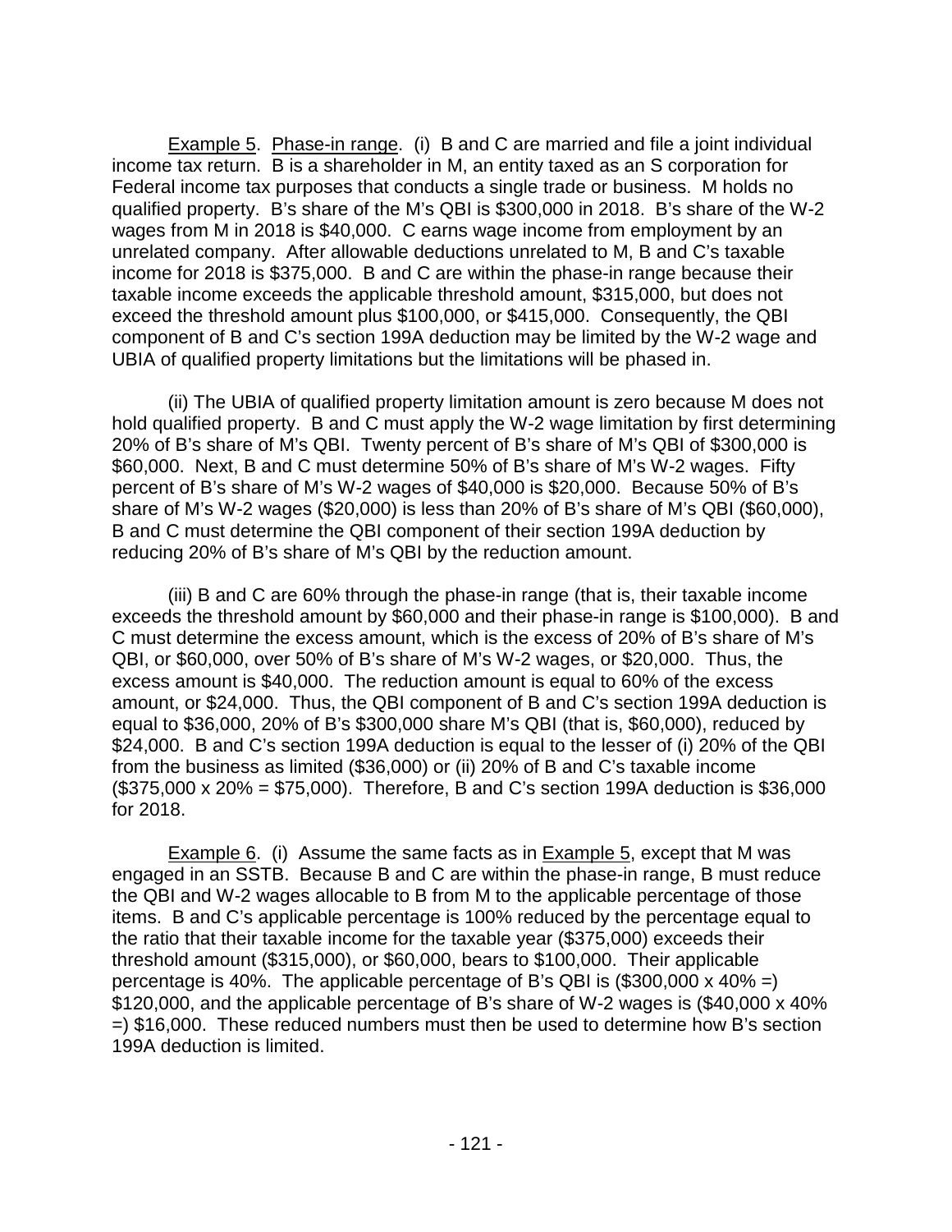Example 5. Phase-in range. (i) B and C are married and file a joint individual income tax return. B is a shareholder in M, an entity taxed as an S corporation for Federal income tax purposes that conducts a single trade or business. M holds no qualified property. B's share of the M's QBI is $300,000 in 2018. B's share of the W-2 wages from M in 2018 is $40,000. C earns wage income from employment by an unrelated company. After allowable deductions unrelated to M, B and C's taxable income for 2018 is $375,000. B and C are within the phase-in range because their taxable income exceeds the applicable threshold amount, $315,000, but does not exceed the threshold amount plus $100,000, or $415,000. Consequently, the QBI component of B and C's section 199A deduction may be limited by the W-2 wage and UBIA of qualified property limitations but the limitations will be phased in.

(ii) The UBIA of qualified property limitation amount is zero because M does not hold qualified property. B and C must apply the W-2 wage limitation by first determining 20% of B's share of M's QBI. Twenty percent of B's share of M's QBI of $300,000 is $60,000. Next, B and C must determine 50% of B's share of M's W-2 wages. Fifty percent of B's share of M's W-2 wages of $40,000 is $20,000. Because 50% of B's share of M's W-2 wages ($20,000) is less than 20% of B's share of M's QBI ($60,000), B and C must determine the QBI component of their section 199A deduction by reducing 20% of B's share of M's QBI by the reduction amount.

(iii) B and C are 60% through the phase-in range (that is, their taxable income exceeds the threshold amount by $60,000 and their phase-in range is $100,000). B and C must determine the excess amount, which is the excess of 20% of B's share of M's QBI, or $60,000, over 50% of B's share of M's W-2 wages, or $20,000. Thus, the excess amount is $40,000. The reduction amount is equal to 60% of the excess amount, or $24,000. Thus, the QBI component of B and C's section 199A deduction is equal to $36,000, 20% of B's $300,000 share M's QBI (that is, $60,000), reduced by $24,000. B and C's section 199A deduction is equal to the lesser of (i) 20% of the QBI from the business as limited ($36,000) or (ii) 20% of B and C's taxable income ($375,000 x 20% = $75,000). Therefore, B and C's section 199A deduction is $36,000 for 2018.

Example 6. (i) Assume the same facts as in Example 5, except that M was engaged in an SSTB. Because B and C are within the phase-in range, B must reduce the QBI and W-2 wages allocable to B from M to the applicable percentage of those items. B and C's applicable percentage is 100% reduced by the percentage equal to the ratio that their taxable income for the taxable year ($375,000) exceeds their threshold amount ($315,000), or $60,000, bears to $100,000. Their applicable percentage is 40%. The applicable percentage of B's QBI is ($300,000 x 40% =) $120,000, and the applicable percentage of B's share of W-2 wages is ($40,000 x 40% =) $16,000. These reduced numbers must then be used to determine how B's section 199A deduction is limited.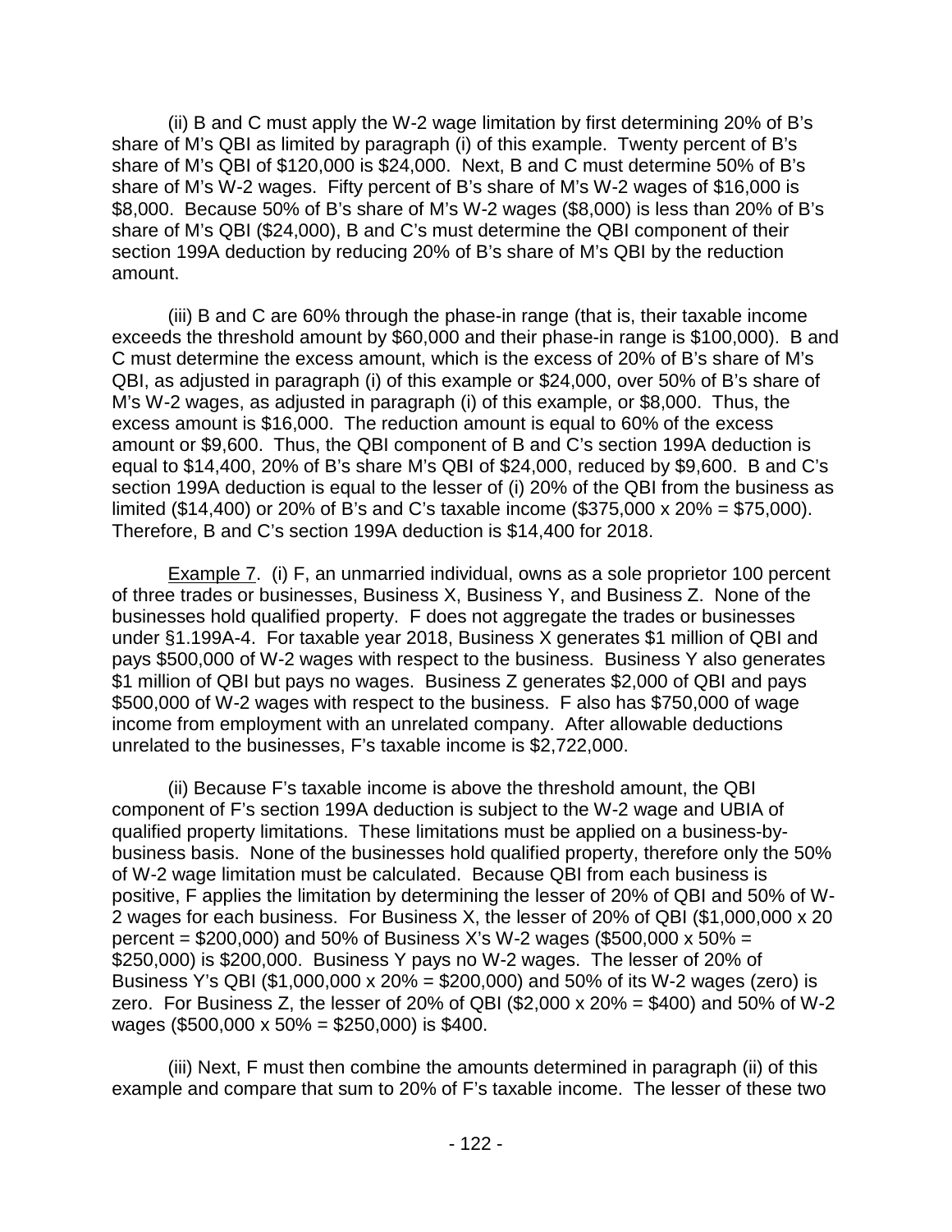(ii) B and C must apply the W-2 wage limitation by first determining 20% of B's share of M's QBI as limited by paragraph (i) of this example. Twenty percent of B's share of M's QBI of \$120,000 is \$24,000. Next, B and C must determine 50% of B's share of M's W-2 wages. Fifty percent of B's share of M's W-2 wages of \$16,000 is \$8,000. Because 50% of B's share of M's W-2 wages (\$8,000) is less than 20% of B's share of M's QBI (\$24,000), B and C's must determine the QBI component of their section 199A deduction by reducing 20% of B's share of M's QBI by the reduction amount.

(iii) B and C are 60% through the phase-in range (that is, their taxable income exceeds the threshold amount by \$60,000 and their phase-in range is \$100,000). B and C must determine the excess amount, which is the excess of 20% of B's share of M's QBI, as adjusted in paragraph (i) of this example or \$24,000, over 50% of B's share of M's W-2 wages, as adjusted in paragraph (i) of this example, or \$8,000. Thus, the excess amount is \$16,000. The reduction amount is equal to 60% of the excess amount or \$9,600. Thus, the QBI component of B and C's section 199A deduction is equal to \$14,400, 20% of B's share M's QBI of \$24,000, reduced by \$9,600. B and C's section 199A deduction is equal to the lesser of (i) 20% of the QBI from the business as limited (\$14,400) or 20% of B's and C's taxable income (\$375,000 x 20% = \$75,000). Therefore, B and C's section 199A deduction is \$14,400 for 2018.

Example 7. (i) F, an unmarried individual, owns as a sole proprietor 100 percent of three trades or businesses, Business X, Business Y, and Business Z. None of the businesses hold qualified property. F does not aggregate the trades or businesses under §1.199A-4. For taxable year 2018, Business X generates \$1 million of QBI and pays \$500,000 of W-2 wages with respect to the business. Business Y also generates \$1 million of QBI but pays no wages. Business Z generates \$2,000 of QBI and pays \$500,000 of W-2 wages with respect to the business. F also has \$750,000 of wage income from employment with an unrelated company. After allowable deductions unrelated to the businesses, F's taxable income is \$2,722,000.

(ii) Because F's taxable income is above the threshold amount, the QBI component of F's section 199A deduction is subject to the W-2 wage and UBIA of qualified property limitations. These limitations must be applied on a business-by-business basis. None of the businesses hold qualified property, therefore only the 50% of W-2 wage limitation must be calculated. Because QBI from each business is positive, F applies the limitation by determining the lesser of 20% of QBI and 50% of W-2 wages for each business. For Business X, the lesser of 20% of QBI (\$1,000,000 x 20 percent = \$200,000) and 50% of Business X's W-2 wages (\$500,000 x 50% = \$250,000) is \$200,000. Business Y pays no W-2 wages. The lesser of 20% of Business Y's QBI (\$1,000,000 x 20% = \$200,000) and 50% of its W-2 wages (zero) is zero. For Business Z, the lesser of 20% of QBI (\$2,000 x 20% = \$400) and 50% of W-2 wages (\$500,000 x 50% = \$250,000) is \$400.

(iii) Next, F must then combine the amounts determined in paragraph (ii) of this example and compare that sum to 20% of F's taxable income. The lesser of these two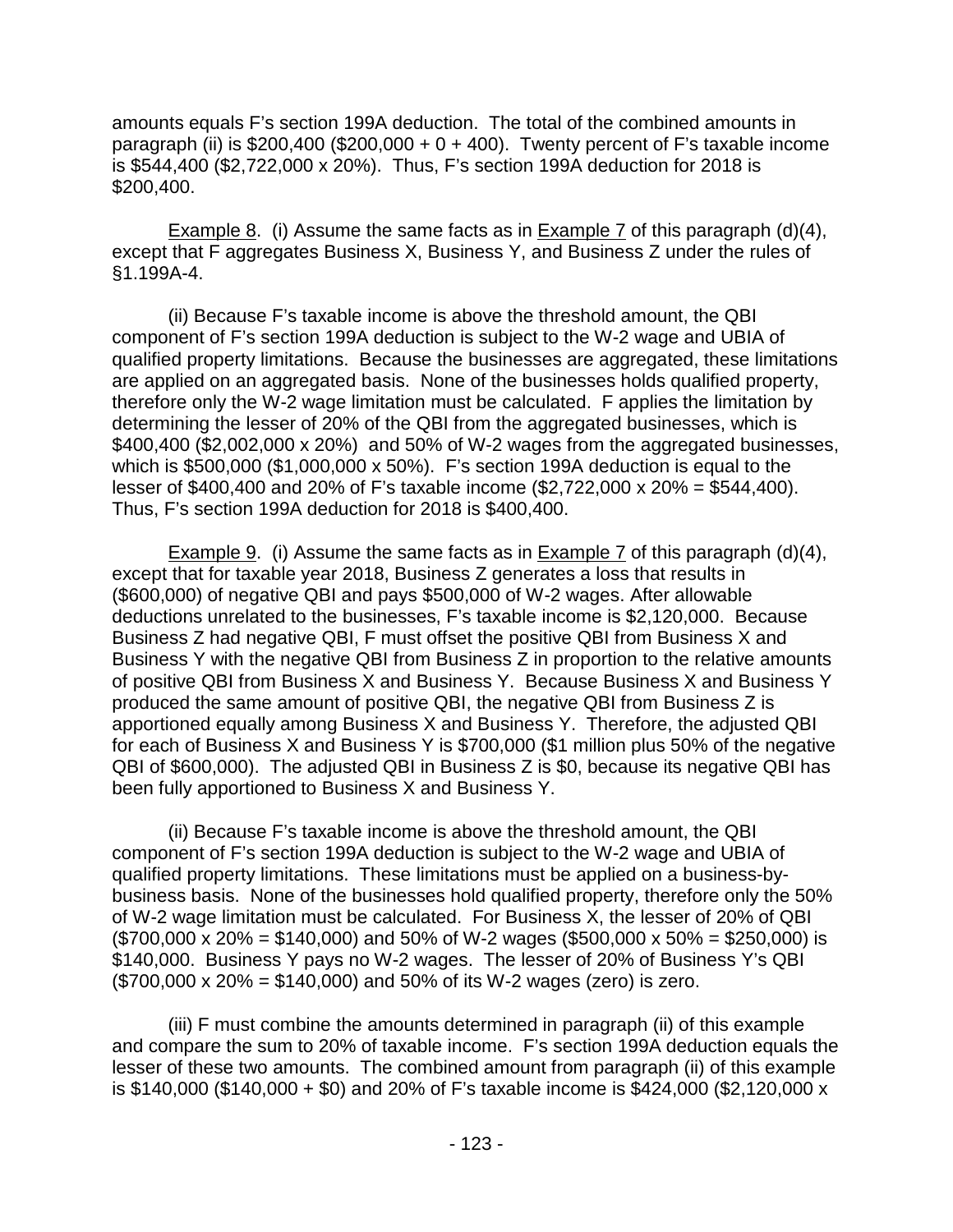amounts equals F's section 199A deduction. The total of the combined amounts in paragraph (ii) is \$200,400 (\$200,000 + 0 + 400). Twenty percent of F's taxable income is \$544,400 (\$2,722,000 x 20%). Thus, F's section 199A deduction for 2018 is \$200,400.

Example 8. (i) Assume the same facts as in Example 7 of this paragraph (d)(4), except that F aggregates Business X, Business Y, and Business Z under the rules of §1.199A-4.

(ii) Because F's taxable income is above the threshold amount, the QBI component of F's section 199A deduction is subject to the W-2 wage and UBIA of qualified property limitations. Because the businesses are aggregated, these limitations are applied on an aggregated basis. None of the businesses holds qualified property, therefore only the W-2 wage limitation must be calculated. F applies the limitation by determining the lesser of 20% of the QBI from the aggregated businesses, which is \$400,400 (\$2,002,000 x 20%) and 50% of W-2 wages from the aggregated businesses, which is \$500,000 (\$1,000,000 x 50%). F's section 199A deduction is equal to the lesser of \$400,400 and 20% of F's taxable income (\$2,722,000 x 20% = \$544,400). Thus, F's section 199A deduction for 2018 is \$400,400.

Example 9. (i) Assume the same facts as in Example 7 of this paragraph (d)(4), except that for taxable year 2018, Business Z generates a loss that results in (\$600,000) of negative QBI and pays \$500,000 of W-2 wages. After allowable deductions unrelated to the businesses, F's taxable income is \$2,120,000. Because Business Z had negative QBI, F must offset the positive QBI from Business X and Business Y with the negative QBI from Business Z in proportion to the relative amounts of positive QBI from Business X and Business Y. Because Business X and Business Y produced the same amount of positive QBI, the negative QBI from Business Z is apportioned equally among Business X and Business Y. Therefore, the adjusted QBI for each of Business X and Business Y is \$700,000 (\$1 million plus 50% of the negative QBI of \$600,000). The adjusted QBI in Business Z is \$0, because its negative QBI has been fully apportioned to Business X and Business Y.

(ii) Because F's taxable income is above the threshold amount, the QBI component of F's section 199A deduction is subject to the W-2 wage and UBIA of qualified property limitations. These limitations must be applied on a business-by-business basis. None of the businesses hold qualified property, therefore only the 50% of W-2 wage limitation must be calculated. For Business X, the lesser of 20% of QBI (\$700,000 x 20% = \$140,000) and 50% of W-2 wages (\$500,000 x 50% = \$250,000) is \$140,000. Business Y pays no W-2 wages. The lesser of 20% of Business Y's QBI (\$700,000 x 20% = \$140,000) and 50% of its W-2 wages (zero) is zero.

(iii) F must combine the amounts determined in paragraph (ii) of this example and compare the sum to 20% of taxable income. F's section 199A deduction equals the lesser of these two amounts. The combined amount from paragraph (ii) of this example is \$140,000 (\$140,000 + \$0) and 20% of F's taxable income is \$424,000 (\$2,120,000 x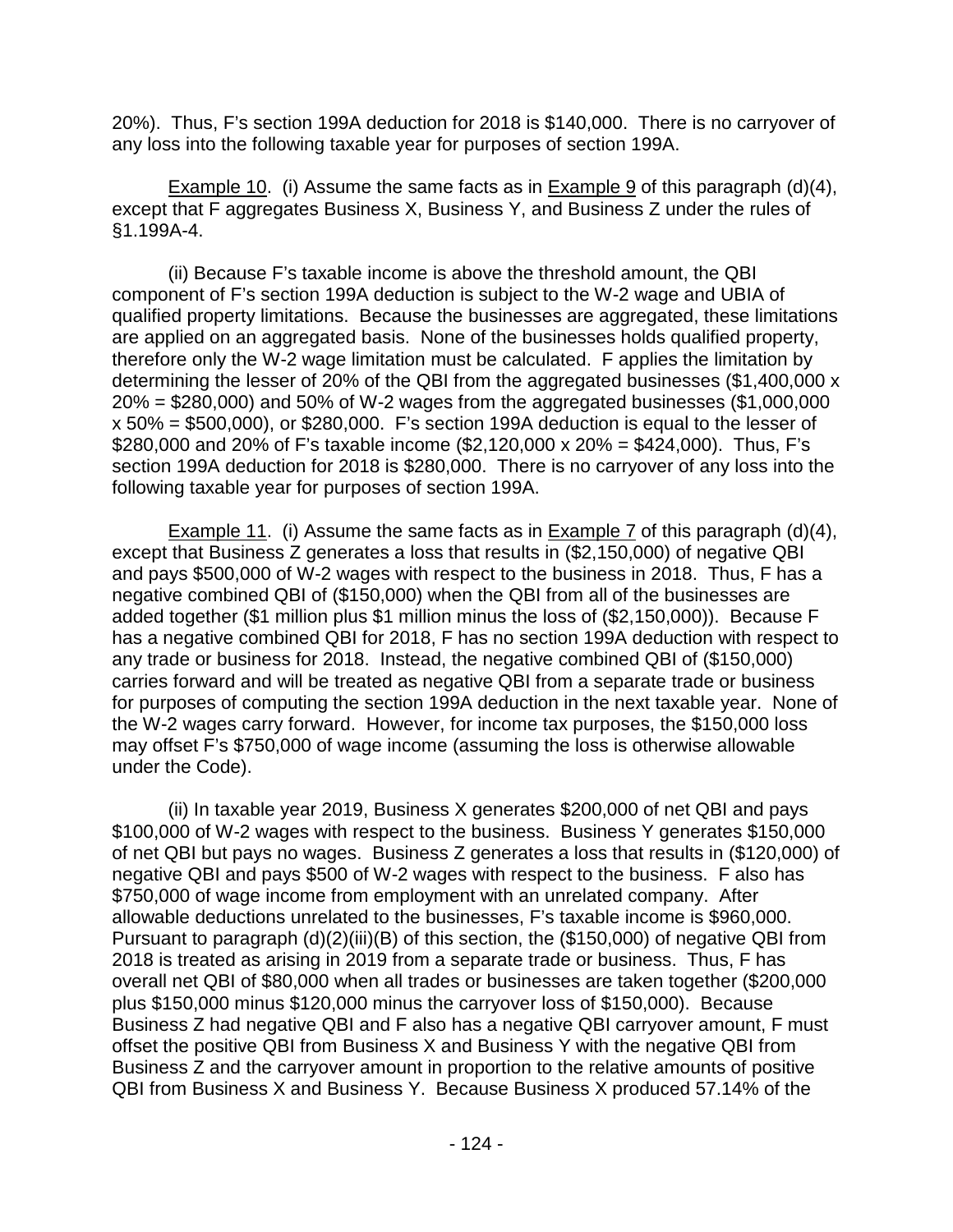20%). Thus, F's section 199A deduction for 2018 is $140,000. There is no carryover of any loss into the following taxable year for purposes of section 199A.

Example 10. (i) Assume the same facts as in Example 9 of this paragraph (d)(4), except that F aggregates Business X, Business Y, and Business Z under the rules of §1.199A-4.

(ii) Because F's taxable income is above the threshold amount, the QBI component of F's section 199A deduction is subject to the W-2 wage and UBIA of qualified property limitations. Because the businesses are aggregated, these limitations are applied on an aggregated basis. None of the businesses holds qualified property, therefore only the W-2 wage limitation must be calculated. F applies the limitation by determining the lesser of 20% of the QBI from the aggregated businesses ($1,400,000 x 20% = $280,000) and 50% of W-2 wages from the aggregated businesses ($1,000,000 x 50% = $500,000), or $280,000. F's section 199A deduction is equal to the lesser of $280,000 and 20% of F's taxable income ($2,120,000 x 20% = $424,000). Thus, F's section 199A deduction for 2018 is $280,000. There is no carryover of any loss into the following taxable year for purposes of section 199A.

Example 11. (i) Assume the same facts as in Example 7 of this paragraph (d)(4), except that Business Z generates a loss that results in ($2,150,000) of negative QBI and pays $500,000 of W-2 wages with respect to the business in 2018. Thus, F has a negative combined QBI of ($150,000) when the QBI from all of the businesses are added together ($1 million plus $1 million minus the loss of ($2,150,000)). Because F has a negative combined QBI for 2018, F has no section 199A deduction with respect to any trade or business for 2018. Instead, the negative combined QBI of ($150,000) carries forward and will be treated as negative QBI from a separate trade or business for purposes of computing the section 199A deduction in the next taxable year. None of the W-2 wages carry forward. However, for income tax purposes, the $150,000 loss may offset F's $750,000 of wage income (assuming the loss is otherwise allowable under the Code).

(ii) In taxable year 2019, Business X generates $200,000 of net QBI and pays $100,000 of W-2 wages with respect to the business. Business Y generates $150,000 of net QBI but pays no wages. Business Z generates a loss that results in ($120,000) of negative QBI and pays $500 of W-2 wages with respect to the business. F also has $750,000 of wage income from employment with an unrelated company. After allowable deductions unrelated to the businesses, F's taxable income is $960,000. Pursuant to paragraph (d)(2)(iii)(B) of this section, the ($150,000) of negative QBI from 2018 is treated as arising in 2019 from a separate trade or business. Thus, F has overall net QBI of $80,000 when all trades or businesses are taken together ($200,000 plus $150,000 minus $120,000 minus the carryover loss of $150,000). Because Business Z had negative QBI and F also has a negative QBI carryover amount, F must offset the positive QBI from Business X and Business Y with the negative QBI from Business Z and the carryover amount in proportion to the relative amounts of positive QBI from Business X and Business Y. Because Business X produced 57.14% of the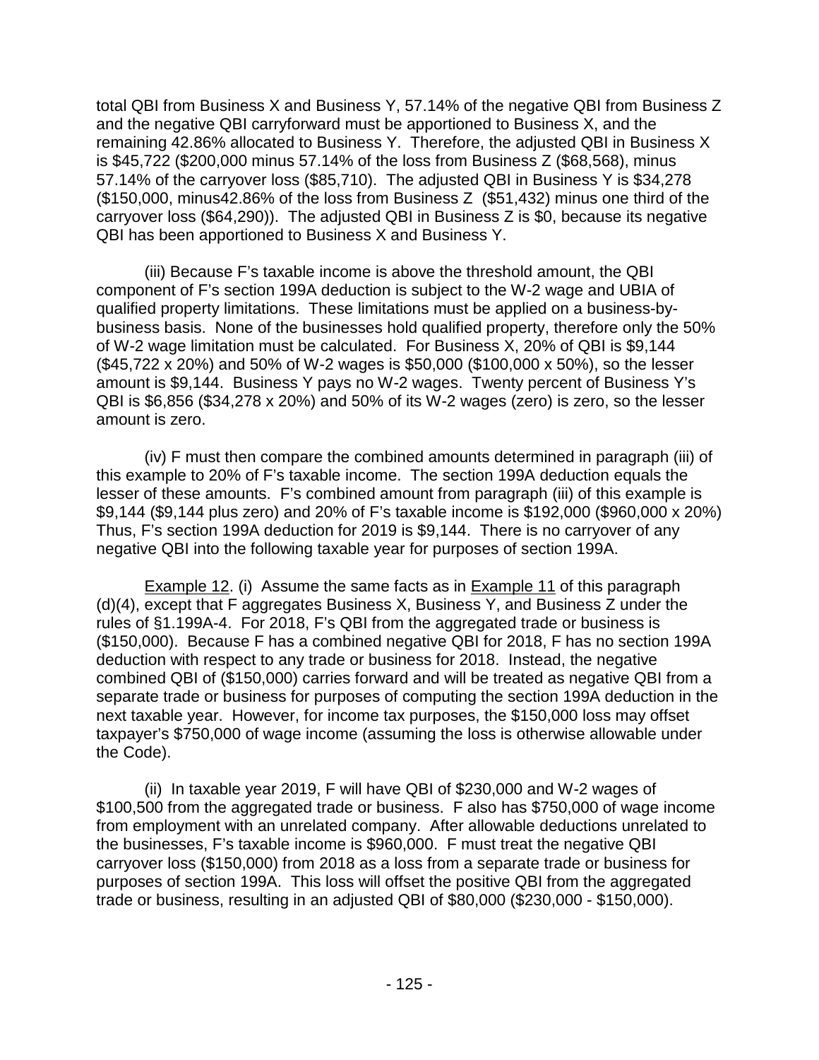total QBI from Business X and Business Y, 57.14% of the negative QBI from Business Z and the negative QBI carryforward must be apportioned to Business X, and the remaining 42.86% allocated to Business Y. Therefore, the adjusted QBI in Business X is $45,722 ($200,000 minus 57.14% of the loss from Business Z ($68,568), minus 57.14% of the carryover loss ($85,710). The adjusted QBI in Business Y is $34,278 ($150,000, minus42.86% of the loss from Business Z ($51,432) minus one third of the carryover loss ($64,290)). The adjusted QBI in Business Z is $0, because its negative QBI has been apportioned to Business X and Business Y.

(iii) Because F's taxable income is above the threshold amount, the QBI component of F's section 199A deduction is subject to the W-2 wage and UBIA of qualified property limitations. These limitations must be applied on a business-by-business basis. None of the businesses hold qualified property, therefore only the 50% of W-2 wage limitation must be calculated. For Business X, 20% of QBI is $9,144 ($45,722 x 20%) and 50% of W-2 wages is $50,000 ($100,000 x 50%), so the lesser amount is $9,144. Business Y pays no W-2 wages. Twenty percent of Business Y's QBI is $6,856 ($34,278 x 20%) and 50% of its W-2 wages (zero) is zero, so the lesser amount is zero.

(iv) F must then compare the combined amounts determined in paragraph (iii) of this example to 20% of F's taxable income. The section 199A deduction equals the lesser of these amounts. F's combined amount from paragraph (iii) of this example is $9,144 ($9,144 plus zero) and 20% of F's taxable income is $192,000 ($960,000 x 20%) Thus, F's section 199A deduction for 2019 is $9,144. There is no carryover of any negative QBI into the following taxable year for purposes of section 199A.

Example 12. (i) Assume the same facts as in Example 11 of this paragraph (d)(4), except that F aggregates Business X, Business Y, and Business Z under the rules of §1.199A-4. For 2018, F's QBI from the aggregated trade or business is ($150,000). Because F has a combined negative QBI for 2018, F has no section 199A deduction with respect to any trade or business for 2018. Instead, the negative combined QBI of ($150,000) carries forward and will be treated as negative QBI from a separate trade or business for purposes of computing the section 199A deduction in the next taxable year. However, for income tax purposes, the $150,000 loss may offset taxpayer's $750,000 of wage income (assuming the loss is otherwise allowable under the Code).

(ii) In taxable year 2019, F will have QBI of $230,000 and W-2 wages of $100,500 from the aggregated trade or business. F also has $750,000 of wage income from employment with an unrelated company. After allowable deductions unrelated to the businesses, F's taxable income is $960,000. F must treat the negative QBI carryover loss ($150,000) from 2018 as a loss from a separate trade or business for purposes of section 199A. This loss will offset the positive QBI from the aggregated trade or business, resulting in an adjusted QBI of $80,000 ($230,000 - $150,000).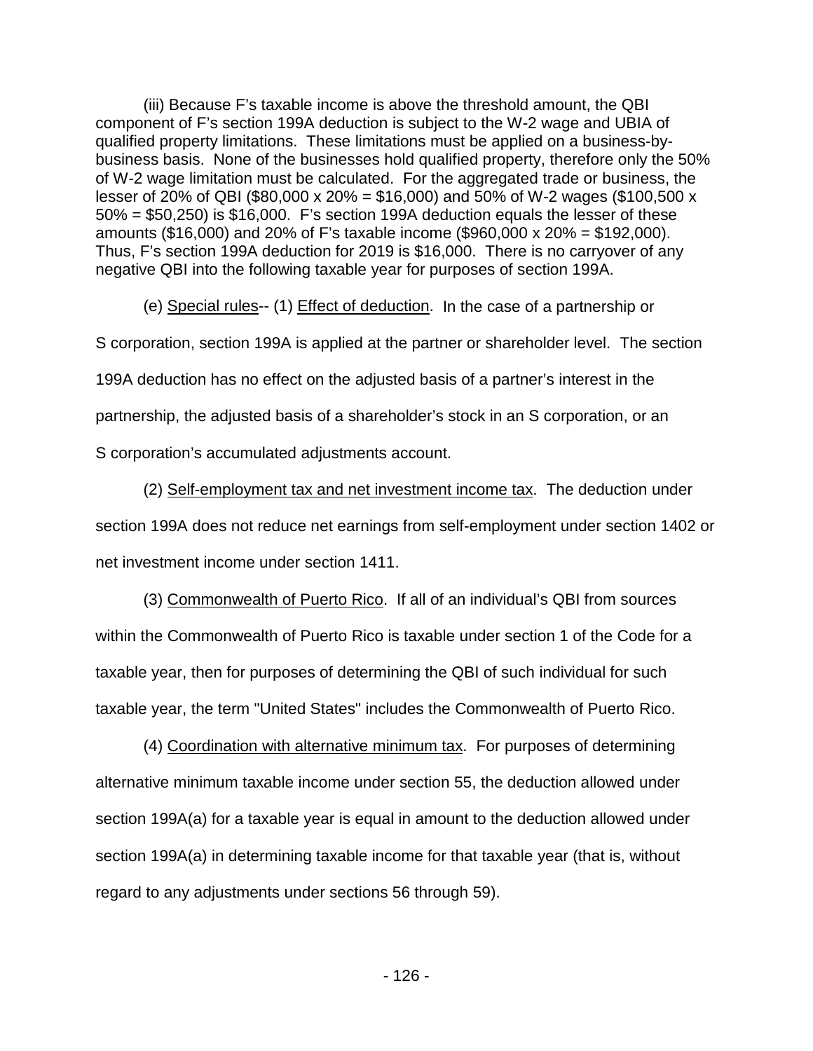(iii) Because F's taxable income is above the threshold amount, the QBI component of F's section 199A deduction is subject to the W-2 wage and UBIA of qualified property limitations. These limitations must be applied on a business-by-business basis. None of the businesses hold qualified property, therefore only the 50% of W-2 wage limitation must be calculated. For the aggregated trade or business, the lesser of 20% of QBI ($80,000 x 20% = $16,000) and 50% of W-2 wages ($100,500 x 50% = $50,250) is $16,000. F's section 199A deduction equals the lesser of these amounts ($16,000) and 20% of F's taxable income ($960,000 x 20% = $192,000). Thus, F's section 199A deduction for 2019 is $16,000. There is no carryover of any negative QBI into the following taxable year for purposes of section 199A.

(e) Special rules-- (1) Effect of deduction. In the case of a partnership or S corporation, section 199A is applied at the partner or shareholder level. The section 199A deduction has no effect on the adjusted basis of a partner's interest in the partnership, the adjusted basis of a shareholder's stock in an S corporation, or an S corporation's accumulated adjustments account.

(2) Self-employment tax and net investment income tax. The deduction under section 199A does not reduce net earnings from self-employment under section 1402 or net investment income under section 1411.

(3) Commonwealth of Puerto Rico. If all of an individual's QBI from sources within the Commonwealth of Puerto Rico is taxable under section 1 of the Code for a taxable year, then for purposes of determining the QBI of such individual for such taxable year, the term "United States" includes the Commonwealth of Puerto Rico.

(4) Coordination with alternative minimum tax. For purposes of determining alternative minimum taxable income under section 55, the deduction allowed under section 199A(a) for a taxable year is equal in amount to the deduction allowed under section 199A(a) in determining taxable income for that taxable year (that is, without regard to any adjustments under sections 56 through 59).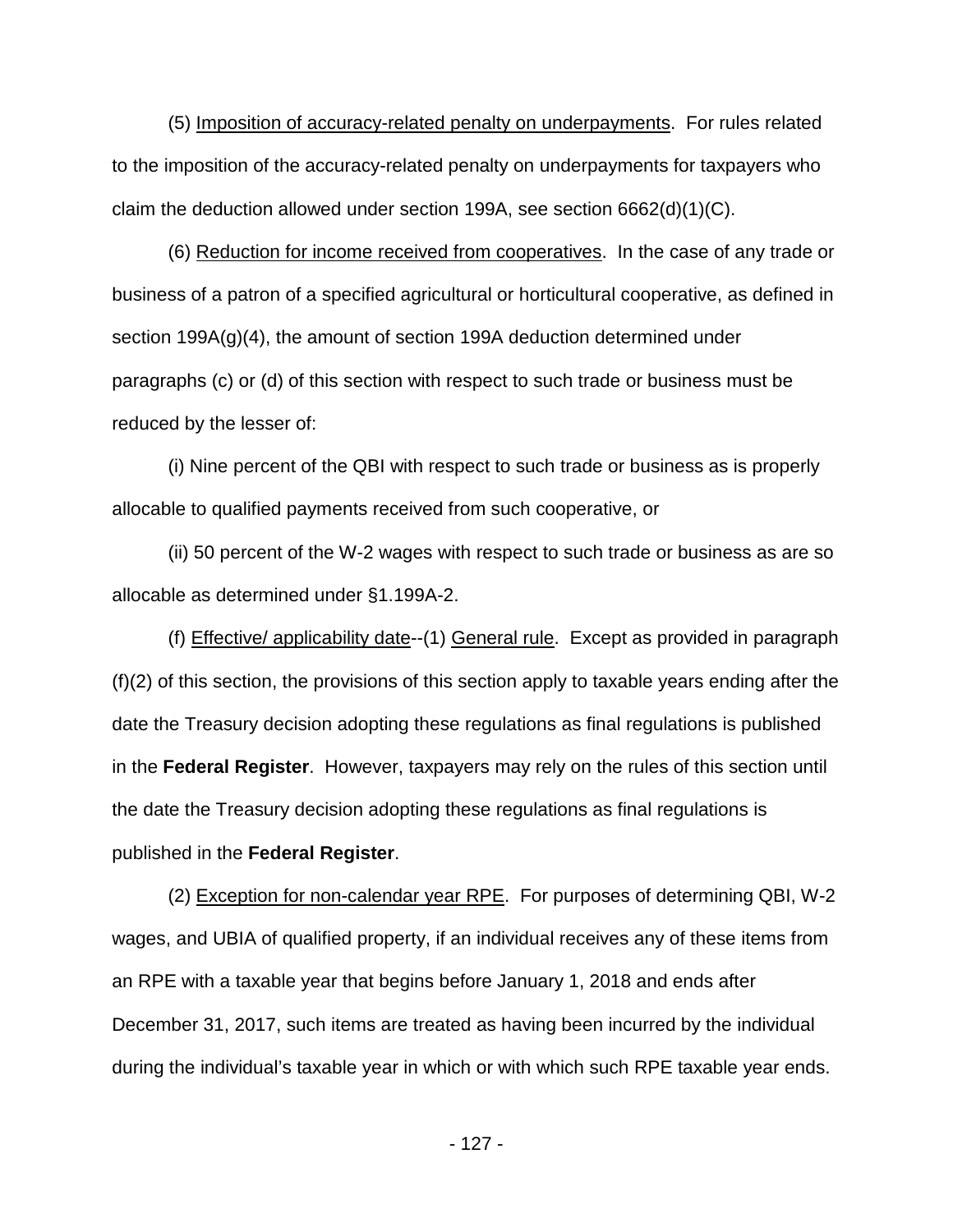(5) Imposition of accuracy-related penalty on underpayments. For rules related to the imposition of the accuracy-related penalty on underpayments for taxpayers who claim the deduction allowed under section 199A, see section 6662(d)(1)(C).

(6) Reduction for income received from cooperatives. In the case of any trade or business of a patron of a specified agricultural or horticultural cooperative, as defined in section 199A(g)(4), the amount of section 199A deduction determined under paragraphs (c) or (d) of this section with respect to such trade or business must be reduced by the lesser of:

(i) Nine percent of the QBI with respect to such trade or business as is properly allocable to qualified payments received from such cooperative, or

(ii) 50 percent of the W-2 wages with respect to such trade or business as are so allocable as determined under §1.199A-2.

(f) Effective/ applicability date--(1) General rule. Except as provided in paragraph (f)(2) of this section, the provisions of this section apply to taxable years ending after the date the Treasury decision adopting these regulations as final regulations is published in the **Federal Register**. However, taxpayers may rely on the rules of this section until the date the Treasury decision adopting these regulations as final regulations is published in the **Federal Register**.

(2) Exception for non-calendar year RPE. For purposes of determining QBI, W-2 wages, and UBIA of qualified property, if an individual receives any of these items from an RPE with a taxable year that begins before January 1, 2018 and ends after December 31, 2017, such items are treated as having been incurred by the individual during the individual's taxable year in which or with which such RPE taxable year ends.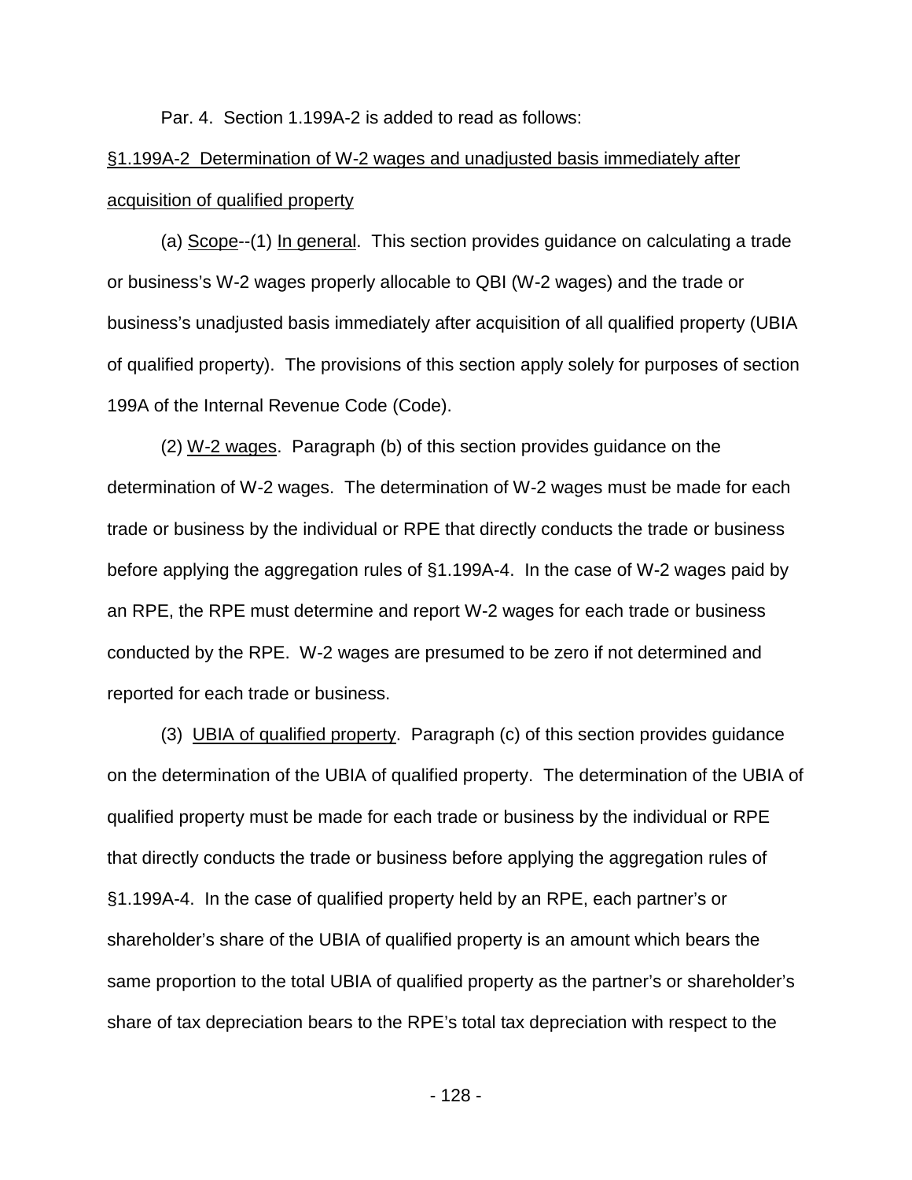Par. 4. Section 1.199A-2 is added to read as follows:

§1.199A-2 Determination of W-2 wages and unadjusted basis immediately after acquisition of qualified property

(a) Scope--(1) In general. This section provides guidance on calculating a trade or business's W-2 wages properly allocable to QBI (W-2 wages) and the trade or business's unadjusted basis immediately after acquisition of all qualified property (UBIA of qualified property). The provisions of this section apply solely for purposes of section 199A of the Internal Revenue Code (Code).

(2) W-2 wages. Paragraph (b) of this section provides guidance on the determination of W-2 wages. The determination of W-2 wages must be made for each trade or business by the individual or RPE that directly conducts the trade or business before applying the aggregation rules of §1.199A-4. In the case of W-2 wages paid by an RPE, the RPE must determine and report W-2 wages for each trade or business conducted by the RPE. W-2 wages are presumed to be zero if not determined and reported for each trade or business.

(3) UBIA of qualified property. Paragraph (c) of this section provides guidance on the determination of the UBIA of qualified property. The determination of the UBIA of qualified property must be made for each trade or business by the individual or RPE that directly conducts the trade or business before applying the aggregation rules of §1.199A-4. In the case of qualified property held by an RPE, each partner's or shareholder's share of the UBIA of qualified property is an amount which bears the same proportion to the total UBIA of qualified property as the partner's or shareholder's share of tax depreciation bears to the RPE's total tax depreciation with respect to the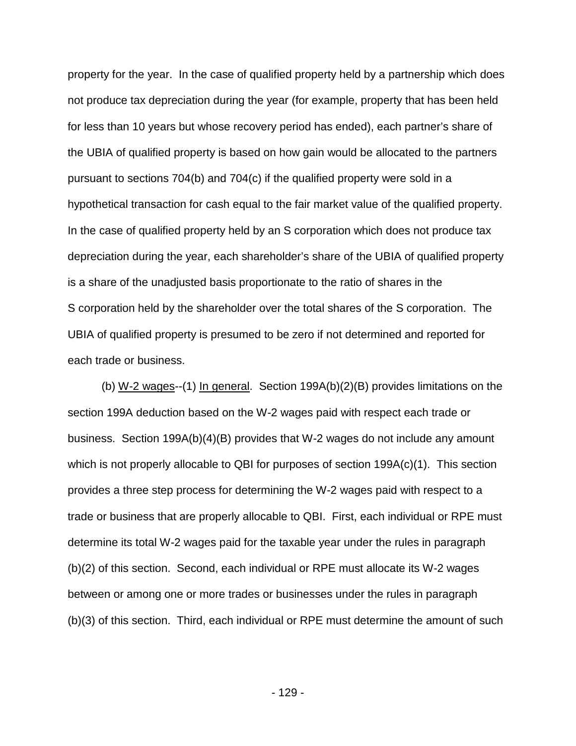property for the year. In the case of qualified property held by a partnership which does not produce tax depreciation during the year (for example, property that has been held for less than 10 years but whose recovery period has ended), each partner's share of the UBIA of qualified property is based on how gain would be allocated to the partners pursuant to sections 704(b) and 704(c) if the qualified property were sold in a hypothetical transaction for cash equal to the fair market value of the qualified property. In the case of qualified property held by an S corporation which does not produce tax depreciation during the year, each shareholder's share of the UBIA of qualified property is a share of the unadjusted basis proportionate to the ratio of shares in the S corporation held by the shareholder over the total shares of the S corporation. The UBIA of qualified property is presumed to be zero if not determined and reported for each trade or business.

(b) W-2 wages--(1) In general. Section 199A(b)(2)(B) provides limitations on the section 199A deduction based on the W-2 wages paid with respect each trade or business. Section 199A(b)(4)(B) provides that W-2 wages do not include any amount which is not properly allocable to QBI for purposes of section 199A(c)(1). This section provides a three step process for determining the W-2 wages paid with respect to a trade or business that are properly allocable to QBI. First, each individual or RPE must determine its total W-2 wages paid for the taxable year under the rules in paragraph (b)(2) of this section. Second, each individual or RPE must allocate its W-2 wages between or among one or more trades or businesses under the rules in paragraph (b)(3) of this section. Third, each individual or RPE must determine the amount of such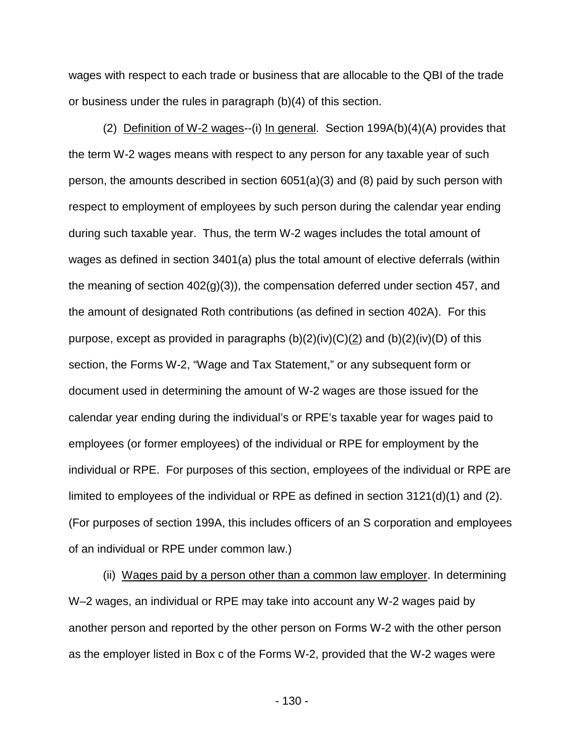wages with respect to each trade or business that are allocable to the QBI of the trade or business under the rules in paragraph (b)(4) of this section.

(2) Definition of W-2 wages--(i) In general. Section 199A(b)(4)(A) provides that the term W-2 wages means with respect to any person for any taxable year of such person, the amounts described in section 6051(a)(3) and (8) paid by such person with respect to employment of employees by such person during the calendar year ending during such taxable year. Thus, the term W-2 wages includes the total amount of wages as defined in section 3401(a) plus the total amount of elective deferrals (within the meaning of section 402(g)(3)), the compensation deferred under section 457, and the amount of designated Roth contributions (as defined in section 402A). For this purpose, except as provided in paragraphs (b)(2)(iv)(C)(2) and (b)(2)(iv)(D) of this section, the Forms W-2, "Wage and Tax Statement," or any subsequent form or document used in determining the amount of W-2 wages are those issued for the calendar year ending during the individual's or RPE's taxable year for wages paid to employees (or former employees) of the individual or RPE for employment by the individual or RPE. For purposes of this section, employees of the individual or RPE are limited to employees of the individual or RPE as defined in section 3121(d)(1) and (2). (For purposes of section 199A, this includes officers of an S corporation and employees of an individual or RPE under common law.)

(ii) Wages paid by a person other than a common law employer. In determining W–2 wages, an individual or RPE may take into account any W-2 wages paid by another person and reported by the other person on Forms W-2 with the other person as the employer listed in Box c of the Forms W-2, provided that the W-2 wages were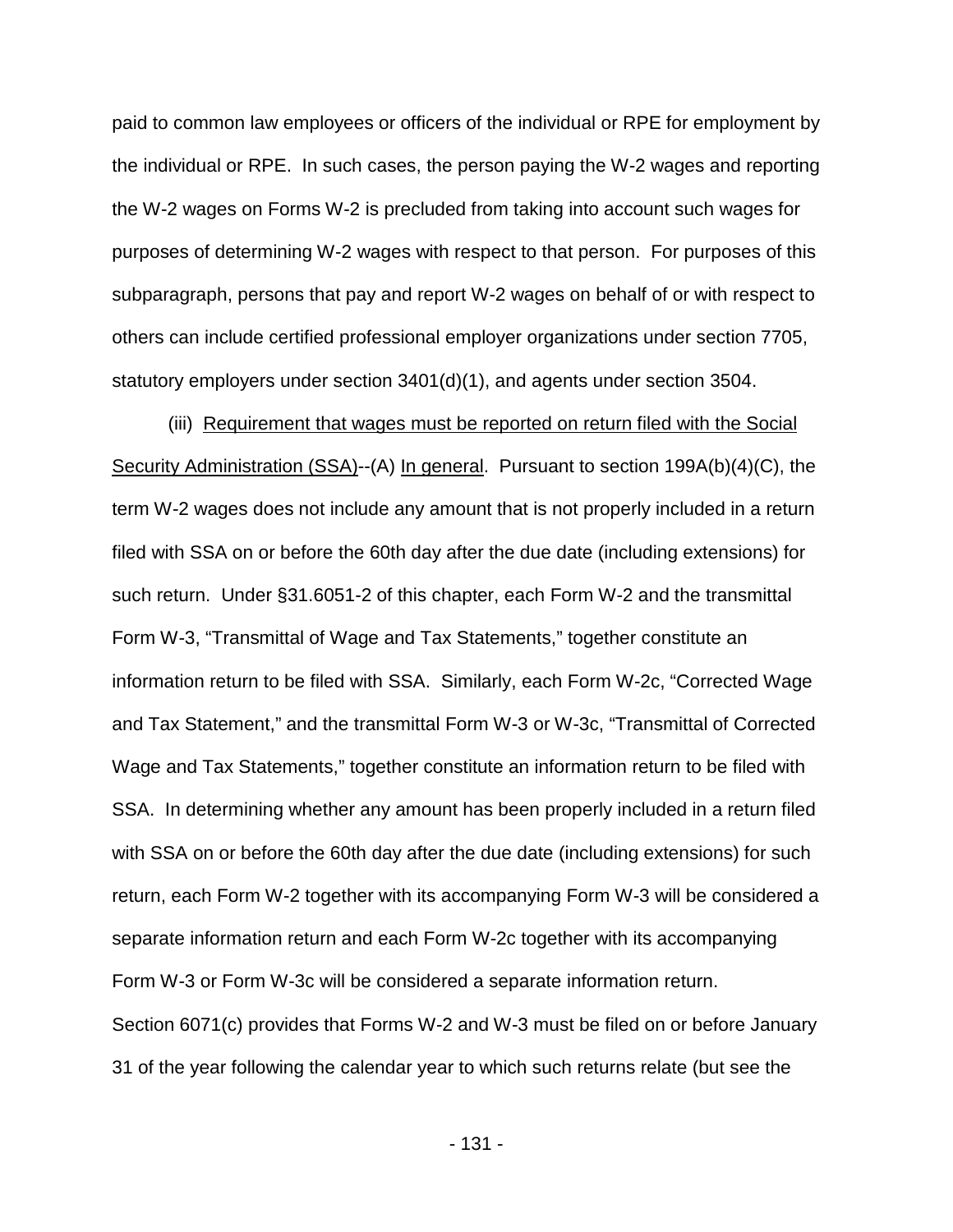paid to common law employees or officers of the individual or RPE for employment by the individual or RPE. In such cases, the person paying the W-2 wages and reporting the W-2 wages on Forms W-2 is precluded from taking into account such wages for purposes of determining W-2 wages with respect to that person. For purposes of this subparagraph, persons that pay and report W-2 wages on behalf of or with respect to others can include certified professional employer organizations under section 7705, statutory employers under section 3401(d)(1), and agents under section 3504.

(iii) Requirement that wages must be reported on return filed with the Social Security Administration (SSA)--(A) In general. Pursuant to section 199A(b)(4)(C), the term W-2 wages does not include any amount that is not properly included in a return filed with SSA on or before the 60th day after the due date (including extensions) for such return. Under §31.6051-2 of this chapter, each Form W-2 and the transmittal Form W-3, "Transmittal of Wage and Tax Statements," together constitute an information return to be filed with SSA. Similarly, each Form W-2c, "Corrected Wage and Tax Statement," and the transmittal Form W-3 or W-3c, "Transmittal of Corrected Wage and Tax Statements," together constitute an information return to be filed with SSA. In determining whether any amount has been properly included in a return filed with SSA on or before the 60th day after the due date (including extensions) for such return, each Form W-2 together with its accompanying Form W-3 will be considered a separate information return and each Form W-2c together with its accompanying Form W-3 or Form W-3c will be considered a separate information return. Section 6071(c) provides that Forms W-2 and W-3 must be filed on or before January 31 of the year following the calendar year to which such returns relate (but see the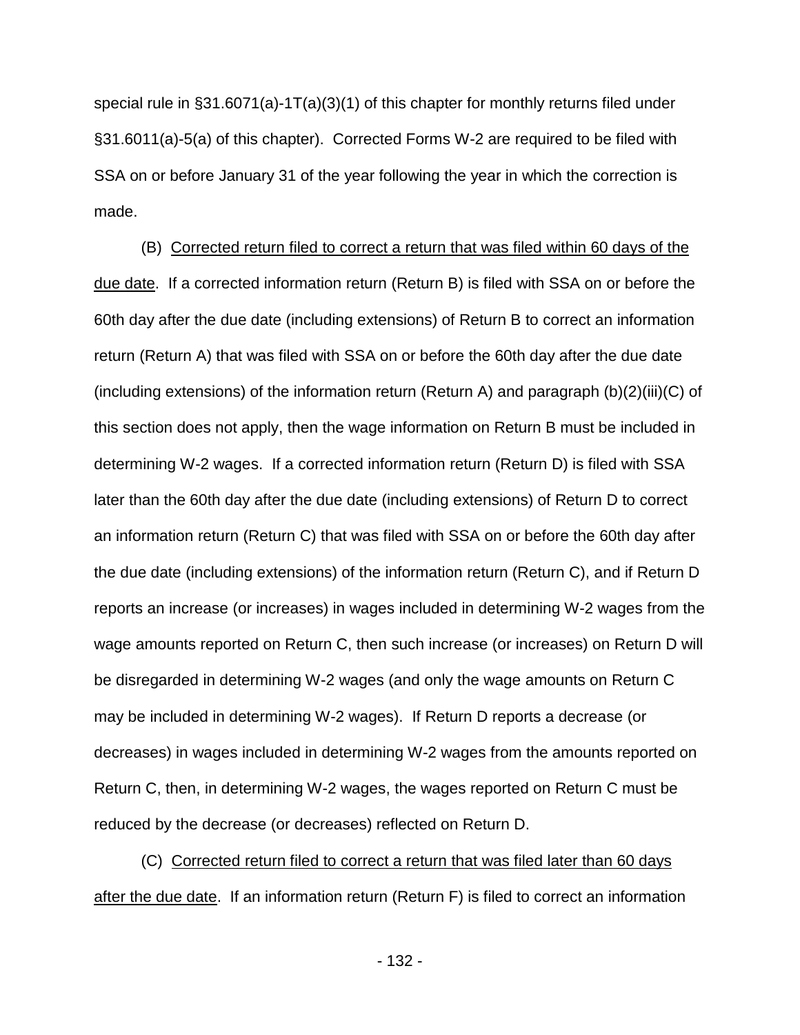special rule in §31.6071(a)-1T(a)(3)(1) of this chapter for monthly returns filed under §31.6011(a)-5(a) of this chapter). Corrected Forms W-2 are required to be filed with SSA on or before January 31 of the year following the year in which the correction is made.

(B) Corrected return filed to correct a return that was filed within 60 days of the due date. If a corrected information return (Return B) is filed with SSA on or before the 60th day after the due date (including extensions) of Return B to correct an information return (Return A) that was filed with SSA on or before the 60th day after the due date (including extensions) of the information return (Return A) and paragraph (b)(2)(iii)(C) of this section does not apply, then the wage information on Return B must be included in determining W-2 wages. If a corrected information return (Return D) is filed with SSA later than the 60th day after the due date (including extensions) of Return D to correct an information return (Return C) that was filed with SSA on or before the 60th day after the due date (including extensions) of the information return (Return C), and if Return D reports an increase (or increases) in wages included in determining W-2 wages from the wage amounts reported on Return C, then such increase (or increases) on Return D will be disregarded in determining W-2 wages (and only the wage amounts on Return C may be included in determining W-2 wages). If Return D reports a decrease (or decreases) in wages included in determining W-2 wages from the amounts reported on Return C, then, in determining W-2 wages, the wages reported on Return C must be reduced by the decrease (or decreases) reflected on Return D.

(C) Corrected return filed to correct a return that was filed later than 60 days after the due date. If an information return (Return F) is filed to correct an information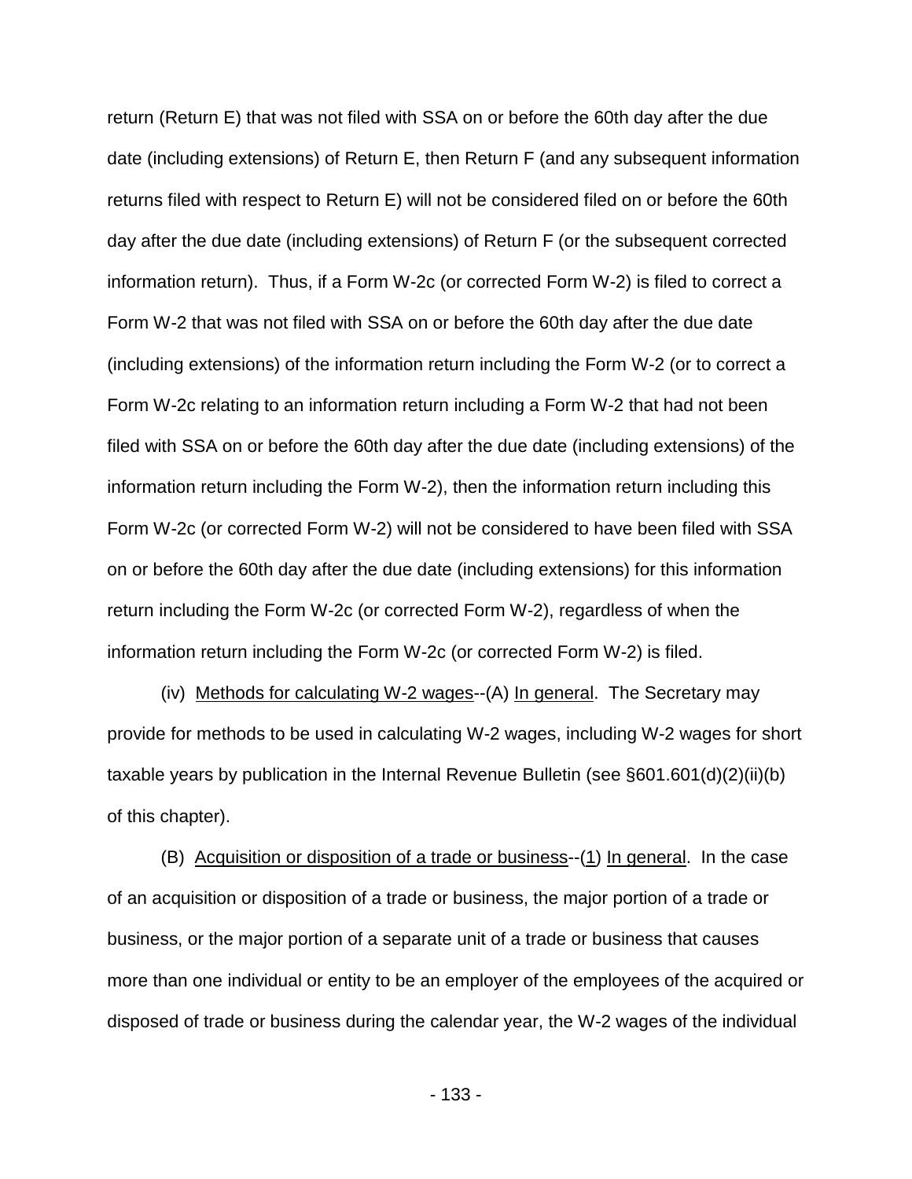return (Return E) that was not filed with SSA on or before the 60th day after the due date (including extensions) of Return E, then Return F (and any subsequent information returns filed with respect to Return E) will not be considered filed on or before the 60th day after the due date (including extensions) of Return F (or the subsequent corrected information return). Thus, if a Form W-2c (or corrected Form W-2) is filed to correct a Form W-2 that was not filed with SSA on or before the 60th day after the due date (including extensions) of the information return including the Form W-2 (or to correct a Form W-2c relating to an information return including a Form W-2 that had not been filed with SSA on or before the 60th day after the due date (including extensions) of the information return including the Form W-2), then the information return including this Form W-2c (or corrected Form W-2) will not be considered to have been filed with SSA on or before the 60th day after the due date (including extensions) for this information return including the Form W-2c (or corrected Form W-2), regardless of when the information return including the Form W-2c (or corrected Form W-2) is filed.

(iv) Methods for calculating W-2 wages--(A) In general. The Secretary may provide for methods to be used in calculating W-2 wages, including W-2 wages for short taxable years by publication in the Internal Revenue Bulletin (see §601.601(d)(2)(ii)(b) of this chapter).

(B) Acquisition or disposition of a trade or business--(1) In general. In the case of an acquisition or disposition of a trade or business, the major portion of a trade or business, or the major portion of a separate unit of a trade or business that causes more than one individual or entity to be an employer of the employees of the acquired or disposed of trade or business during the calendar year, the W-2 wages of the individual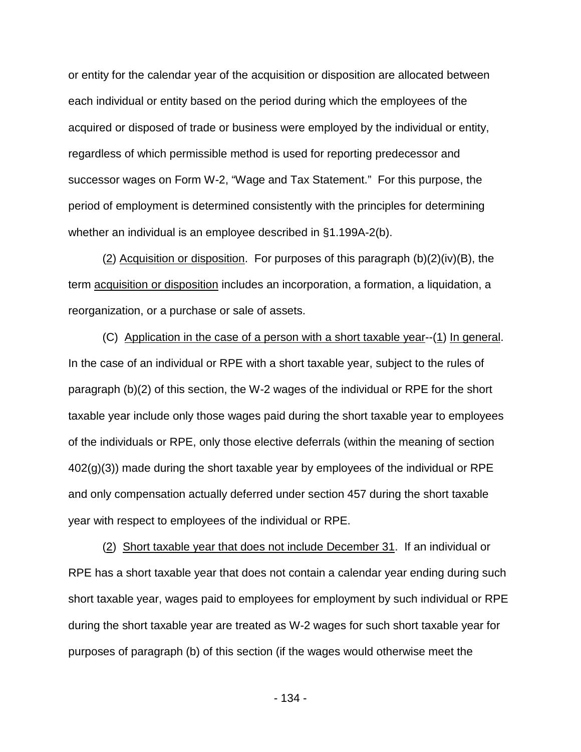or entity for the calendar year of the acquisition or disposition are allocated between each individual or entity based on the period during which the employees of the acquired or disposed of trade or business were employed by the individual or entity, regardless of which permissible method is used for reporting predecessor and successor wages on Form W-2, "Wage and Tax Statement." For this purpose, the period of employment is determined consistently with the principles for determining whether an individual is an employee described in §1.199A-2(b).

(2) Acquisition or disposition. For purposes of this paragraph (b)(2)(iv)(B), the term acquisition or disposition includes an incorporation, a formation, a liquidation, a reorganization, or a purchase or sale of assets.

(C) Application in the case of a person with a short taxable year--(1) In general. In the case of an individual or RPE with a short taxable year, subject to the rules of paragraph (b)(2) of this section, the W-2 wages of the individual or RPE for the short taxable year include only those wages paid during the short taxable year to employees of the individuals or RPE, only those elective deferrals (within the meaning of section 402(g)(3)) made during the short taxable year by employees of the individual or RPE and only compensation actually deferred under section 457 during the short taxable year with respect to employees of the individual or RPE.

(2) Short taxable year that does not include December 31. If an individual or RPE has a short taxable year that does not contain a calendar year ending during such short taxable year, wages paid to employees for employment by such individual or RPE during the short taxable year are treated as W-2 wages for such short taxable year for purposes of paragraph (b) of this section (if the wages would otherwise meet the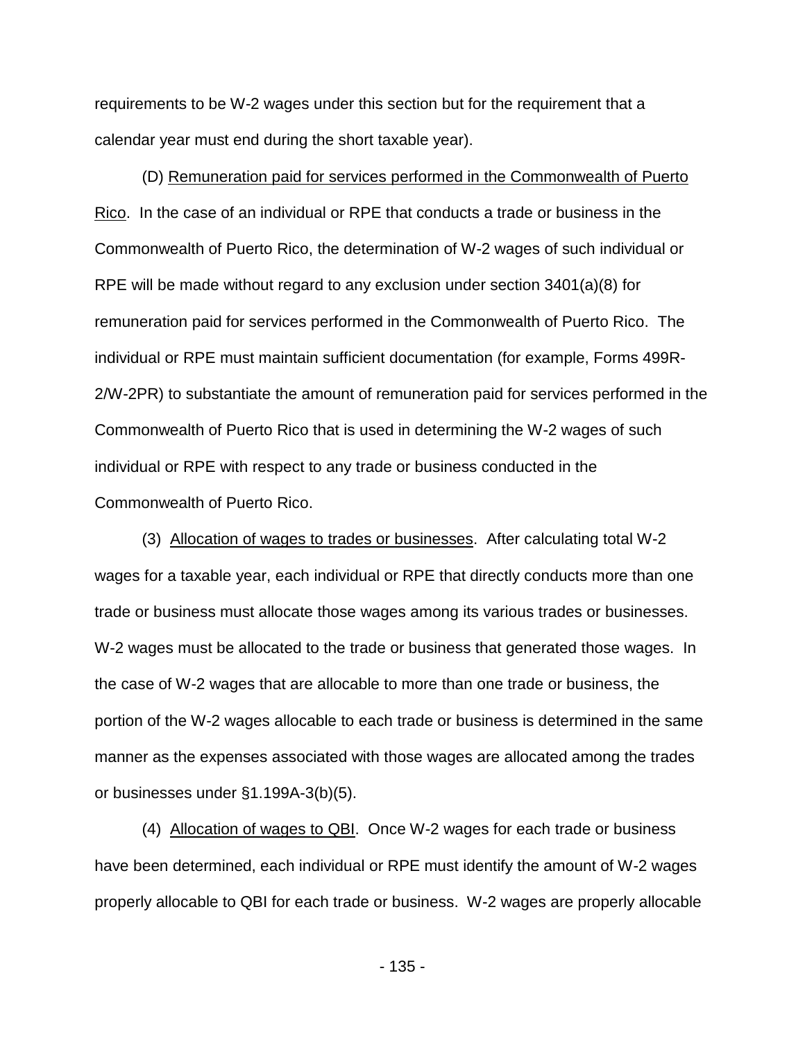requirements to be W-2 wages under this section but for the requirement that a calendar year must end during the short taxable year).

(D) Remuneration paid for services performed in the Commonwealth of Puerto Rico. In the case of an individual or RPE that conducts a trade or business in the Commonwealth of Puerto Rico, the determination of W-2 wages of such individual or RPE will be made without regard to any exclusion under section 3401(a)(8) for remuneration paid for services performed in the Commonwealth of Puerto Rico. The individual or RPE must maintain sufficient documentation (for example, Forms 499R-2/W-2PR) to substantiate the amount of remuneration paid for services performed in the Commonwealth of Puerto Rico that is used in determining the W-2 wages of such individual or RPE with respect to any trade or business conducted in the Commonwealth of Puerto Rico.

(3) Allocation of wages to trades or businesses. After calculating total W-2 wages for a taxable year, each individual or RPE that directly conducts more than one trade or business must allocate those wages among its various trades or businesses. W-2 wages must be allocated to the trade or business that generated those wages. In the case of W-2 wages that are allocable to more than one trade or business, the portion of the W-2 wages allocable to each trade or business is determined in the same manner as the expenses associated with those wages are allocated among the trades or businesses under §1.199A-3(b)(5).

(4) Allocation of wages to QBI. Once W-2 wages for each trade or business have been determined, each individual or RPE must identify the amount of W-2 wages properly allocable to QBI for each trade or business. W-2 wages are properly allocable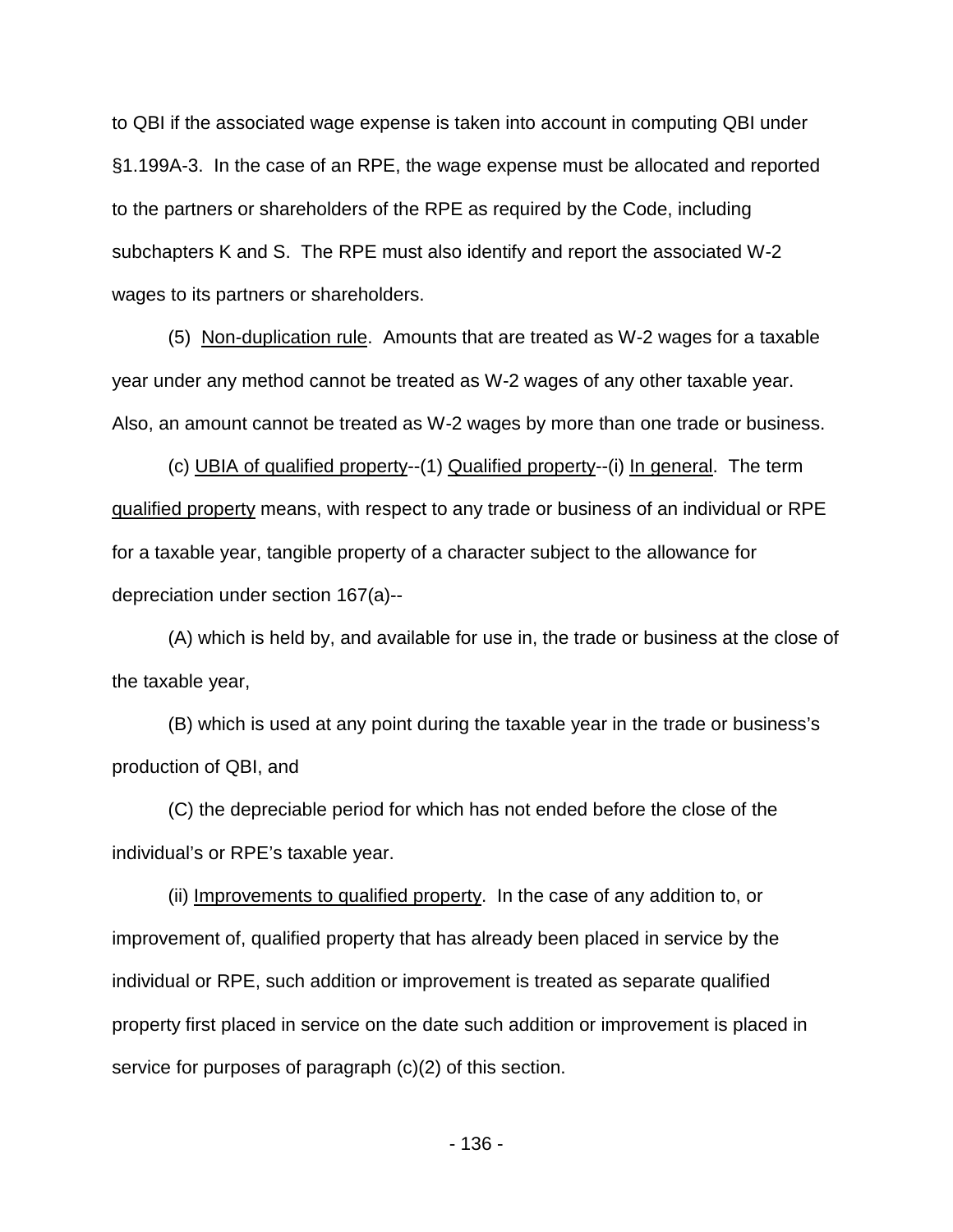to QBI if the associated wage expense is taken into account in computing QBI under §1.199A-3. In the case of an RPE, the wage expense must be allocated and reported to the partners or shareholders of the RPE as required by the Code, including subchapters K and S. The RPE must also identify and report the associated W-2 wages to its partners or shareholders.

(5) Non-duplication rule. Amounts that are treated as W-2 wages for a taxable year under any method cannot be treated as W-2 wages of any other taxable year. Also, an amount cannot be treated as W-2 wages by more than one trade or business.

(c) UBIA of qualified property--(1) Qualified property--(i) In general. The term qualified property means, with respect to any trade or business of an individual or RPE for a taxable year, tangible property of a character subject to the allowance for depreciation under section 167(a)--

(A) which is held by, and available for use in, the trade or business at the close of the taxable year,

(B) which is used at any point during the taxable year in the trade or business's production of QBI, and

(C) the depreciable period for which has not ended before the close of the individual's or RPE's taxable year.

(ii) Improvements to qualified property. In the case of any addition to, or improvement of, qualified property that has already been placed in service by the individual or RPE, such addition or improvement is treated as separate qualified property first placed in service on the date such addition or improvement is placed in service for purposes of paragraph (c)(2) of this section.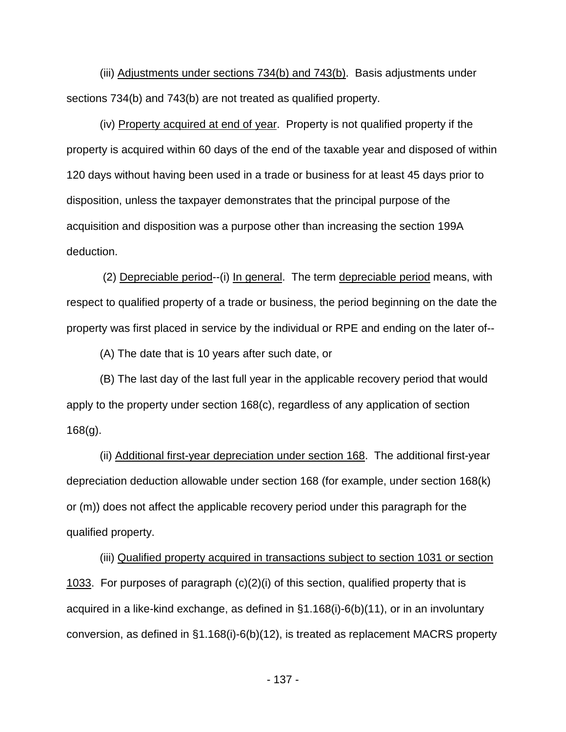(iii) <u>Adjustments under sections 734(b) and 743(b)</u>. Basis adjustments under sections 734(b) and 743(b) are not treated as qualified property.

(iv) <u>Property acquired at end of year</u>. Property is not qualified property if the property is acquired within 60 days of the end of the taxable year and disposed of within 120 days without having been used in a trade or business for at least 45 days prior to disposition, unless the taxpayer demonstrates that the principal purpose of the acquisition and disposition was a purpose other than increasing the section 199A deduction.

(2) <u>Depreciable period</u>--(i) <u>In general</u>. The term <u>depreciable period</u> means, with respect to qualified property of a trade or business, the period beginning on the date the property was first placed in service by the individual or RPE and ending on the later of--

(A) The date that is 10 years after such date, or

(B) The last day of the last full year in the applicable recovery period that would apply to the property under section 168(c), regardless of any application of section 168(g).

(ii) <u>Additional first-year depreciation under section 168</u>. The additional first-year depreciation deduction allowable under section 168 (for example, under section 168(k) or (m)) does not affect the applicable recovery period under this paragraph for the qualified property.

(iii) <u>Qualified property acquired in transactions subject to section 1031 or section 1033</u>. For purposes of paragraph (c)(2)(i) of this section, qualified property that is acquired in a like-kind exchange, as defined in §1.168(i)-6(b)(11), or in an involuntary conversion, as defined in §1.168(i)-6(b)(12), is treated as replacement MACRS property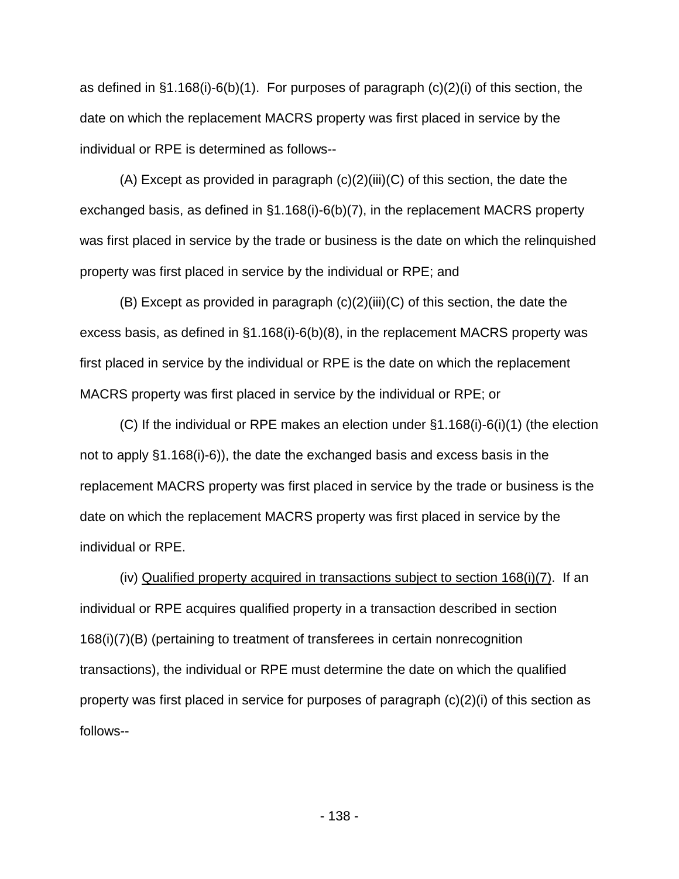as defined in §1.168(i)-6(b)(1). For purposes of paragraph (c)(2)(i) of this section, the date on which the replacement MACRS property was first placed in service by the individual or RPE is determined as follows--

(A) Except as provided in paragraph (c)(2)(iii)(C) of this section, the date the exchanged basis, as defined in §1.168(i)-6(b)(7), in the replacement MACRS property was first placed in service by the trade or business is the date on which the relinquished property was first placed in service by the individual or RPE; and

(B) Except as provided in paragraph (c)(2)(iii)(C) of this section, the date the excess basis, as defined in §1.168(i)-6(b)(8), in the replacement MACRS property was first placed in service by the individual or RPE is the date on which the replacement MACRS property was first placed in service by the individual or RPE; or

(C) If the individual or RPE makes an election under §1.168(i)-6(i)(1) (the election not to apply §1.168(i)-6)), the date the exchanged basis and excess basis in the replacement MACRS property was first placed in service by the trade or business is the date on which the replacement MACRS property was first placed in service by the individual or RPE.

(iv) Qualified property acquired in transactions subject to section 168(i)(7). If an individual or RPE acquires qualified property in a transaction described in section 168(i)(7)(B) (pertaining to treatment of transferees in certain nonrecognition transactions), the individual or RPE must determine the date on which the qualified property was first placed in service for purposes of paragraph (c)(2)(i) of this section as follows--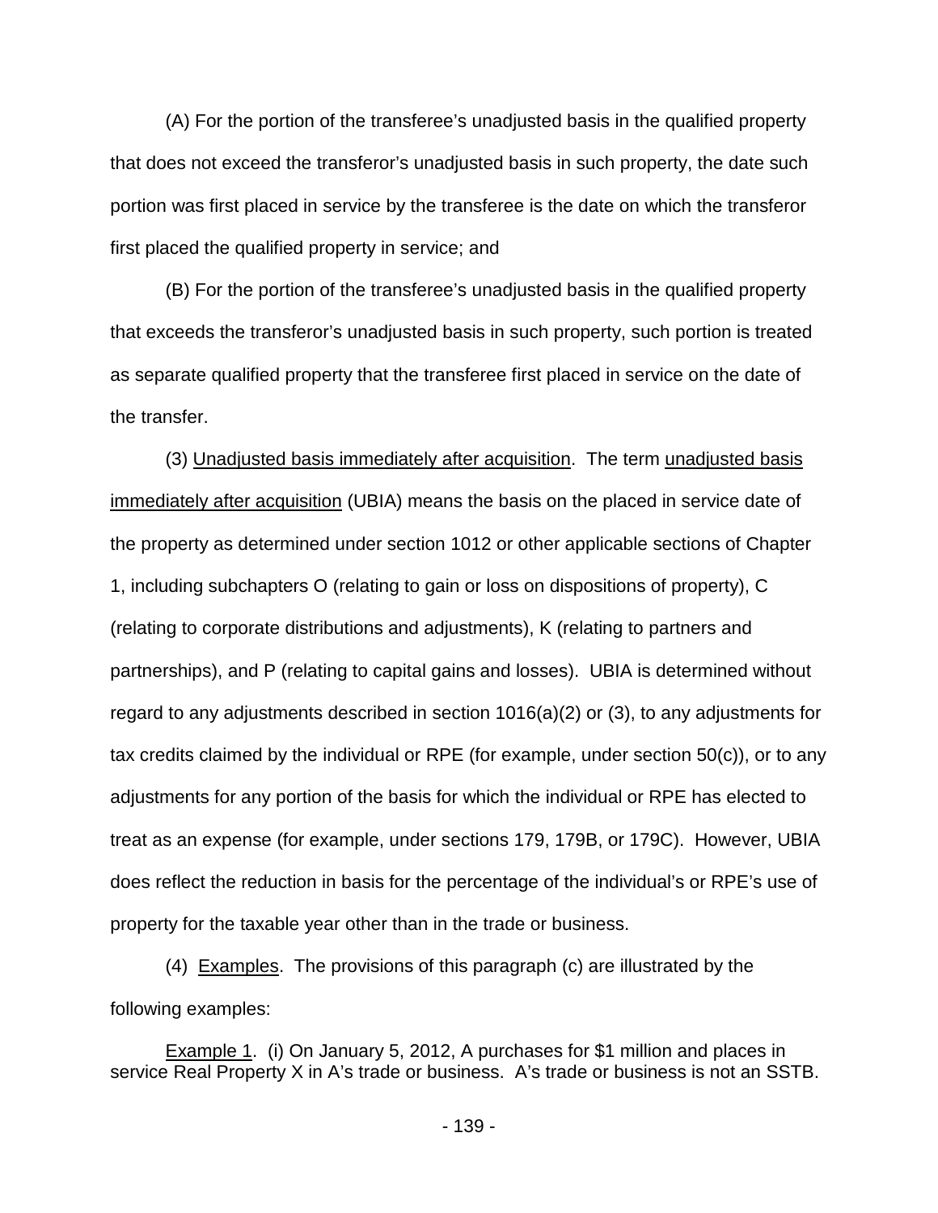(A) For the portion of the transferee's unadjusted basis in the qualified property that does not exceed the transferor's unadjusted basis in such property, the date such portion was first placed in service by the transferee is the date on which the transferor first placed the qualified property in service; and

(B) For the portion of the transferee's unadjusted basis in the qualified property that exceeds the transferor's unadjusted basis in such property, such portion is treated as separate qualified property that the transferee first placed in service on the date of the transfer.

(3) Unadjusted basis immediately after acquisition. The term unadjusted basis immediately after acquisition (UBIA) means the basis on the placed in service date of the property as determined under section 1012 or other applicable sections of Chapter 1, including subchapters O (relating to gain or loss on dispositions of property), C (relating to corporate distributions and adjustments), K (relating to partners and partnerships), and P (relating to capital gains and losses). UBIA is determined without regard to any adjustments described in section 1016(a)(2) or (3), to any adjustments for tax credits claimed by the individual or RPE (for example, under section 50(c)), or to any adjustments for any portion of the basis for which the individual or RPE has elected to treat as an expense (for example, under sections 179, 179B, or 179C). However, UBIA does reflect the reduction in basis for the percentage of the individual's or RPE's use of property for the taxable year other than in the trade or business.

(4) Examples. The provisions of this paragraph (c) are illustrated by the following examples:

Example 1. (i) On January 5, 2012, A purchases for $1 million and places in service Real Property X in A's trade or business. A's trade or business is not an SSTB.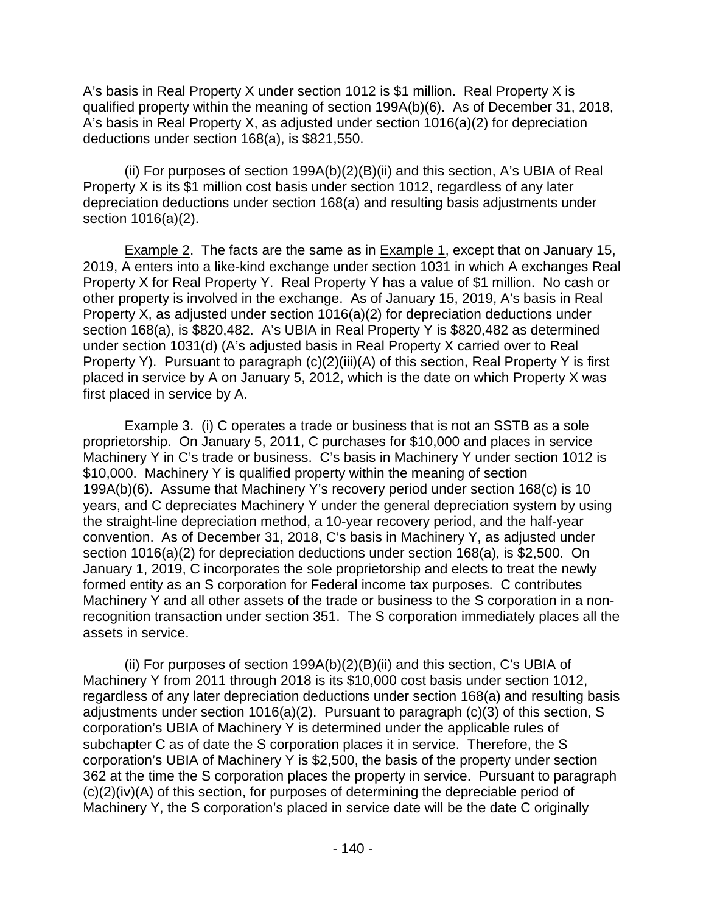A's basis in Real Property X under section 1012 is $1 million. Real Property X is qualified property within the meaning of section 199A(b)(6). As of December 31, 2018, A's basis in Real Property X, as adjusted under section 1016(a)(2) for depreciation deductions under section 168(a), is $821,550.

(ii) For purposes of section 199A(b)(2)(B)(ii) and this section, A's UBIA of Real Property X is its $1 million cost basis under section 1012, regardless of any later depreciation deductions under section 168(a) and resulting basis adjustments under section 1016(a)(2).

Example 2. The facts are the same as in Example 1, except that on January 15, 2019, A enters into a like-kind exchange under section 1031 in which A exchanges Real Property X for Real Property Y. Real Property Y has a value of $1 million. No cash or other property is involved in the exchange. As of January 15, 2019, A's basis in Real Property X, as adjusted under section 1016(a)(2) for depreciation deductions under section 168(a), is $820,482. A's UBIA in Real Property Y is $820,482 as determined under section 1031(d) (A's adjusted basis in Real Property X carried over to Real Property Y). Pursuant to paragraph (c)(2)(iii)(A) of this section, Real Property Y is first placed in service by A on January 5, 2012, which is the date on which Property X was first placed in service by A.

Example 3. (i) C operates a trade or business that is not an SSTB as a sole proprietorship. On January 5, 2011, C purchases for $10,000 and places in service Machinery Y in C's trade or business. C's basis in Machinery Y under section 1012 is $10,000. Machinery Y is qualified property within the meaning of section 199A(b)(6). Assume that Machinery Y's recovery period under section 168(c) is 10 years, and C depreciates Machinery Y under the general depreciation system by using the straight-line depreciation method, a 10-year recovery period, and the half-year convention. As of December 31, 2018, C's basis in Machinery Y, as adjusted under section 1016(a)(2) for depreciation deductions under section 168(a), is $2,500. On January 1, 2019, C incorporates the sole proprietorship and elects to treat the newly formed entity as an S corporation for Federal income tax purposes. C contributes Machinery Y and all other assets of the trade or business to the S corporation in a non-recognition transaction under section 351. The S corporation immediately places all the assets in service.

(ii) For purposes of section 199A(b)(2)(B)(ii) and this section, C's UBIA of Machinery Y from 2011 through 2018 is its $10,000 cost basis under section 1012, regardless of any later depreciation deductions under section 168(a) and resulting basis adjustments under section 1016(a)(2). Pursuant to paragraph (c)(3) of this section, S corporation's UBIA of Machinery Y is determined under the applicable rules of subchapter C as of date the S corporation places it in service. Therefore, the S corporation's UBIA of Machinery Y is $2,500, the basis of the property under section 362 at the time the S corporation places the property in service. Pursuant to paragraph (c)(2)(iv)(A) of this section, for purposes of determining the depreciable period of Machinery Y, the S corporation's placed in service date will be the date C originally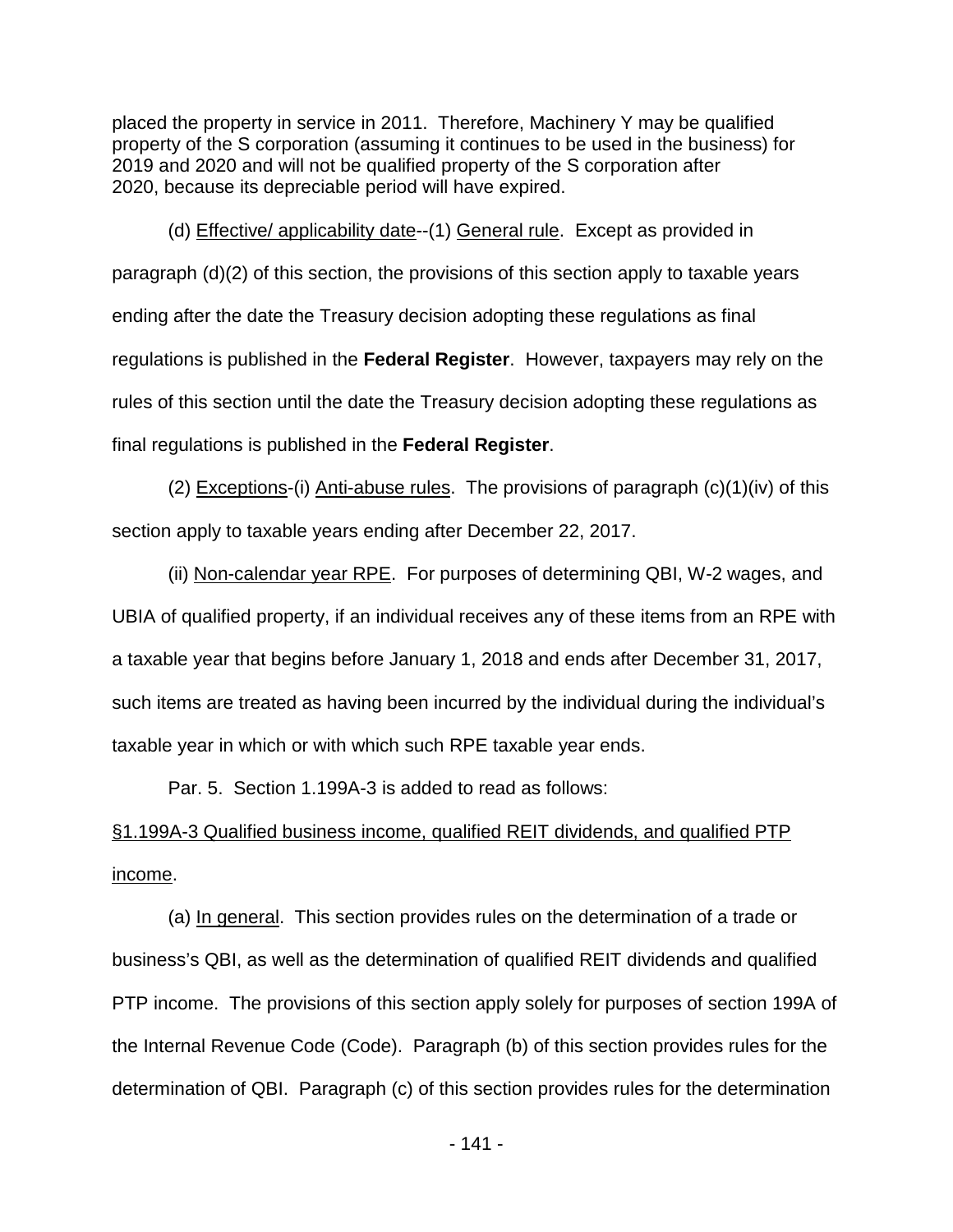placed the property in service in 2011. Therefore, Machinery Y may be qualified property of the S corporation (assuming it continues to be used in the business) for 2019 and 2020 and will not be qualified property of the S corporation after 2020, because its depreciable period will have expired.

(d) Effective/ applicability date--(1) General rule. Except as provided in paragraph (d)(2) of this section, the provisions of this section apply to taxable years ending after the date the Treasury decision adopting these regulations as final regulations is published in the **Federal Register**. However, taxpayers may rely on the rules of this section until the date the Treasury decision adopting these regulations as final regulations is published in the **Federal Register**.

(2) Exceptions-(i) Anti-abuse rules. The provisions of paragraph (c)(1)(iv) of this section apply to taxable years ending after December 22, 2017.

(ii) Non-calendar year RPE. For purposes of determining QBI, W-2 wages, and UBIA of qualified property, if an individual receives any of these items from an RPE with a taxable year that begins before January 1, 2018 and ends after December 31, 2017, such items are treated as having been incurred by the individual during the individual's taxable year in which or with which such RPE taxable year ends.

Par. 5. Section 1.199A-3 is added to read as follows:

§1.199A-3 Qualified business income, qualified REIT dividends, and qualified PTP income.

(a) In general. This section provides rules on the determination of a trade or business's QBI, as well as the determination of qualified REIT dividends and qualified PTP income. The provisions of this section apply solely for purposes of section 199A of the Internal Revenue Code (Code). Paragraph (b) of this section provides rules for the determination of QBI. Paragraph (c) of this section provides rules for the determination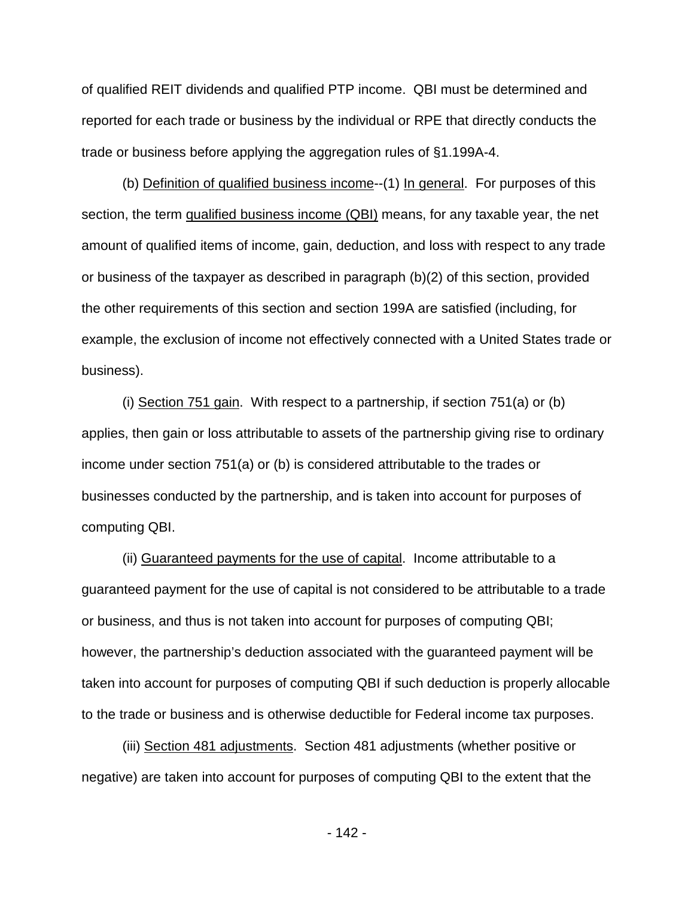of qualified REIT dividends and qualified PTP income. QBI must be determined and reported for each trade or business by the individual or RPE that directly conducts the trade or business before applying the aggregation rules of §1.199A-4.

(b) Definition of qualified business income--(1) In general. For purposes of this section, the term qualified business income (QBI) means, for any taxable year, the net amount of qualified items of income, gain, deduction, and loss with respect to any trade or business of the taxpayer as described in paragraph (b)(2) of this section, provided the other requirements of this section and section 199A are satisfied (including, for example, the exclusion of income not effectively connected with a United States trade or business).

(i) Section 751 gain. With respect to a partnership, if section 751(a) or (b) applies, then gain or loss attributable to assets of the partnership giving rise to ordinary income under section 751(a) or (b) is considered attributable to the trades or businesses conducted by the partnership, and is taken into account for purposes of computing QBI.

(ii) Guaranteed payments for the use of capital. Income attributable to a guaranteed payment for the use of capital is not considered to be attributable to a trade or business, and thus is not taken into account for purposes of computing QBI; however, the partnership's deduction associated with the guaranteed payment will be taken into account for purposes of computing QBI if such deduction is properly allocable to the trade or business and is otherwise deductible for Federal income tax purposes.

(iii) Section 481 adjustments. Section 481 adjustments (whether positive or negative) are taken into account for purposes of computing QBI to the extent that the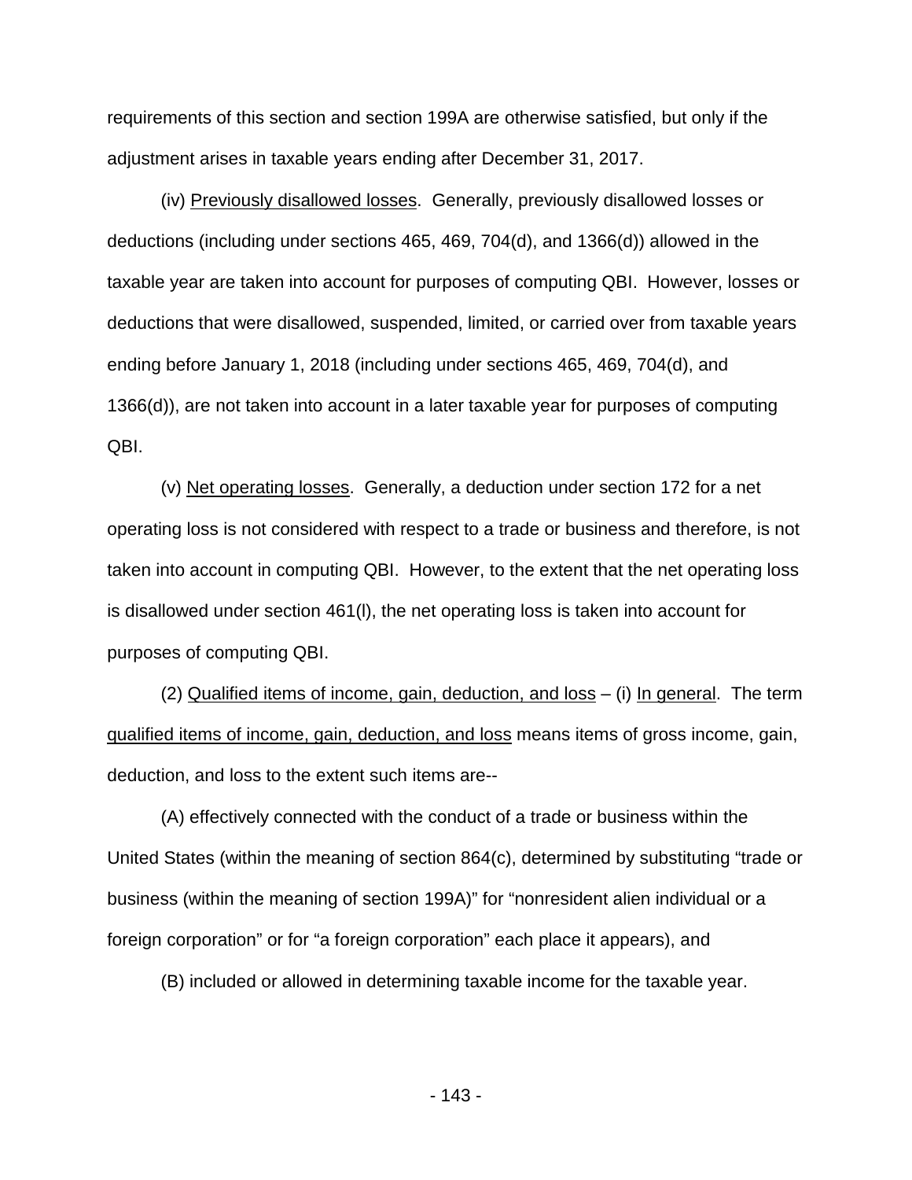requirements of this section and section 199A are otherwise satisfied, but only if the adjustment arises in taxable years ending after December 31, 2017.

(iv) Previously disallowed losses. Generally, previously disallowed losses or deductions (including under sections 465, 469, 704(d), and 1366(d)) allowed in the taxable year are taken into account for purposes of computing QBI. However, losses or deductions that were disallowed, suspended, limited, or carried over from taxable years ending before January 1, 2018 (including under sections 465, 469, 704(d), and 1366(d)), are not taken into account in a later taxable year for purposes of computing QBI.

(v) Net operating losses. Generally, a deduction under section 172 for a net operating loss is not considered with respect to a trade or business and therefore, is not taken into account in computing QBI. However, to the extent that the net operating loss is disallowed under section 461(l), the net operating loss is taken into account for purposes of computing QBI.

(2) Qualified items of income, gain, deduction, and loss – (i) In general. The term qualified items of income, gain, deduction, and loss means items of gross income, gain, deduction, and loss to the extent such items are--

(A) effectively connected with the conduct of a trade or business within the United States (within the meaning of section 864(c), determined by substituting "trade or business (within the meaning of section 199A)" for "nonresident alien individual or a foreign corporation" or for "a foreign corporation" each place it appears), and

(B) included or allowed in determining taxable income for the taxable year.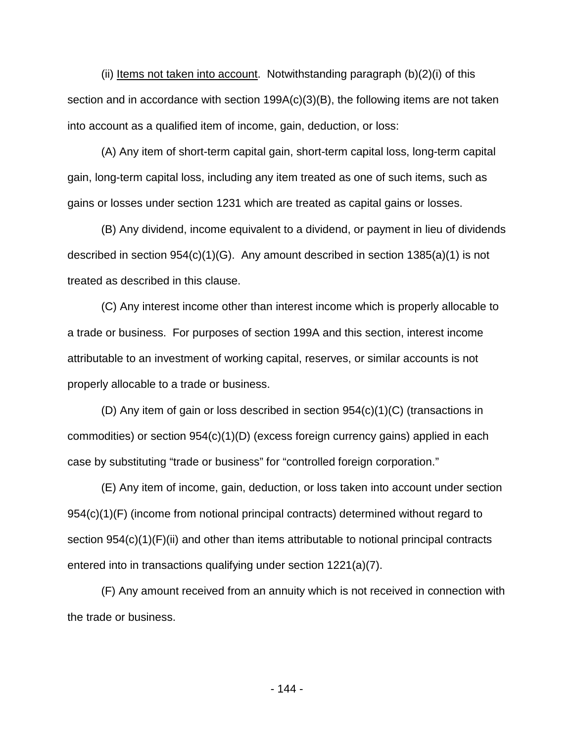(ii) Items not taken into account. Notwithstanding paragraph (b)(2)(i) of this section and in accordance with section 199A(c)(3)(B), the following items are not taken into account as a qualified item of income, gain, deduction, or loss:

(A) Any item of short-term capital gain, short-term capital loss, long-term capital gain, long-term capital loss, including any item treated as one of such items, such as gains or losses under section 1231 which are treated as capital gains or losses.

(B) Any dividend, income equivalent to a dividend, or payment in lieu of dividends described in section 954(c)(1)(G). Any amount described in section 1385(a)(1) is not treated as described in this clause.

(C) Any interest income other than interest income which is properly allocable to a trade or business. For purposes of section 199A and this section, interest income attributable to an investment of working capital, reserves, or similar accounts is not properly allocable to a trade or business.

(D) Any item of gain or loss described in section 954(c)(1)(C) (transactions in commodities) or section 954(c)(1)(D) (excess foreign currency gains) applied in each case by substituting "trade or business" for "controlled foreign corporation."

(E) Any item of income, gain, deduction, or loss taken into account under section 954(c)(1)(F) (income from notional principal contracts) determined without regard to section 954(c)(1)(F)(ii) and other than items attributable to notional principal contracts entered into in transactions qualifying under section 1221(a)(7).

(F) Any amount received from an annuity which is not received in connection with the trade or business.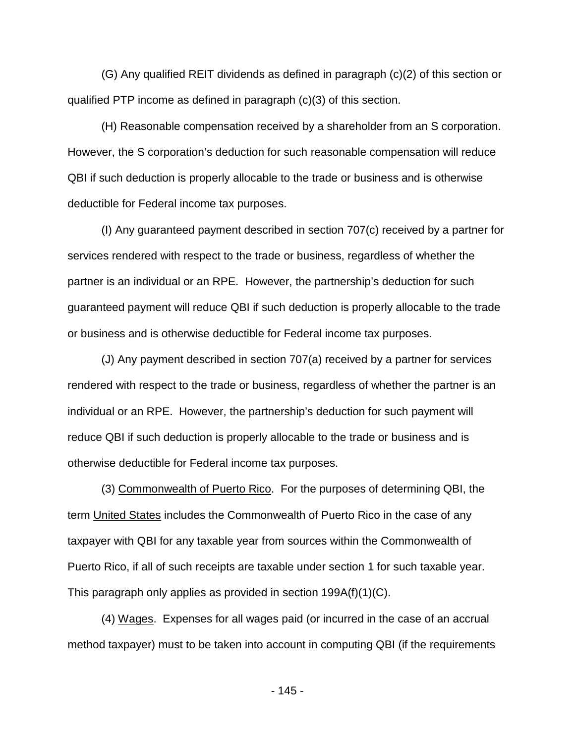(G) Any qualified REIT dividends as defined in paragraph (c)(2) of this section or qualified PTP income as defined in paragraph (c)(3) of this section.

(H) Reasonable compensation received by a shareholder from an S corporation. However, the S corporation's deduction for such reasonable compensation will reduce QBI if such deduction is properly allocable to the trade or business and is otherwise deductible for Federal income tax purposes.

(I) Any guaranteed payment described in section 707(c) received by a partner for services rendered with respect to the trade or business, regardless of whether the partner is an individual or an RPE. However, the partnership's deduction for such guaranteed payment will reduce QBI if such deduction is properly allocable to the trade or business and is otherwise deductible for Federal income tax purposes.

(J) Any payment described in section 707(a) received by a partner for services rendered with respect to the trade or business, regardless of whether the partner is an individual or an RPE. However, the partnership's deduction for such payment will reduce QBI if such deduction is properly allocable to the trade or business and is otherwise deductible for Federal income tax purposes.

(3) Commonwealth of Puerto Rico. For the purposes of determining QBI, the term United States includes the Commonwealth of Puerto Rico in the case of any taxpayer with QBI for any taxable year from sources within the Commonwealth of Puerto Rico, if all of such receipts are taxable under section 1 for such taxable year. This paragraph only applies as provided in section 199A(f)(1)(C).

(4) Wages. Expenses for all wages paid (or incurred in the case of an accrual method taxpayer) must to be taken into account in computing QBI (if the requirements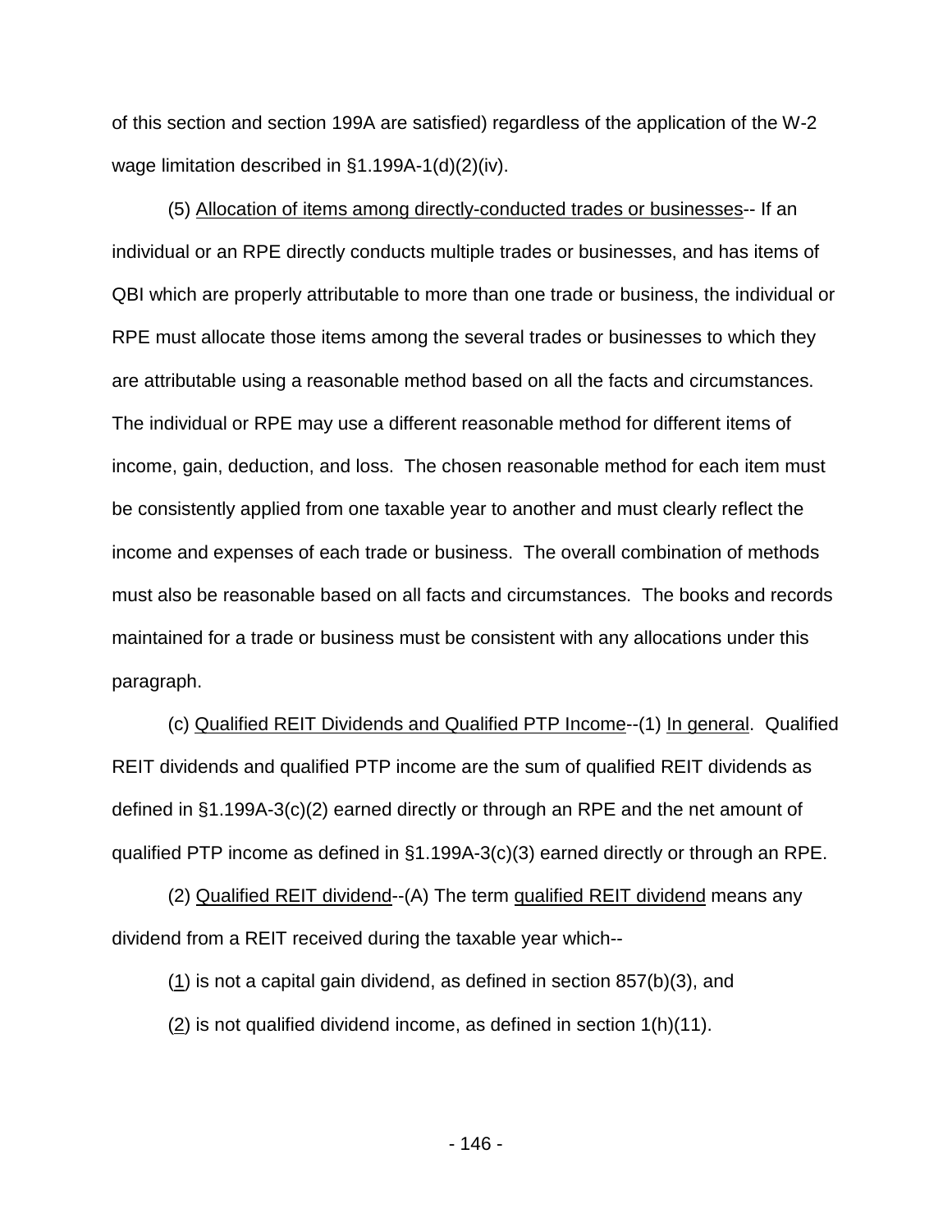of this section and section 199A are satisfied) regardless of the application of the W-2 wage limitation described in §1.199A-1(d)(2)(iv).

(5) Allocation of items among directly-conducted trades or businesses-- If an individual or an RPE directly conducts multiple trades or businesses, and has items of QBI which are properly attributable to more than one trade or business, the individual or RPE must allocate those items among the several trades or businesses to which they are attributable using a reasonable method based on all the facts and circumstances. The individual or RPE may use a different reasonable method for different items of income, gain, deduction, and loss. The chosen reasonable method for each item must be consistently applied from one taxable year to another and must clearly reflect the income and expenses of each trade or business. The overall combination of methods must also be reasonable based on all facts and circumstances. The books and records maintained for a trade or business must be consistent with any allocations under this paragraph.

(c) Qualified REIT Dividends and Qualified PTP Income--(1) In general. Qualified REIT dividends and qualified PTP income are the sum of qualified REIT dividends as defined in §1.199A-3(c)(2) earned directly or through an RPE and the net amount of qualified PTP income as defined in §1.199A-3(c)(3) earned directly or through an RPE.

(2) Qualified REIT dividend--(A) The term qualified REIT dividend means any dividend from a REIT received during the taxable year which--

(1) is not a capital gain dividend, as defined in section 857(b)(3), and

(2) is not qualified dividend income, as defined in section 1(h)(11).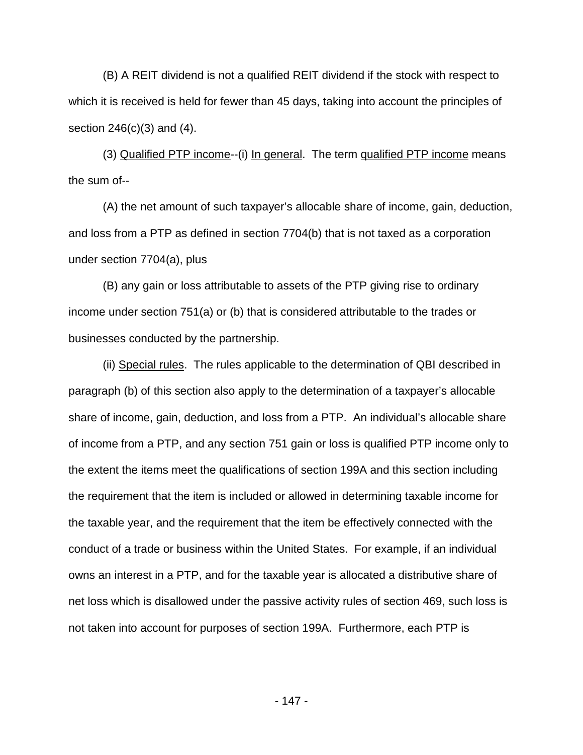(B) A REIT dividend is not a qualified REIT dividend if the stock with respect to which it is received is held for fewer than 45 days, taking into account the principles of section 246(c)(3) and (4).

(3) Qualified PTP income--(i) In general. The term qualified PTP income means the sum of--

(A) the net amount of such taxpayer's allocable share of income, gain, deduction, and loss from a PTP as defined in section 7704(b) that is not taxed as a corporation under section 7704(a), plus

(B) any gain or loss attributable to assets of the PTP giving rise to ordinary income under section 751(a) or (b) that is considered attributable to the trades or businesses conducted by the partnership.

(ii) Special rules. The rules applicable to the determination of QBI described in paragraph (b) of this section also apply to the determination of a taxpayer's allocable share of income, gain, deduction, and loss from a PTP. An individual's allocable share of income from a PTP, and any section 751 gain or loss is qualified PTP income only to the extent the items meet the qualifications of section 199A and this section including the requirement that the item is included or allowed in determining taxable income for the taxable year, and the requirement that the item be effectively connected with the conduct of a trade or business within the United States. For example, if an individual owns an interest in a PTP, and for the taxable year is allocated a distributive share of net loss which is disallowed under the passive activity rules of section 469, such loss is not taken into account for purposes of section 199A. Furthermore, each PTP is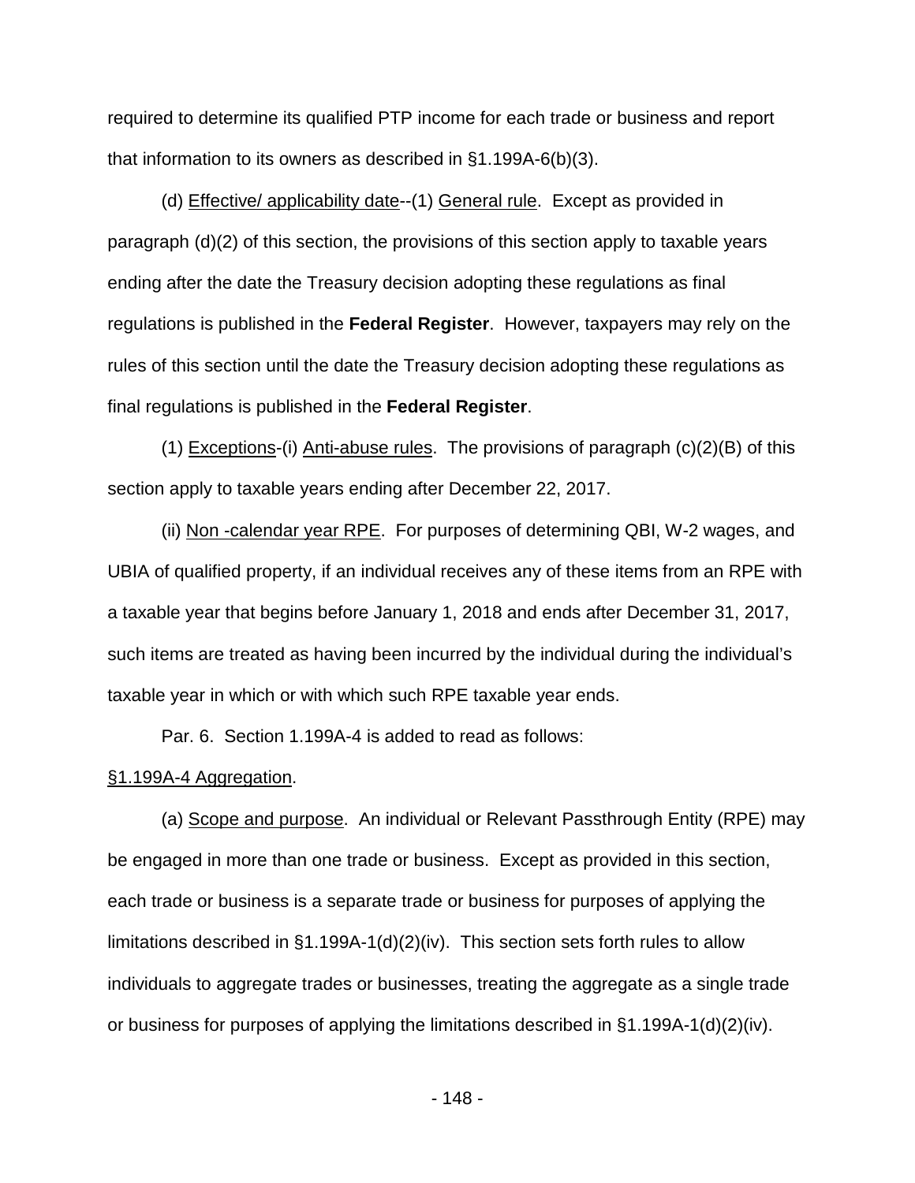required to determine its qualified PTP income for each trade or business and report that information to its owners as described in §1.199A-6(b)(3).

(d) Effective/ applicability date--(1) General rule. Except as provided in paragraph (d)(2) of this section, the provisions of this section apply to taxable years ending after the date the Treasury decision adopting these regulations as final regulations is published in the **Federal Register**. However, taxpayers may rely on the rules of this section until the date the Treasury decision adopting these regulations as final regulations is published in the **Federal Register**.

(1) Exceptions-(i) Anti-abuse rules. The provisions of paragraph (c)(2)(B) of this section apply to taxable years ending after December 22, 2017.

(ii) Non -calendar year RPE. For purposes of determining QBI, W-2 wages, and UBIA of qualified property, if an individual receives any of these items from an RPE with a taxable year that begins before January 1, 2018 and ends after December 31, 2017, such items are treated as having been incurred by the individual during the individual's taxable year in which or with which such RPE taxable year ends.

Par. 6. Section 1.199A-4 is added to read as follows:

§1.199A-4 Aggregation.

(a) Scope and purpose. An individual or Relevant Passthrough Entity (RPE) may be engaged in more than one trade or business. Except as provided in this section, each trade or business is a separate trade or business for purposes of applying the limitations described in §1.199A-1(d)(2)(iv). This section sets forth rules to allow individuals to aggregate trades or businesses, treating the aggregate as a single trade or business for purposes of applying the limitations described in §1.199A-1(d)(2)(iv).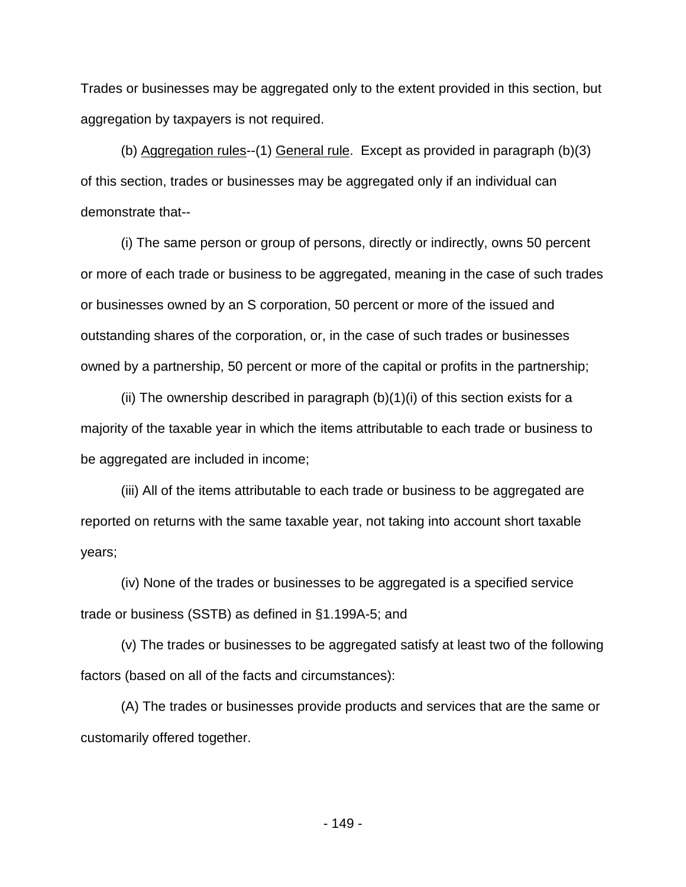Trades or businesses may be aggregated only to the extent provided in this section, but aggregation by taxpayers is not required.

(b) Aggregation rules--(1) General rule. Except as provided in paragraph (b)(3) of this section, trades or businesses may be aggregated only if an individual can demonstrate that--

(i) The same person or group of persons, directly or indirectly, owns 50 percent or more of each trade or business to be aggregated, meaning in the case of such trades or businesses owned by an S corporation, 50 percent or more of the issued and outstanding shares of the corporation, or, in the case of such trades or businesses owned by a partnership, 50 percent or more of the capital or profits in the partnership;

(ii) The ownership described in paragraph (b)(1)(i) of this section exists for a majority of the taxable year in which the items attributable to each trade or business to be aggregated are included in income;

(iii) All of the items attributable to each trade or business to be aggregated are reported on returns with the same taxable year, not taking into account short taxable years;

(iv) None of the trades or businesses to be aggregated is a specified service trade or business (SSTB) as defined in §1.199A-5; and

(v) The trades or businesses to be aggregated satisfy at least two of the following factors (based on all of the facts and circumstances):

(A) The trades or businesses provide products and services that are the same or customarily offered together.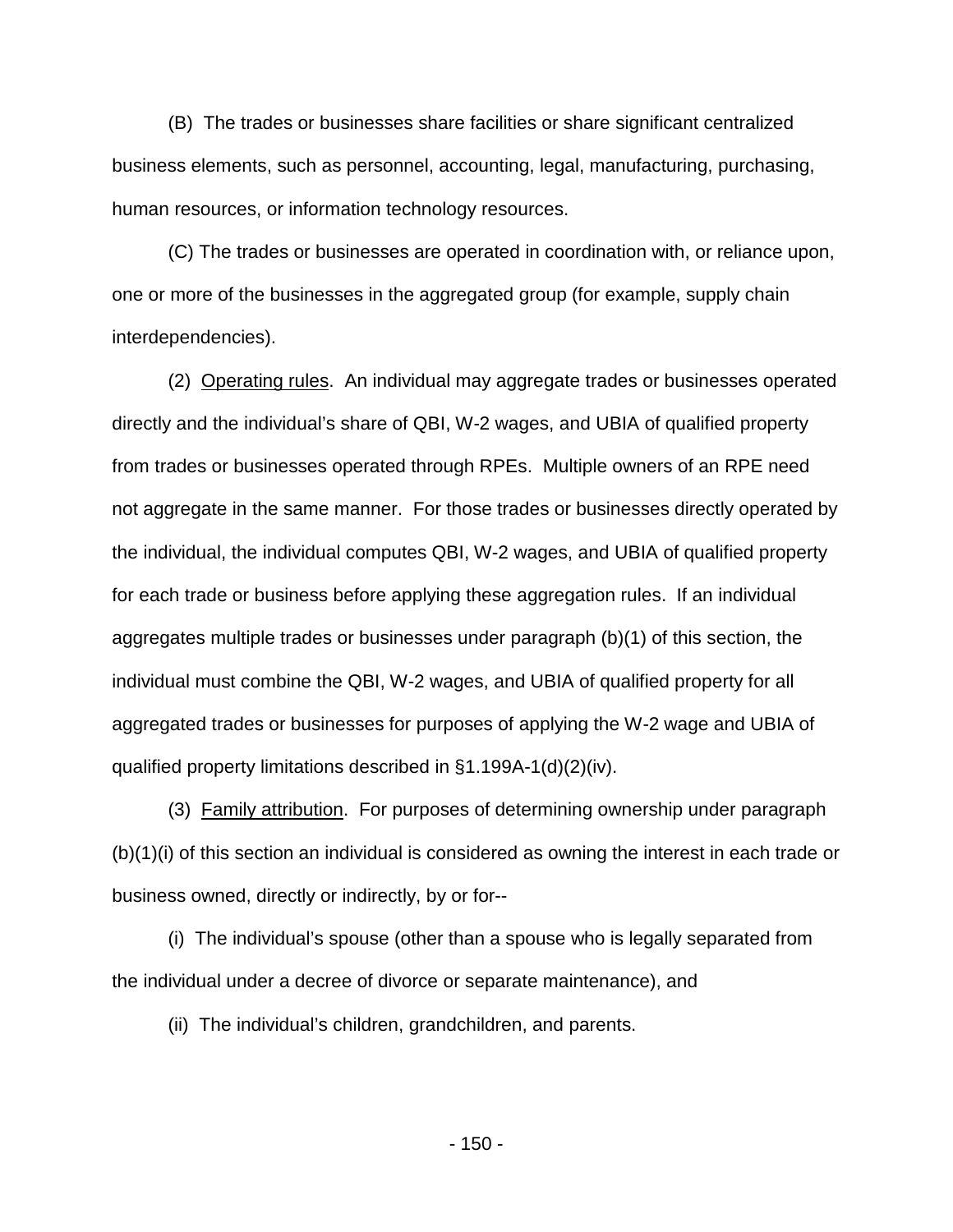(B) The trades or businesses share facilities or share significant centralized business elements, such as personnel, accounting, legal, manufacturing, purchasing, human resources, or information technology resources.

(C) The trades or businesses are operated in coordination with, or reliance upon, one or more of the businesses in the aggregated group (for example, supply chain interdependencies).

(2) Operating rules. An individual may aggregate trades or businesses operated directly and the individual's share of QBI, W-2 wages, and UBIA of qualified property from trades or businesses operated through RPEs. Multiple owners of an RPE need not aggregate in the same manner. For those trades or businesses directly operated by the individual, the individual computes QBI, W-2 wages, and UBIA of qualified property for each trade or business before applying these aggregation rules. If an individual aggregates multiple trades or businesses under paragraph (b)(1) of this section, the individual must combine the QBI, W-2 wages, and UBIA of qualified property for all aggregated trades or businesses for purposes of applying the W-2 wage and UBIA of qualified property limitations described in §1.199A-1(d)(2)(iv).

(3) Family attribution. For purposes of determining ownership under paragraph (b)(1)(i) of this section an individual is considered as owning the interest in each trade or business owned, directly or indirectly, by or for--

(i) The individual's spouse (other than a spouse who is legally separated from the individual under a decree of divorce or separate maintenance), and

(ii) The individual's children, grandchildren, and parents.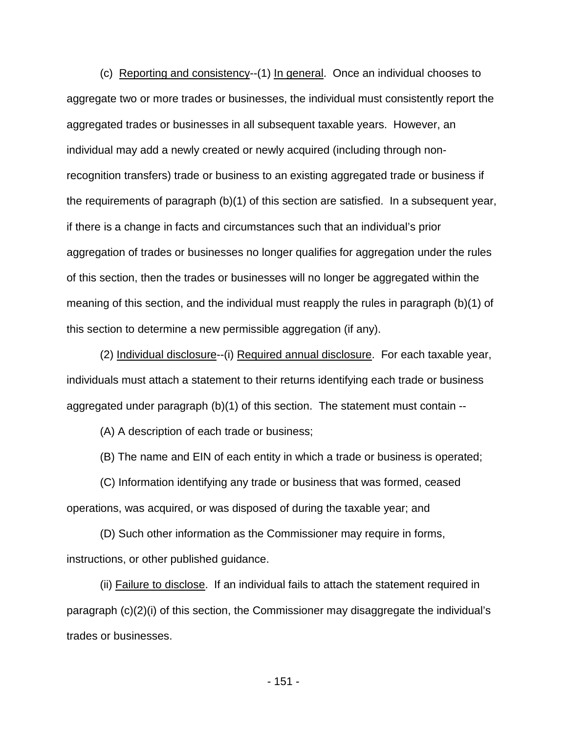(c) Reporting and consistency--(1) In general. Once an individual chooses to aggregate two or more trades or businesses, the individual must consistently report the aggregated trades or businesses in all subsequent taxable years. However, an individual may add a newly created or newly acquired (including through non-recognition transfers) trade or business to an existing aggregated trade or business if the requirements of paragraph (b)(1) of this section are satisfied. In a subsequent year, if there is a change in facts and circumstances such that an individual's prior aggregation of trades or businesses no longer qualifies for aggregation under the rules of this section, then the trades or businesses will no longer be aggregated within the meaning of this section, and the individual must reapply the rules in paragraph (b)(1) of this section to determine a new permissible aggregation (if any).

(2) Individual disclosure--(i) Required annual disclosure. For each taxable year, individuals must attach a statement to their returns identifying each trade or business aggregated under paragraph (b)(1) of this section. The statement must contain --

(A) A description of each trade or business;

(B) The name and EIN of each entity in which a trade or business is operated;

(C) Information identifying any trade or business that was formed, ceased operations, was acquired, or was disposed of during the taxable year; and

(D) Such other information as the Commissioner may require in forms, instructions, or other published guidance.

(ii) Failure to disclose. If an individual fails to attach the statement required in paragraph (c)(2)(i) of this section, the Commissioner may disaggregate the individual's trades or businesses.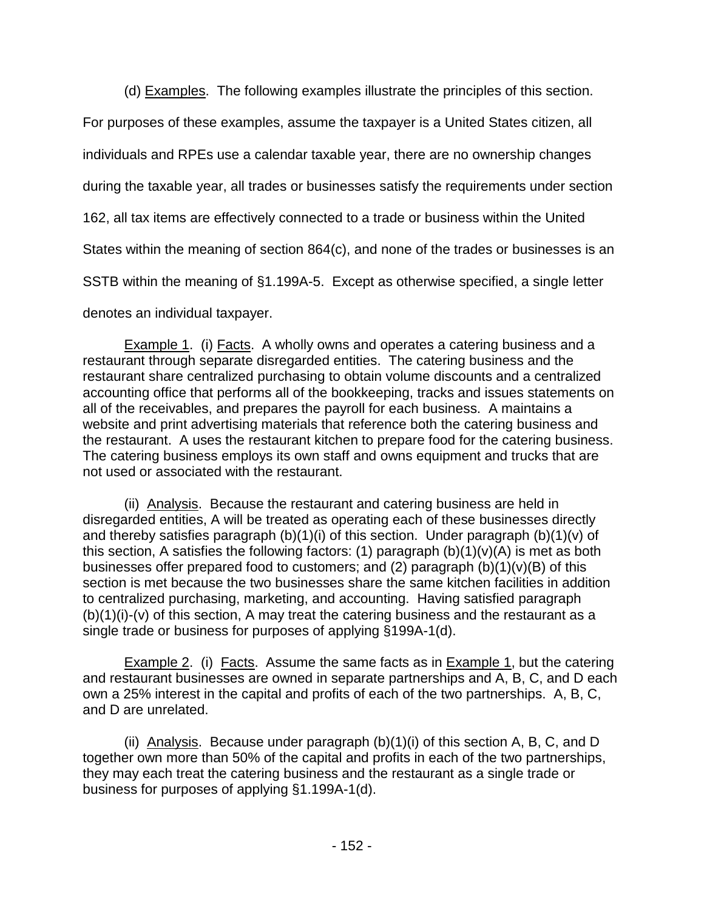(d) Examples. The following examples illustrate the principles of this section. For purposes of these examples, assume the taxpayer is a United States citizen, all individuals and RPEs use a calendar taxable year, there are no ownership changes during the taxable year, all trades or businesses satisfy the requirements under section 162, all tax items are effectively connected to a trade or business within the United States within the meaning of section 864(c), and none of the trades or businesses is an SSTB within the meaning of §1.199A-5. Except as otherwise specified, a single letter denotes an individual taxpayer.

Example 1. (i) Facts. A wholly owns and operates a catering business and a restaurant through separate disregarded entities. The catering business and the restaurant share centralized purchasing to obtain volume discounts and a centralized accounting office that performs all of the bookkeeping, tracks and issues statements on all of the receivables, and prepares the payroll for each business. A maintains a website and print advertising materials that reference both the catering business and the restaurant. A uses the restaurant kitchen to prepare food for the catering business. The catering business employs its own staff and owns equipment and trucks that are not used or associated with the restaurant.

(ii) Analysis. Because the restaurant and catering business are held in disregarded entities, A will be treated as operating each of these businesses directly and thereby satisfies paragraph (b)(1)(i) of this section. Under paragraph (b)(1)(v) of this section, A satisfies the following factors: (1) paragraph (b)(1)(v)(A) is met as both businesses offer prepared food to customers; and (2) paragraph (b)(1)(v)(B) of this section is met because the two businesses share the same kitchen facilities in addition to centralized purchasing, marketing, and accounting. Having satisfied paragraph (b)(1)(i)-(v) of this section, A may treat the catering business and the restaurant as a single trade or business for purposes of applying §199A-1(d).

Example 2. (i) Facts. Assume the same facts as in Example 1, but the catering and restaurant businesses are owned in separate partnerships and A, B, C, and D each own a 25% interest in the capital and profits of each of the two partnerships. A, B, C, and D are unrelated.

(ii) Analysis. Because under paragraph (b)(1)(i) of this section A, B, C, and D together own more than 50% of the capital and profits in each of the two partnerships, they may each treat the catering business and the restaurant as a single trade or business for purposes of applying §1.199A-1(d).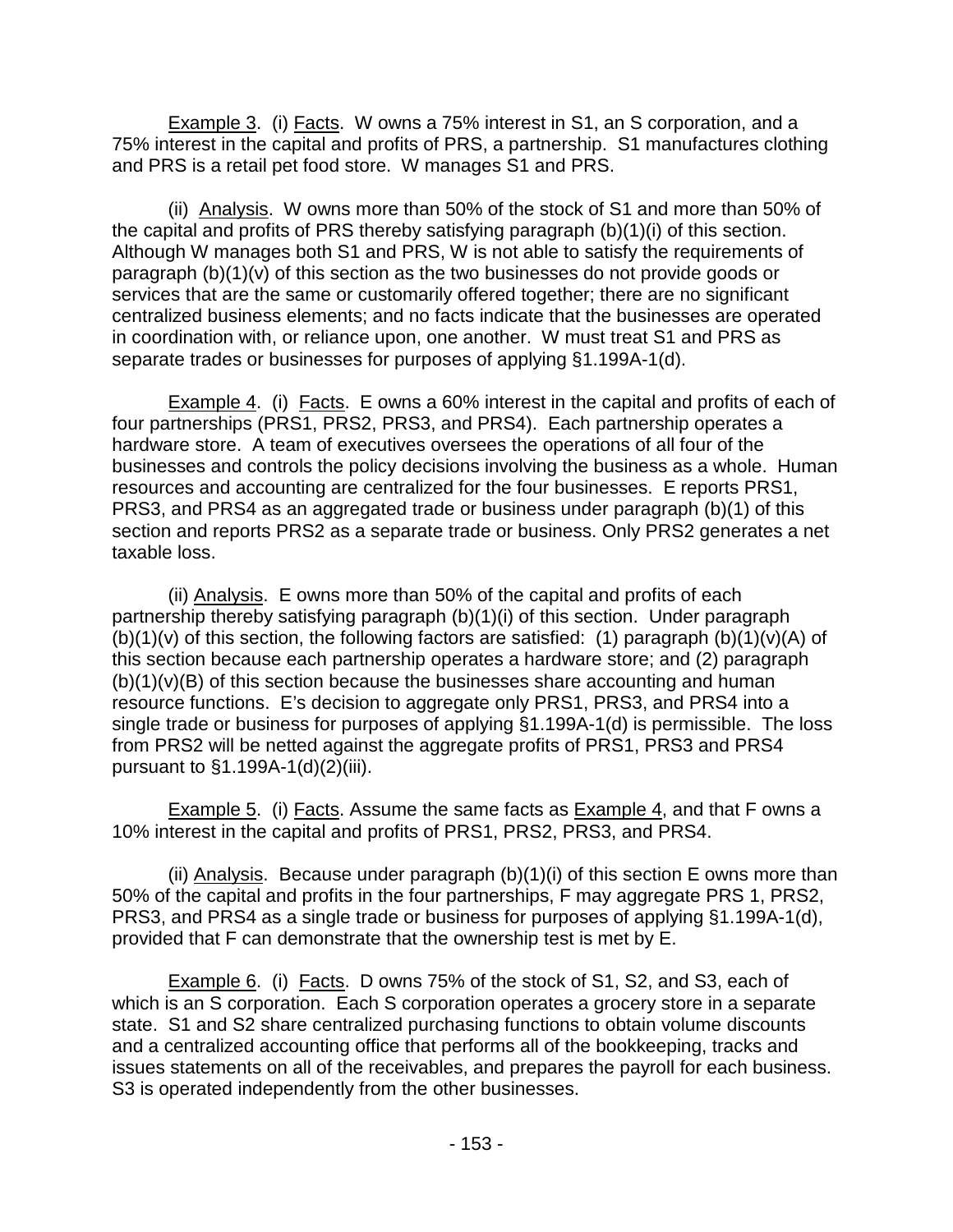Example 3. (i) Facts. W owns a 75% interest in S1, an S corporation, and a 75% interest in the capital and profits of PRS, a partnership. S1 manufactures clothing and PRS is a retail pet food store. W manages S1 and PRS.

(ii) Analysis. W owns more than 50% of the stock of S1 and more than 50% of the capital and profits of PRS thereby satisfying paragraph (b)(1)(i) of this section. Although W manages both S1 and PRS, W is not able to satisfy the requirements of paragraph (b)(1)(v) of this section as the two businesses do not provide goods or services that are the same or customarily offered together; there are no significant centralized business elements; and no facts indicate that the businesses are operated in coordination with, or reliance upon, one another. W must treat S1 and PRS as separate trades or businesses for purposes of applying §1.199A-1(d).

Example 4. (i) Facts. E owns a 60% interest in the capital and profits of each of four partnerships (PRS1, PRS2, PRS3, and PRS4). Each partnership operates a hardware store. A team of executives oversees the operations of all four of the businesses and controls the policy decisions involving the business as a whole. Human resources and accounting are centralized for the four businesses. E reports PRS1, PRS3, and PRS4 as an aggregated trade or business under paragraph (b)(1) of this section and reports PRS2 as a separate trade or business. Only PRS2 generates a net taxable loss.

(ii) Analysis. E owns more than 50% of the capital and profits of each partnership thereby satisfying paragraph (b)(1)(i) of this section. Under paragraph (b)(1)(v) of this section, the following factors are satisfied: (1) paragraph (b)(1)(v)(A) of this section because each partnership operates a hardware store; and (2) paragraph (b)(1)(v)(B) of this section because the businesses share accounting and human resource functions. E's decision to aggregate only PRS1, PRS3, and PRS4 into a single trade or business for purposes of applying §1.199A-1(d) is permissible. The loss from PRS2 will be netted against the aggregate profits of PRS1, PRS3 and PRS4 pursuant to §1.199A-1(d)(2)(iii).

Example 5. (i) Facts. Assume the same facts as Example 4, and that F owns a 10% interest in the capital and profits of PRS1, PRS2, PRS3, and PRS4.

(ii) Analysis. Because under paragraph (b)(1)(i) of this section E owns more than 50% of the capital and profits in the four partnerships, F may aggregate PRS 1, PRS2, PRS3, and PRS4 as a single trade or business for purposes of applying §1.199A-1(d), provided that F can demonstrate that the ownership test is met by E.

Example 6. (i) Facts. D owns 75% of the stock of S1, S2, and S3, each of which is an S corporation. Each S corporation operates a grocery store in a separate state. S1 and S2 share centralized purchasing functions to obtain volume discounts and a centralized accounting office that performs all of the bookkeeping, tracks and issues statements on all of the receivables, and prepares the payroll for each business. S3 is operated independently from the other businesses.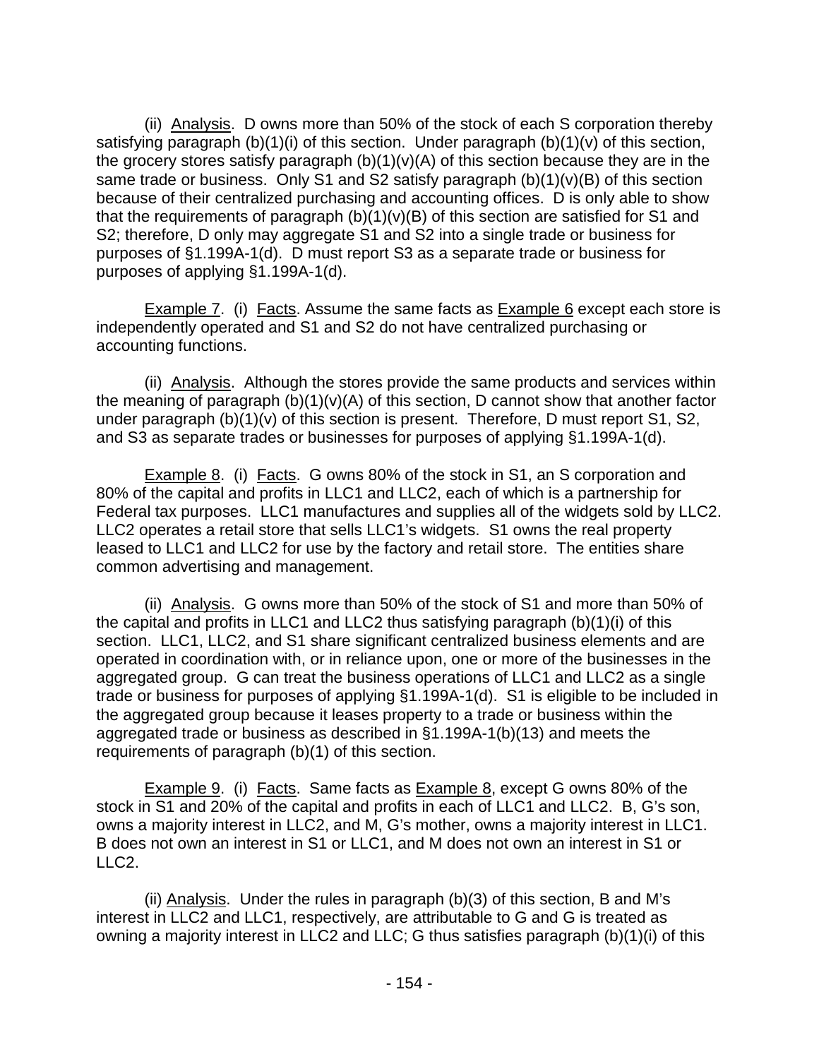(ii) Analysis. D owns more than 50% of the stock of each S corporation thereby satisfying paragraph (b)(1)(i) of this section. Under paragraph (b)(1)(v) of this section, the grocery stores satisfy paragraph (b)(1)(v)(A) of this section because they are in the same trade or business. Only S1 and S2 satisfy paragraph (b)(1)(v)(B) of this section because of their centralized purchasing and accounting offices. D is only able to show that the requirements of paragraph (b)(1)(v)(B) of this section are satisfied for S1 and S2; therefore, D only may aggregate S1 and S2 into a single trade or business for purposes of §1.199A-1(d). D must report S3 as a separate trade or business for purposes of applying §1.199A-1(d).

Example 7. (i) Facts. Assume the same facts as Example 6 except each store is independently operated and S1 and S2 do not have centralized purchasing or accounting functions.

(ii) Analysis. Although the stores provide the same products and services within the meaning of paragraph (b)(1)(v)(A) of this section, D cannot show that another factor under paragraph (b)(1)(v) of this section is present. Therefore, D must report S1, S2, and S3 as separate trades or businesses for purposes of applying §1.199A-1(d).

Example 8. (i) Facts. G owns 80% of the stock in S1, an S corporation and 80% of the capital and profits in LLC1 and LLC2, each of which is a partnership for Federal tax purposes. LLC1 manufactures and supplies all of the widgets sold by LLC2. LLC2 operates a retail store that sells LLC1's widgets. S1 owns the real property leased to LLC1 and LLC2 for use by the factory and retail store. The entities share common advertising and management.

(ii) Analysis. G owns more than 50% of the stock of S1 and more than 50% of the capital and profits in LLC1 and LLC2 thus satisfying paragraph (b)(1)(i) of this section. LLC1, LLC2, and S1 share significant centralized business elements and are operated in coordination with, or in reliance upon, one or more of the businesses in the aggregated group. G can treat the business operations of LLC1 and LLC2 as a single trade or business for purposes of applying §1.199A-1(d). S1 is eligible to be included in the aggregated group because it leases property to a trade or business within the aggregated trade or business as described in §1.199A-1(b)(13) and meets the requirements of paragraph (b)(1) of this section.

Example 9. (i) Facts. Same facts as Example 8, except G owns 80% of the stock in S1 and 20% of the capital and profits in each of LLC1 and LLC2. B, G's son, owns a majority interest in LLC2, and M, G's mother, owns a majority interest in LLC1. B does not own an interest in S1 or LLC1, and M does not own an interest in S1 or LLC2.

(ii) Analysis. Under the rules in paragraph (b)(3) of this section, B and M's interest in LLC2 and LLC1, respectively, are attributable to G and G is treated as owning a majority interest in LLC2 and LLC; G thus satisfies paragraph (b)(1)(i) of this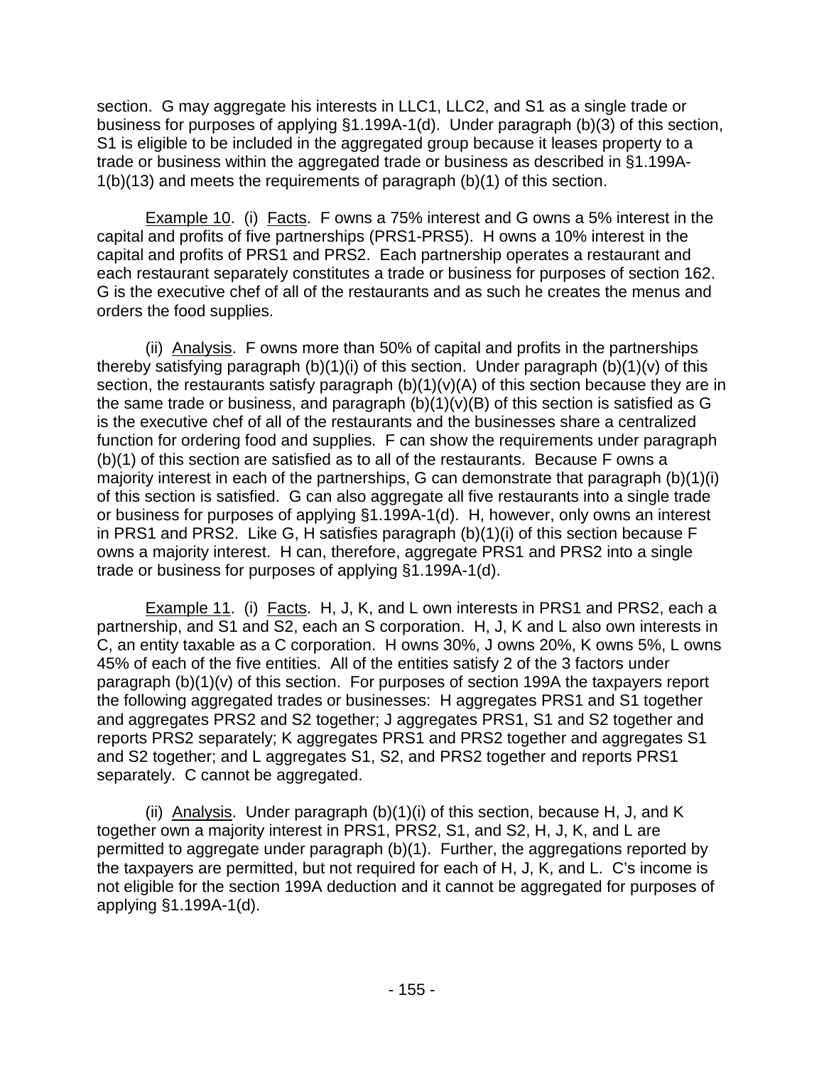section. G may aggregate his interests in LLC1, LLC2, and S1 as a single trade or business for purposes of applying §1.199A-1(d). Under paragraph (b)(3) of this section, S1 is eligible to be included in the aggregated group because it leases property to a trade or business within the aggregated trade or business as described in §1.199A-1(b)(13) and meets the requirements of paragraph (b)(1) of this section.

Example 10. (i) Facts. F owns a 75% interest and G owns a 5% interest in the capital and profits of five partnerships (PRS1-PRS5). H owns a 10% interest in the capital and profits of PRS1 and PRS2. Each partnership operates a restaurant and each restaurant separately constitutes a trade or business for purposes of section 162. G is the executive chef of all of the restaurants and as such he creates the menus and orders the food supplies.

(ii) Analysis. F owns more than 50% of capital and profits in the partnerships thereby satisfying paragraph (b)(1)(i) of this section. Under paragraph (b)(1)(v) of this section, the restaurants satisfy paragraph (b)(1)(v)(A) of this section because they are in the same trade or business, and paragraph (b)(1)(v)(B) of this section is satisfied as G is the executive chef of all of the restaurants and the businesses share a centralized function for ordering food and supplies. F can show the requirements under paragraph (b)(1) of this section are satisfied as to all of the restaurants. Because F owns a majority interest in each of the partnerships, G can demonstrate that paragraph (b)(1)(i) of this section is satisfied. G can also aggregate all five restaurants into a single trade or business for purposes of applying §1.199A-1(d). H, however, only owns an interest in PRS1 and PRS2. Like G, H satisfies paragraph (b)(1)(i) of this section because F owns a majority interest. H can, therefore, aggregate PRS1 and PRS2 into a single trade or business for purposes of applying §1.199A-1(d).

Example 11. (i) Facts. H, J, K, and L own interests in PRS1 and PRS2, each a partnership, and S1 and S2, each an S corporation. H, J, K and L also own interests in C, an entity taxable as a C corporation. H owns 30%, J owns 20%, K owns 5%, L owns 45% of each of the five entities. All of the entities satisfy 2 of the 3 factors under paragraph (b)(1)(v) of this section. For purposes of section 199A the taxpayers report the following aggregated trades or businesses: H aggregates PRS1 and S1 together and aggregates PRS2 and S2 together; J aggregates PRS1, S1 and S2 together and reports PRS2 separately; K aggregates PRS1 and PRS2 together and aggregates S1 and S2 together; and L aggregates S1, S2, and PRS2 together and reports PRS1 separately. C cannot be aggregated.

(ii) Analysis. Under paragraph (b)(1)(i) of this section, because H, J, and K together own a majority interest in PRS1, PRS2, S1, and S2, H, J, K, and L are permitted to aggregate under paragraph (b)(1). Further, the aggregations reported by the taxpayers are permitted, but not required for each of H, J, K, and L. C's income is not eligible for the section 199A deduction and it cannot be aggregated for purposes of applying §1.199A-1(d).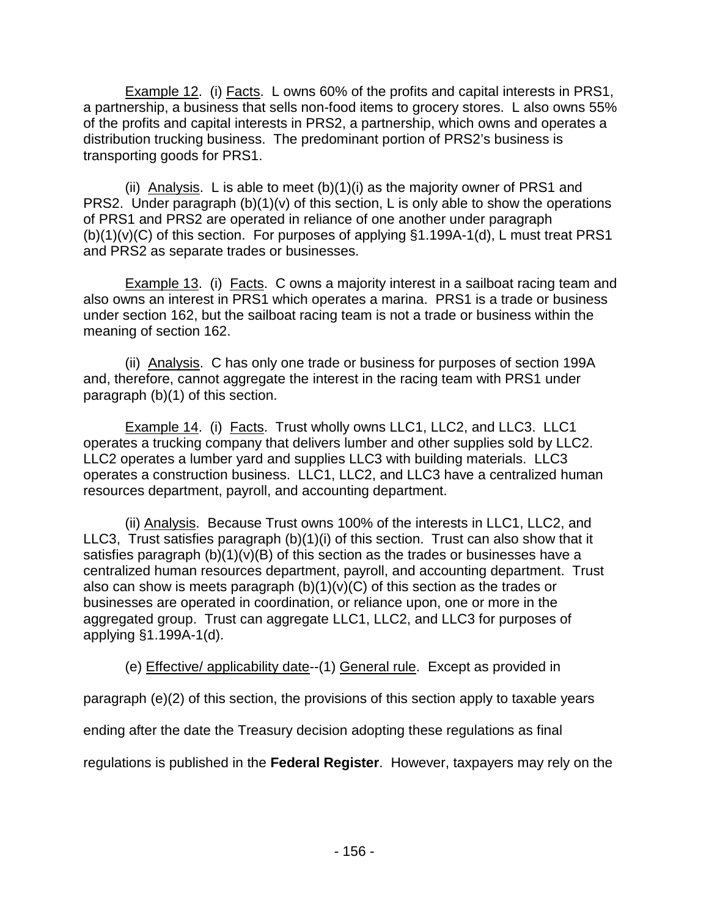Example 12. (i) Facts. L owns 60% of the profits and capital interests in PRS1, a partnership, a business that sells non-food items to grocery stores. L also owns 55% of the profits and capital interests in PRS2, a partnership, which owns and operates a distribution trucking business. The predominant portion of PRS2's business is transporting goods for PRS1.

(ii) Analysis. L is able to meet (b)(1)(i) as the majority owner of PRS1 and PRS2. Under paragraph (b)(1)(v) of this section, L is only able to show the operations of PRS1 and PRS2 are operated in reliance of one another under paragraph (b)(1)(v)(C) of this section. For purposes of applying §1.199A-1(d), L must treat PRS1 and PRS2 as separate trades or businesses.

Example 13. (i) Facts. C owns a majority interest in a sailboat racing team and also owns an interest in PRS1 which operates a marina. PRS1 is a trade or business under section 162, but the sailboat racing team is not a trade or business within the meaning of section 162.

(ii) Analysis. C has only one trade or business for purposes of section 199A and, therefore, cannot aggregate the interest in the racing team with PRS1 under paragraph (b)(1) of this section.

Example 14. (i) Facts. Trust wholly owns LLC1, LLC2, and LLC3. LLC1 operates a trucking company that delivers lumber and other supplies sold by LLC2. LLC2 operates a lumber yard and supplies LLC3 with building materials. LLC3 operates a construction business. LLC1, LLC2, and LLC3 have a centralized human resources department, payroll, and accounting department.

(ii) Analysis. Because Trust owns 100% of the interests in LLC1, LLC2, and LLC3, Trust satisfies paragraph (b)(1)(i) of this section. Trust can also show that it satisfies paragraph (b)(1)(v)(B) of this section as the trades or businesses have a centralized human resources department, payroll, and accounting department. Trust also can show is meets paragraph (b)(1)(v)(C) of this section as the trades or businesses are operated in coordination, or reliance upon, one or more in the aggregated group. Trust can aggregate LLC1, LLC2, and LLC3 for purposes of applying §1.199A-1(d).

(e) Effective/ applicability date--(1) General rule. Except as provided in paragraph (e)(2) of this section, the provisions of this section apply to taxable years ending after the date the Treasury decision adopting these regulations as final regulations is published in the **Federal Register**. However, taxpayers may rely on the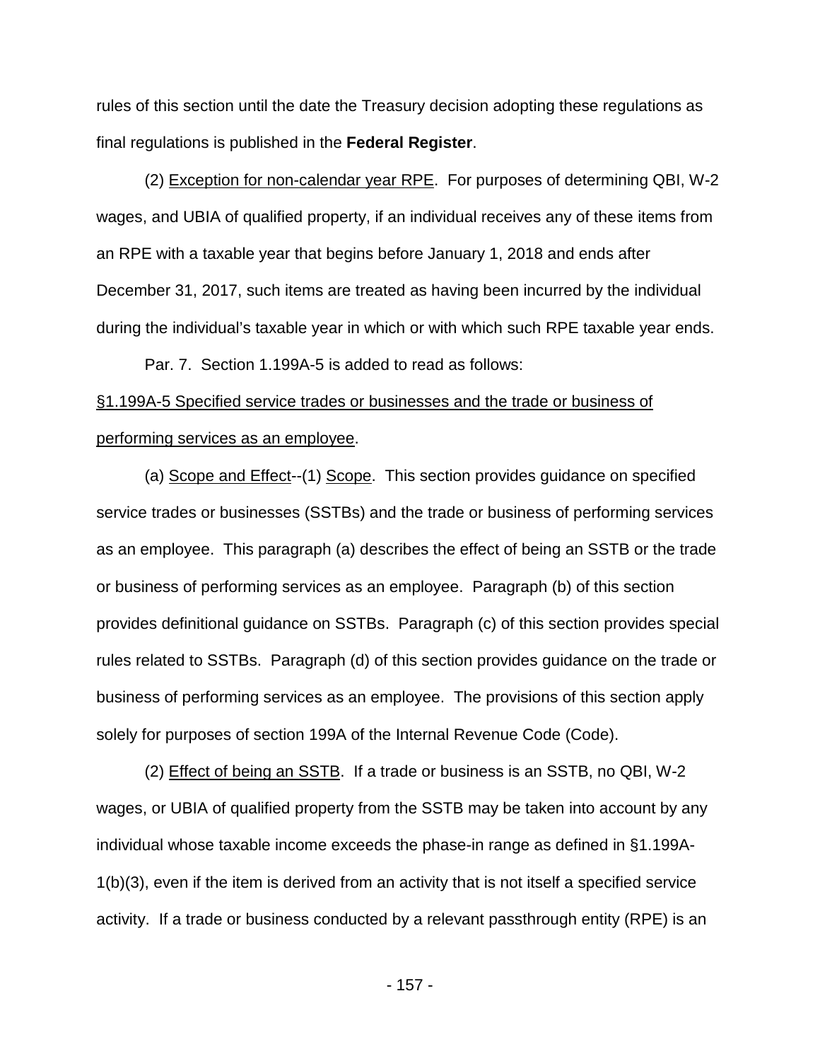rules of this section until the date the Treasury decision adopting these regulations as final regulations is published in the **Federal Register**.

(2) Exception for non-calendar year RPE. For purposes of determining QBI, W-2 wages, and UBIA of qualified property, if an individual receives any of these items from an RPE with a taxable year that begins before January 1, 2018 and ends after December 31, 2017, such items are treated as having been incurred by the individual during the individual's taxable year in which or with which such RPE taxable year ends.

Par. 7. Section 1.199A-5 is added to read as follows:

§1.199A-5 Specified service trades or businesses and the trade or business of performing services as an employee.

(a) Scope and Effect--(1) Scope. This section provides guidance on specified service trades or businesses (SSTBs) and the trade or business of performing services as an employee. This paragraph (a) describes the effect of being an SSTB or the trade or business of performing services as an employee. Paragraph (b) of this section provides definitional guidance on SSTBs. Paragraph (c) of this section provides special rules related to SSTBs. Paragraph (d) of this section provides guidance on the trade or business of performing services as an employee. The provisions of this section apply solely for purposes of section 199A of the Internal Revenue Code (Code).

(2) Effect of being an SSTB. If a trade or business is an SSTB, no QBI, W-2 wages, or UBIA of qualified property from the SSTB may be taken into account by any individual whose taxable income exceeds the phase-in range as defined in §1.199A-1(b)(3), even if the item is derived from an activity that is not itself a specified service activity. If a trade or business conducted by a relevant passthrough entity (RPE) is an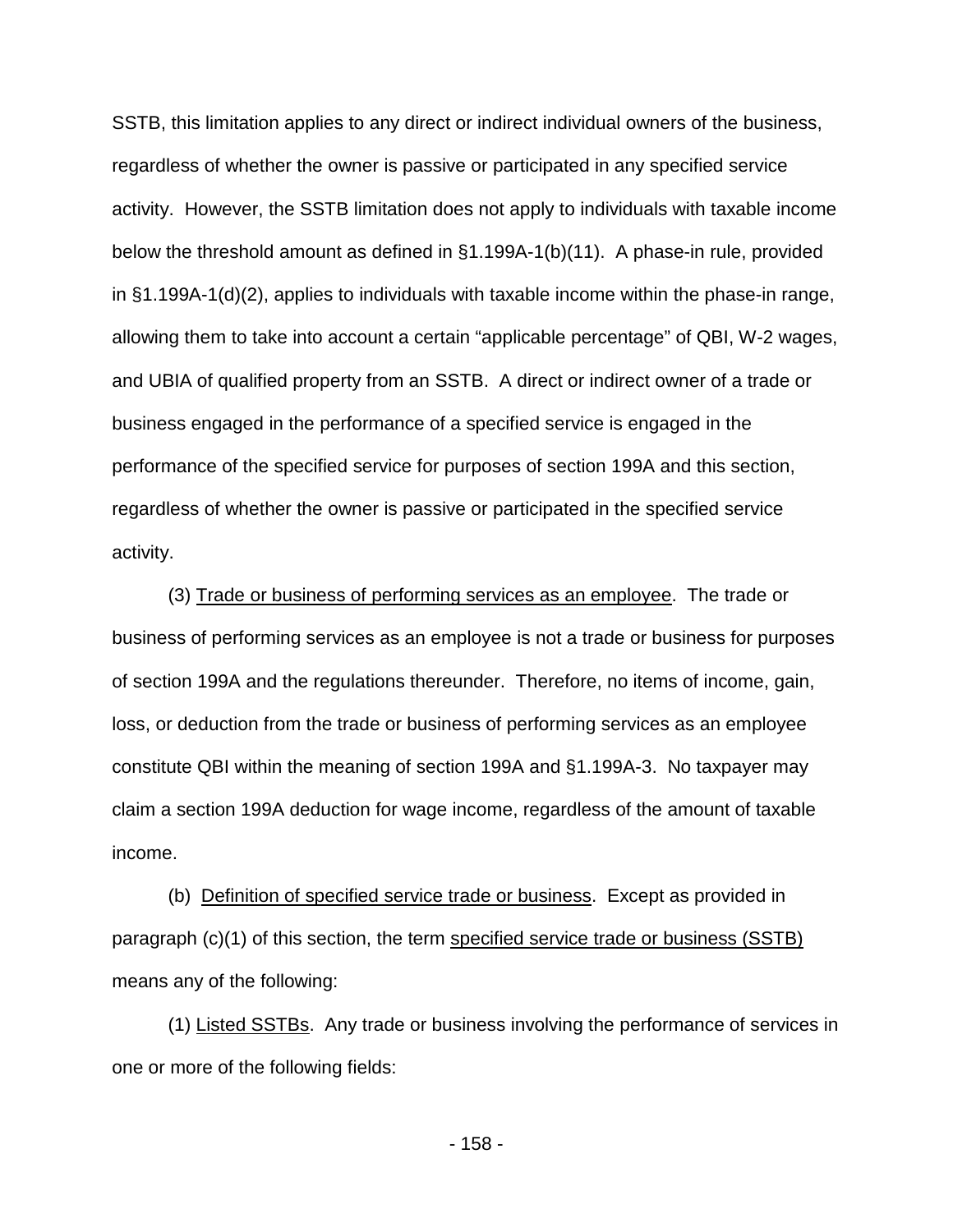SSTB, this limitation applies to any direct or indirect individual owners of the business, regardless of whether the owner is passive or participated in any specified service activity. However, the SSTB limitation does not apply to individuals with taxable income below the threshold amount as defined in §1.199A-1(b)(11). A phase-in rule, provided in §1.199A-1(d)(2), applies to individuals with taxable income within the phase-in range, allowing them to take into account a certain "applicable percentage" of QBI, W-2 wages, and UBIA of qualified property from an SSTB. A direct or indirect owner of a trade or business engaged in the performance of a specified service is engaged in the performance of the specified service for purposes of section 199A and this section, regardless of whether the owner is passive or participated in the specified service activity.

(3) Trade or business of performing services as an employee. The trade or business of performing services as an employee is not a trade or business for purposes of section 199A and the regulations thereunder. Therefore, no items of income, gain, loss, or deduction from the trade or business of performing services as an employee constitute QBI within the meaning of section 199A and §1.199A-3. No taxpayer may claim a section 199A deduction for wage income, regardless of the amount of taxable income.

(b) Definition of specified service trade or business. Except as provided in paragraph (c)(1) of this section, the term specified service trade or business (SSTB) means any of the following:

(1) Listed SSTBs. Any trade or business involving the performance of services in one or more of the following fields: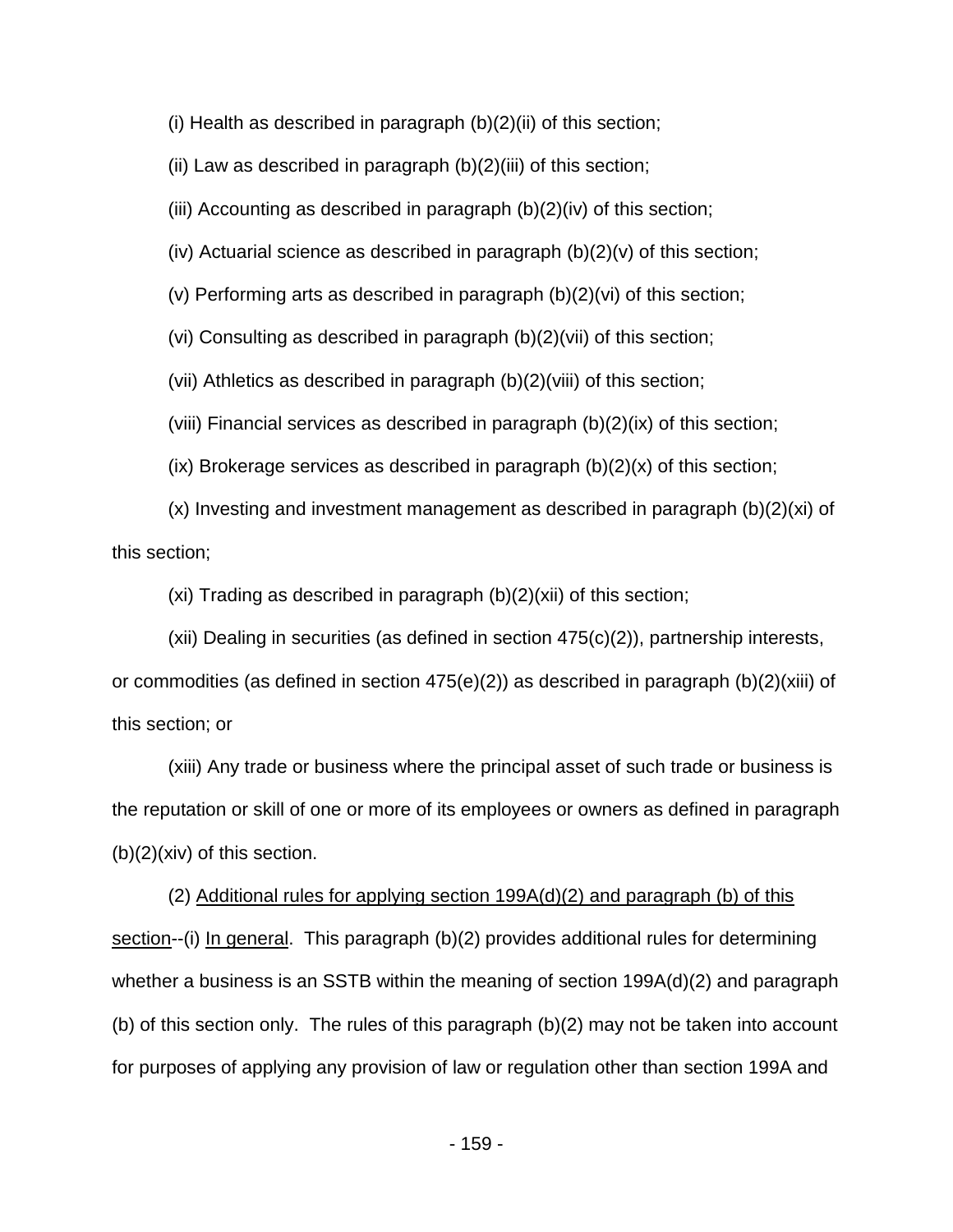(i) Health as described in paragraph (b)(2)(ii) of this section;

(ii) Law as described in paragraph (b)(2)(iii) of this section;

(iii) Accounting as described in paragraph (b)(2)(iv) of this section;

(iv) Actuarial science as described in paragraph (b)(2)(v) of this section;

(v) Performing arts as described in paragraph (b)(2)(vi) of this section;

(vi) Consulting as described in paragraph (b)(2)(vii) of this section;

(vii) Athletics as described in paragraph (b)(2)(viii) of this section;

(viii) Financial services as described in paragraph (b)(2)(ix) of this section;

(ix) Brokerage services as described in paragraph (b)(2)(x) of this section;

(x) Investing and investment management as described in paragraph (b)(2)(xi) of this section;

(xi) Trading as described in paragraph (b)(2)(xii) of this section;

(xii) Dealing in securities (as defined in section 475(c)(2)), partnership interests, or commodities (as defined in section 475(e)(2)) as described in paragraph (b)(2)(xiii) of this section; or

(xiii) Any trade or business where the principal asset of such trade or business is the reputation or skill of one or more of its employees or owners as defined in paragraph (b)(2)(xiv) of this section.

(2) Additional rules for applying section 199A(d)(2) and paragraph (b) of this section--(i) In general. This paragraph (b)(2) provides additional rules for determining whether a business is an SSTB within the meaning of section 199A(d)(2) and paragraph (b) of this section only. The rules of this paragraph (b)(2) may not be taken into account for purposes of applying any provision of law or regulation other than section 199A and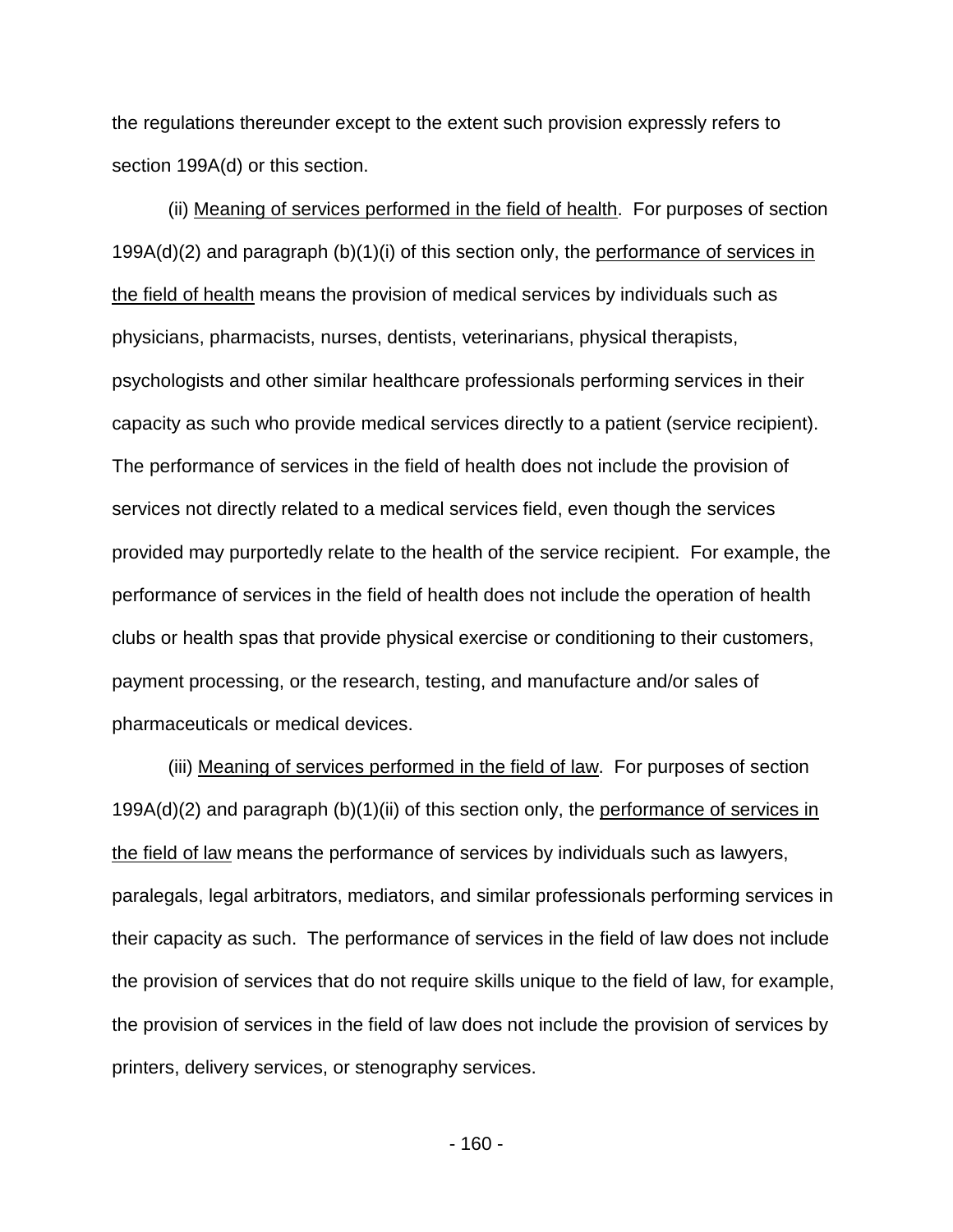the regulations thereunder except to the extent such provision expressly refers to section 199A(d) or this section.

(ii) Meaning of services performed in the field of health. For purposes of section 199A(d)(2) and paragraph (b)(1)(i) of this section only, the performance of services in the field of health means the provision of medical services by individuals such as physicians, pharmacists, nurses, dentists, veterinarians, physical therapists, psychologists and other similar healthcare professionals performing services in their capacity as such who provide medical services directly to a patient (service recipient). The performance of services in the field of health does not include the provision of services not directly related to a medical services field, even though the services provided may purportedly relate to the health of the service recipient. For example, the performance of services in the field of health does not include the operation of health clubs or health spas that provide physical exercise or conditioning to their customers, payment processing, or the research, testing, and manufacture and/or sales of pharmaceuticals or medical devices.

(iii) Meaning of services performed in the field of law. For purposes of section 199A(d)(2) and paragraph (b)(1)(ii) of this section only, the performance of services in the field of law means the performance of services by individuals such as lawyers, paralegals, legal arbitrators, mediators, and similar professionals performing services in their capacity as such. The performance of services in the field of law does not include the provision of services that do not require skills unique to the field of law, for example, the provision of services in the field of law does not include the provision of services by printers, delivery services, or stenography services.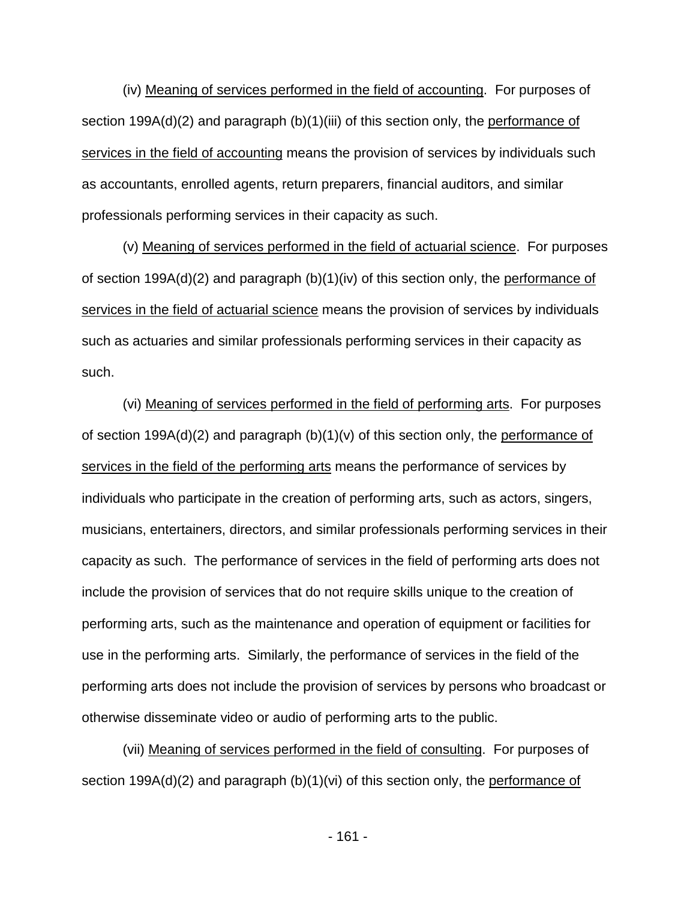(iv) Meaning of services performed in the field of accounting. For purposes of section 199A(d)(2) and paragraph (b)(1)(iii) of this section only, the performance of services in the field of accounting means the provision of services by individuals such as accountants, enrolled agents, return preparers, financial auditors, and similar professionals performing services in their capacity as such.

(v) Meaning of services performed in the field of actuarial science. For purposes of section 199A(d)(2) and paragraph (b)(1)(iv) of this section only, the performance of services in the field of actuarial science means the provision of services by individuals such as actuaries and similar professionals performing services in their capacity as such.

(vi) Meaning of services performed in the field of performing arts. For purposes of section 199A(d)(2) and paragraph (b)(1)(v) of this section only, the performance of services in the field of the performing arts means the performance of services by individuals who participate in the creation of performing arts, such as actors, singers, musicians, entertainers, directors, and similar professionals performing services in their capacity as such. The performance of services in the field of performing arts does not include the provision of services that do not require skills unique to the creation of performing arts, such as the maintenance and operation of equipment or facilities for use in the performing arts. Similarly, the performance of services in the field of the performing arts does not include the provision of services by persons who broadcast or otherwise disseminate video or audio of performing arts to the public.

(vii) Meaning of services performed in the field of consulting. For purposes of section 199A(d)(2) and paragraph (b)(1)(vi) of this section only, the performance of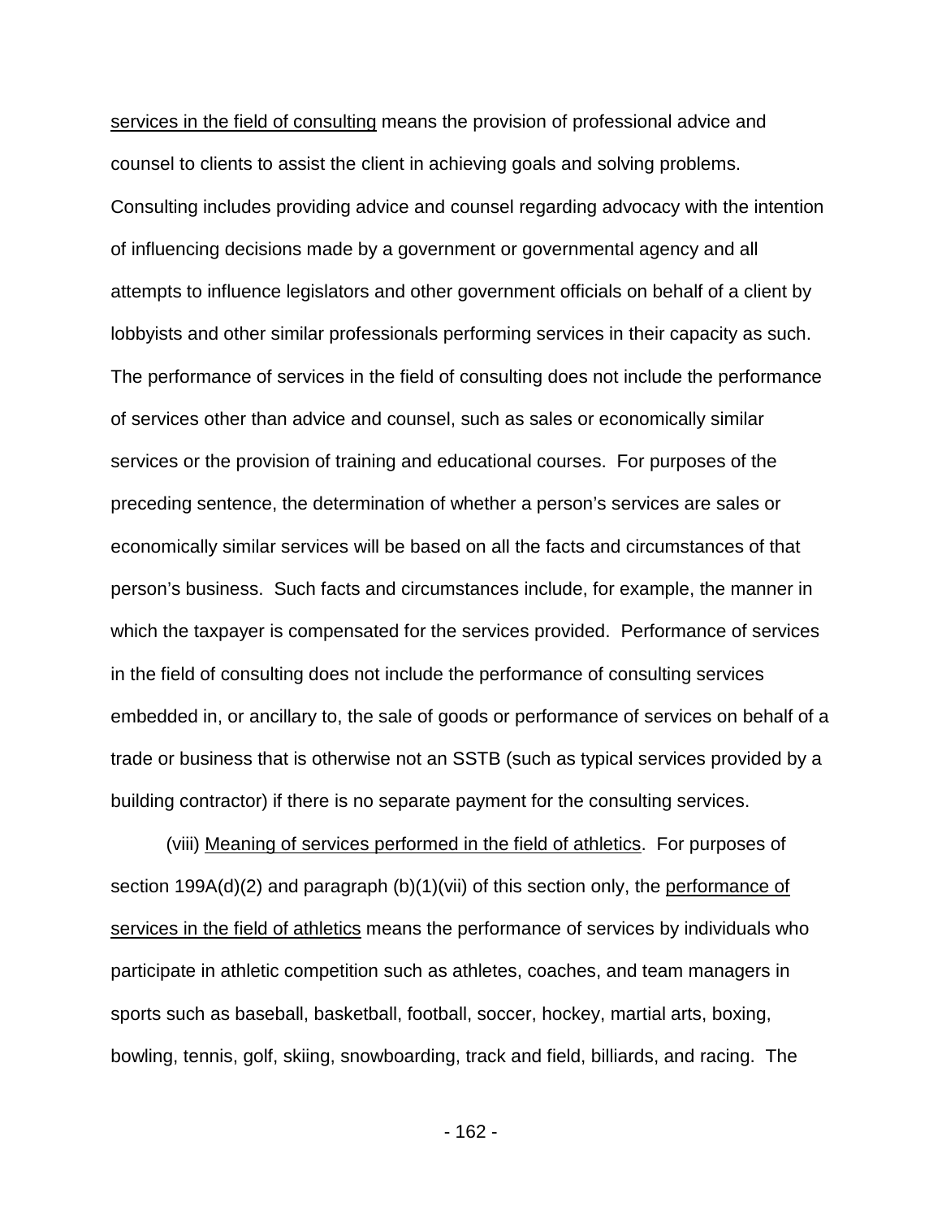services in the field of consulting means the provision of professional advice and counsel to clients to assist the client in achieving goals and solving problems. Consulting includes providing advice and counsel regarding advocacy with the intention of influencing decisions made by a government or governmental agency and all attempts to influence legislators and other government officials on behalf of a client by lobbyists and other similar professionals performing services in their capacity as such. The performance of services in the field of consulting does not include the performance of services other than advice and counsel, such as sales or economically similar services or the provision of training and educational courses. For purposes of the preceding sentence, the determination of whether a person's services are sales or economically similar services will be based on all the facts and circumstances of that person's business. Such facts and circumstances include, for example, the manner in which the taxpayer is compensated for the services provided. Performance of services in the field of consulting does not include the performance of consulting services embedded in, or ancillary to, the sale of goods or performance of services on behalf of a trade or business that is otherwise not an SSTB (such as typical services provided by a building contractor) if there is no separate payment for the consulting services.

(viii) Meaning of services performed in the field of athletics. For purposes of section 199A(d)(2) and paragraph (b)(1)(vii) of this section only, the performance of services in the field of athletics means the performance of services by individuals who participate in athletic competition such as athletes, coaches, and team managers in sports such as baseball, basketball, football, soccer, hockey, martial arts, boxing, bowling, tennis, golf, skiing, snowboarding, track and field, billiards, and racing. The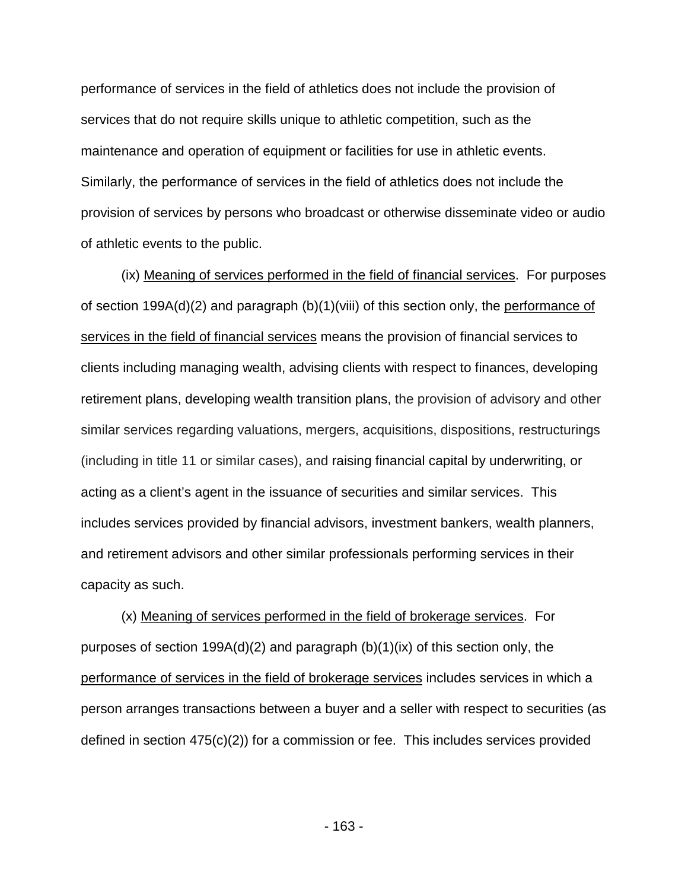performance of services in the field of athletics does not include the provision of services that do not require skills unique to athletic competition, such as the maintenance and operation of equipment or facilities for use in athletic events. Similarly, the performance of services in the field of athletics does not include the provision of services by persons who broadcast or otherwise disseminate video or audio of athletic events to the public.

(ix) Meaning of services performed in the field of financial services. For purposes of section 199A(d)(2) and paragraph (b)(1)(viii) of this section only, the performance of services in the field of financial services means the provision of financial services to clients including managing wealth, advising clients with respect to finances, developing retirement plans, developing wealth transition plans, the provision of advisory and other similar services regarding valuations, mergers, acquisitions, dispositions, restructurings (including in title 11 or similar cases), and raising financial capital by underwriting, or acting as a client's agent in the issuance of securities and similar services. This includes services provided by financial advisors, investment bankers, wealth planners, and retirement advisors and other similar professionals performing services in their capacity as such.

(x) Meaning of services performed in the field of brokerage services. For purposes of section 199A(d)(2) and paragraph (b)(1)(ix) of this section only, the performance of services in the field of brokerage services includes services in which a person arranges transactions between a buyer and a seller with respect to securities (as defined in section 475(c)(2)) for a commission or fee. This includes services provided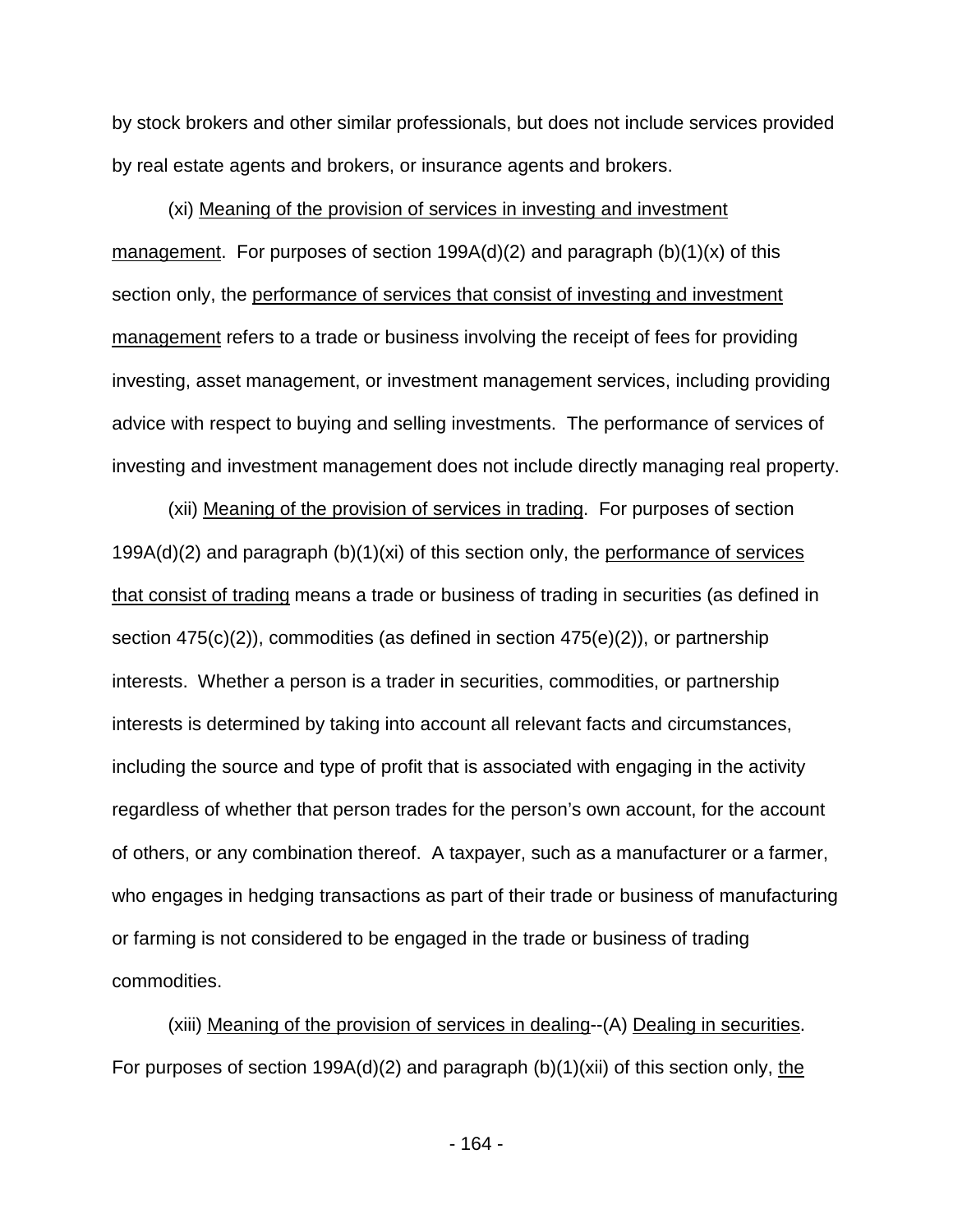by stock brokers and other similar professionals, but does not include services provided by real estate agents and brokers, or insurance agents and brokers.

(xi) Meaning of the provision of services in investing and investment management. For purposes of section 199A(d)(2) and paragraph (b)(1)(x) of this section only, the performance of services that consist of investing and investment management refers to a trade or business involving the receipt of fees for providing investing, asset management, or investment management services, including providing advice with respect to buying and selling investments. The performance of services of investing and investment management does not include directly managing real property.

(xii) Meaning of the provision of services in trading. For purposes of section 199A(d)(2) and paragraph (b)(1)(xi) of this section only, the performance of services that consist of trading means a trade or business of trading in securities (as defined in section 475(c)(2)), commodities (as defined in section 475(e)(2)), or partnership interests. Whether a person is a trader in securities, commodities, or partnership interests is determined by taking into account all relevant facts and circumstances, including the source and type of profit that is associated with engaging in the activity regardless of whether that person trades for the person's own account, for the account of others, or any combination thereof. A taxpayer, such as a manufacturer or a farmer, who engages in hedging transactions as part of their trade or business of manufacturing or farming is not considered to be engaged in the trade or business of trading commodities.

(xiii) Meaning of the provision of services in dealing--(A) Dealing in securities. For purposes of section 199A(d)(2) and paragraph (b)(1)(xii) of this section only, the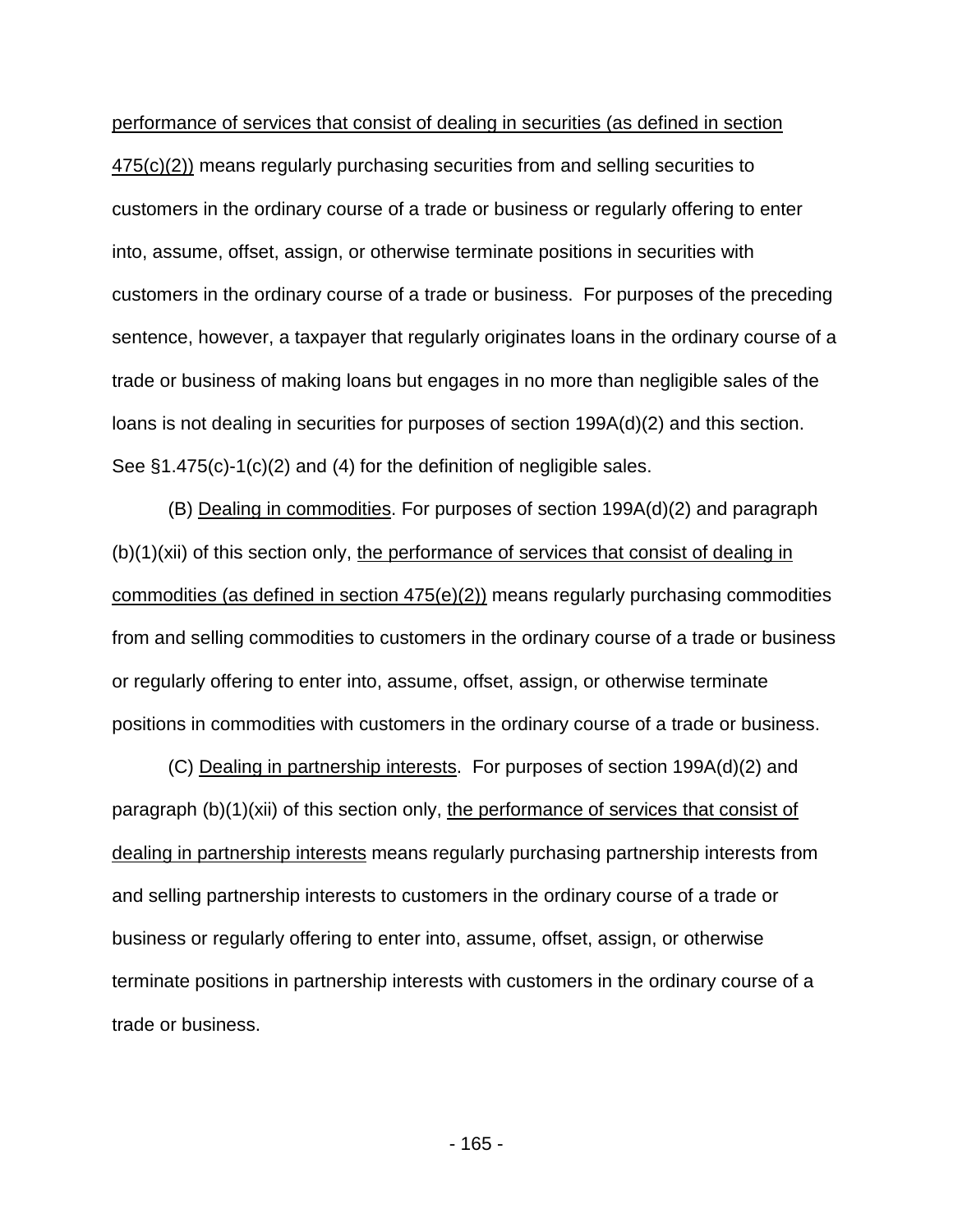performance of services that consist of dealing in securities (as defined in section 475(c)(2)) means regularly purchasing securities from and selling securities to customers in the ordinary course of a trade or business or regularly offering to enter into, assume, offset, assign, or otherwise terminate positions in securities with customers in the ordinary course of a trade or business. For purposes of the preceding sentence, however, a taxpayer that regularly originates loans in the ordinary course of a trade or business of making loans but engages in no more than negligible sales of the loans is not dealing in securities for purposes of section 199A(d)(2) and this section. See §1.475(c)-1(c)(2) and (4) for the definition of negligible sales.

(B) Dealing in commodities. For purposes of section 199A(d)(2) and paragraph (b)(1)(xii) of this section only, the performance of services that consist of dealing in commodities (as defined in section 475(e)(2)) means regularly purchasing commodities from and selling commodities to customers in the ordinary course of a trade or business or regularly offering to enter into, assume, offset, assign, or otherwise terminate positions in commodities with customers in the ordinary course of a trade or business.

(C) Dealing in partnership interests. For purposes of section 199A(d)(2) and paragraph (b)(1)(xii) of this section only, the performance of services that consist of dealing in partnership interests means regularly purchasing partnership interests from and selling partnership interests to customers in the ordinary course of a trade or business or regularly offering to enter into, assume, offset, assign, or otherwise terminate positions in partnership interests with customers in the ordinary course of a trade or business.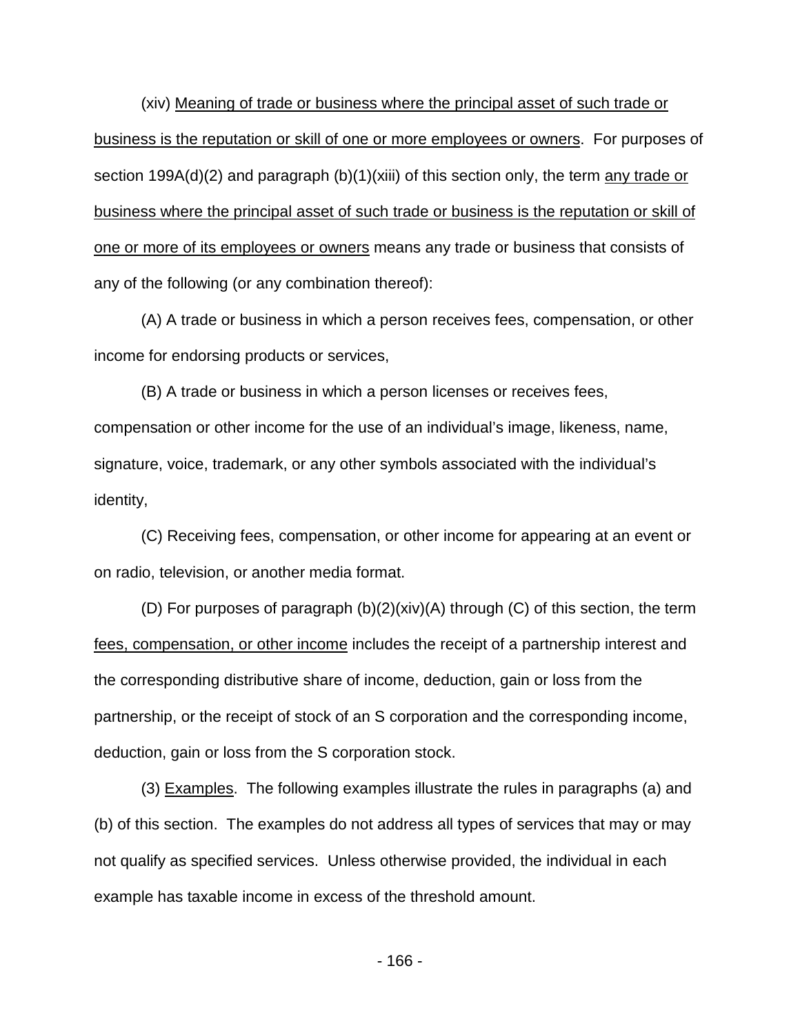(xiv) Meaning of trade or business where the principal asset of such trade or business is the reputation or skill of one or more employees or owners. For purposes of section 199A(d)(2) and paragraph (b)(1)(xiii) of this section only, the term any trade or business where the principal asset of such trade or business is the reputation or skill of one or more of its employees or owners means any trade or business that consists of any of the following (or any combination thereof):

(A) A trade or business in which a person receives fees, compensation, or other income for endorsing products or services,

(B) A trade or business in which a person licenses or receives fees, compensation or other income for the use of an individual's image, likeness, name, signature, voice, trademark, or any other symbols associated with the individual's identity,

(C) Receiving fees, compensation, or other income for appearing at an event or on radio, television, or another media format.

(D) For purposes of paragraph (b)(2)(xiv)(A) through (C) of this section, the term fees, compensation, or other income includes the receipt of a partnership interest and the corresponding distributive share of income, deduction, gain or loss from the partnership, or the receipt of stock of an S corporation and the corresponding income, deduction, gain or loss from the S corporation stock.

(3) Examples. The following examples illustrate the rules in paragraphs (a) and (b) of this section. The examples do not address all types of services that may or may not qualify as specified services. Unless otherwise provided, the individual in each example has taxable income in excess of the threshold amount.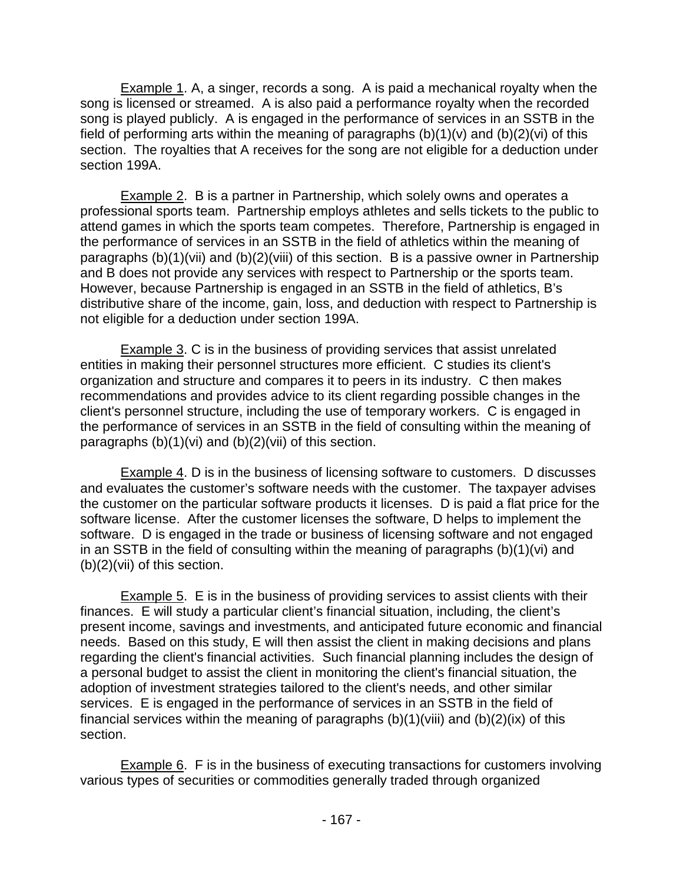Example 1. A, a singer, records a song. A is paid a mechanical royalty when the song is licensed or streamed. A is also paid a performance royalty when the recorded song is played publicly. A is engaged in the performance of services in an SSTB in the field of performing arts within the meaning of paragraphs (b)(1)(v) and (b)(2)(vi) of this section. The royalties that A receives for the song are not eligible for a deduction under section 199A.

Example 2. B is a partner in Partnership, which solely owns and operates a professional sports team. Partnership employs athletes and sells tickets to the public to attend games in which the sports team competes. Therefore, Partnership is engaged in the performance of services in an SSTB in the field of athletics within the meaning of paragraphs (b)(1)(vii) and (b)(2)(viii) of this section. B is a passive owner in Partnership and B does not provide any services with respect to Partnership or the sports team. However, because Partnership is engaged in an SSTB in the field of athletics, B's distributive share of the income, gain, loss, and deduction with respect to Partnership is not eligible for a deduction under section 199A.

Example 3. C is in the business of providing services that assist unrelated entities in making their personnel structures more efficient. C studies its client's organization and structure and compares it to peers in its industry. C then makes recommendations and provides advice to its client regarding possible changes in the client's personnel structure, including the use of temporary workers. C is engaged in the performance of services in an SSTB in the field of consulting within the meaning of paragraphs (b)(1)(vi) and (b)(2)(vii) of this section.

Example 4. D is in the business of licensing software to customers. D discusses and evaluates the customer's software needs with the customer. The taxpayer advises the customer on the particular software products it licenses. D is paid a flat price for the software license. After the customer licenses the software, D helps to implement the software. D is engaged in the trade or business of licensing software and not engaged in an SSTB in the field of consulting within the meaning of paragraphs (b)(1)(vi) and (b)(2)(vii) of this section.

Example 5. E is in the business of providing services to assist clients with their finances. E will study a particular client's financial situation, including, the client's present income, savings and investments, and anticipated future economic and financial needs. Based on this study, E will then assist the client in making decisions and plans regarding the client's financial activities. Such financial planning includes the design of a personal budget to assist the client in monitoring the client's financial situation, the adoption of investment strategies tailored to the client's needs, and other similar services. E is engaged in the performance of services in an SSTB in the field of financial services within the meaning of paragraphs (b)(1)(viii) and (b)(2)(ix) of this section.

Example 6. F is in the business of executing transactions for customers involving various types of securities or commodities generally traded through organized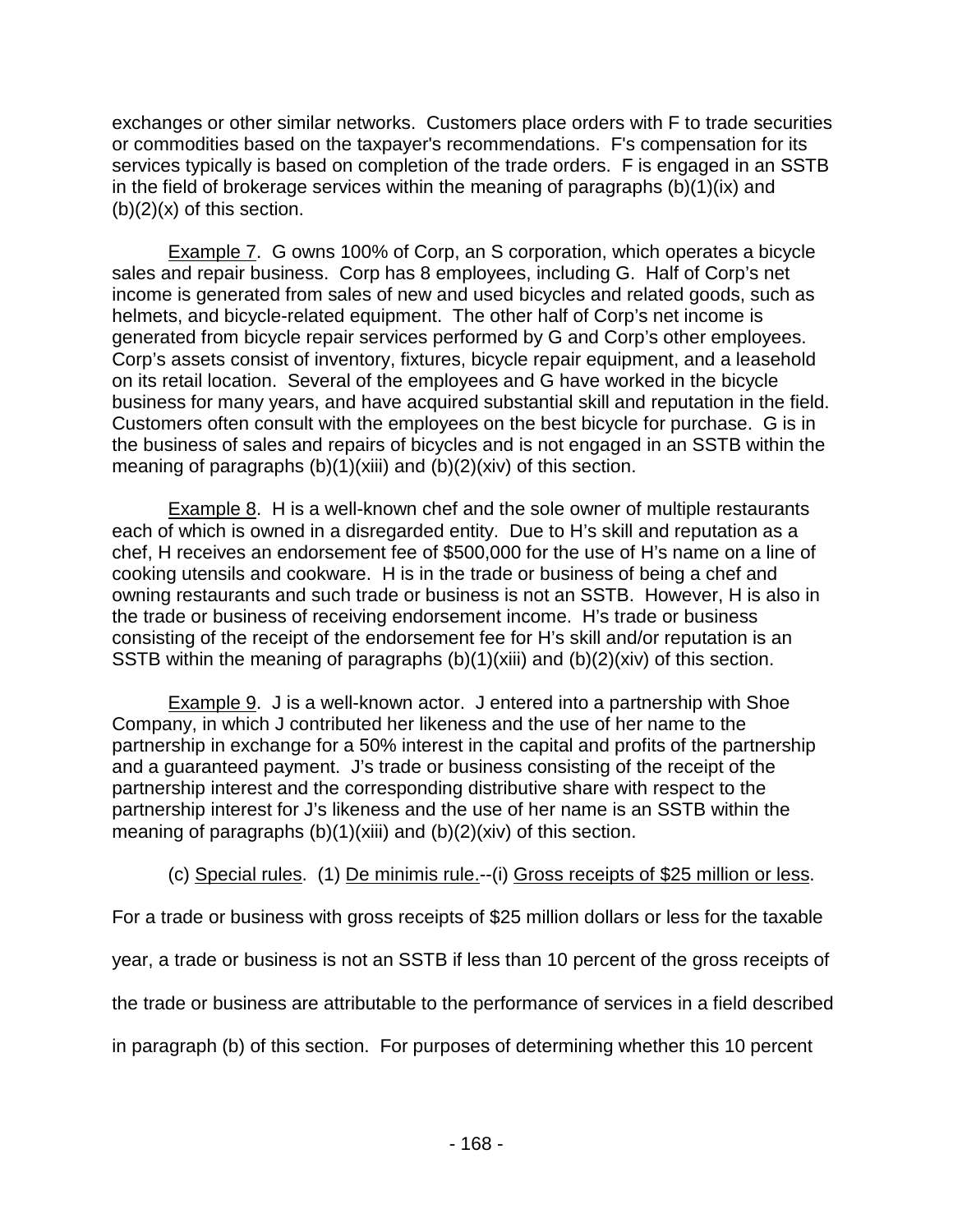exchanges or other similar networks. Customers place orders with F to trade securities or commodities based on the taxpayer's recommendations. F's compensation for its services typically is based on completion of the trade orders. F is engaged in an SSTB in the field of brokerage services within the meaning of paragraphs (b)(1)(ix) and (b)(2)(x) of this section.

Example 7. G owns 100% of Corp, an S corporation, which operates a bicycle sales and repair business. Corp has 8 employees, including G. Half of Corp's net income is generated from sales of new and used bicycles and related goods, such as helmets, and bicycle-related equipment. The other half of Corp's net income is generated from bicycle repair services performed by G and Corp's other employees. Corp's assets consist of inventory, fixtures, bicycle repair equipment, and a leasehold on its retail location. Several of the employees and G have worked in the bicycle business for many years, and have acquired substantial skill and reputation in the field. Customers often consult with the employees on the best bicycle for purchase. G is in the business of sales and repairs of bicycles and is not engaged in an SSTB within the meaning of paragraphs (b)(1)(xiii) and (b)(2)(xiv) of this section.

Example 8. H is a well-known chef and the sole owner of multiple restaurants each of which is owned in a disregarded entity. Due to H's skill and reputation as a chef, H receives an endorsement fee of $500,000 for the use of H's name on a line of cooking utensils and cookware. H is in the trade or business of being a chef and owning restaurants and such trade or business is not an SSTB. However, H is also in the trade or business of receiving endorsement income. H's trade or business consisting of the receipt of the endorsement fee for H's skill and/or reputation is an SSTB within the meaning of paragraphs (b)(1)(xiii) and (b)(2)(xiv) of this section.

Example 9. J is a well-known actor. J entered into a partnership with Shoe Company, in which J contributed her likeness and the use of her name to the partnership in exchange for a 50% interest in the capital and profits of the partnership and a guaranteed payment. J's trade or business consisting of the receipt of the partnership interest and the corresponding distributive share with respect to the partnership interest for J's likeness and the use of her name is an SSTB within the meaning of paragraphs (b)(1)(xiii) and (b)(2)(xiv) of this section.

(c) Special rules. (1) De minimis rule.--(i) Gross receipts of $25 million or less. For a trade or business with gross receipts of $25 million dollars or less for the taxable year, a trade or business is not an SSTB if less than 10 percent of the gross receipts of the trade or business are attributable to the performance of services in a field described in paragraph (b) of this section. For purposes of determining whether this 10 percent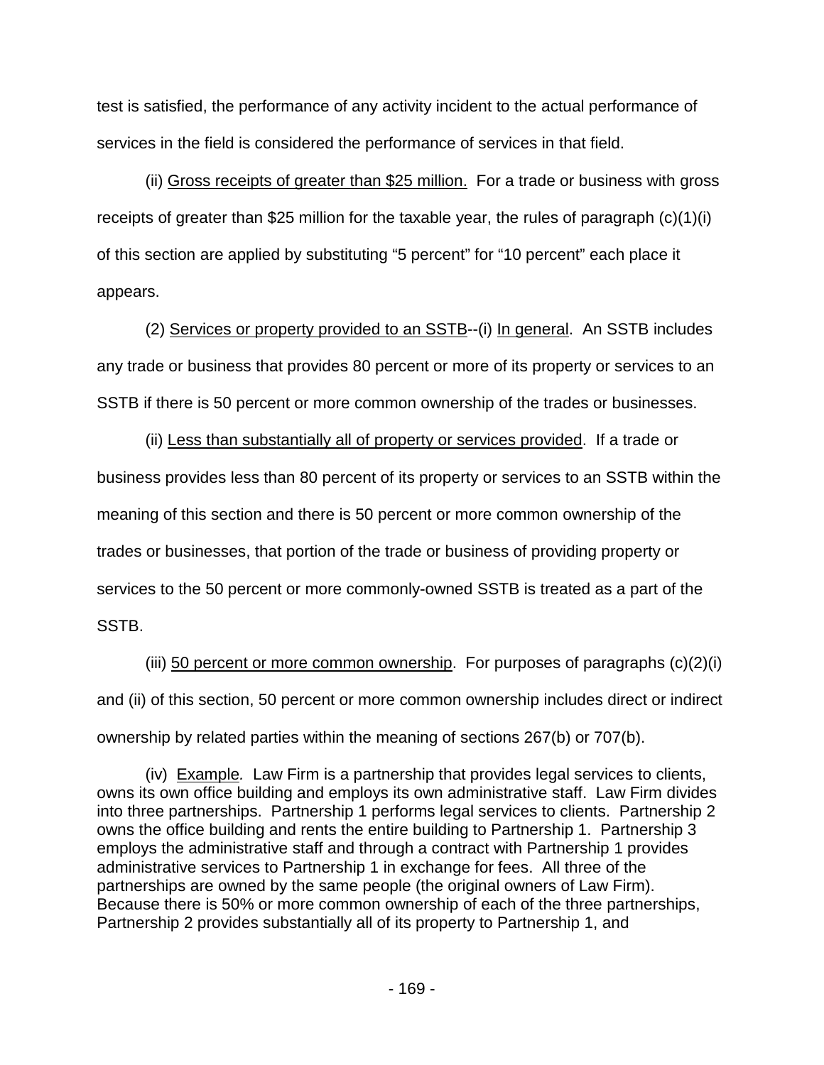test is satisfied, the performance of any activity incident to the actual performance of services in the field is considered the performance of services in that field.

(ii) Gross receipts of greater than $25 million. For a trade or business with gross receipts of greater than $25 million for the taxable year, the rules of paragraph (c)(1)(i) of this section are applied by substituting "5 percent" for "10 percent" each place it appears.

(2) Services or property provided to an SSTB--(i) In general. An SSTB includes any trade or business that provides 80 percent or more of its property or services to an SSTB if there is 50 percent or more common ownership of the trades or businesses.

(ii) Less than substantially all of property or services provided. If a trade or business provides less than 80 percent of its property or services to an SSTB within the meaning of this section and there is 50 percent or more common ownership of the trades or businesses, that portion of the trade or business of providing property or services to the 50 percent or more commonly-owned SSTB is treated as a part of the SSTB.

(iii) 50 percent or more common ownership. For purposes of paragraphs (c)(2)(i) and (ii) of this section, 50 percent or more common ownership includes direct or indirect ownership by related parties within the meaning of sections 267(b) or 707(b).

(iv) Example. Law Firm is a partnership that provides legal services to clients, owns its own office building and employs its own administrative staff. Law Firm divides into three partnerships. Partnership 1 performs legal services to clients. Partnership 2 owns the office building and rents the entire building to Partnership 1. Partnership 3 employs the administrative staff and through a contract with Partnership 1 provides administrative services to Partnership 1 in exchange for fees. All three of the partnerships are owned by the same people (the original owners of Law Firm). Because there is 50% or more common ownership of each of the three partnerships, Partnership 2 provides substantially all of its property to Partnership 1, and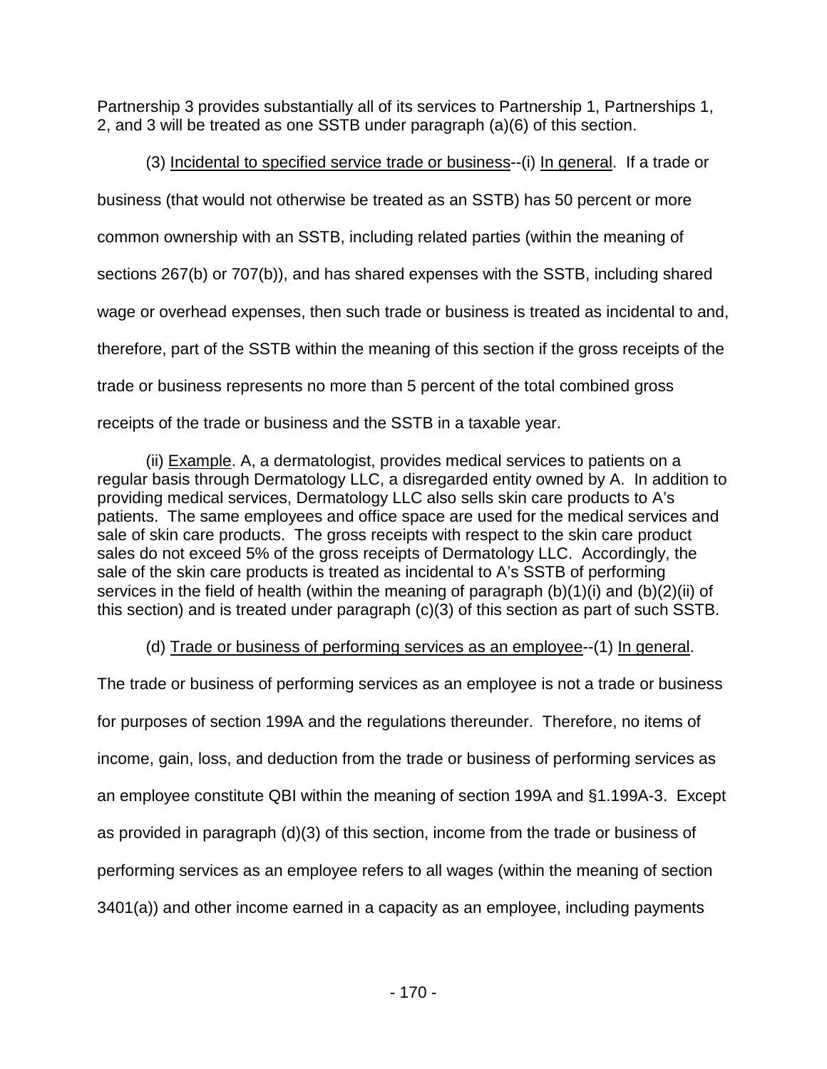Partnership 3 provides substantially all of its services to Partnership 1, Partnerships 1, 2, and 3 will be treated as one SSTB under paragraph (a)(6) of this section.

(3) Incidental to specified service trade or business--(i) In general. If a trade or business (that would not otherwise be treated as an SSTB) has 50 percent or more common ownership with an SSTB, including related parties (within the meaning of sections 267(b) or 707(b)), and has shared expenses with the SSTB, including shared wage or overhead expenses, then such trade or business is treated as incidental to and, therefore, part of the SSTB within the meaning of this section if the gross receipts of the trade or business represents no more than 5 percent of the total combined gross receipts of the trade or business and the SSTB in a taxable year.

(ii) Example. A, a dermatologist, provides medical services to patients on a regular basis through Dermatology LLC, a disregarded entity owned by A. In addition to providing medical services, Dermatology LLC also sells skin care products to A's patients. The same employees and office space are used for the medical services and sale of skin care products. The gross receipts with respect to the skin care product sales do not exceed 5% of the gross receipts of Dermatology LLC. Accordingly, the sale of the skin care products is treated as incidental to A's SSTB of performing services in the field of health (within the meaning of paragraph (b)(1)(i) and (b)(2)(ii) of this section) and is treated under paragraph (c)(3) of this section as part of such SSTB.

(d) Trade or business of performing services as an employee--(1) In general. The trade or business of performing services as an employee is not a trade or business for purposes of section 199A and the regulations thereunder. Therefore, no items of income, gain, loss, and deduction from the trade or business of performing services as an employee constitute QBI within the meaning of section 199A and §1.199A-3. Except as provided in paragraph (d)(3) of this section, income from the trade or business of performing services as an employee refers to all wages (within the meaning of section 3401(a)) and other income earned in a capacity as an employee, including payments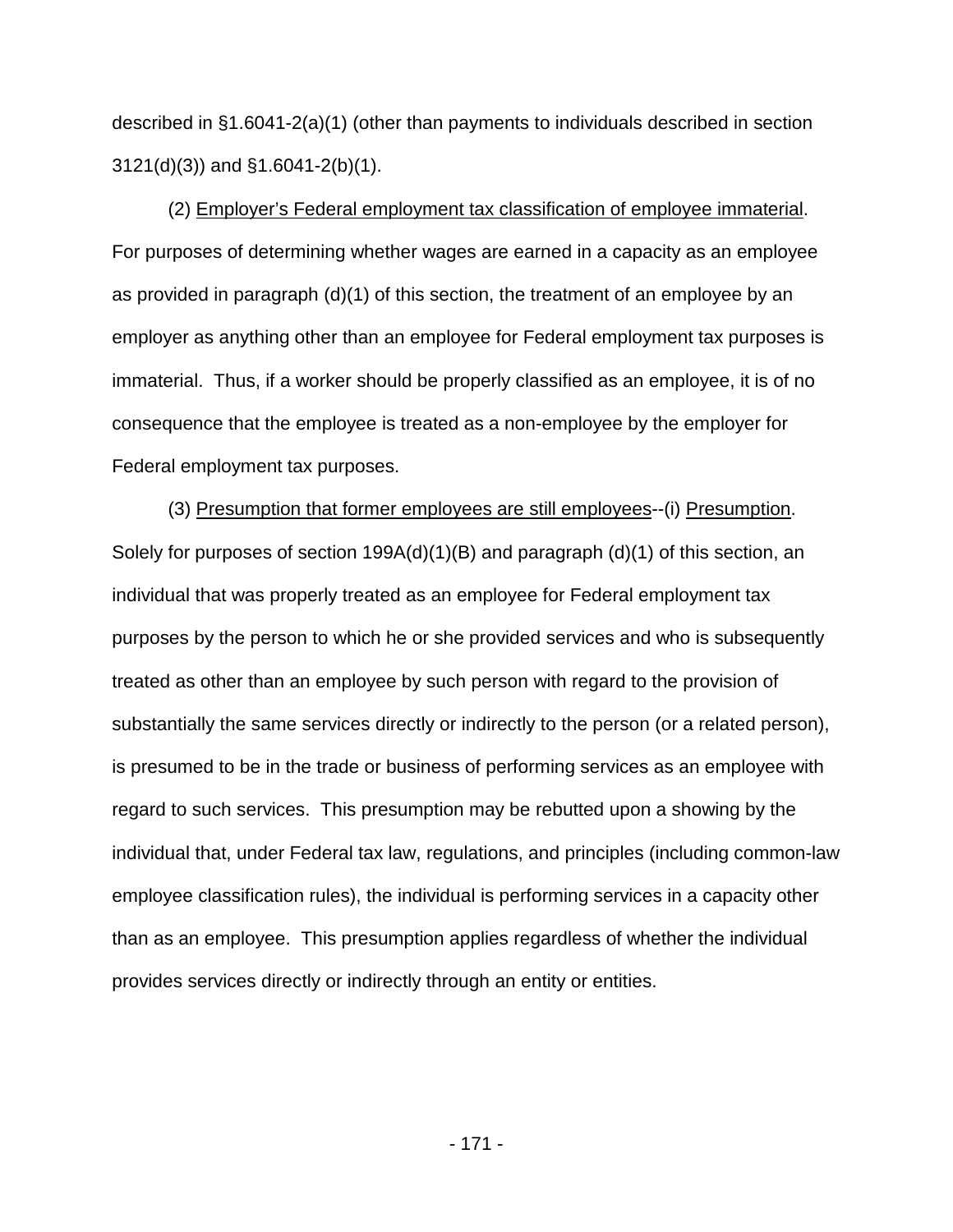described in §1.6041-2(a)(1) (other than payments to individuals described in section 3121(d)(3)) and §1.6041-2(b)(1).

(2) Employer's Federal employment tax classification of employee immaterial. For purposes of determining whether wages are earned in a capacity as an employee as provided in paragraph (d)(1) of this section, the treatment of an employee by an employer as anything other than an employee for Federal employment tax purposes is immaterial. Thus, if a worker should be properly classified as an employee, it is of no consequence that the employee is treated as a non-employee by the employer for Federal employment tax purposes.

(3) Presumption that former employees are still employees--(i) Presumption. Solely for purposes of section 199A(d)(1)(B) and paragraph (d)(1) of this section, an individual that was properly treated as an employee for Federal employment tax purposes by the person to which he or she provided services and who is subsequently treated as other than an employee by such person with regard to the provision of substantially the same services directly or indirectly to the person (or a related person), is presumed to be in the trade or business of performing services as an employee with regard to such services. This presumption may be rebutted upon a showing by the individual that, under Federal tax law, regulations, and principles (including common-law employee classification rules), the individual is performing services in a capacity other than as an employee. This presumption applies regardless of whether the individual provides services directly or indirectly through an entity or entities.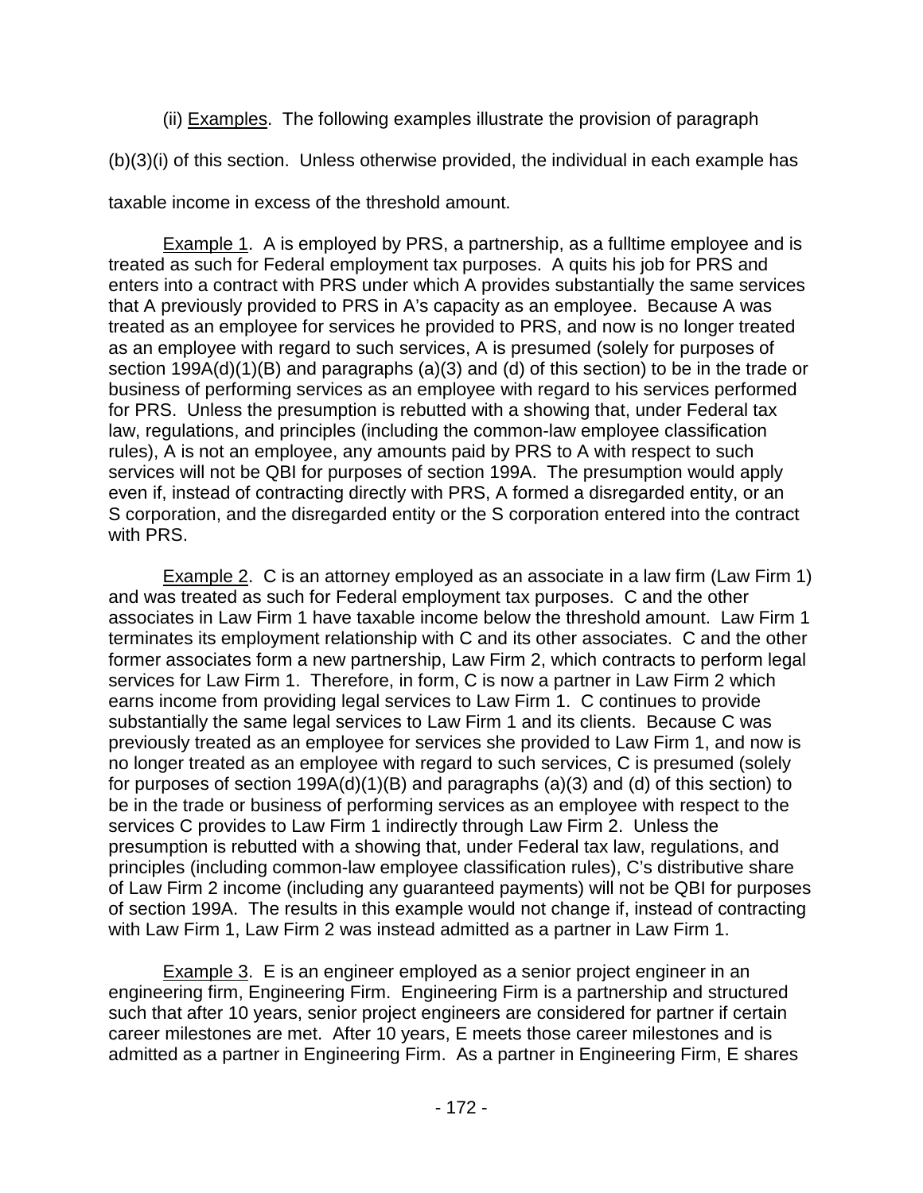(ii) Examples. The following examples illustrate the provision of paragraph (b)(3)(i) of this section. Unless otherwise provided, the individual in each example has taxable income in excess of the threshold amount.

Example 1. A is employed by PRS, a partnership, as a fulltime employee and is treated as such for Federal employment tax purposes. A quits his job for PRS and enters into a contract with PRS under which A provides substantially the same services that A previously provided to PRS in A's capacity as an employee. Because A was treated as an employee for services he provided to PRS, and now is no longer treated as an employee with regard to such services, A is presumed (solely for purposes of section 199A(d)(1)(B) and paragraphs (a)(3) and (d) of this section) to be in the trade or business of performing services as an employee with regard to his services performed for PRS. Unless the presumption is rebutted with a showing that, under Federal tax law, regulations, and principles (including the common-law employee classification rules), A is not an employee, any amounts paid by PRS to A with respect to such services will not be QBI for purposes of section 199A. The presumption would apply even if, instead of contracting directly with PRS, A formed a disregarded entity, or an S corporation, and the disregarded entity or the S corporation entered into the contract with PRS.

Example 2. C is an attorney employed as an associate in a law firm (Law Firm 1) and was treated as such for Federal employment tax purposes. C and the other associates in Law Firm 1 have taxable income below the threshold amount. Law Firm 1 terminates its employment relationship with C and its other associates. C and the other former associates form a new partnership, Law Firm 2, which contracts to perform legal services for Law Firm 1. Therefore, in form, C is now a partner in Law Firm 2 which earns income from providing legal services to Law Firm 1. C continues to provide substantially the same legal services to Law Firm 1 and its clients. Because C was previously treated as an employee for services she provided to Law Firm 1, and now is no longer treated as an employee with regard to such services, C is presumed (solely for purposes of section 199A(d)(1)(B) and paragraphs (a)(3) and (d) of this section) to be in the trade or business of performing services as an employee with respect to the services C provides to Law Firm 1 indirectly through Law Firm 2. Unless the presumption is rebutted with a showing that, under Federal tax law, regulations, and principles (including common-law employee classification rules), C's distributive share of Law Firm 2 income (including any guaranteed payments) will not be QBI for purposes of section 199A. The results in this example would not change if, instead of contracting with Law Firm 1, Law Firm 2 was instead admitted as a partner in Law Firm 1.

Example 3. E is an engineer employed as a senior project engineer in an engineering firm, Engineering Firm. Engineering Firm is a partnership and structured such that after 10 years, senior project engineers are considered for partner if certain career milestones are met. After 10 years, E meets those career milestones and is admitted as a partner in Engineering Firm. As a partner in Engineering Firm, E shares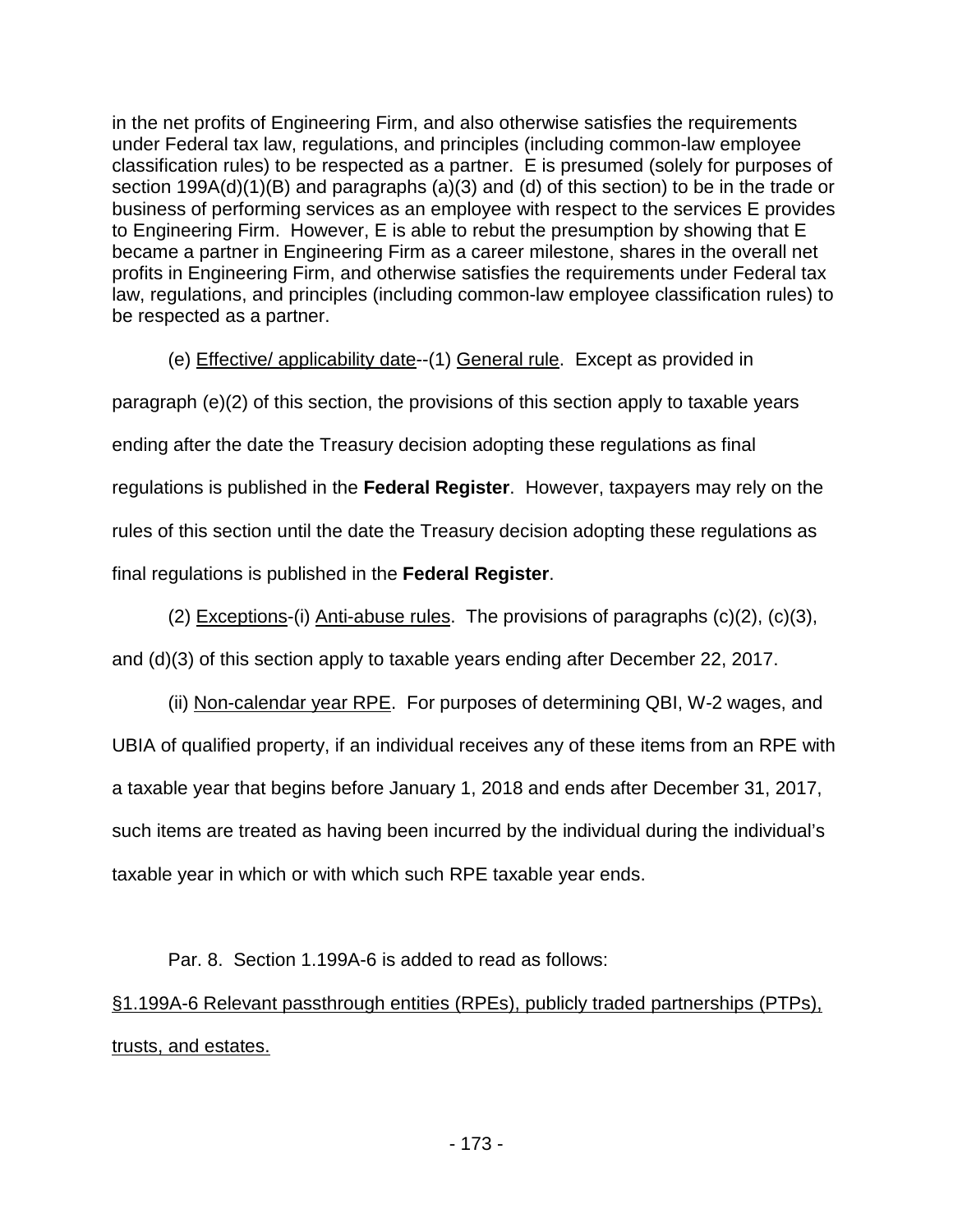in the net profits of Engineering Firm, and also otherwise satisfies the requirements under Federal tax law, regulations, and principles (including common-law employee classification rules) to be respected as a partner. E is presumed (solely for purposes of section 199A(d)(1)(B) and paragraphs (a)(3) and (d) of this section) to be in the trade or business of performing services as an employee with respect to the services E provides to Engineering Firm. However, E is able to rebut the presumption by showing that E became a partner in Engineering Firm as a career milestone, shares in the overall net profits in Engineering Firm, and otherwise satisfies the requirements under Federal tax law, regulations, and principles (including common-law employee classification rules) to be respected as a partner.

(e) Effective/ applicability date--(1) General rule. Except as provided in paragraph (e)(2) of this section, the provisions of this section apply to taxable years ending after the date the Treasury decision adopting these regulations as final regulations is published in the **Federal Register**. However, taxpayers may rely on the rules of this section until the date the Treasury decision adopting these regulations as final regulations is published in the **Federal Register**.

(2) Exceptions-(i) Anti-abuse rules. The provisions of paragraphs (c)(2), (c)(3), and (d)(3) of this section apply to taxable years ending after December 22, 2017.

(ii) Non-calendar year RPE. For purposes of determining QBI, W-2 wages, and UBIA of qualified property, if an individual receives any of these items from an RPE with a taxable year that begins before January 1, 2018 and ends after December 31, 2017, such items are treated as having been incurred by the individual during the individual's taxable year in which or with which such RPE taxable year ends.

Par. 8. Section 1.199A-6 is added to read as follows:

§1.199A-6 Relevant passthrough entities (RPEs), publicly traded partnerships (PTPs), trusts, and estates.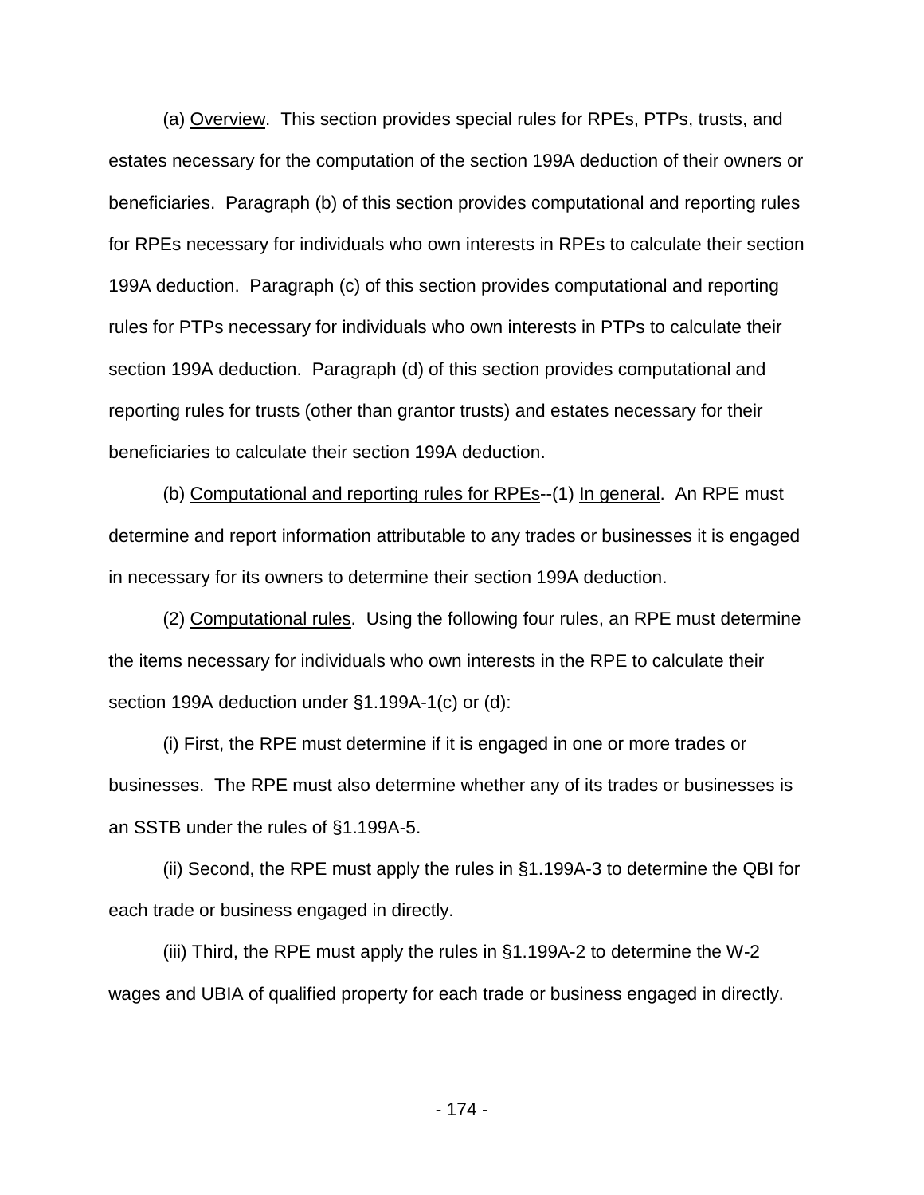(a) Overview. This section provides special rules for RPEs, PTPs, trusts, and estates necessary for the computation of the section 199A deduction of their owners or beneficiaries. Paragraph (b) of this section provides computational and reporting rules for RPEs necessary for individuals who own interests in RPEs to calculate their section 199A deduction. Paragraph (c) of this section provides computational and reporting rules for PTPs necessary for individuals who own interests in PTPs to calculate their section 199A deduction. Paragraph (d) of this section provides computational and reporting rules for trusts (other than grantor trusts) and estates necessary for their beneficiaries to calculate their section 199A deduction.

(b) Computational and reporting rules for RPEs--(1) In general. An RPE must determine and report information attributable to any trades or businesses it is engaged in necessary for its owners to determine their section 199A deduction.

(2) Computational rules. Using the following four rules, an RPE must determine the items necessary for individuals who own interests in the RPE to calculate their section 199A deduction under §1.199A-1(c) or (d):

(i) First, the RPE must determine if it is engaged in one or more trades or businesses. The RPE must also determine whether any of its trades or businesses is an SSTB under the rules of §1.199A-5.

(ii) Second, the RPE must apply the rules in §1.199A-3 to determine the QBI for each trade or business engaged in directly.

(iii) Third, the RPE must apply the rules in §1.199A-2 to determine the W-2 wages and UBIA of qualified property for each trade or business engaged in directly.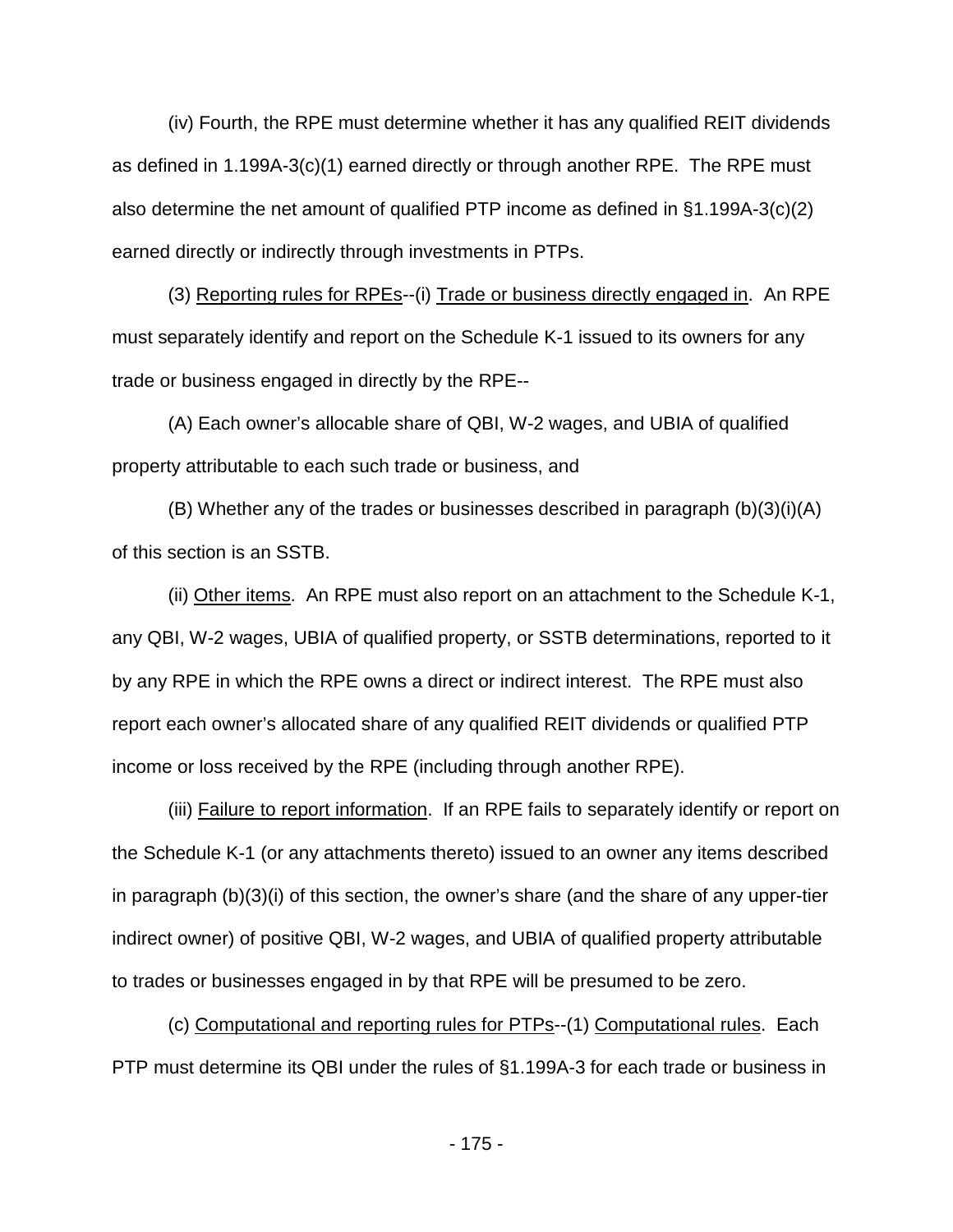(iv) Fourth, the RPE must determine whether it has any qualified REIT dividends as defined in 1.199A-3(c)(1) earned directly or through another RPE. The RPE must also determine the net amount of qualified PTP income as defined in §1.199A-3(c)(2) earned directly or indirectly through investments in PTPs.

(3) Reporting rules for RPEs--(i) Trade or business directly engaged in. An RPE must separately identify and report on the Schedule K-1 issued to its owners for any trade or business engaged in directly by the RPE--

(A) Each owner's allocable share of QBI, W-2 wages, and UBIA of qualified property attributable to each such trade or business, and

(B) Whether any of the trades or businesses described in paragraph (b)(3)(i)(A) of this section is an SSTB.

(ii) Other items. An RPE must also report on an attachment to the Schedule K-1, any QBI, W-2 wages, UBIA of qualified property, or SSTB determinations, reported to it by any RPE in which the RPE owns a direct or indirect interest. The RPE must also report each owner's allocated share of any qualified REIT dividends or qualified PTP income or loss received by the RPE (including through another RPE).

(iii) Failure to report information. If an RPE fails to separately identify or report on the Schedule K-1 (or any attachments thereto) issued to an owner any items described in paragraph (b)(3)(i) of this section, the owner's share (and the share of any upper-tier indirect owner) of positive QBI, W-2 wages, and UBIA of qualified property attributable to trades or businesses engaged in by that RPE will be presumed to be zero.

(c) Computational and reporting rules for PTPs--(1) Computational rules. Each PTP must determine its QBI under the rules of §1.199A-3 for each trade or business in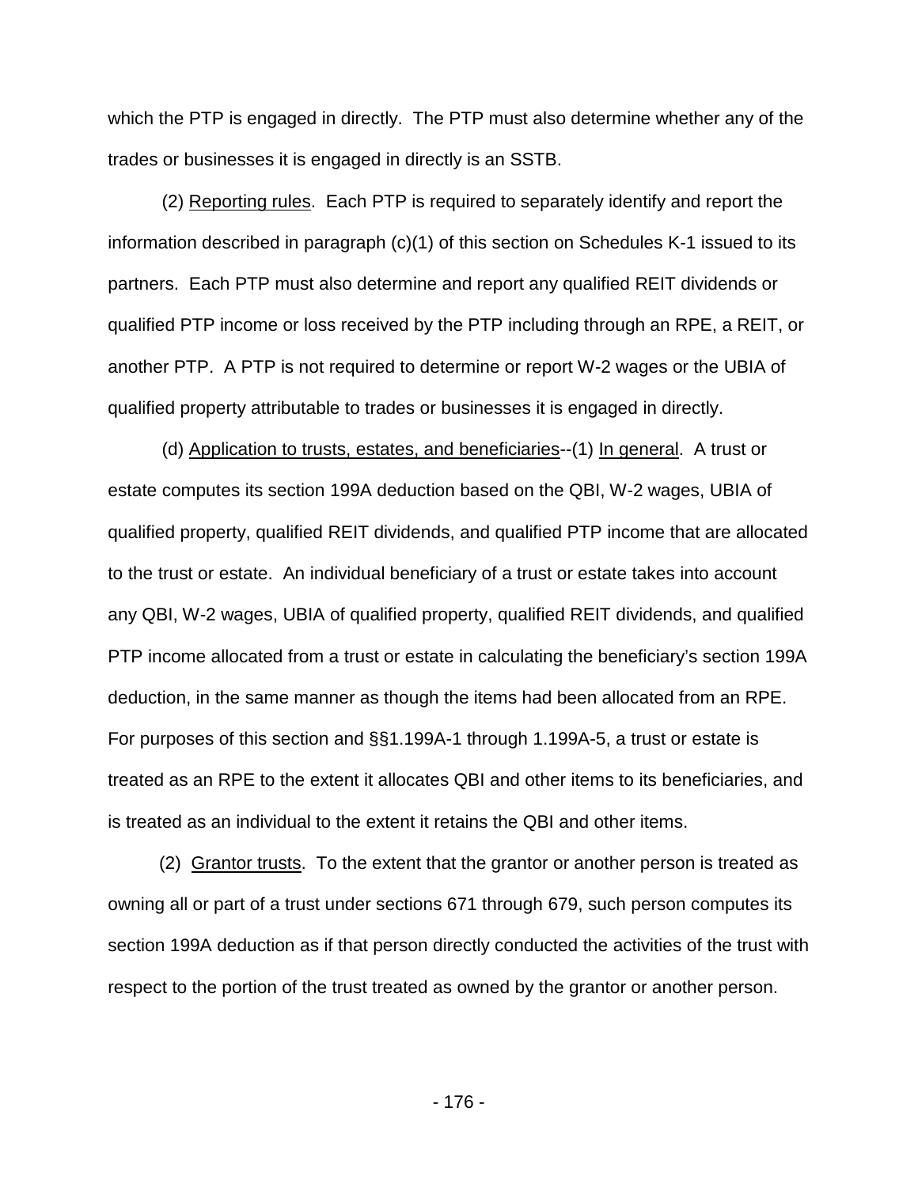which the PTP is engaged in directly. The PTP must also determine whether any of the trades or businesses it is engaged in directly is an SSTB.

(2) Reporting rules. Each PTP is required to separately identify and report the information described in paragraph (c)(1) of this section on Schedules K-1 issued to its partners. Each PTP must also determine and report any qualified REIT dividends or qualified PTP income or loss received by the PTP including through an RPE, a REIT, or another PTP. A PTP is not required to determine or report W-2 wages or the UBIA of qualified property attributable to trades or businesses it is engaged in directly.

(d) Application to trusts, estates, and beneficiaries--(1) In general. A trust or estate computes its section 199A deduction based on the QBI, W-2 wages, UBIA of qualified property, qualified REIT dividends, and qualified PTP income that are allocated to the trust or estate. An individual beneficiary of a trust or estate takes into account any QBI, W-2 wages, UBIA of qualified property, qualified REIT dividends, and qualified PTP income allocated from a trust or estate in calculating the beneficiary's section 199A deduction, in the same manner as though the items had been allocated from an RPE. For purposes of this section and §§1.199A-1 through 1.199A-5, a trust or estate is treated as an RPE to the extent it allocates QBI and other items to its beneficiaries, and is treated as an individual to the extent it retains the QBI and other items.

(2) Grantor trusts. To the extent that the grantor or another person is treated as owning all or part of a trust under sections 671 through 679, such person computes its section 199A deduction as if that person directly conducted the activities of the trust with respect to the portion of the trust treated as owned by the grantor or another person.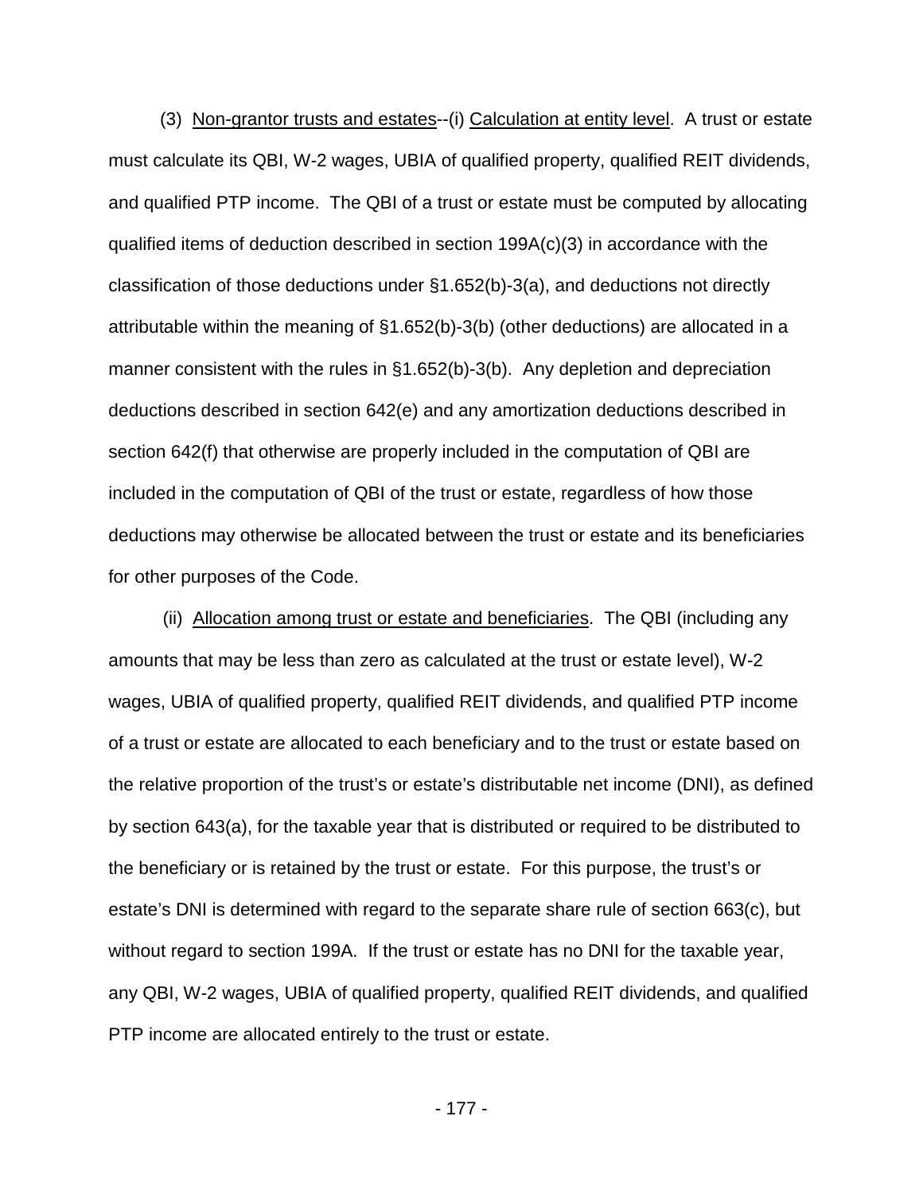(3) Non-grantor trusts and estates--(i) Calculation at entity level. A trust or estate must calculate its QBI, W-2 wages, UBIA of qualified property, qualified REIT dividends, and qualified PTP income. The QBI of a trust or estate must be computed by allocating qualified items of deduction described in section 199A(c)(3) in accordance with the classification of those deductions under §1.652(b)-3(a), and deductions not directly attributable within the meaning of §1.652(b)-3(b) (other deductions) are allocated in a manner consistent with the rules in §1.652(b)-3(b). Any depletion and depreciation deductions described in section 642(e) and any amortization deductions described in section 642(f) that otherwise are properly included in the computation of QBI are included in the computation of QBI of the trust or estate, regardless of how those deductions may otherwise be allocated between the trust or estate and its beneficiaries for other purposes of the Code.

(ii) Allocation among trust or estate and beneficiaries. The QBI (including any amounts that may be less than zero as calculated at the trust or estate level), W-2 wages, UBIA of qualified property, qualified REIT dividends, and qualified PTP income of a trust or estate are allocated to each beneficiary and to the trust or estate based on the relative proportion of the trust's or estate's distributable net income (DNI), as defined by section 643(a), for the taxable year that is distributed or required to be distributed to the beneficiary or is retained by the trust or estate. For this purpose, the trust's or estate's DNI is determined with regard to the separate share rule of section 663(c), but without regard to section 199A. If the trust or estate has no DNI for the taxable year, any QBI, W-2 wages, UBIA of qualified property, qualified REIT dividends, and qualified PTP income are allocated entirely to the trust or estate.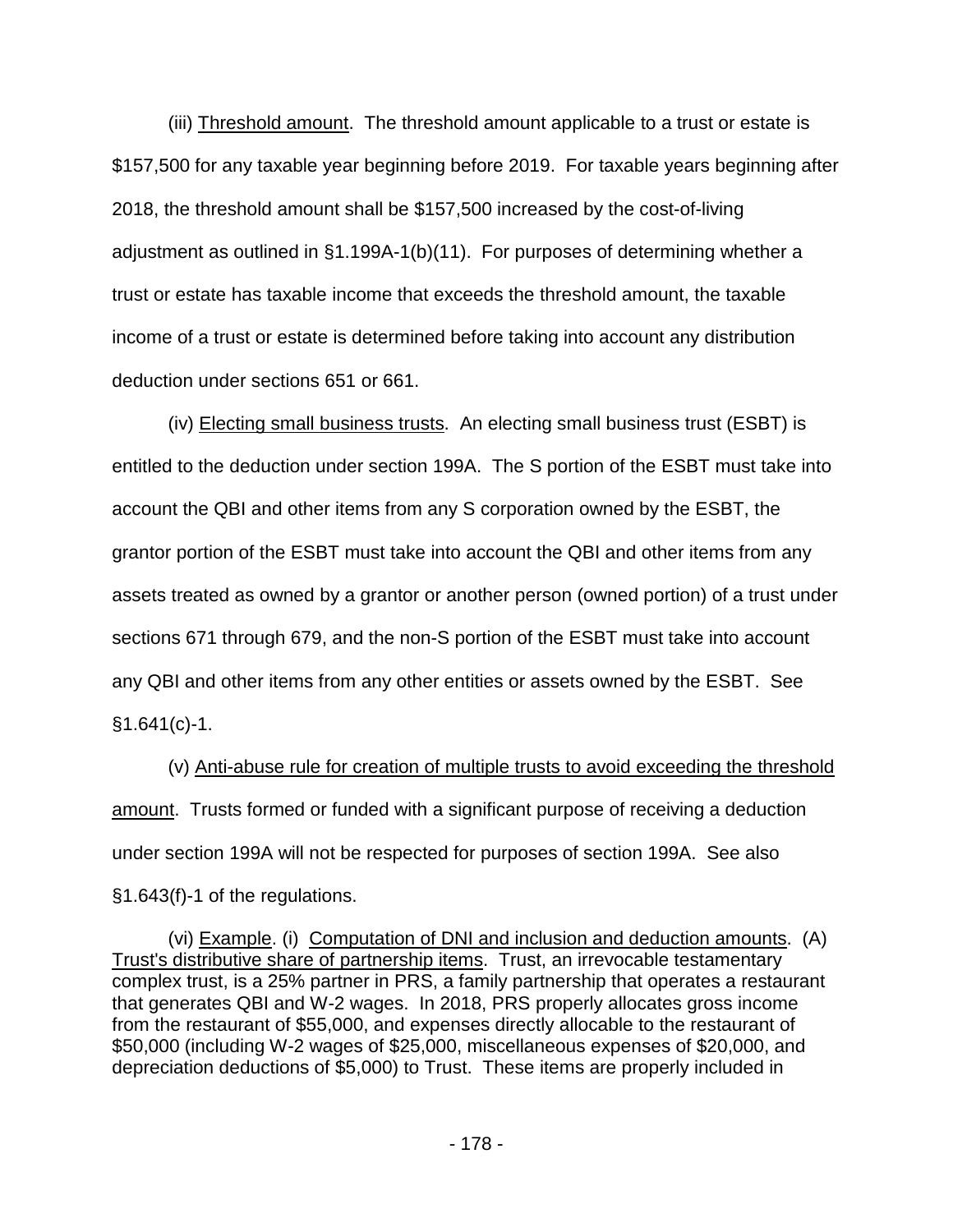(iii) Threshold amount. The threshold amount applicable to a trust or estate is $157,500 for any taxable year beginning before 2019. For taxable years beginning after 2018, the threshold amount shall be $157,500 increased by the cost-of-living adjustment as outlined in §1.199A-1(b)(11). For purposes of determining whether a trust or estate has taxable income that exceeds the threshold amount, the taxable income of a trust or estate is determined before taking into account any distribution deduction under sections 651 or 661.

(iv) Electing small business trusts. An electing small business trust (ESBT) is entitled to the deduction under section 199A. The S portion of the ESBT must take into account the QBI and other items from any S corporation owned by the ESBT, the grantor portion of the ESBT must take into account the QBI and other items from any assets treated as owned by a grantor or another person (owned portion) of a trust under sections 671 through 679, and the non-S portion of the ESBT must take into account any QBI and other items from any other entities or assets owned by the ESBT. See §1.641(c)-1.

(v) Anti-abuse rule for creation of multiple trusts to avoid exceeding the threshold amount. Trusts formed or funded with a significant purpose of receiving a deduction under section 199A will not be respected for purposes of section 199A. See also §1.643(f)-1 of the regulations.

(vi) Example. (i) Computation of DNI and inclusion and deduction amounts. (A) Trust's distributive share of partnership items. Trust, an irrevocable testamentary complex trust, is a 25% partner in PRS, a family partnership that operates a restaurant that generates QBI and W-2 wages. In 2018, PRS properly allocates gross income from the restaurant of $55,000, and expenses directly allocable to the restaurant of $50,000 (including W-2 wages of $25,000, miscellaneous expenses of $20,000, and depreciation deductions of $5,000) to Trust. These items are properly included in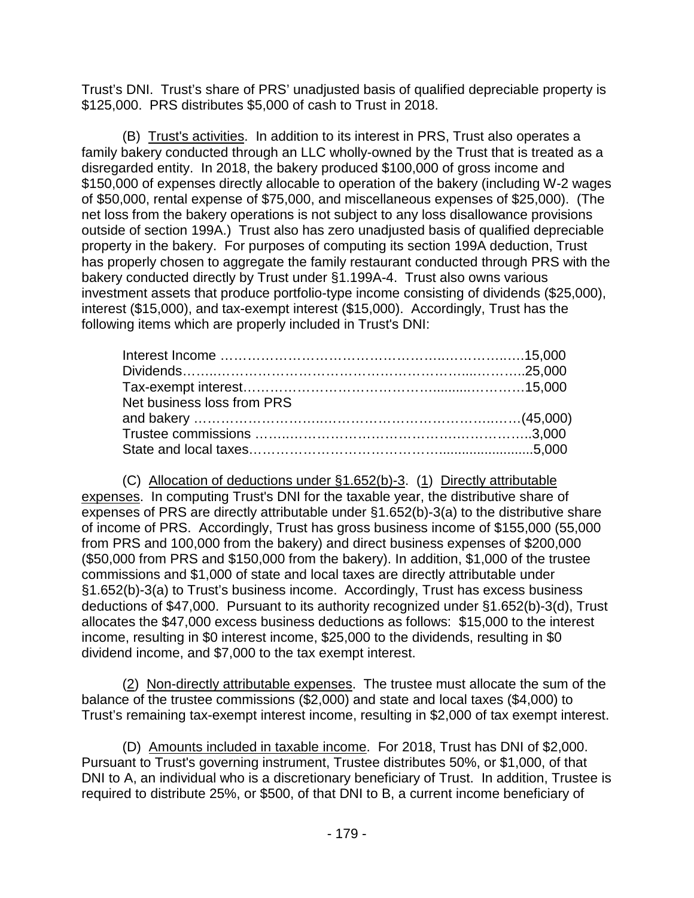Trust's DNI. Trust's share of PRS' unadjusted basis of qualified depreciable property is \$125,000. PRS distributes \$5,000 of cash to Trust in 2018.

(B) Trust's activities. In addition to its interest in PRS, Trust also operates a family bakery conducted through an LLC wholly-owned by the Trust that is treated as a disregarded entity. In 2018, the bakery produced \$100,000 of gross income and \$150,000 of expenses directly allocable to operation of the bakery (including W-2 wages of \$50,000, rental expense of \$75,000, and miscellaneous expenses of \$25,000). (The net loss from the bakery operations is not subject to any loss disallowance provisions outside of section 199A.) Trust also has zero unadjusted basis of qualified depreciable property in the bakery. For purposes of computing its section 199A deduction, Trust has properly chosen to aggregate the family restaurant conducted through PRS with the bakery conducted directly by Trust under §1.199A-4. Trust also owns various investment assets that produce portfolio-type income consisting of dividends (\$25,000), interest (\$15,000), and tax-exempt interest (\$15,000). Accordingly, Trust has the following items which are properly included in Trust's DNI:

| | |
|---|---|
| Interest Income | 15,000 |
| Dividends | 25,000 |
| Tax-exempt interest | 15,000 |
| Net business loss from PRS and bakery | (45,000) |
| Trustee commissions | 3,000 |
| State and local taxes | 5,000 |

(C) Allocation of deductions under §1.652(b)-3. (1) Directly attributable expenses. In computing Trust's DNI for the taxable year, the distributive share of expenses of PRS are directly attributable under §1.652(b)-3(a) to the distributive share of income of PRS. Accordingly, Trust has gross business income of \$155,000 (55,000 from PRS and 100,000 from the bakery) and direct business expenses of \$200,000 (\$50,000 from PRS and \$150,000 from the bakery). In addition, \$1,000 of the trustee commissions and \$1,000 of state and local taxes are directly attributable under §1.652(b)-3(a) to Trust's business income. Accordingly, Trust has excess business deductions of \$47,000. Pursuant to its authority recognized under §1.652(b)-3(d), Trust allocates the \$47,000 excess business deductions as follows: \$15,000 to the interest income, resulting in \$0 interest income, \$25,000 to the dividends, resulting in \$0 dividend income, and \$7,000 to the tax exempt interest.

(2) Non-directly attributable expenses. The trustee must allocate the sum of the balance of the trustee commissions (\$2,000) and state and local taxes (\$4,000) to Trust's remaining tax-exempt interest income, resulting in \$2,000 of tax exempt interest.

(D) Amounts included in taxable income. For 2018, Trust has DNI of \$2,000. Pursuant to Trust's governing instrument, Trustee distributes 50%, or \$1,000, of that DNI to A, an individual who is a discretionary beneficiary of Trust. In addition, Trustee is required to distribute 25%, or \$500, of that DNI to B, a current income beneficiary of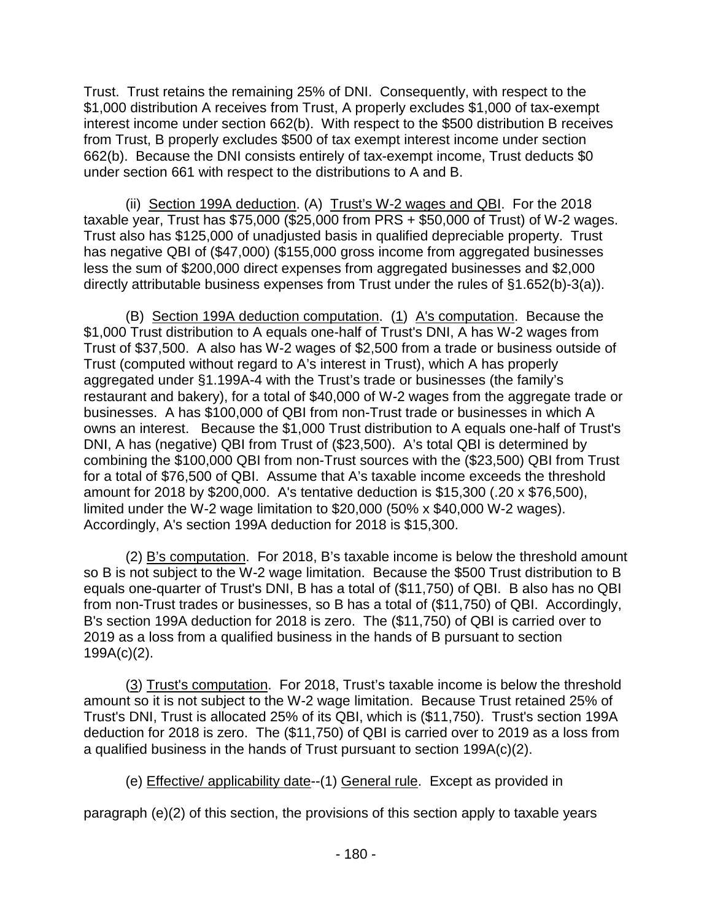Trust. Trust retains the remaining 25% of DNI. Consequently, with respect to the $1,000 distribution A receives from Trust, A properly excludes $1,000 of tax-exempt interest income under section 662(b). With respect to the $500 distribution B receives from Trust, B properly excludes $500 of tax exempt interest income under section 662(b). Because the DNI consists entirely of tax-exempt income, Trust deducts $0 under section 661 with respect to the distributions to A and B.

(ii) Section 199A deduction. (A) Trust's W-2 wages and QBI. For the 2018 taxable year, Trust has $75,000 ($25,000 from PRS + $50,000 of Trust) of W-2 wages. Trust also has $125,000 of unadjusted basis in qualified depreciable property. Trust has negative QBI of ($47,000) ($155,000 gross income from aggregated businesses less the sum of $200,000 direct expenses from aggregated businesses and $2,000 directly attributable business expenses from Trust under the rules of §1.652(b)-3(a)).

(B) Section 199A deduction computation. (1) A's computation. Because the $1,000 Trust distribution to A equals one-half of Trust's DNI, A has W-2 wages from Trust of $37,500. A also has W-2 wages of $2,500 from a trade or business outside of Trust (computed without regard to A's interest in Trust), which A has properly aggregated under §1.199A-4 with the Trust's trade or businesses (the family's restaurant and bakery), for a total of $40,000 of W-2 wages from the aggregate trade or businesses. A has $100,000 of QBI from non-Trust trade or businesses in which A owns an interest. Because the $1,000 Trust distribution to A equals one-half of Trust's DNI, A has (negative) QBI from Trust of ($23,500). A's total QBI is determined by combining the $100,000 QBI from non-Trust sources with the ($23,500) QBI from Trust for a total of $76,500 of QBI. Assume that A's taxable income exceeds the threshold amount for 2018 by $200,000. A's tentative deduction is $15,300 (.20 x $76,500), limited under the W-2 wage limitation to $20,000 (50% x $40,000 W-2 wages). Accordingly, A's section 199A deduction for 2018 is $15,300.

(2) B's computation. For 2018, B's taxable income is below the threshold amount so B is not subject to the W-2 wage limitation. Because the $500 Trust distribution to B equals one-quarter of Trust's DNI, B has a total of ($11,750) of QBI. B also has no QBI from non-Trust trades or businesses, so B has a total of ($11,750) of QBI. Accordingly, B's section 199A deduction for 2018 is zero. The ($11,750) of QBI is carried over to 2019 as a loss from a qualified business in the hands of B pursuant to section 199A(c)(2).

(3) Trust's computation. For 2018, Trust's taxable income is below the threshold amount so it is not subject to the W-2 wage limitation. Because Trust retained 25% of Trust's DNI, Trust is allocated 25% of its QBI, which is ($11,750). Trust's section 199A deduction for 2018 is zero. The ($11,750) of QBI is carried over to 2019 as a loss from a qualified business in the hands of Trust pursuant to section 199A(c)(2).

(e) Effective/ applicability date--(1) General rule. Except as provided in paragraph (e)(2) of this section, the provisions of this section apply to taxable years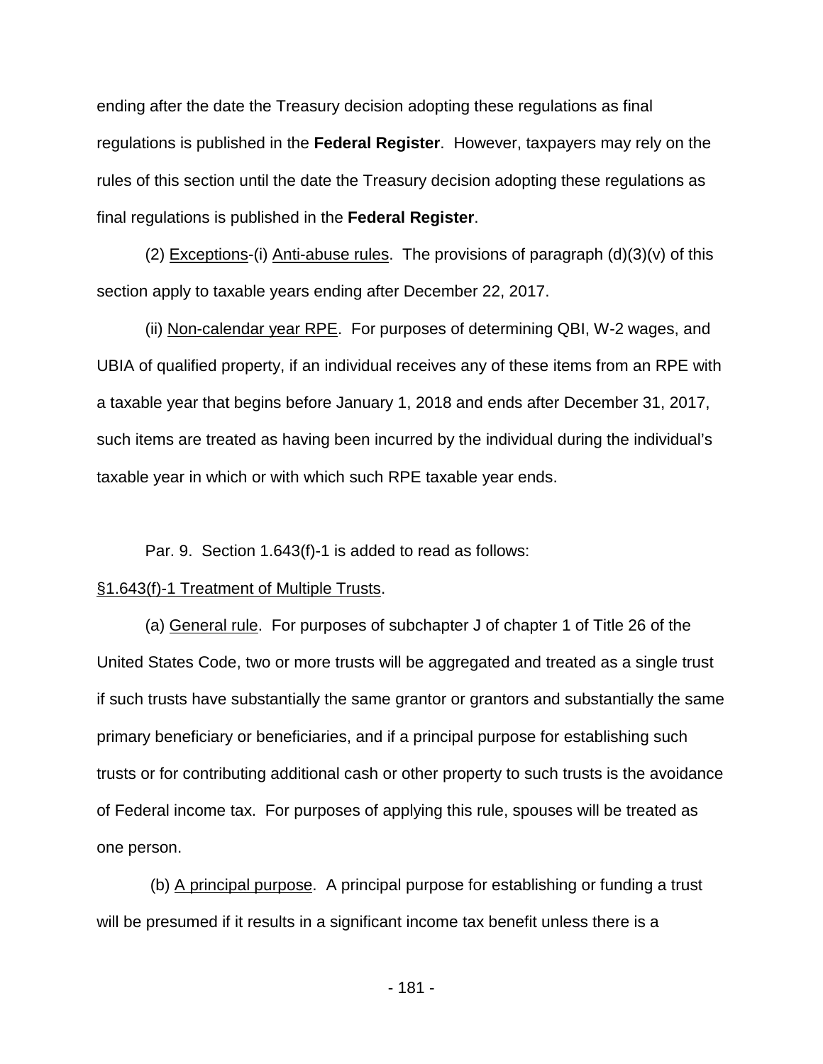ending after the date the Treasury decision adopting these regulations as final regulations is published in the **Federal Register**. However, taxpayers may rely on the rules of this section until the date the Treasury decision adopting these regulations as final regulations is published in the **Federal Register**.

(2) Exceptions-(i) Anti-abuse rules. The provisions of paragraph (d)(3)(v) of this section apply to taxable years ending after December 22, 2017.

(ii) Non-calendar year RPE. For purposes of determining QBI, W-2 wages, and UBIA of qualified property, if an individual receives any of these items from an RPE with a taxable year that begins before January 1, 2018 and ends after December 31, 2017, such items are treated as having been incurred by the individual during the individual's taxable year in which or with which such RPE taxable year ends.

Par. 9. Section 1.643(f)-1 is added to read as follows:

§1.643(f)-1 Treatment of Multiple Trusts.

(a) General rule. For purposes of subchapter J of chapter 1 of Title 26 of the United States Code, two or more trusts will be aggregated and treated as a single trust if such trusts have substantially the same grantor or grantors and substantially the same primary beneficiary or beneficiaries, and if a principal purpose for establishing such trusts or for contributing additional cash or other property to such trusts is the avoidance of Federal income tax. For purposes of applying this rule, spouses will be treated as one person.

(b) A principal purpose. A principal purpose for establishing or funding a trust will be presumed if it results in a significant income tax benefit unless there is a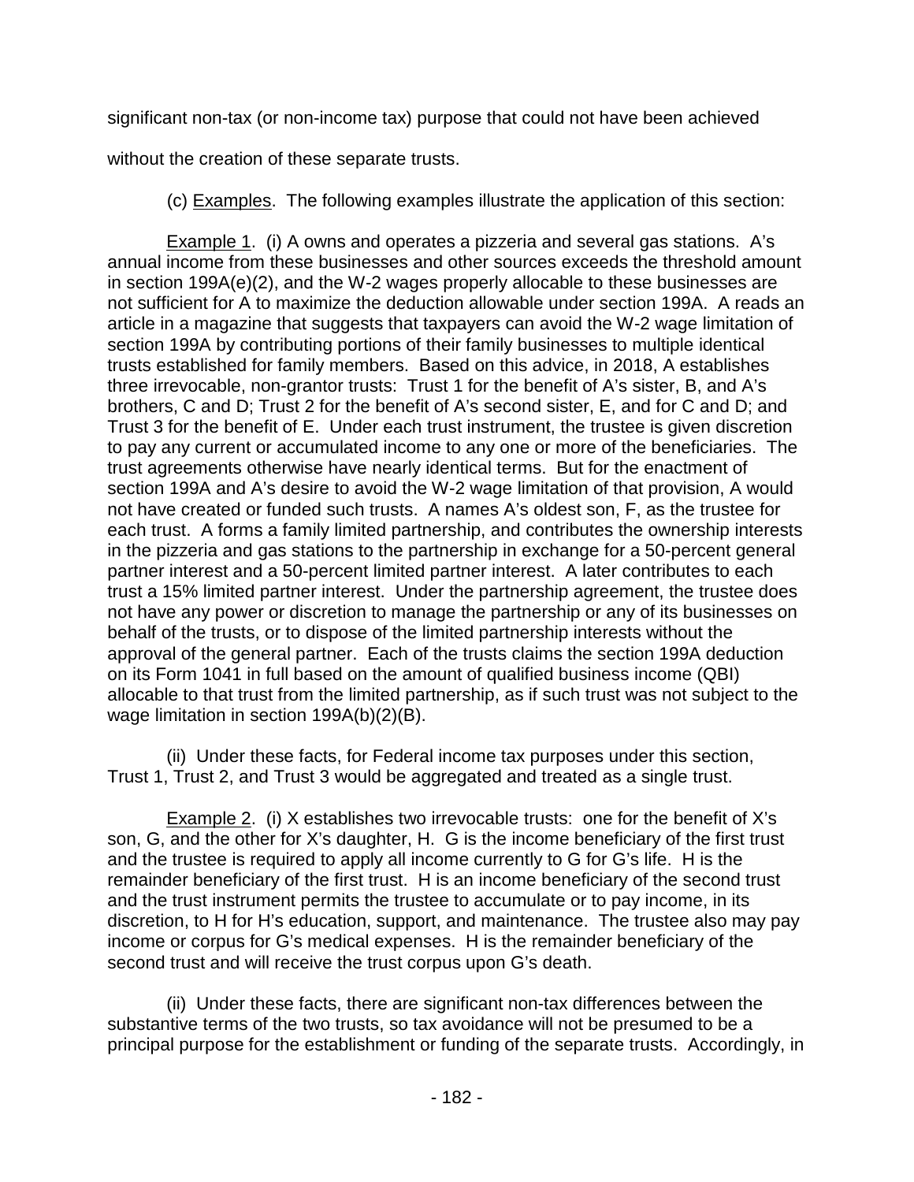significant non-tax (or non-income tax) purpose that could not have been achieved without the creation of these separate trusts.

(c) Examples. The following examples illustrate the application of this section:

Example 1. (i) A owns and operates a pizzeria and several gas stations. A's annual income from these businesses and other sources exceeds the threshold amount in section 199A(e)(2), and the W-2 wages properly allocable to these businesses are not sufficient for A to maximize the deduction allowable under section 199A. A reads an article in a magazine that suggests that taxpayers can avoid the W-2 wage limitation of section 199A by contributing portions of their family businesses to multiple identical trusts established for family members. Based on this advice, in 2018, A establishes three irrevocable, non-grantor trusts: Trust 1 for the benefit of A's sister, B, and A's brothers, C and D; Trust 2 for the benefit of A's second sister, E, and for C and D; and Trust 3 for the benefit of E. Under each trust instrument, the trustee is given discretion to pay any current or accumulated income to any one or more of the beneficiaries. The trust agreements otherwise have nearly identical terms. But for the enactment of section 199A and A's desire to avoid the W-2 wage limitation of that provision, A would not have created or funded such trusts. A names A's oldest son, F, as the trustee for each trust. A forms a family limited partnership, and contributes the ownership interests in the pizzeria and gas stations to the partnership in exchange for a 50-percent general partner interest and a 50-percent limited partner interest. A later contributes to each trust a 15% limited partner interest. Under the partnership agreement, the trustee does not have any power or discretion to manage the partnership or any of its businesses on behalf of the trusts, or to dispose of the limited partnership interests without the approval of the general partner. Each of the trusts claims the section 199A deduction on its Form 1041 in full based on the amount of qualified business income (QBI) allocable to that trust from the limited partnership, as if such trust was not subject to the wage limitation in section 199A(b)(2)(B).

(ii) Under these facts, for Federal income tax purposes under this section, Trust 1, Trust 2, and Trust 3 would be aggregated and treated as a single trust.

Example 2. (i) X establishes two irrevocable trusts: one for the benefit of X's son, G, and the other for X's daughter, H. G is the income beneficiary of the first trust and the trustee is required to apply all income currently to G for G's life. H is the remainder beneficiary of the first trust. H is an income beneficiary of the second trust and the trust instrument permits the trustee to accumulate or to pay income, in its discretion, to H for H's education, support, and maintenance. The trustee also may pay income or corpus for G's medical expenses. H is the remainder beneficiary of the second trust and will receive the trust corpus upon G's death.

(ii) Under these facts, there are significant non-tax differences between the substantive terms of the two trusts, so tax avoidance will not be presumed to be a principal purpose for the establishment or funding of the separate trusts. Accordingly, in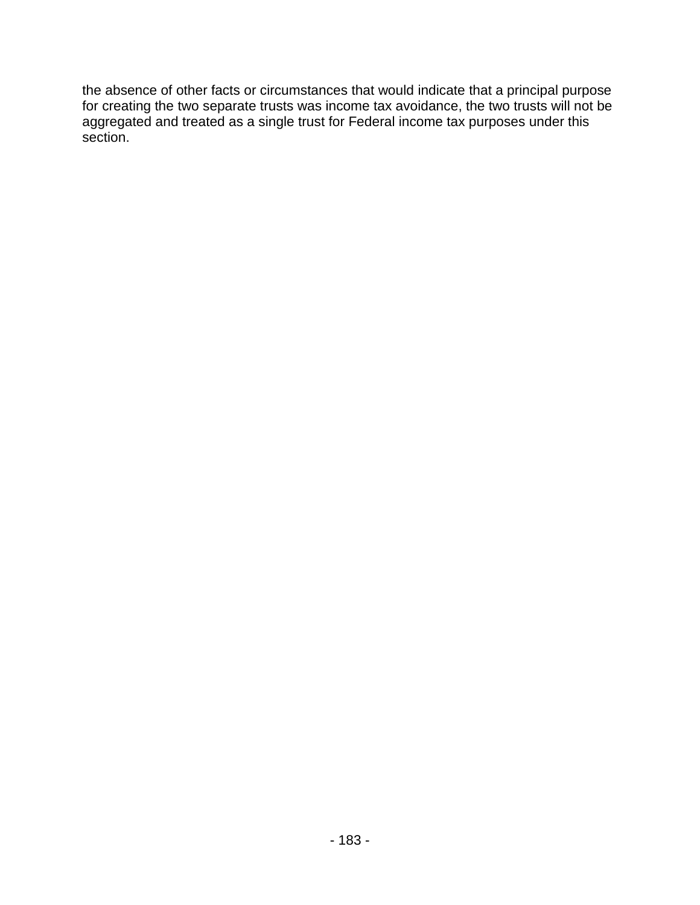the absence of other facts or circumstances that would indicate that a principal purpose for creating the two separate trusts was income tax avoidance, the two trusts will not be aggregated and treated as a single trust for Federal income tax purposes under this section.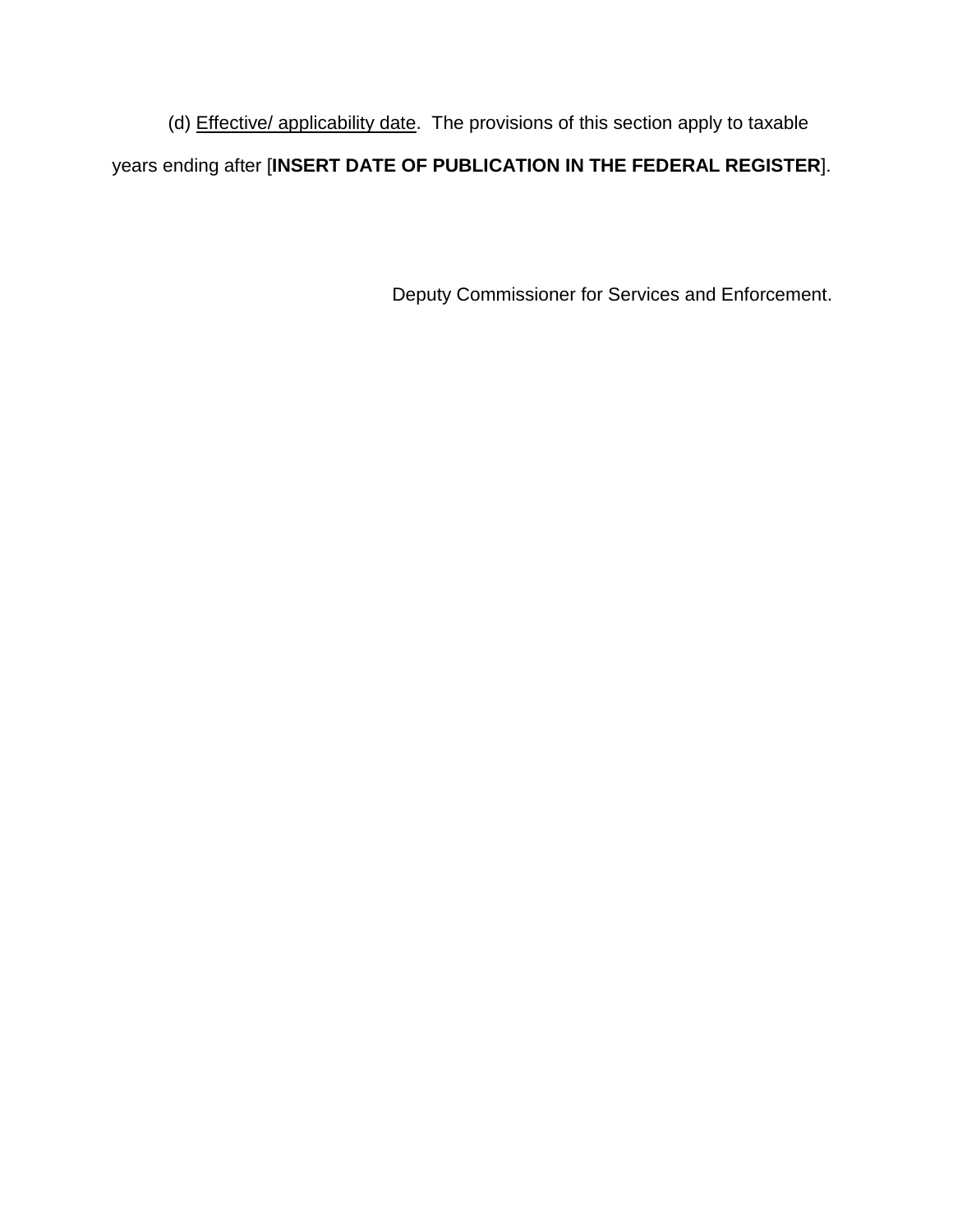(d) Effective/ applicability date. The provisions of this section apply to taxable years ending after [**INSERT DATE OF PUBLICATION IN THE FEDERAL REGISTER**].

Deputy Commissioner for Services and Enforcement.